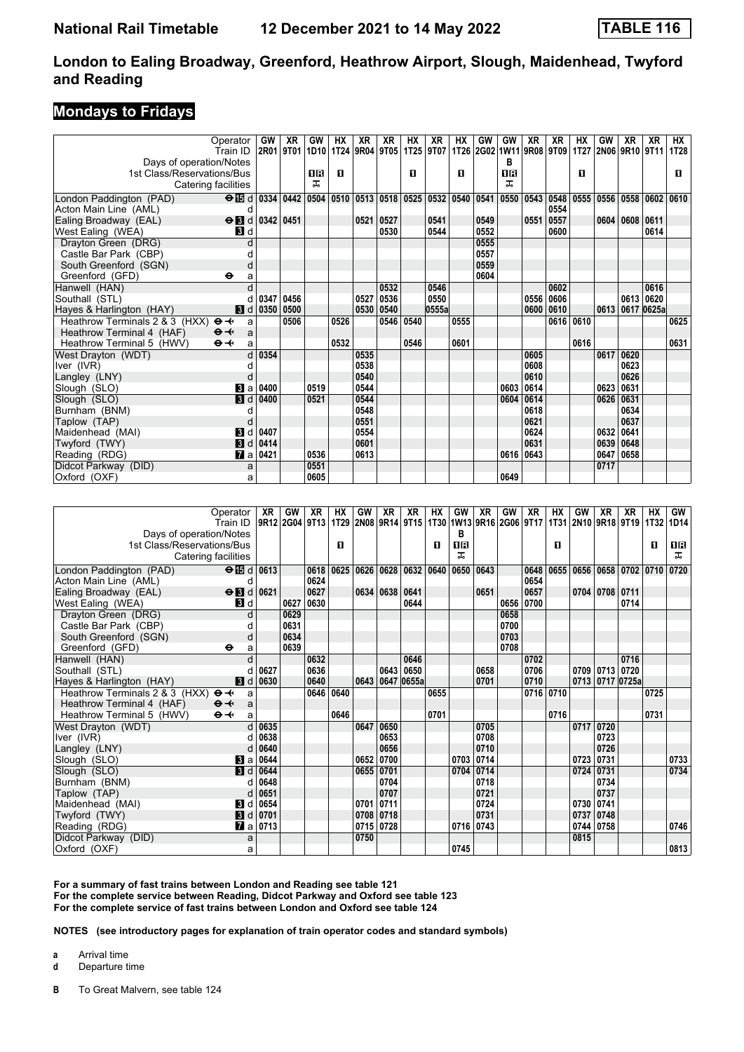# National Rail Timetable 12 December 2021 to 14 May 2022 — TABLE 116

## London to Ealing Broadway, Greenford, Heathrow Airport, Slough, Maidenhead, Twyford and Reading

### Mondays to Fridays

| Operator | | GW | XR | GW | HX | XR | XR | HX | XR | HX | GW | GW | XR | XR | HX | GW | XR | XR | HX |
|---|---|---|---|---|---|---|---|---|---|---|---|---|---|---|---|---|---|---|---|
| Train ID | | 2R01 | 9T01 | 1D10 | 1T24 | 9R04 | 9T05 | 1T25 | 9T07 | 1T26 | 2G02 | 1W11 | 9R08 | 9T09 | 1T27 | 2N06 | 9R10 | 9T11 | 1T28 |
| Days of operation/Notes | | | | | | | | | | | | B | | | | | | | |
| 1st Class/Reservations/Bus | | | | 1R | 1 | | | 1 | | 1 | | 1R | | | 1 | | | | 1 |
| Catering facilities | | | | 🍴 | | | | | | | | 🍴 | | | | | | | |
| London Paddington (PAD) ⊖ 15 | d | 0334 | 0442 | 0504 | 0510 | 0513 | 0518 | 0525 | 0532 | 0540 | 0541 | 0550 | 0543 | 0548 | 0555 | 0556 | 0558 | 0602 | 0610 |
| Acton Main Line (AML) | d | | | | | | | | | | | | | 0554 | | | | | |
| Ealing Broadway (EAL) ⊖ 3 | d | 0342 | 0451 | | | 0521 | 0527 | | 0541 | | 0549 | | 0551 | 0557 | | 0604 | 0608 | 0611 | |
| West Ealing (WEA) 3 | d | | | | | | 0530 | | 0544 | | 0552 | | | 0600 | | | | 0614 | |
| Drayton Green (DRG) | d | | | | | | | | | | 0555 | | | | | | | | |
| Castle Bar Park (CBP) | d | | | | | | | | | | 0557 | | | | | | | | |
| South Greenford (SGN) | d | | | | | | | | | | 0559 | | | | | | | | |
| Greenford (GFD) ⊖ | a | | | | | | | | | | 0604 | | | | | | | | |
| Hanwell (HAN) | d | | | | | | 0532 | | 0546 | | | | | 0602 | | | | 0616 | |
| Southall (STL) | d | 0347 | 0456 | | | 0527 | 0536 | | 0550 | | | | 0556 | 0606 | | | 0613 | 0620 | |
| Hayes & Harlington (HAY) 3 | d | 0350 | 0500 | | | 0530 | 0540 | | 0555a | | | | 0600 | 0610 | | 0613 | 0617 | 0625a | |
| Heathrow Terminals 2 & 3 (HXX) ⊖✈ | a | | 0506 | | 0526 | | 0546 | 0540 | | 0555 | | | | 0616 | 0610 | | | | 0625 |
| Heathrow Terminal 4 (HAF) ⊖✈ | a | | | | | | | | | | | | | | | | | | |
| Heathrow Terminal 5 (HWV) ⊖✈ | a | | | | 0532 | | | 0546 | | 0601 | | | | | 0616 | | | | 0631 |
| West Drayton (WDT) | d | 0354 | | | | 0535 | | | | | | | 0605 | | | 0617 | 0620 | | |
| Iver (IVR) | d | | | | | 0538 | | | | | | | 0608 | | | | 0623 | | |
| Langley (LNY) | d | | | | | 0540 | | | | | | | 0610 | | | | 0626 | | |
| Slough (SLO) 3 | a | 0400 | | 0519 | | 0544 | | | | | | 0603 | 0614 | | | 0623 | 0631 | | |
| Slough (SLO) 3 | d | 0400 | | 0521 | | 0544 | | | | | | 0604 | 0614 | | | 0626 | 0631 | | |
| Burnham (BNM) | d | | | | | 0548 | | | | | | | 0618 | | | | 0634 | | |
| Taplow (TAP) | d | | | | | 0551 | | | | | | | 0621 | | | | 0637 | | |
| Maidenhead (MAI) 3 | d | 0407 | | | | 0554 | | | | | | | 0624 | | | 0632 | 0641 | | |
| Twyford (TWY) 3 | d | 0414 | | | | 0601 | | | | | | | 0631 | | | 0639 | 0648 | | |
| Reading (RDG) 7 | a | 0421 | | 0536 | | 0613 | | | | | | 0616 | 0643 | | | 0647 | 0658 | | |
| Didcot Parkway (DID) | a | | | 0551 | | | | | | | | | | | | 0717 | | | |
| Oxford (OXF) | a | | | 0605 | | | | | | | | 0649 | | | | | | | |

| Operator | | XR | GW | XR | HX | GW | XR | XR | HX | GW | XR | GW | XR | HX | GW | XR | XR | HX | GW |
|---|---|---|---|---|---|---|---|---|---|---|---|---|---|---|---|---|---|---|---|
| Train ID | | 9R12 | 2G04 | 9T13 | 1T29 | 2N08 | 9R14 | 9T15 | 1T30 | 1W13 | 9R16 | 2G06 | 9T17 | 1T31 | 2N10 | 9R18 | 9T19 | 1T32 | 1D14 |
| Days of operation/Notes | | | | | | | | | | B | | | | | | | | | |
| 1st Class/Reservations/Bus | | | | | 1 | | | | 1 | 1R | | | | 1 | | | | 1 | 1R |
| Catering facilities | | | | | | | | | | 🍴 | | | | | | | | | 🍴 |
| London Paddington (PAD) ⊖ 15 | d | 0613 | | 0618 | 0625 | 0626 | 0628 | 0632 | 0640 | 0650 | 0643 | | 0648 | 0655 | 0656 | 0658 | 0702 | 0710 | 0720 |
| Acton Main Line (AML) | d | | | 0624 | | | | | | | | | 0654 | | | | | | |
| Ealing Broadway (EAL) ⊖ 3 | d | 0621 | | 0627 | | 0634 | 0638 | 0641 | | | 0651 | | 0657 | | 0704 | 0708 | 0711 | | |
| West Ealing (WEA) 3 | d | | 0627 | 0630 | | | | 0644 | | | | 0656 | 0700 | | | | 0714 | | |
| Drayton Green (DRG) | d | | 0629 | | | | | | | | | 0658 | | | | | | | |
| Castle Bar Park (CBP) | d | | 0631 | | | | | | | | | 0700 | | | | | | | |
| South Greenford (SGN) | d | | 0634 | | | | | | | | | 0703 | | | | | | | |
| Greenford (GFD) ⊖ | a | | 0639 | | | | | | | | | 0708 | | | | | | | |
| Hanwell (HAN) | d | | | 0632 | | | | 0646 | | | | | 0702 | | | | 0716 | | |
| Southall (STL) | d | 0627 | | 0636 | | | 0643 | 0650 | | | 0658 | | 0706 | | 0709 | 0713 | 0720 | | |
| Hayes & Harlington (HAY) 3 | d | 0630 | | 0640 | | 0643 | 0647 | 0655a | | | 0701 | | 0710 | | 0713 | 0717 | 0725a | | |
| Heathrow Terminals 2 & 3 (HXX) ⊖✈ | a | | | 0646 | 0640 | | | | 0655 | | | | 0716 | 0710 | | | | 0725 | |
| Heathrow Terminal 4 (HAF) ⊖✈ | a | | | | | | | | | | | | | | | | | | |
| Heathrow Terminal 5 (HWV) ⊖✈ | a | | | | 0646 | | | | 0701 | | | | | 0716 | | | | 0731 | |
| West Drayton (WDT) | d | 0635 | | | | 0647 | 0650 | | | | 0705 | | | | 0717 | 0720 | | | |
| Iver (IVR) | d | 0638 | | | | | 0653 | | | | 0708 | | | | | 0723 | | | |
| Langley (LNY) | d | 0640 | | | | | 0656 | | | | 0710 | | | | | 0726 | | | |
| Slough (SLO) 3 | a | 0644 | | | | 0652 | 0700 | | | 0703 | 0714 | | | | 0723 | 0731 | | | 0733 |
| Slough (SLO) 3 | d | 0644 | | | | 0655 | 0701 | | | 0704 | 0714 | | | | 0724 | 0731 | | | 0734 |
| Burnham (BNM) | d | 0648 | | | | | 0704 | | | | 0718 | | | | | 0734 | | | |
| Taplow (TAP) | d | 0651 | | | | | 0707 | | | | 0721 | | | | | 0737 | | | |
| Maidenhead (MAI) 3 | d | 0654 | | | | 0701 | 0711 | | | | 0724 | | | | 0730 | 0741 | | | |
| Twyford (TWY) 3 | d | 0701 | | | | 0708 | 0718 | | | | 0731 | | | | 0737 | 0748 | | | |
| Reading (RDG) 7 | a | 0713 | | | | 0715 | 0728 | | | 0716 | 0743 | | | | 0744 | 0758 | | | 0746 |
| Didcot Parkway (DID) | a | | | | | 0750 | | | | | | | | | 0815 | | | | |
| Oxford (OXF) | a | | | | | | | | | 0745 | | | | | | | | | 0813 |

**For a summary of fast trains between London and Reading see table 121**
**For the complete service between Reading, Didcot Parkway and Oxford see table 123**
**For the complete service of fast trains between London and Oxford see table 124**

**NOTES (see introductory pages for explanation of train operator codes and standard symbols)**

**a** Arrival time
**d** Departure time

**B** To Great Malvern, see table 124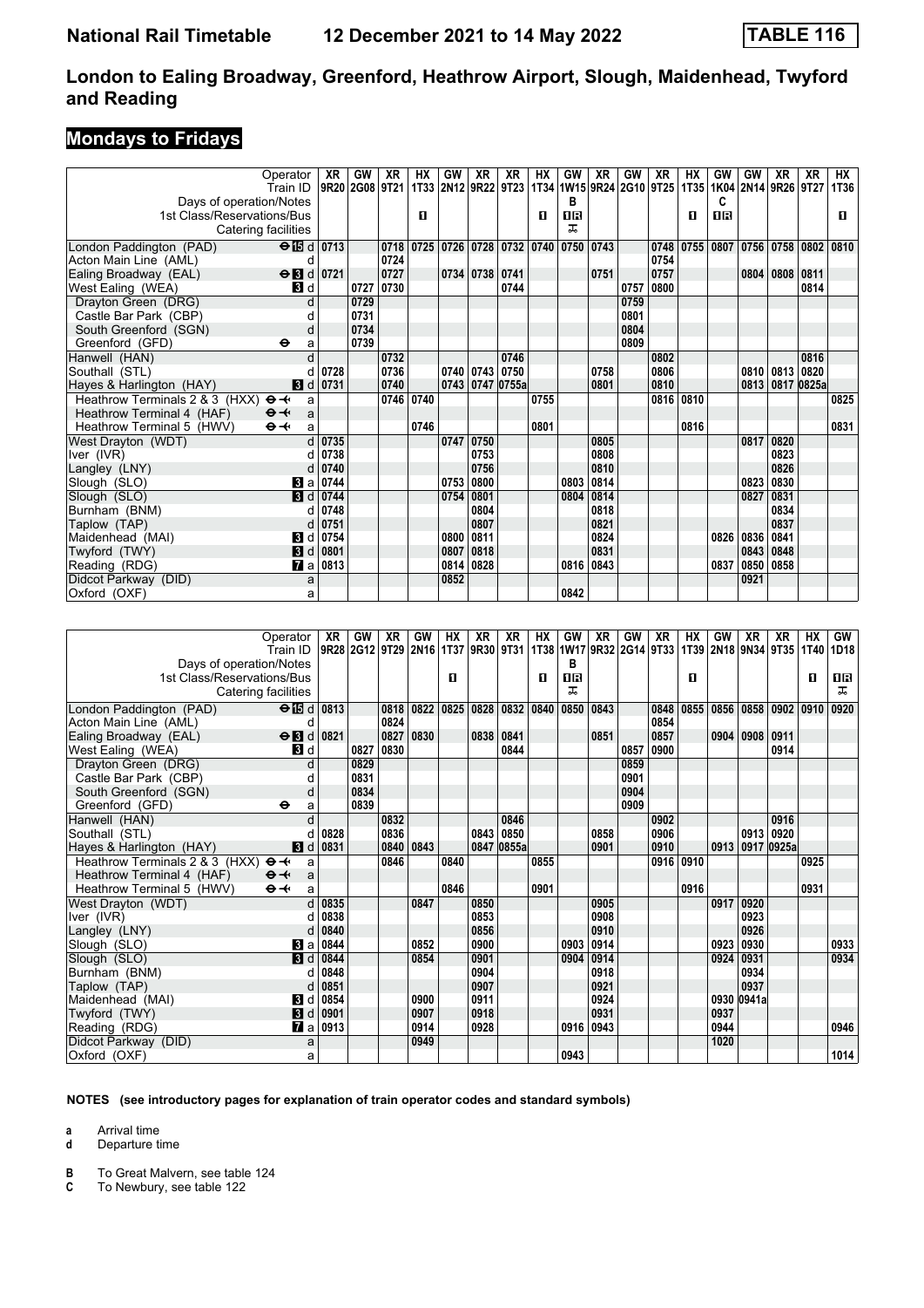# London to Ealing Broadway, Greenford, Heathrow Airport, Slough, Maidenhead, Twyford and Reading

## Mondays to Fridays

| Operator | XR | GW | XR | HX | GW | XR | XR | HX | GW | XR | GW | XR | HX | GW | GW | XR | XR | HX |
|---|---|---|---|---|---|---|---|---|---|---|---|---|---|---|---|---|---|---|
| Train ID | 9R20 | 2G08 | 9T21 | 1T33 | 2N12 | 9R22 | 9T23 | 1T34 | 1W15 | 9R24 | 2G10 | 9T25 | 1T35 | 1K04 | 2N14 | 9R26 | 9T27 | 1T36 |
| Days of operation/Notes | | | | | | | | | B | | | | | C | | | | |
| 1st Class/Reservations/Bus | | | | 1 | | | | 1 | 1R | | | | 1 | 1R | | | | 1 |
| Catering facilities | | | | | | | | | ✠ | | | | | | | | | |
| London Paddington (PAD) ⊖ 15 d | 0713 | | 0718 | 0725 | 0726 | 0728 | 0732 | 0740 | 0750 | 0743 | | 0748 | 0755 | 0807 | 0756 | 0758 | 0802 | 0810 |
| Acton Main Line (AML) d | | | 0724 | | | | | | | | | 0754 | | | | | | |
| Ealing Broadway (EAL) ⊖ 3 d | 0721 | | 0727 | | 0734 | 0738 | 0741 | | | 0751 | | 0757 | | | 0804 | 0808 | 0811 | |
| West Ealing (WEA) 3 d | | 0727 | 0730 | | | | 0744 | | | | 0757 | 0800 | | | | | 0814 | |
| Drayton Green (DRG) d | | 0729 | | | | | | | | | 0759 | | | | | | | |
| Castle Bar Park (CBP) d | | 0731 | | | | | | | | | 0801 | | | | | | | |
| South Greenford (SGN) d | | 0734 | | | | | | | | | 0804 | | | | | | | |
| Greenford (GFD) ⊖ a | | 0739 | | | | | | | | | 0809 | | | | | | | |
| Hanwell (HAN) d | | | 0732 | | | | 0746 | | | | | 0802 | | | | | 0816 | |
| Southall (STL) d | 0728 | | 0736 | | 0740 | 0743 | 0750 | | | 0758 | | 0806 | | | 0810 | 0813 | 0820 | |
| Hayes & Harlington (HAY) 3 d | 0731 | | 0740 | | 0743 | 0747 | 0755a | | | 0801 | | 0810 | | | 0813 | 0817 | 0825a | |
| Heathrow Terminals 2 & 3 (HXX) ⊖✈ a | | | 0746 | 0740 | | | | 0755 | | | | 0816 | 0810 | | | | | 0825 |
| Heathrow Terminal 4 (HAF) ⊖✈ a | | | | | | | | | | | | | | | | | | |
| Heathrow Terminal 5 (HWV) ⊖✈ a | | | | 0746 | | | | 0801 | | | | | 0816 | | | | | 0831 |
| West Drayton (WDT) d | 0735 | | | | 0747 | 0750 | | | | 0805 | | | | | 0817 | 0820 | | |
| Iver (IVR) d | 0738 | | | | | 0753 | | | | 0808 | | | | | | 0823 | | |
| Langley (LNY) d | 0740 | | | | | 0756 | | | | 0810 | | | | | | 0826 | | |
| Slough (SLO) 3 a | 0744 | | | | 0753 | 0800 | | | 0803 | 0814 | | | | | 0823 | 0830 | | |
| Slough (SLO) 3 d | 0744 | | | | 0754 | 0801 | | | 0804 | 0814 | | | | | 0827 | 0831 | | |
| Burnham (BNM) d | 0748 | | | | | 0804 | | | | 0818 | | | | | | 0834 | | |
| Taplow (TAP) d | 0751 | | | | | 0807 | | | | 0821 | | | | | | 0837 | | |
| Maidenhead (MAI) 3 d | 0754 | | | | 0800 | 0811 | | | | 0824 | | | | 0826 | 0836 | 0841 | | |
| Twyford (TWY) 3 d | 0801 | | | | 0807 | 0818 | | | | 0831 | | | | | 0843 | 0848 | | |
| Reading (RDG) 7 a | 0813 | | | | 0814 | 0828 | | | 0816 | 0843 | | | | 0837 | 0850 | 0858 | | |
| Didcot Parkway (DID) a | | | | | 0852 | | | | | | | | | | 0921 | | | |
| Oxford (OXF) a | | | | | | | | | 0842 | | | | | | | | | |

| Operator | XR | GW | XR | GW | HX | XR | XR | HX | GW | XR | GW | XR | HX | GW | XR | XR | HX | GW |
|---|---|---|---|---|---|---|---|---|---|---|---|---|---|---|---|---|---|---|
| Train ID | 9R28 | 2G12 | 9T29 | 2N16 | 1T37 | 9R30 | 9T31 | 1T38 | 1W17 | 9R32 | 2G14 | 9T33 | 1T39 | 2N18 | 9N34 | 9T35 | 1T40 | 1D18 |
| Days of operation/Notes | | | | | | | | | B | | | | | | | | | |
| 1st Class/Reservations/Bus | | | | | 1 | | | 1 | 1R | | | | 1 | | | | 1 | 1R |
| Catering facilities | | | | | | | | | ✠ | | | | | | | | | ✠ |
| London Paddington (PAD) ⊖ 15 d | 0813 | | 0818 | 0822 | 0825 | 0828 | 0832 | 0840 | 0850 | 0843 | | 0848 | 0855 | 0856 | 0858 | 0902 | 0910 | 0920 |
| Acton Main Line (AML) d | | | 0824 | | | | | | | | | 0854 | | | | | | |
| Ealing Broadway (EAL) ⊖ 3 d | 0821 | | 0827 | 0830 | | 0838 | 0841 | | | 0851 | | 0857 | | 0904 | 0908 | 0911 | | |
| West Ealing (WEA) 3 d | | 0827 | 0830 | | | | 0844 | | | | 0857 | 0900 | | | | 0914 | | |
| Drayton Green (DRG) d | | 0829 | | | | | | | | | 0859 | | | | | | | |
| Castle Bar Park (CBP) d | | 0831 | | | | | | | | | 0901 | | | | | | | |
| South Greenford (SGN) d | | 0834 | | | | | | | | | 0904 | | | | | | | |
| Greenford (GFD) ⊖ a | | 0839 | | | | | | | | | 0909 | | | | | | | |
| Hanwell (HAN) d | | | 0832 | | | | 0846 | | | | | 0902 | | | | 0916 | | |
| Southall (STL) d | 0828 | | 0836 | | | 0843 | 0850 | | | 0858 | | 0906 | | | 0913 | 0920 | | |
| Hayes & Harlington (HAY) 3 d | 0831 | | 0840 | 0843 | | 0847 | 0855a | | | 0901 | | 0910 | | 0913 | 0917 | 0925a | | |
| Heathrow Terminals 2 & 3 (HXX) ⊖✈ a | | | 0846 | | 0840 | | | 0855 | | | | 0916 | 0910 | | | | 0925 | |
| Heathrow Terminal 4 (HAF) ⊖✈ a | | | | | | | | | | | | | | | | | | |
| Heathrow Terminal 5 (HWV) ⊖✈ a | | | | | 0846 | | | 0901 | | | | | 0916 | | | | 0931 | |
| West Drayton (WDT) d | 0835 | | | 0847 | | 0850 | | | | 0905 | | | | 0917 | 0920 | | | |
| Iver (IVR) d | 0838 | | | | | 0853 | | | | 0908 | | | | | 0923 | | | |
| Langley (LNY) d | 0840 | | | | | 0856 | | | | 0910 | | | | | 0926 | | | |
| Slough (SLO) 3 a | 0844 | | | 0852 | | 0900 | | | 0903 | 0914 | | | | 0923 | 0930 | | | 0933 |
| Slough (SLO) 3 d | 0844 | | | 0854 | | 0901 | | | 0904 | 0914 | | | | 0924 | 0931 | | | 0934 |
| Burnham (BNM) d | 0848 | | | | | 0904 | | | | 0918 | | | | | 0934 | | | |
| Taplow (TAP) d | 0851 | | | | | 0907 | | | | 0921 | | | | | 0937 | | | |
| Maidenhead (MAI) 3 d | 0854 | | | 0900 | | 0911 | | | | 0924 | | | | 0930 | 0941a | | | |
| Twyford (TWY) 3 d | 0901 | | | 0907 | | 0918 | | | | 0931 | | | | 0937 | | | | |
| Reading (RDG) 7 a | 0913 | | | 0914 | | 0928 | | | 0916 | 0943 | | | | 0944 | | | | 0946 |
| Didcot Parkway (DID) a | | | | 0949 | | | | | | | | | | 1020 | | | | |
| Oxford (OXF) a | | | | | | | | | 0943 | | | | | | | | | 1014 |

**NOTES (see introductory pages for explanation of train operator codes and standard symbols)**

**a** Arrival time
**d** Departure time

**B** To Great Malvern, see table 124
**C** To Newbury, see table 122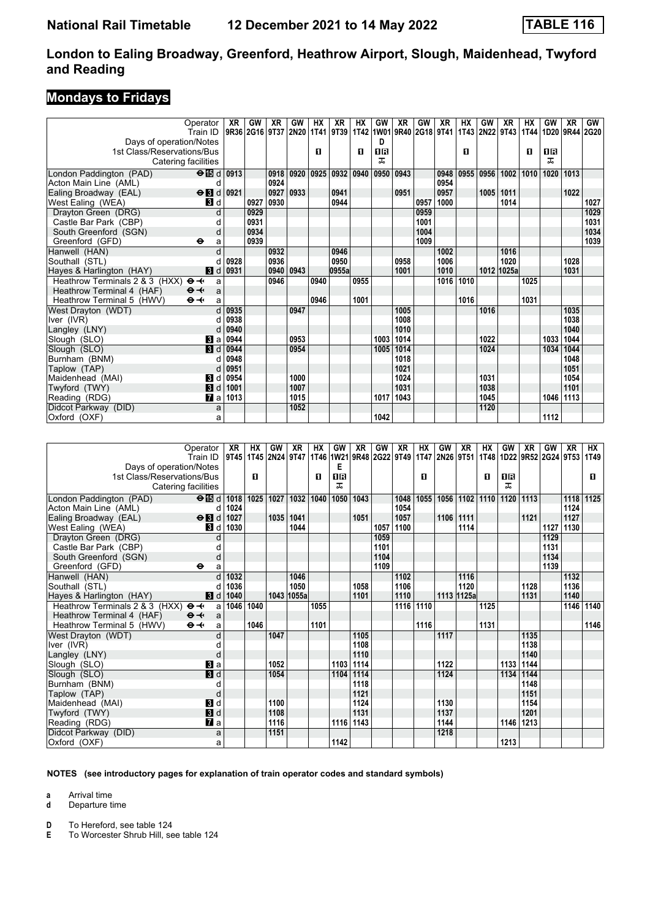# London to Ealing Broadway, Greenford, Heathrow Airport, Slough, Maidenhead, Twyford and Reading

## Mondays to Fridays

| Operator | XR | GW | XR | GW | HX | XR | HX | GW | XR | GW | XR | HX | GW | XR | HX | GW | XR | GW |
|---|---|---|---|---|---|---|---|---|---|---|---|---|---|---|---|---|---|---|
| Train ID | 9R36 | 2G16 | 9T37 | 2N20 | 1T41 | 9T39 | 1T42 | 1W01 | 9R40 | 2G18 | 9T41 | 1T43 | 2N22 | 9T43 | 1T44 | 1D20 | 9R44 | 2G20 |
| Days of operation/Notes | | | | | | | | D | | | | | | | | | | |
| 1st Class/Reservations/Bus | | | | | 1 | | 1 | 1R | | | | 1 | | | 1 | 1R | | |
| Catering facilities | | | | | | | | ⊼ | | | | | | | | ⊼ | | |
| London Paddington (PAD) ⊖15 d | 0913 | | 0918 | 0920 | 0925 | 0932 | 0940 | 0950 | 0943 | | 0948 | 0955 | 0956 | 1002 | 1010 | 1020 | 1013 | |
| Acton Main Line (AML) d | | | 0924 | | | | | | | | 0954 | | | | | | | |
| Ealing Broadway (EAL) ⊖3 d | 0921 | | 0927 | 0933 | | 0941 | | | 0951 | | 0957 | | 1005 | 1011 | | | 1022 | |
| West Ealing (WEA) 3 d | | 0927 | 0930 | | | 0944 | | | | 0957 | 1000 | | | 1014 | | | | 1027 |
| Drayton Green (DRG) d | | 0929 | | | | | | | | 0959 | | | | | | | | 1029 |
| Castle Bar Park (CBP) d | | 0931 | | | | | | | | 1001 | | | | | | | | 1031 |
| South Greenford (SGN) d | | 0934 | | | | | | | | 1004 | | | | | | | | 1034 |
| Greenford (GFD) ⊖ a | | 0939 | | | | | | | | 1009 | | | | | | | | 1039 |
| Hanwell (HAN) d | | | 0932 | | | 0946 | | | | | 1002 | | | 1016 | | | | |
| Southall (STL) d | 0928 | | 0936 | | | 0950 | | | 0958 | | 1006 | | | 1020 | | | 1028 | |
| Hayes & Harlington (HAY) 3 d | 0931 | | 0940 | 0943 | | 0955a | | | 1001 | | 1010 | | 1012 | 1025a | | | 1031 | |
| Heathrow Terminals 2 & 3 (HXX) ⊖✈ a | | | 0946 | | 0940 | | 0955 | | | | 1016 | 1010 | | | 1025 | | | |
| Heathrow Terminal 4 (HAF) ⊖✈ a | | | | | | | | | | | | | | | | | | |
| Heathrow Terminal 5 (HWV) ⊖✈ a | | | | | 0946 | | 1001 | | | | | 1016 | | | 1031 | | | |
| West Drayton (WDT) d | 0935 | | | 0947 | | | | | 1005 | | | | 1016 | | | | 1035 | |
| Iver (IVR) d | 0938 | | | | | | | | 1008 | | | | | | | | 1038 | |
| Langley (LNY) d | 0940 | | | | | | | | 1010 | | | | | | | | 1040 | |
| Slough (SLO) 3 a | 0944 | | | 0953 | | | | 1003 | 1014 | | | | 1022 | | | 1033 | 1044 | |
| Slough (SLO) 3 d | 0944 | | | 0954 | | | | 1005 | 1014 | | | | 1024 | | | 1034 | 1044 | |
| Burnham (BNM) d | 0948 | | | | | | | | 1018 | | | | | | | | 1048 | |
| Taplow (TAP) d | 0951 | | | | | | | | 1021 | | | | | | | | 1051 | |
| Maidenhead (MAI) 3 d | 0954 | | | 1000 | | | | | 1024 | | | | 1031 | | | | 1054 | |
| Twyford (TWY) 3 d | 1001 | | | 1007 | | | | | 1031 | | | | 1038 | | | | 1101 | |
| Reading (RDG) 7 a | 1013 | | | 1015 | | | | 1017 | 1043 | | | | 1045 | | | 1046 | 1113 | |
| Didcot Parkway (DID) a | | | | 1052 | | | | | | | | | 1120 | | | | | |
| Oxford (OXF) a | | | | | | | | 1042 | | | | | | | | 1112 | | |

| Operator | XR | HX | GW | XR | HX | GW | XR | GW | XR | HX | GW | XR | HX | GW | XR | GW | XR | HX |
|---|---|---|---|---|---|---|---|---|---|---|---|---|---|---|---|---|---|---|
| Train ID | 9T45 | 1T45 | 2N24 | 9T47 | 1T46 | 1W21 | 9R48 | 2G22 | 9T49 | 1T47 | 2N26 | 9T51 | 1T48 | 1D22 | 9R52 | 2G24 | 9T53 | 1T49 |
| Days of operation/Notes | | | | | | E | | | | | | | | | | | | |
| 1st Class/Reservations/Bus | | 1 | | | 1 | 1R | | | | 1 | | | 1 | 1R | | | | 1 |
| Catering facilities | | | | | | ⊼ | | | | | | | | ⊼ | | | | |
| London Paddington (PAD) ⊖15 d | 1018 | 1025 | 1027 | 1032 | 1040 | 1050 | 1043 | | 1048 | 1055 | 1056 | 1102 | 1110 | 1120 | 1113 | | 1118 | 1125 |
| Acton Main Line (AML) d | 1024 | | | | | | | | 1054 | | | | | | | | 1124 | |
| Ealing Broadway (EAL) ⊖3 d | 1027 | | 1035 | 1041 | | | 1051 | | 1057 | | 1106 | 1111 | | | 1121 | | 1127 | |
| West Ealing (WEA) 3 d | 1030 | | | 1044 | | | | 1057 | 1100 | | | 1114 | | | | 1127 | 1130 | |
| Drayton Green (DRG) d | | | | | | | | 1059 | | | | | | | | 1129 | | |
| Castle Bar Park (CBP) d | | | | | | | | 1101 | | | | | | | | 1131 | | |
| South Greenford (SGN) d | | | | | | | | 1104 | | | | | | | | 1134 | | |
| Greenford (GFD) ⊖ a | | | | | | | | 1109 | | | | | | | | 1139 | | |
| Hanwell (HAN) d | 1032 | | | 1046 | | | | | 1102 | | | 1116 | | | | | 1132 | |
| Southall (STL) d | 1036 | | | 1050 | | | 1058 | | 1106 | | | 1120 | | | 1128 | | 1136 | |
| Hayes & Harlington (HAY) 3 d | 1040 | | 1043 | 1055a | | | 1101 | | 1110 | | 1113 | 1125a | | | 1131 | | 1140 | |
| Heathrow Terminals 2 & 3 (HXX) ⊖✈ a | 1046 | 1040 | | | 1055 | | | | 1116 | 1110 | | | 1125 | | | | 1146 | 1140 |
| Heathrow Terminal 4 (HAF) ⊖✈ a | | | | | | | | | | | | | | | | | | |
| Heathrow Terminal 5 (HWV) ⊖✈ a | | 1046 | | | 1101 | | | | | 1116 | | | 1131 | | | | | 1146 |
| West Drayton (WDT) d | | | 1047 | | | | 1105 | | | | 1117 | | | | 1135 | | | |
| Iver (IVR) d | | | | | | | 1108 | | | | | | | | 1138 | | | |
| Langley (LNY) d | | | | | | | 1110 | | | | | | | | 1140 | | | |
| Slough (SLO) 3 a | | | 1052 | | | 1103 | 1114 | | | | 1122 | | | 1133 | 1144 | | | |
| Slough (SLO) 3 d | | | 1054 | | | 1104 | 1114 | | | | 1124 | | | 1134 | 1144 | | | |
| Burnham (BNM) d | | | | | | | 1118 | | | | | | | | 1148 | | | |
| Taplow (TAP) d | | | | | | | 1121 | | | | | | | | 1151 | | | |
| Maidenhead (MAI) 3 d | | | 1100 | | | | 1124 | | | | 1130 | | | | 1154 | | | |
| Twyford (TWY) 3 d | | | 1108 | | | | 1131 | | | | 1137 | | | | 1201 | | | |
| Reading (RDG) 7 a | | | 1116 | | | 1116 | 1143 | | | | 1144 | | | 1146 | 1213 | | | |
| Didcot Parkway (DID) a | | | 1151 | | | | | | | | 1218 | | | | | | | |
| Oxford (OXF) a | | | | | | 1142 | | | | | | | | 1213 | | | | |

**NOTES (see introductory pages for explanation of train operator codes and standard symbols)**

**a** Arrival time
**d** Departure time

**D** To Hereford, see table 124
**E** To Worcester Shrub Hill, see table 124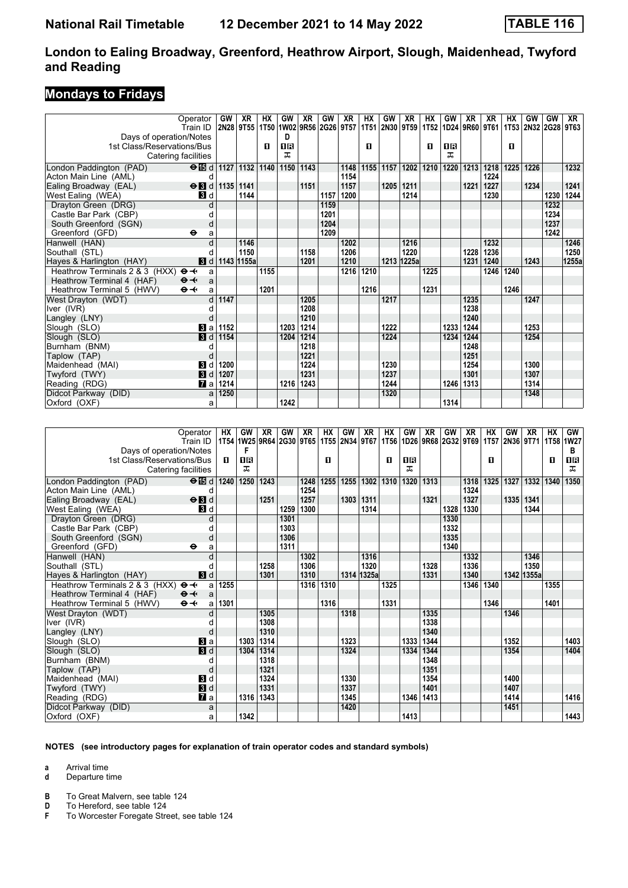# London to Ealing Broadway, Greenford, Heathrow Airport, Slough, Maidenhead, Twyford and Reading

## Mondays to Fridays

| Operator | | GW | XR | HX | GW | XR | GW | XR | HX | GW | XR | HX | GW | XR | XR | HX | GW | GW | XR |
|---|---|---|---|---|---|---|---|---|---|---|---|---|---|---|---|---|---|---|---|
| Train ID | | 2N28 | 9T55 | 1T50 | 1W02 | 9R56 | 2G26 | 9T57 | 1T51 | 2N30 | 9T59 | 1T52 | 1D24 | 9R60 | 9T61 | 1T53 | 2N32 | 2G28 | 9T63 |
| Days of operation/Notes | | | | | D | | | | | | | | | | | | | | |
| 1st Class/Reservations/Bus | | | | 1 | 1R | | | | 1 | | | 1 | 1R | | | 1 | | | |
| Catering facilities | | | | | 🛒 | | | | | | | | 🛒 | | | | | | |
| London Paddington (PAD) ⊖ 15 | d | 1127 | 1132 | 1140 | 1150 | 1143 | | 1148 | 1155 | 1157 | 1202 | 1210 | 1220 | 1213 | 1218 | 1225 | 1226 | | 1232 |
| Acton Main Line (AML) | d | | | | | | | 1154 | | | | | | | 1224 | | | | |
| Ealing Broadway (EAL) ⊖ 3 | d | 1135 | 1141 | | | 1151 | | 1157 | | 1205 | 1211 | | | 1221 | 1227 | | 1234 | | 1241 |
| West Ealing (WEA) 3 | d | | 1144 | | | | 1157 | 1200 | | | 1214 | | | | 1230 | | | 1230 | 1244 |
| Drayton Green (DRG) | d | | | | | | 1159 | | | | | | | | | | | 1232 | |
| Castle Bar Park (CBP) | d | | | | | | 1201 | | | | | | | | | | | 1234 | |
| South Greenford (SGN) | d | | | | | | 1204 | | | | | | | | | | | 1237 | |
| Greenford (GFD) ⊖ | a | | | | | | 1209 | | | | | | | | | | | 1242 | |
| Hanwell (HAN) | d | | 1146 | | | | | 1202 | | | 1216 | | | | 1232 | | | | 1246 |
| Southall (STL) | d | | 1150 | | | 1158 | | 1206 | | | 1220 | | | 1228 | 1236 | | | | 1250 |
| Hayes & Harlington (HAY) 3 | d | 1143 | 1155a | | | 1201 | | 1210 | | 1213 | 1225a | | | 1231 | 1240 | | 1243 | | 1255a |
| Heathrow Terminals 2 & 3 (HXX) ⊖✈ | a | | | 1155 | | | | 1216 | 1210 | | | 1225 | | | 1246 | 1240 | | | |
| Heathrow Terminal 4 (HAF) ⊖✈ | a | | | | | | | | | | | | | | | | | | |
| Heathrow Terminal 5 (HWV) ⊖✈ | a | | | 1201 | | | | | 1216 | | | 1231 | | | | 1246 | | | |
| West Drayton (WDT) | d | 1147 | | | | 1205 | | | | 1217 | | | | 1235 | | | 1247 | | |
| Iver (IVR) | d | | | | | 1208 | | | | | | | | 1238 | | | | | |
| Langley (LNY) | d | | | | | 1210 | | | | | | | | 1240 | | | | | |
| Slough (SLO) 3 | a | 1152 | | | 1203 | 1214 | | | | 1222 | | | 1233 | 1244 | | | 1253 | | |
| Slough (SLO) 3 | d | 1154 | | | 1204 | 1214 | | | | 1224 | | | 1234 | 1244 | | | 1254 | | |
| Burnham (BNM) | d | | | | | 1218 | | | | | | | | 1248 | | | | | |
| Taplow (TAP) | d | | | | | 1221 | | | | | | | | 1251 | | | | | |
| Maidenhead (MAI) 3 | d | 1200 | | | | 1224 | | | | 1230 | | | | 1254 | | | 1300 | | |
| Twyford (TWY) 3 | d | 1207 | | | | 1231 | | | | 1237 | | | | 1301 | | | 1307 | | |
| Reading (RDG) 7 | a | 1214 | | | 1216 | 1243 | | | | 1244 | | | 1246 | 1313 | | | 1314 | | |
| Didcot Parkway (DID) | a | 1250 | | | | | | | | 1320 | | | | | | | 1348 | | |
| Oxford (OXF) | a | | | | 1242 | | | | | | | | 1314 | | | | | | |

| Operator | | HX | GW | XR | GW | XR | HX | GW | XR | HX | GW | XR | GW | XR | HX | GW | XR | HX | GW |
|---|---|---|---|---|---|---|---|---|---|---|---|---|---|---|---|---|---|---|---|
| Train ID | | 1T54 | 1W25 | 9R64 | 2G30 | 9T65 | 1T55 | 2N34 | 9T67 | 1T56 | 1D26 | 9R68 | 2G32 | 9T69 | 1T57 | 2N36 | 9T71 | 1T58 | 1W27 |
| Days of operation/Notes | | | F | | | | | | | | | | | | | | | | B |
| 1st Class/Reservations/Bus | | 1 | 1R | | | | 1 | | | 1 | 1R | | | | 1 | | | 1 | 1R |
| Catering facilities | | | 🛒 | | | | | | | | 🛒 | | | | | | | | 🛒 |
| London Paddington (PAD) ⊖ 15 | d | 1240 | 1250 | 1243 | | 1248 | 1255 | 1255 | 1302 | 1310 | 1320 | 1313 | | 1318 | 1325 | 1327 | 1332 | 1340 | 1350 |
| Acton Main Line (AML) | d | | | | | 1254 | | | | | | | | 1324 | | | | | |
| Ealing Broadway (EAL) ⊖ 3 | d | | | 1251 | | 1257 | | 1303 | 1311 | | | 1321 | | 1327 | | 1335 | 1341 | | |
| West Ealing (WEA) 3 | d | | | | 1259 | 1300 | | | 1314 | | | | 1328 | 1330 | | | 1344 | | |
| Drayton Green (DRG) | d | | | | 1301 | | | | | | | | 1330 | | | | | | |
| Castle Bar Park (CBP) | d | | | | 1303 | | | | | | | | 1332 | | | | | | |
| South Greenford (SGN) | d | | | | 1306 | | | | | | | | 1335 | | | | | | |
| Greenford (GFD) ⊖ | a | | | | 1311 | | | | | | | | 1340 | | | | | | |
| Hanwell (HAN) | d | | | | | 1302 | | | 1316 | | | | | 1332 | | | 1346 | | |
| Southall (STL) | d | | | 1258 | | 1306 | | | 1320 | | | 1328 | | 1336 | | | 1350 | | |
| Hayes & Harlington (HAY) 3 | d | | | 1301 | | 1310 | | 1314 | 1325a | | | 1331 | | 1340 | | 1342 | 1355a | | |
| Heathrow Terminals 2 & 3 (HXX) ⊖✈ | a | 1255 | | | | 1316 | 1310 | | | 1325 | | | | 1346 | 1340 | | | 1355 | |
| Heathrow Terminal 4 (HAF) ⊖✈ | a | | | | | | | | | | | | | | | | | | |
| Heathrow Terminal 5 (HWV) ⊖✈ | a | 1301 | | | | | 1316 | | | 1331 | | | | | 1346 | | | 1401 | |
| West Drayton (WDT) | d | | | 1305 | | | | 1318 | | | | 1335 | | | | 1346 | | | |
| Iver (IVR) | d | | | 1308 | | | | | | | | 1338 | | | | | | | |
| Langley (LNY) | d | | | 1310 | | | | | | | | 1340 | | | | | | | |
| Slough (SLO) 3 | a | | 1303 | 1314 | | | | 1323 | | | 1333 | 1344 | | | | 1352 | | | 1403 |
| Slough (SLO) 3 | d | | 1304 | 1314 | | | | 1324 | | | 1334 | 1344 | | | | 1354 | | | 1404 |
| Burnham (BNM) | d | | | 1318 | | | | | | | | 1348 | | | | | | | |
| Taplow (TAP) | d | | | 1321 | | | | | | | | 1351 | | | | | | | |
| Maidenhead (MAI) 3 | d | | | 1324 | | | | 1330 | | | | 1354 | | | | 1400 | | | |
| Twyford (TWY) 3 | d | | | 1331 | | | | 1337 | | | | 1401 | | | | 1407 | | | |
| Reading (RDG) 7 | a | | 1316 | 1343 | | | | 1345 | | | 1346 | 1413 | | | | 1414 | | | 1416 |
| Didcot Parkway (DID) | a | | | | | | | 1420 | | | | | | | | 1451 | | | |
| Oxford (OXF) | a | | 1342 | | | | | | | | 1413 | | | | | | | | 1443 |

**NOTES (see introductory pages for explanation of train operator codes and standard symbols)**

**a** Arrival time
**d** Departure time

**B** To Great Malvern, see table 124
**D** To Hereford, see table 124
**F** To Worcester Foregate Street, see table 124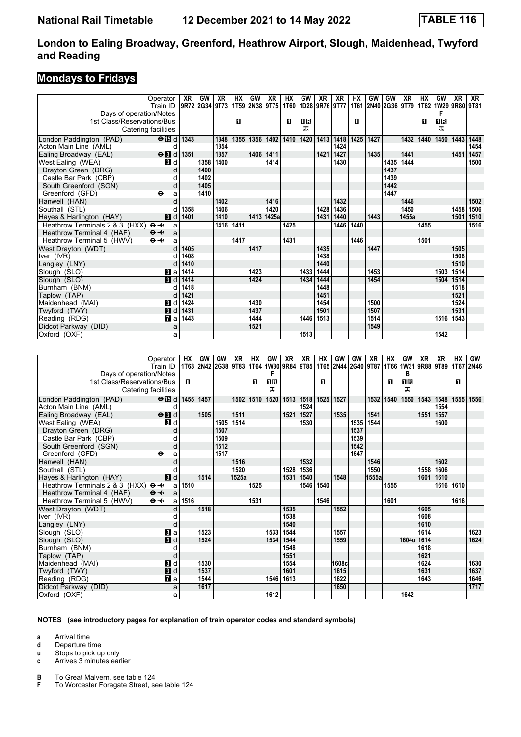# National Rail Timetable 12 December 2021 to 14 May 2022 TABLE 116

## London to Ealing Broadway, Greenford, Heathrow Airport, Slough, Maidenhead, Twyford and Reading

### Mondays to Fridays

| Operator | | XR | GW | XR | HX | GW | XR | HX | GW | XR | XR | HX | GW | GW | XR | HX | GW | XR | XR |
|---|---|---|---|---|---|---|---|---|---|---|---|---|---|---|---|---|---|---|---|
| Train ID | | 9R72 | 2G34 | 9T73 | 1T59 | 2N38 | 9T75 | 1T60 | 1D28 | 9R76 | 9T77 | 1T61 | 2N40 | 2G36 | 9T79 | 1T62 | 1W29 | 9R80 | 9T81 |
| Days of operation/Notes | | | | | | | | | | | | | | | | | F | | |
| 1st Class/Reservations/Bus | | | | | 1 | | | 1 | 1R | | | 1 | | | | 1 | 1R | | |
| Catering facilities | | | | | | | | | ⚹ | | | | | | | | ⚹ | | |
| London Paddington (PAD) | ⊖15 d | 1343 | | 1348 | 1355 | 1356 | 1402 | 1410 | 1420 | 1413 | 1418 | 1425 | 1427 | | 1432 | 1440 | 1450 | 1443 | 1448 |
| Acton Main Line (AML) | d | | | 1354 | | | | | | | 1424 | | | | | | | | 1454 |
| Ealing Broadway (EAL) | ⊖3 d | 1351 | | 1357 | | 1406 | 1411 | | | 1421 | 1427 | | 1435 | | 1441 | | | 1451 | 1457 |
| West Ealing (WEA) | 3 d | | 1358 | 1400 | | | 1414 | | | | 1430 | | | 1435 | 1444 | | | | 1500 |
| Drayton Green (DRG) | d | | 1400 | | | | | | | | | | | 1437 | | | | | |
| Castle Bar Park (CBP) | d | | 1402 | | | | | | | | | | | 1439 | | | | | |
| South Greenford (SGN) | d | | 1405 | | | | | | | | | | | 1442 | | | | | |
| Greenford (GFD) | ⊖ a | | 1410 | | | | | | | | | | | 1447 | | | | | |
| Hanwell (HAN) | d | | | 1402 | | | 1416 | | | | 1432 | | | | 1446 | | | | 1502 |
| Southall (STL) | d | 1358 | | 1406 | | | 1420 | | | 1428 | 1436 | | | | 1450 | | | 1458 | 1506 |
| Hayes & Harlington (HAY) | 3 d | 1401 | | 1410 | | 1413 | 1425a | | | 1431 | 1440 | | 1443 | | 1455a | | | 1501 | 1510 |
| Heathrow Terminals 2 & 3 (HXX) | ⊖✈ a | | | 1416 | 1411 | | | 1425 | | | 1446 | 1440 | | | | 1455 | | | 1516 |
| Heathrow Terminal 4 (HAF) | ⊖✈ a | | | | | | | | | | | | | | | | | | |
| Heathrow Terminal 5 (HWV) | ⊖✈ a | | | | 1417 | | | 1431 | | | | 1446 | | | | 1501 | | | |
| West Drayton (WDT) | d | 1405 | | | | 1417 | | | | 1435 | | | 1447 | | | | | 1505 | |
| Iver (IVR) | d | 1408 | | | | | | | | 1438 | | | | | | | | 1508 | |
| Langley (LNY) | d | 1410 | | | | | | | | 1440 | | | | | | | | 1510 | |
| Slough (SLO) | 3 a | 1414 | | | | 1423 | | | 1433 | 1444 | | | 1453 | | | | 1503 | 1514 | |
| Slough (SLO) | 3 d | 1414 | | | | 1424 | | | 1434 | 1444 | | | 1454 | | | | 1504 | 1514 | |
| Burnham (BNM) | d | 1418 | | | | | | | | 1448 | | | | | | | | 1518 | |
| Taplow (TAP) | d | 1421 | | | | | | | | 1451 | | | | | | | | 1521 | |
| Maidenhead (MAI) | 3 d | 1424 | | | | 1430 | | | | 1454 | | | 1500 | | | | | 1524 | |
| Twyford (TWY) | 3 d | 1431 | | | | 1437 | | | | 1501 | | | 1507 | | | | | 1531 | |
| Reading (RDG) | 7 a | 1443 | | | | 1444 | | | 1446 | 1513 | | | 1514 | | | | 1516 | 1543 | |
| Didcot Parkway (DID) | a | | | | | 1521 | | | | | | | 1549 | | | | | | |
| Oxford (OXF) | a | | | | | | | | 1513 | | | | | | | | 1542 | | |

| Operator | | HX | GW | GW | XR | HX | GW | XR | XR | HX | GW | GW | XR | HX | GW | XR | XR | HX | GW |
|---|---|---|---|---|---|---|---|---|---|---|---|---|---|---|---|---|---|---|---|
| Train ID | | 1T63 | 2N42 | 2G38 | 9T83 | 1T64 | 1W30 | 9R84 | 9T85 | 1T65 | 2N44 | 2G40 | 9T87 | 1T66 | 1W31 | 9R88 | 9T89 | 1T67 | 2N46 |
| Days of operation/Notes | | | | | | | F | | | | | | | | B | | | | |
| 1st Class/Reservations/Bus | | 1 | | | | 1 | 1R | | | 1 | | | | 1 | 1R | | | 1 | |
| Catering facilities | | | | | | | ⚹ | | | | | | | | ⚹ | | | | |
| London Paddington (PAD) | ⊖15 d | 1455 | 1457 | | 1502 | 1510 | 1520 | 1513 | 1518 | 1525 | 1527 | | 1532 | 1540 | 1550 | 1543 | 1548 | 1555 | 1556 |
| Acton Main Line (AML) | d | | | | | | | | 1524 | | | | | | | | 1554 | | |
| Ealing Broadway (EAL) | ⊖3 d | | 1505 | | 1511 | | | 1521 | 1527 | | 1535 | | 1541 | | | 1551 | 1557 | | |
| West Ealing (WEA) | 3 d | | | 1505 | 1514 | | | | 1530 | | | 1535 | 1544 | | | | 1600 | | |
| Drayton Green (DRG) | d | | | 1507 | | | | | | | | 1537 | | | | | | | |
| Castle Bar Park (CBP) | d | | | 1509 | | | | | | | | 1539 | | | | | | | |
| South Greenford (SGN) | d | | | 1512 | | | | | | | | 1542 | | | | | | | |
| Greenford (GFD) | ⊖ a | | | 1517 | | | | | | | | 1547 | | | | | | | |
| Hanwell (HAN) | d | | | | 1516 | | | | 1532 | | | | 1546 | | | | 1602 | | |
| Southall (STL) | d | | | | 1520 | | | 1528 | 1536 | | | | 1550 | | | 1558 | 1606 | | |
| Hayes & Harlington (HAY) | 3 d | | 1514 | | 1525a | | | 1531 | 1540 | | 1548 | | 1555a | | | 1601 | 1610 | | |
| Heathrow Terminals 2 & 3 (HXX) | ⊖✈ a | 1510 | | | | 1525 | | | 1546 | 1540 | | | | 1555 | | | 1616 | 1610 | |
| Heathrow Terminal 4 (HAF) | ⊖✈ a | | | | | | | | | | | | | | | | | | |
| Heathrow Terminal 5 (HWV) | ⊖✈ a | 1516 | | | | 1531 | | | | 1546 | | | | 1601 | | | | 1616 | |
| West Drayton (WDT) | d | | 1518 | | | | | 1535 | | | 1552 | | | | | 1605 | | | |
| Iver (IVR) | d | | | | | | | 1538 | | | | | | | | 1608 | | | |
| Langley (LNY) | d | | | | | | | 1540 | | | | | | | | 1610 | | | |
| Slough (SLO) | 3 a | | 1523 | | | | 1533 | 1544 | | | 1557 | | | | | 1614 | | | 1623 |
| Slough (SLO) | 3 d | | 1524 | | | | 1534 | 1544 | | | 1559 | | | | 1604u | 1614 | | | 1624 |
| Burnham (BNM) | d | | | | | | | 1548 | | | | | | | | 1618 | | | |
| Taplow (TAP) | d | | | | | | | 1551 | | | | | | | | 1621 | | | |
| Maidenhead (MAI) | 3 d | | 1530 | | | | | 1554 | | | 1608c | | | | | 1624 | | | 1630 |
| Twyford (TWY) | 3 d | | 1537 | | | | | 1601 | | | 1615 | | | | | 1631 | | | 1637 |
| Reading (RDG) | 7 a | | 1544 | | | | 1546 | 1613 | | | 1622 | | | | | 1643 | | | 1646 |
| Didcot Parkway (DID) | a | | 1617 | | | | | | | | 1650 | | | | | | | | 1717 |
| Oxford (OXF) | a | | | | | | 1612 | | | | | | | | 1642 | | | | |

**NOTES (see introductory pages for explanation of train operator codes and standard symbols)**

- **a** Arrival time
- **d** Departure time
- **u** Stops to pick up only
- **c** Arrives 3 minutes earlier

- **B** To Great Malvern, see table 124
- **F** To Worcester Foregate Street, see table 124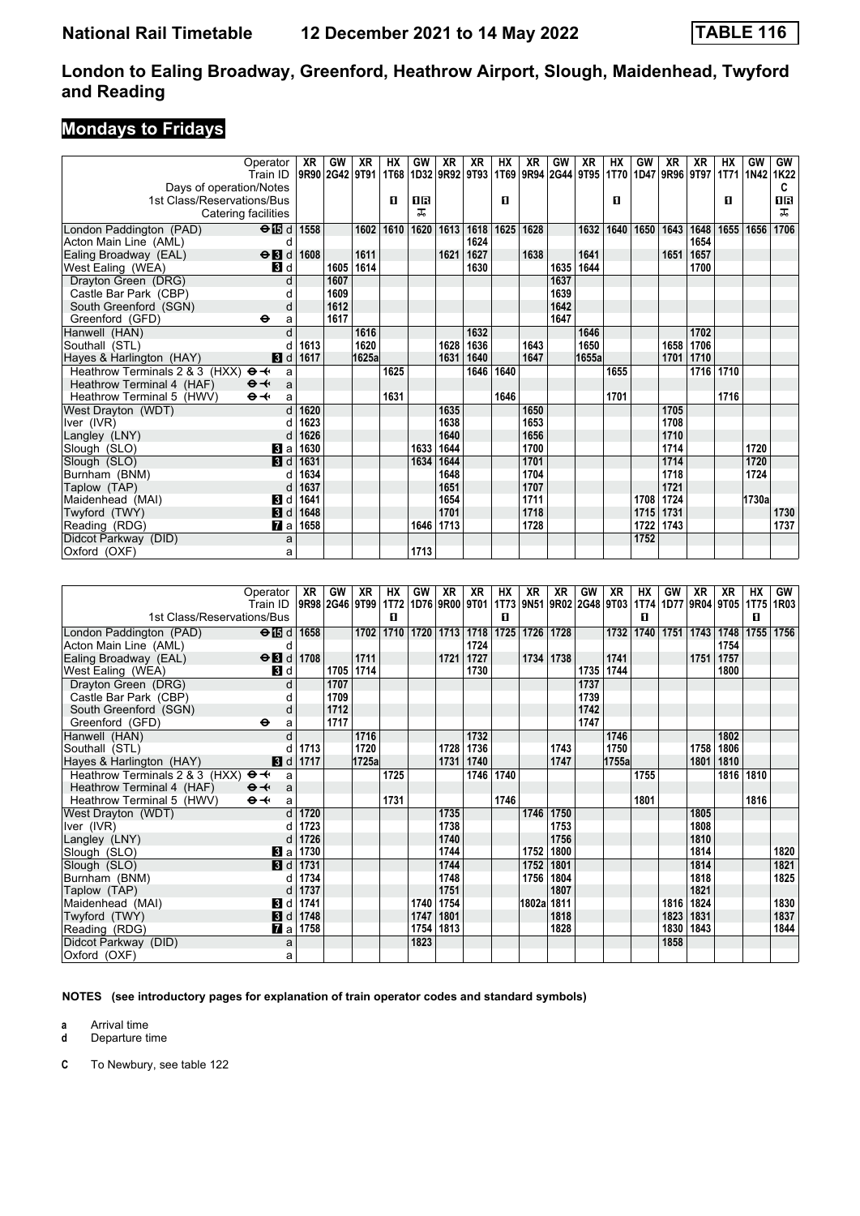## London to Ealing Broadway, Greenford, Heathrow Airport, Slough, Maidenhead, Twyford and Reading

### Mondays to Fridays

| | | XR | GW | XR | HX | GW | XR | XR | HX | XR | GW | XR | HX | GW | XR | XR | HX | GW | GW |
|---|---|---|---|---|---|---|---|---|---|---|---|---|---|---|---|---|---|---|---|
| Operator / Train ID | | 9R90 | 2G42 | 9T91 | 1T68 | 1D32 | 9R92 | 9T93 | 1T69 | 9R94 | 2G44 | 9T95 | 1T70 | 1D47 | 9R96 | 9T97 | 1T71 | 1N42 | 1K22 |
| Days of operation/Notes | | | | | | | | | | | | | | | | | | | C |
| 1st Class/Reservations/Bus | | | | | 1 | 1R | | | 1 | | | | 1 | | | | 1 | | 1R |
| Catering facilities | | | | | | ⊼ | | | | | | | | | | | | | ⊼ |
| London Paddington (PAD) | ⊖15 d | 1558 | | 1602 | 1610 | 1620 | 1613 | 1618 | 1625 | 1628 | | 1632 | 1640 | 1650 | 1643 | 1648 | 1655 | 1656 | 1706 |
| Acton Main Line (AML) | d | | | | | | | 1624 | | | | | | | | 1654 | | | |
| Ealing Broadway (EAL) | ⊖3 d | 1608 | | 1611 | | | 1621 | 1627 | | 1638 | | 1641 | | | 1651 | 1657 | | | |
| West Ealing (WEA) | 3 d | | 1605 | 1614 | | | | 1630 | | | 1635 | 1644 | | | | 1700 | | | |
| Drayton Green (DRG) | d | | 1607 | | | | | | | | 1637 | | | | | | | | |
| Castle Bar Park (CBP) | d | | 1609 | | | | | | | | 1639 | | | | | | | | |
| South Greenford (SGN) | d | | 1612 | | | | | | | | 1642 | | | | | | | | |
| Greenford (GFD) | ⊖ a | | 1617 | | | | | | | | 1647 | | | | | | | | |
| Hanwell (HAN) | d | | | 1616 | | | | 1632 | | | | 1646 | | | | 1702 | | | |
| Southall (STL) | d | 1613 | | 1620 | | | 1628 | 1636 | | 1643 | | 1650 | | | 1658 | 1706 | | | |
| Hayes & Harlington (HAY) | 3 d | 1617 | | 1625a | | | 1631 | 1640 | | 1647 | | 1655a | | | 1701 | 1710 | | | |
| Heathrow Terminals 2 & 3 (HXX) | ⊖✈ a | | | | 1625 | | | 1646 | 1640 | | | | 1655 | | | 1716 | 1710 | | |
| Heathrow Terminal 4 (HAF) | ⊖✈ a | | | | | | | | | | | | | | | | | | |
| Heathrow Terminal 5 (HWV) | ⊖✈ a | | | | 1631 | | | | 1646 | | | | 1701 | | | | 1716 | | |
| West Drayton (WDT) | d | 1620 | | | | | 1635 | | | 1650 | | | | | 1705 | | | | |
| Iver (IVR) | d | 1623 | | | | | 1638 | | | 1653 | | | | | 1708 | | | | |
| Langley (LNY) | d | 1626 | | | | | 1640 | | | 1656 | | | | | 1710 | | | | |
| Slough (SLO) | 3 a | 1630 | | | | 1633 | 1644 | | | 1700 | | | | | 1714 | | | 1720 | |
| Slough (SLO) | 3 d | 1631 | | | | 1634 | 1644 | | | 1701 | | | | | 1714 | | | 1720 | |
| Burnham (BNM) | d | 1634 | | | | | 1648 | | | 1704 | | | | | 1718 | | | 1724 | |
| Taplow (TAP) | d | 1637 | | | | | 1651 | | | 1707 | | | | | 1721 | | | | |
| Maidenhead (MAI) | 3 d | 1641 | | | | | 1654 | | | 1711 | | | | 1708 | 1724 | | | 1730a | |
| Twyford (TWY) | 3 d | 1648 | | | | | 1701 | | | 1718 | | | | 1715 | 1731 | | | | 1730 |
| Reading (RDG) | 7 a | 1658 | | | | 1646 | 1713 | | | 1728 | | | | 1722 | 1743 | | | | 1737 |
| Didcot Parkway (DID) | a | | | | | | | | | | | | | 1752 | | | | | |
| Oxford (OXF) | a | | | | | 1713 | | | | | | | | | | | | | |

| | | XR | GW | XR | HX | GW | XR | XR | HX | XR | XR | GW | XR | HX | GW | XR | XR | HX | GW |
|---|---|---|---|---|---|---|---|---|---|---|---|---|---|---|---|---|---|---|---|
| Operator / Train ID | | 9R98 | 2G46 | 9T99 | 1T72 | 1D76 | 9R00 | 9T01 | 1T73 | 9N51 | 9R02 | 2G48 | 9T03 | 1T74 | 1D77 | 9R04 | 9T05 | 1T75 | 1R03 |
| 1st Class/Reservations/Bus | | | | | 1 | | | | 1 | | | | | 1 | | | | 1 | |
| London Paddington (PAD) | ⊖15 d | 1658 | | 1702 | 1710 | 1720 | 1713 | 1718 | 1725 | 1726 | 1728 | | 1732 | 1740 | 1751 | 1743 | 1748 | 1755 | 1756 |
| Acton Main Line (AML) | d | | | | | | | 1724 | | | | | | | | | 1754 | | |
| Ealing Broadway (EAL) | ⊖3 d | 1708 | | 1711 | | | 1721 | 1727 | | 1734 | 1738 | | 1741 | | | 1751 | 1757 | | |
| West Ealing (WEA) | 3 d | | 1705 | 1714 | | | | 1730 | | | | 1735 | 1744 | | | | 1800 | | |
| Drayton Green (DRG) | d | | 1707 | | | | | | | | | 1737 | | | | | | | |
| Castle Bar Park (CBP) | d | | 1709 | | | | | | | | | 1739 | | | | | | | |
| South Greenford (SGN) | d | | 1712 | | | | | | | | | 1742 | | | | | | | |
| Greenford (GFD) | ⊖ a | | 1717 | | | | | | | | | 1747 | | | | | | | |
| Hanwell (HAN) | d | | | 1716 | | | | 1732 | | | | | 1746 | | | | 1802 | | |
| Southall (STL) | d | 1713 | | 1720 | | | 1728 | 1736 | | | 1743 | | 1750 | | | 1758 | 1806 | | |
| Hayes & Harlington (HAY) | 3 d | 1717 | | 1725a | | | 1731 | 1740 | | | 1747 | | 1755a | | | 1801 | 1810 | | |
| Heathrow Terminals 2 & 3 (HXX) | ⊖✈ a | | | | 1725 | | | 1746 | 1740 | | | | | 1755 | | | 1816 | 1810 | |
| Heathrow Terminal 4 (HAF) | ⊖✈ a | | | | | | | | | | | | | | | | | | |
| Heathrow Terminal 5 (HWV) | ⊖✈ a | | | | 1731 | | | | 1746 | | | | | 1801 | | | | 1816 | |
| West Drayton (WDT) | d | 1720 | | | | | 1735 | | | 1746 | 1750 | | | | | 1805 | | | |
| Iver (IVR) | d | 1723 | | | | | 1738 | | | | 1753 | | | | | 1808 | | | |
| Langley (LNY) | d | 1726 | | | | | 1740 | | | | 1756 | | | | | 1810 | | | |
| Slough (SLO) | 3 a | 1730 | | | | | 1744 | | | 1752 | 1800 | | | | | 1814 | | | 1820 |
| Slough (SLO) | 3 d | 1731 | | | | | 1744 | | | 1752 | 1801 | | | | | 1814 | | | 1821 |
| Burnham (BNM) | d | 1734 | | | | | 1748 | | | 1756 | 1804 | | | | | 1818 | | | 1825 |
| Taplow (TAP) | d | 1737 | | | | | 1751 | | | | 1807 | | | | | 1821 | | | |
| Maidenhead (MAI) | 3 d | 1741 | | | | 1740 | 1754 | | | 1802a | 1811 | | | | 1816 | 1824 | | | 1830 |
| Twyford (TWY) | 3 d | 1748 | | | | 1747 | 1801 | | | | 1818 | | | | 1823 | 1831 | | | 1837 |
| Reading (RDG) | 7 a | 1758 | | | | 1754 | 1813 | | | | 1828 | | | | 1830 | 1843 | | | 1844 |
| Didcot Parkway (DID) | a | | | | | 1823 | | | | | | | | | 1858 | | | | |
| Oxford (OXF) | a | | | | | | | | | | | | | | | | | | |

**NOTES (see introductory pages for explanation of train operator codes and standard symbols)**

**a** Arrival time
**d** Departure time

**C** To Newbury, see table 122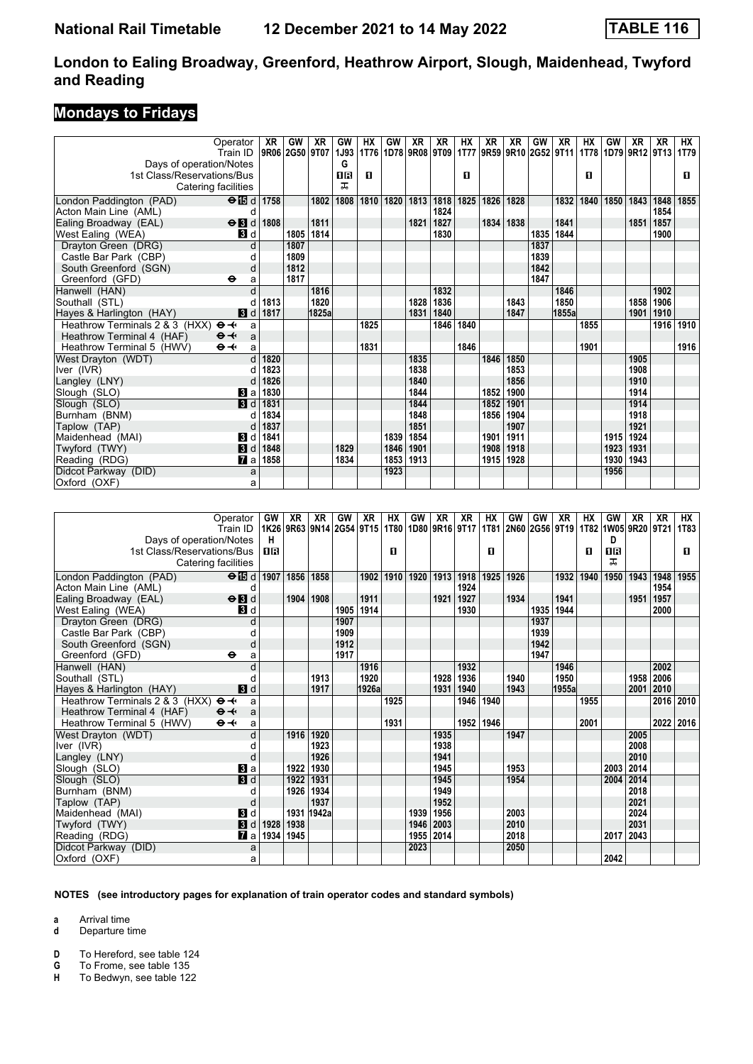# National Rail Timetable 12 December 2021 to 14 May 2022 TABLE 116

## London to Ealing Broadway, Greenford, Heathrow Airport, Slough, Maidenhead, Twyford and Reading

### Mondays to Fridays

| Operator | | XR | GW | XR | GW | HX | GW | XR | XR | HX | XR | XR | GW | XR | HX | GW | XR | XR | HX |
|---|---|---|---|---|---|---|---|---|---|---|---|---|---|---|---|---|---|---|---|
| Train ID | | 9R06 | 2G50 | 9T07 | 1J93 | 1T76 | 1D78 | 9R08 | 9T09 | 1T77 | 9R59 | 9R10 | 2G52 | 9T11 | 1T78 | 1D79 | 9R12 | 9T13 | 1T79 |
| Days of operation/Notes | | | | | G | | | | | | | | | | | | | | |
| 1st Class/Reservations/Bus | | | | | 1R | 1 | | | | 1 | | | | | 1 | | | | 1 |
| Catering facilities | | | | | ⊼ | | | | | | | | | | | | | | |
| London Paddington (PAD) | ⊖15 d | 1758 | | 1802 | 1808 | 1810 | 1820 | 1813 | 1818 | 1825 | 1826 | 1828 | | 1832 | 1840 | 1850 | 1843 | 1848 | 1855 |
| Acton Main Line (AML) | d | | | | | | | | 1824 | | | | | | | | | 1854 | |
| Ealing Broadway (EAL) | ⊖3 d | 1808 | | 1811 | | | | 1821 | 1827 | | 1834 | 1838 | | 1841 | | | 1851 | 1857 | |
| West Ealing (WEA) | 3 d | | 1805 | 1814 | | | | | 1830 | | | | 1835 | 1844 | | | | 1900 | |
| Drayton Green (DRG) | d | | 1807 | | | | | | | | | | 1837 | | | | | | |
| Castle Bar Park (CBP) | d | | 1809 | | | | | | | | | | 1839 | | | | | | |
| South Greenford (SGN) | d | | 1812 | | | | | | | | | | 1842 | | | | | | |
| Greenford (GFD) | ⊖ a | | 1817 | | | | | | | | | | 1847 | | | | | | |
| Hanwell (HAN) | d | | | 1816 | | | | | 1832 | | | | | 1846 | | | | 1902 | |
| Southall (STL) | d | 1813 | | 1820 | | | | 1828 | 1836 | | | 1843 | | 1850 | | | 1858 | 1906 | |
| Hayes & Harlington (HAY) | 3 d | 1817 | | 1825a | | | | 1831 | 1840 | | | 1847 | | 1855a | | | 1901 | 1910 | |
| Heathrow Terminals 2 & 3 (HXX) | ⊖✈ a | | | | | 1825 | | | 1846 | 1840 | | | | | 1855 | | | 1916 | 1910 |
| Heathrow Terminal 4 (HAF) | ⊖✈ a | | | | | | | | | | | | | | | | | | |
| Heathrow Terminal 5 (HWV) | ⊖✈ a | | | | | 1831 | | | | 1846 | | | | | 1901 | | | | 1916 |
| West Drayton (WDT) | d | 1820 | | | | | | 1835 | | | 1846 | 1850 | | | | | 1905 | | |
| Iver (IVR) | d | 1823 | | | | | | 1838 | | | | 1853 | | | | | 1908 | | |
| Langley (LNY) | d | 1826 | | | | | | 1840 | | | | 1856 | | | | | 1910 | | |
| Slough (SLO) | 3 a | 1830 | | | | | | 1844 | | | 1852 | 1900 | | | | | 1914 | | |
| Slough (SLO) | 3 d | 1831 | | | | | | 1844 | | | 1852 | 1901 | | | | | 1914 | | |
| Burnham (BNM) | d | 1834 | | | | | | 1848 | | | 1856 | 1904 | | | | | 1918 | | |
| Taplow (TAP) | d | 1837 | | | | | | 1851 | | | | 1907 | | | | | 1921 | | |
| Maidenhead (MAI) | 3 d | 1841 | | | | | 1839 | 1854 | | | 1901 | 1911 | | | | 1915 | 1924 | | |
| Twyford (TWY) | 3 d | 1848 | | | 1829 | | 1846 | 1901 | | | 1908 | 1918 | | | | 1923 | 1931 | | |
| Reading (RDG) | 7 a | 1858 | | | 1834 | | 1853 | 1913 | | | 1915 | 1928 | | | | 1930 | 1943 | | |
| Didcot Parkway (DID) | a | | | | | | 1923 | | | | | | | | | 1956 | | | |
| Oxford (OXF) | a | | | | | | | | | | | | | | | | | | |

| Operator | | GW | XR | XR | GW | XR | HX | GW | XR | XR | HX | GW | GW | XR | HX | GW | XR | XR | HX |
|---|---|---|---|---|---|---|---|---|---|---|---|---|---|---|---|---|---|---|---|
| Train ID | | 1K26 | 9R63 | 9N14 | 2G54 | 9T15 | 1T80 | 1D80 | 9R16 | 9T17 | 1T81 | 2N60 | 2G56 | 9T19 | 1T82 | 1W05 | 9R20 | 9T21 | 1T83 |
| Days of operation/Notes | | H | | | | | | | | | | | | | | D | | | |
| 1st Class/Reservations/Bus | | 1R | | | | | 1 | | | | 1 | | | | 1 | 1R | | | 1 |
| Catering facilities | | | | | | | | | | | | | | | | ⊼ | | | |
| London Paddington (PAD) | ⊖15 d | 1907 | 1856 | 1858 | | 1902 | 1910 | 1920 | 1913 | 1918 | 1925 | 1926 | | 1932 | 1940 | 1950 | 1943 | 1948 | 1955 |
| Acton Main Line (AML) | d | | | | | | | | | 1924 | | | | | | | | 1954 | |
| Ealing Broadway (EAL) | ⊖3 d | | 1904 | 1908 | | 1911 | | | 1921 | 1927 | | 1934 | | 1941 | | | 1951 | 1957 | |
| West Ealing (WEA) | 3 d | | | | 1905 | 1914 | | | | 1930 | | | 1935 | 1944 | | | | 2000 | |
| Drayton Green (DRG) | d | | | | 1907 | | | | | | | | 1937 | | | | | | |
| Castle Bar Park (CBP) | d | | | | 1909 | | | | | | | | 1939 | | | | | | |
| South Greenford (SGN) | d | | | | 1912 | | | | | | | | 1942 | | | | | | |
| Greenford (GFD) | ⊖ a | | | | 1917 | | | | | | | | 1947 | | | | | | |
| Hanwell (HAN) | d | | | | | 1916 | | | | 1932 | | | | 1946 | | | | 2002 | |
| Southall (STL) | d | | | 1913 | | 1920 | | | 1928 | 1936 | | 1940 | | 1950 | | | 1958 | 2006 | |
| Hayes & Harlington (HAY) | 3 d | | | 1917 | | 1926a | | | 1931 | 1940 | | 1943 | | 1955a | | | 2001 | 2010 | |
| Heathrow Terminals 2 & 3 (HXX) | ⊖✈ a | | | | | | 1925 | | | 1946 | 1940 | | | | 1955 | | | 2016 | 2010 |
| Heathrow Terminal 4 (HAF) | ⊖✈ a | | | | | | | | | | | | | | | | | | |
| Heathrow Terminal 5 (HWV) | ⊖✈ a | | | | | | 1931 | | | 1952 | 1946 | | | | 2001 | | | 2022 | 2016 |
| West Drayton (WDT) | d | | 1916 | 1920 | | | | | 1935 | | | 1947 | | | | | 2005 | | |
| Iver (IVR) | d | | | 1923 | | | | | 1938 | | | | | | | | 2008 | | |
| Langley (LNY) | d | | | 1926 | | | | | 1941 | | | | | | | | 2010 | | |
| Slough (SLO) | 3 a | | 1922 | 1930 | | | | | 1945 | | | 1953 | | | | 2003 | 2014 | | |
| Slough (SLO) | 3 d | | 1922 | 1931 | | | | | 1945 | | | 1954 | | | | 2004 | 2014 | | |
| Burnham (BNM) | d | | 1926 | 1934 | | | | | 1949 | | | | | | | | 2018 | | |
| Taplow (TAP) | d | | | 1937 | | | | | 1952 | | | | | | | | 2021 | | |
| Maidenhead (MAI) | 3 d | | 1931 | 1942a | | | | 1939 | 1956 | | | 2003 | | | | | 2024 | | |
| Twyford (TWY) | 3 d | 1928 | 1938 | | | | | 1946 | 2003 | | | 2010 | | | | | 2031 | | |
| Reading (RDG) | 7 a | 1934 | 1945 | | | | | 1955 | 2014 | | | 2018 | | | | 2017 | 2043 | | |
| Didcot Parkway (DID) | a | | | | | | | 2023 | | | | 2050 | | | | | | | |
| Oxford (OXF) | a | | | | | | | | | | | | | | | 2042 | | | |

**NOTES (see introductory pages for explanation of train operator codes and standard symbols)**

**a** Arrival time
**d** Departure time

**D** To Hereford, see table 124
**G** To Frome, see table 135
**H** To Bedwyn, see table 122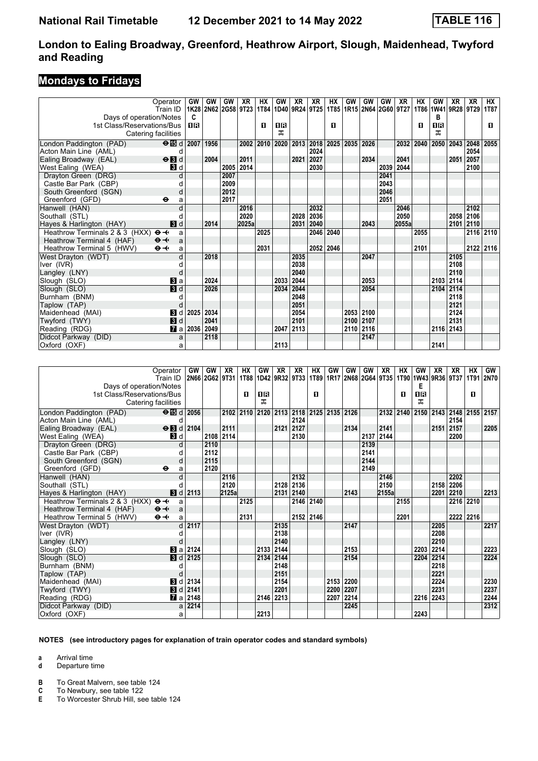# London to Ealing Broadway, Greenford, Heathrow Airport, Slough, Maidenhead, Twyford and Reading

## Mondays to Fridays

| Operator | | GW | GW | GW | XR | HX | GW | XR | XR | HX | GW | GW | GW | XR | HX | GW | XR | XR | HX |
|---|---|---|---|---|---|---|---|---|---|---|---|---|---|---|---|---|---|---|---|
| Train ID | | 1K28 | 2N62 | 2G58 | 9T23 | 1T84 | 1D40 | 9R24 | 9T25 | 1T85 | 1R15 | 2N64 | 2G60 | 9T27 | 1T86 | 1W41 | 9R28 | 9T29 | 1T87 |
| Days of operation/Notes | | C | | | | | | | | | | | | | | B | | | |
| 1st Class/Reservations/Bus | | 1R | | | | 1 | 1R | | | 1 | | | | | 1 | 1R | | | 1 |
| Catering facilities | | | | | | | ⊼ | | | | | | | | | ⊼ | | | |
| London Paddington (PAD) | ⊖15 d | 2007 | 1956 | | 2002 | 2010 | 2020 | 2013 | 2018 | 2025 | 2035 | 2026 | | 2032 | 2040 | 2050 | 2043 | 2048 | 2055 |
| Acton Main Line (AML) | d | | | | | | | | 2024 | | | | | | | | | 2054 | |
| Ealing Broadway (EAL) | ⊖3 d | | 2004 | | 2011 | | | 2021 | 2027 | | | 2034 | | 2041 | | | 2051 | 2057 | |
| West Ealing (WEA) | 3 d | | | 2005 | 2014 | | | | 2030 | | | | 2039 | 2044 | | | | 2100 | |
| Drayton Green (DRG) | d | | | 2007 | | | | | | | | | 2041 | | | | | | |
| Castle Bar Park (CBP) | d | | | 2009 | | | | | | | | | 2043 | | | | | | |
| South Greenford (SGN) | d | | | 2012 | | | | | | | | | 2046 | | | | | | |
| Greenford (GFD) | ⊖ a | | | 2017 | | | | | | | | | 2051 | | | | | | |
| Hanwell (HAN) | d | | | | 2016 | | | | 2032 | | | | | 2046 | | | | 2102 | |
| Southall (STL) | d | | | | 2020 | | | 2028 | 2036 | | | | | 2050 | | | 2058 | 2106 | |
| Hayes & Harlington (HAY) | 3 d | | 2014 | | 2025a | | | 2031 | 2040 | | | 2043 | | 2055a | | | 2101 | 2110 | |
| Heathrow Terminals 2 & 3 (HXX) | ⊖✈ a | | | | | 2025 | | | 2046 | 2040 | | | | | 2055 | | | 2116 | 2110 |
| Heathrow Terminal 4 (HAF) | ⊖✈ a | | | | | | | | | | | | | | | | | | |
| Heathrow Terminal 5 (HWV) | ⊖✈ a | | | | | 2031 | | | 2052 | 2046 | | | | | 2101 | | | 2122 | 2116 |
| West Drayton (WDT) | d | | 2018 | | | | | 2035 | | | | 2047 | | | | | 2105 | | |
| Iver (IVR) | d | | | | | | | 2038 | | | | | | | | | 2108 | | |
| Langley (LNY) | d | | | | | | | 2040 | | | | | | | | | 2110 | | |
| Slough (SLO) | 3 a | | 2024 | | | | 2033 | 2044 | | | | 2053 | | | | 2103 | 2114 | | |
| Slough (SLO) | 3 d | | 2026 | | | | 2034 | 2044 | | | | 2054 | | | | 2104 | 2114 | | |
| Burnham (BNM) | d | | | | | | | 2048 | | | | | | | | | 2118 | | |
| Taplow (TAP) | d | | | | | | | 2051 | | | | | | | | | 2121 | | |
| Maidenhead (MAI) | 3 d | 2025 | 2034 | | | | | 2054 | | | 2053 | 2100 | | | | | 2124 | | |
| Twyford (TWY) | 3 d | | 2041 | | | | | 2101 | | | 2100 | 2107 | | | | | 2131 | | |
| Reading (RDG) | 7 a | 2036 | 2049 | | | | 2047 | 2113 | | | 2110 | 2116 | | | | 2116 | 2143 | | |
| Didcot Parkway (DID) | a | | 2118 | | | | | | | | | 2147 | | | | | | | |
| Oxford (OXF) | a | | | | | | 2113 | | | | | | | | | 2141 | | | |

| Operator | | GW | GW | XR | HX | GW | XR | XR | HX | GW | GW | GW | XR | HX | GW | XR | XR | HX | GW |
|---|---|---|---|---|---|---|---|---|---|---|---|---|---|---|---|---|---|---|---|
| Train ID | | 2N66 | 2G62 | 9T31 | 1T88 | 1D42 | 9R32 | 9T33 | 1T89 | 1R17 | 2N68 | 2G64 | 9T35 | 1T90 | 1W43 | 9R36 | 9T37 | 1T91 | 2N70 |
| Days of operation/Notes | | | | | | | | | | | | | | | E | | | | |
| 1st Class/Reservations/Bus | | | | | 1 | 1R | | | 1 | | | | | 1 | 1R | | | 1 | |
| Catering facilities | | | | | | ⊼ | | | | | | | | | ⊼ | | | | |
| London Paddington (PAD) | ⊖15 d | 2056 | | 2102 | 2110 | 2120 | 2113 | 2118 | 2125 | 2135 | 2126 | | 2132 | 2140 | 2150 | 2143 | 2148 | 2155 | 2157 |
| Acton Main Line (AML) | d | | | | | | | 2124 | | | | | | | | | 2154 | | |
| Ealing Broadway (EAL) | ⊖3 d | 2104 | | 2111 | | | 2121 | 2127 | | | 2134 | | 2141 | | | 2151 | 2157 | | 2205 |
| West Ealing (WEA) | 3 d | | 2108 | 2114 | | | | 2130 | | | | 2137 | 2144 | | | | 2200 | | |
| Drayton Green (DRG) | d | | 2110 | | | | | | | | | 2139 | | | | | | | |
| Castle Bar Park (CBP) | d | | 2112 | | | | | | | | | 2141 | | | | | | | |
| South Greenford (SGN) | d | | 2115 | | | | | | | | | 2144 | | | | | | | |
| Greenford (GFD) | ⊖ a | | 2120 | | | | | | | | | 2149 | | | | | | | |
| Hanwell (HAN) | d | | | 2116 | | | | 2132 | | | | | 2146 | | | | 2202 | | |
| Southall (STL) | d | | | 2120 | | | 2128 | 2136 | | | | | 2150 | | | 2158 | 2206 | | |
| Hayes & Harlington (HAY) | 3 d | 2113 | | 2125a | | | 2131 | 2140 | | | 2143 | | 2155a | | | 2201 | 2210 | | 2213 |
| Heathrow Terminals 2 & 3 (HXX) | ⊖✈ a | | | | 2125 | | | 2146 | 2140 | | | | | 2155 | | | 2216 | 2210 | |
| Heathrow Terminal 4 (HAF) | ⊖✈ a | | | | | | | | | | | | | | | | | | |
| Heathrow Terminal 5 (HWV) | ⊖✈ a | | | | 2131 | | | 2152 | 2146 | | | | | 2201 | | | 2222 | 2216 | |
| West Drayton (WDT) | d | 2117 | | | | | 2135 | | | | 2147 | | | | | 2205 | | | 2217 |
| Iver (IVR) | d | | | | | | 2138 | | | | | | | | | 2208 | | | |
| Langley (LNY) | d | | | | | | 2140 | | | | | | | | | 2210 | | | |
| Slough (SLO) | 3 a | 2124 | | | | 2133 | 2144 | | | | 2153 | | | | 2203 | 2214 | | | 2223 |
| Slough (SLO) | 3 d | 2125 | | | | 2134 | 2144 | | | | 2154 | | | | 2204 | 2214 | | | 2224 |
| Burnham (BNM) | d | | | | | | 2148 | | | | | | | | | 2218 | | | |
| Taplow (TAP) | d | | | | | | 2151 | | | | | | | | | 2221 | | | |
| Maidenhead (MAI) | 3 d | 2134 | | | | | 2154 | | | 2153 | 2200 | | | | | 2224 | | | 2230 |
| Twyford (TWY) | 3 d | 2141 | | | | | 2201 | | | 2200 | 2207 | | | | | 2231 | | | 2237 |
| Reading (RDG) | 7 a | 2148 | | | | 2146 | 2213 | | | 2207 | 2214 | | | | 2216 | 2243 | | | 2244 |
| Didcot Parkway (DID) | a | 2214 | | | | | | | | | 2245 | | | | | | | | 2312 |
| Oxford (OXF) | a | | | | | 2213 | | | | | | | | | 2243 | | | | |

**NOTES (see introductory pages for explanation of train operator codes and standard symbols)**

- **a** Arrival time
- **d** Departure time

- **B** To Great Malvern, see table 124
- **C** To Newbury, see table 122
- **E** To Worcester Shrub Hill, see table 124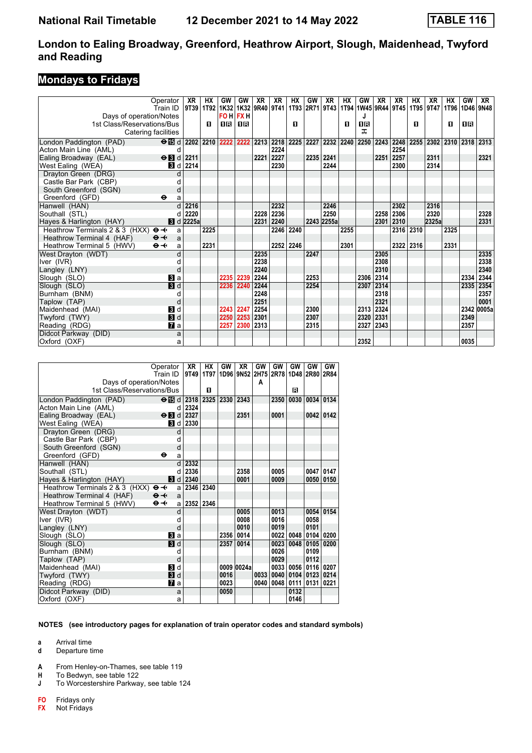# National Rail Timetable 12 December 2021 to 14 May 2022 TABLE 116

## London to Ealing Broadway, Greenford, Heathrow Airport, Slough, Maidenhead, Twyford and Reading

### Mondays to Fridays

| Operator | | XR | HX | GW | GW | XR | XR | HX | GW | XR | HX | GW | XR | XR | HX | XR | HX | GW | XR |
|---|---|---|---|---|---|---|---|---|---|---|---|---|---|---|---|---|---|---|---|
| Train ID | | 9T39 | 1T92 | 1K32 | 1K32 | 9R40 | 9T41 | 1T93 | 2R71 | 9T43 | 1T94 | 1W45 | 9R44 | 9T45 | 1T95 | 9T47 | 1T96 | 1D46 | 9N48 |
| Days of operation/Notes | | | | FO H | FX H | | | | | | | J | | | | | | | |
| 1st Class/Reservations/Bus | | | 1 | 1R | 1R | | | 1 | | | 1 | 1R | | | 1 | | 1 | 1R | |
| Catering facilities | | | | | | | | | | | | ⚹ | | | | | | | |
| London Paddington (PAD) | ⊖15 d | 2202 | 2210 | 2222 | 2222 | 2213 | 2218 | 2225 | 2227 | 2232 | 2240 | 2250 | 2243 | 2248 | 2255 | 2302 | 2310 | 2318 | 2313 |
| Acton Main Line (AML) | d | | | | | | 2224 | | | | | | | 2254 | | | | | |
| Ealing Broadway (EAL) | ⊖3 d | 2211 | | | | 2221 | 2227 | | 2235 | 2241 | | | 2251 | 2257 | | 2311 | | | 2321 |
| West Ealing (WEA) | 3 d | 2214 | | | | | 2230 | | | 2244 | | | | 2300 | | 2314 | | | |
| Drayton Green (DRG) | d | | | | | | | | | | | | | | | | | | |
| Castle Bar Park (CBP) | d | | | | | | | | | | | | | | | | | | |
| South Greenford (SGN) | d | | | | | | | | | | | | | | | | | | |
| Greenford (GFD) | ⊖ a | | | | | | | | | | | | | | | | | | |
| Hanwell (HAN) | d | 2216 | | | | | 2232 | | | 2246 | | | | 2302 | | 2316 | | | |
| Southall (STL) | d | 2220 | | | | 2228 | 2236 | | | 2250 | | | 2258 | 2306 | | 2320 | | | 2328 |
| Hayes & Harlington (HAY) | 3 d | 2225a | | | | 2231 | 2240 | | 2243 | 2255a | | | 2301 | 2310 | | 2325a | | | 2331 |
| Heathrow Terminals 2 & 3 (HXX) | ⊖✈ a | | 2225 | | | | 2246 | 2240 | | | 2255 | | | 2316 | 2310 | | 2325 | | |
| Heathrow Terminal 4 (HAF) | ⊖✈ a | | | | | | | | | | | | | | | | | | |
| Heathrow Terminal 5 (HWV) | ⊖✈ a | | 2231 | | | | 2252 | 2246 | | | 2301 | | | 2322 | 2316 | | 2331 | | |
| West Drayton (WDT) | d | | | | | 2235 | | | 2247 | | | | 2305 | | | | | | 2335 |
| Iver (IVR) | d | | | | | 2238 | | | | | | | 2308 | | | | | | 2338 |
| Langley (LNY) | d | | | | | 2240 | | | | | | | 2310 | | | | | | 2340 |
| Slough (SLO) | 3 a | | | 2235 | 2239 | 2244 | | | 2253 | | | 2306 | 2314 | | | | | 2334 | 2344 |
| Slough (SLO) | 3 d | | | 2236 | 2240 | 2244 | | | 2254 | | | 2307 | 2314 | | | | | 2335 | 2354 |
| Burnham (BNM) | d | | | | | 2248 | | | | | | | 2318 | | | | | | 2357 |
| Taplow (TAP) | d | | | | | 2251 | | | | | | | 2321 | | | | | | 0001 |
| Maidenhead (MAI) | 3 d | | | 2243 | 2247 | 2254 | | | 2300 | | | 2313 | 2324 | | | | | 2342 | 0005a |
| Twyford (TWY) | 3 d | | | 2250 | 2253 | 2301 | | | 2307 | | | 2320 | 2331 | | | | | 2349 | |
| Reading (RDG) | 7 a | | | 2257 | 2300 | 2313 | | | 2315 | | | 2327 | 2343 | | | | | 2357 | |
| Didcot Parkway (DID) | a | | | | | | | | | | | | | | | | | | |
| Oxford (OXF) | a | | | | | | | | | | | 2352 | | | | | | 0035 | |

| Operator | | XR | HX | GW | XR | GW | GW | GW | GW | GW |
|---|---|---|---|---|---|---|---|---|---|---|
| Train ID | | 9T49 | 1T97 | 1D96 | 9N52 | 2H75 | 2R78 | 1D48 | 2R80 | 2R84 |
| Days of operation/Notes | | | | | | A | | | | |
| 1st Class/Reservations/Bus | | | 1 | | | | | R | | |
| London Paddington (PAD) | ⊖15 d | 2318 | 2325 | 2330 | 2343 | | 2350 | 0030 | 0034 | 0134 |
| Acton Main Line (AML) | d | 2324 | | | | | | | | |
| Ealing Broadway (EAL) | ⊖3 d | 2327 | | | 2351 | | 0001 | | 0042 | 0142 |
| West Ealing (WEA) | 3 d | 2330 | | | | | | | | |
| Drayton Green (DRG) | d | | | | | | | | | |
| Castle Bar Park (CBP) | d | | | | | | | | | |
| South Greenford (SGN) | d | | | | | | | | | |
| Greenford (GFD) | ⊖ a | | | | | | | | | |
| Hanwell (HAN) | d | 2332 | | | | | | | | |
| Southall (STL) | d | 2336 | | | 2358 | | 0005 | | 0047 | 0147 |
| Hayes & Harlington (HAY) | 3 d | 2340 | | | 0001 | | 0009 | | 0050 | 0150 |
| Heathrow Terminals 2 & 3 (HXX) | ⊖✈ a | 2346 | 2340 | | | | | | | |
| Heathrow Terminal 4 (HAF) | ⊖✈ a | | | | | | | | | |
| Heathrow Terminal 5 (HWV) | ⊖✈ a | 2352 | 2346 | | | | | | | |
| West Drayton (WDT) | d | | | | 0005 | | 0013 | | 0054 | 0154 |
| Iver (IVR) | d | | | | 0008 | | 0016 | | 0058 | |
| Langley (LNY) | d | | | | 0010 | | 0019 | | 0101 | |
| Slough (SLO) | 3 a | | | 2356 | 0014 | | 0022 | 0048 | 0104 | 0200 |
| Slough (SLO) | 3 d | | | 2357 | 0014 | | 0023 | 0048 | 0105 | 0200 |
| Burnham (BNM) | d | | | | | | 0026 | | 0109 | |
| Taplow (TAP) | d | | | | | | 0029 | | 0112 | |
| Maidenhead (MAI) | 3 d | | | 0009 | 0024a | | 0033 | 0056 | 0116 | 0207 |
| Twyford (TWY) | 3 d | | | 0016 | | 0033 | 0040 | 0104 | 0123 | 0214 |
| Reading (RDG) | 7 a | | | 0023 | | 0040 | 0048 | 0111 | 0131 | 0221 |
| Didcot Parkway (DID) | a | | | 0050 | | | | 0132 | | |
| Oxford (OXF) | a | | | | | | | 0146 | | |

**NOTES (see introductory pages for explanation of train operator codes and standard symbols)**

- **a** Arrival time
- **d** Departure time

- **A** From Henley-on-Thames, see table 119
- **H** To Bedwyn, see table 122
- **J** To Worcestershire Parkway, see table 124

- **FO** Fridays only
- **FX** Not Fridays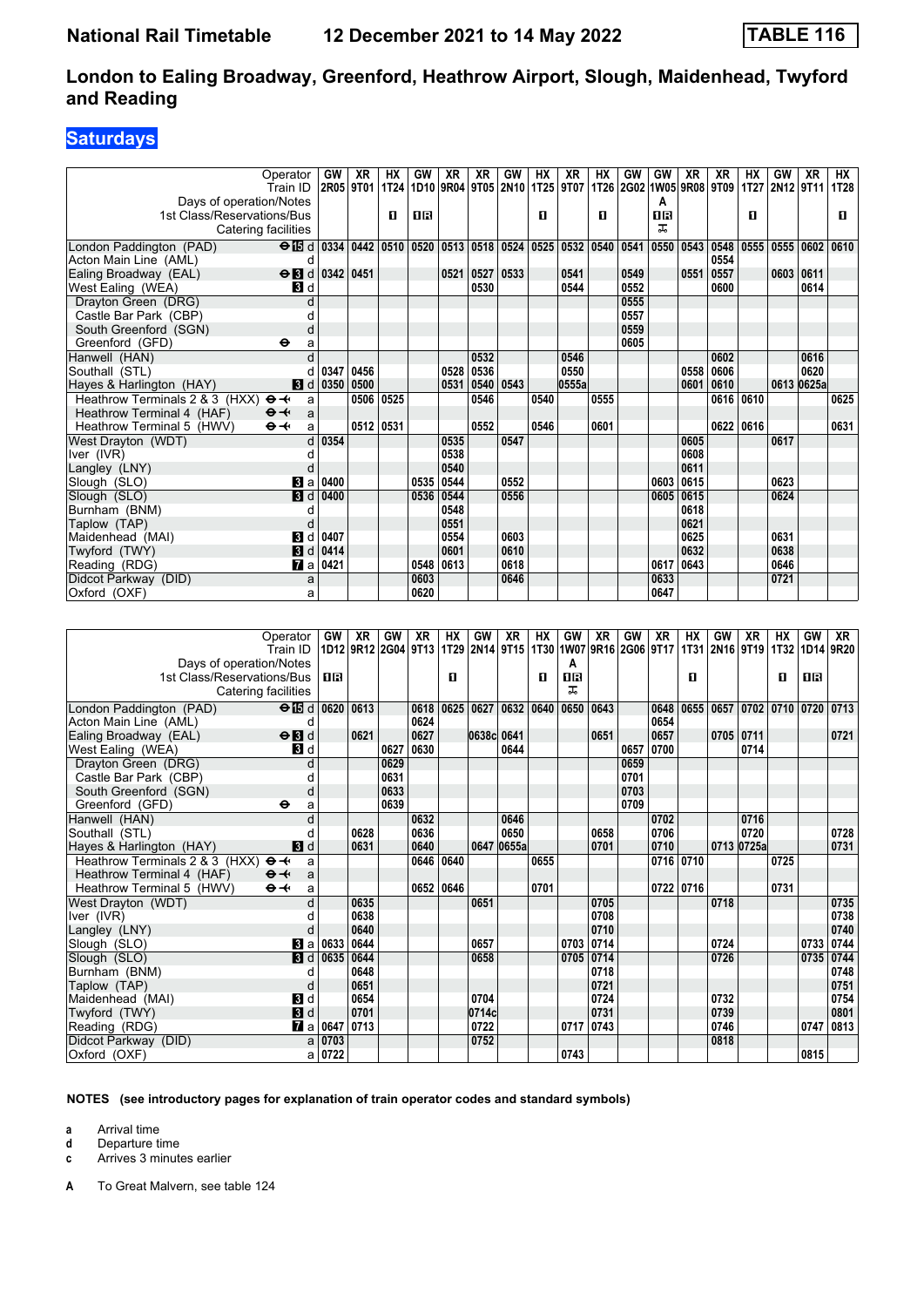| Operator | | GW | XR | HX | GW | XR | XR | GW | HX | XR | HX | GW | GW | XR | XR | HX | GW | XR | HX |
|---|---|---|---|---|---|---|---|---|---|---|---|---|---|---|---|---|---|---|---|
| Train ID | | 2R05 | 9T01 | 1T24 | 1D10 | 9R04 | 9T05 | 2N10 | 1T25 | 9T07 | 1T26 | 2G02 | 1W05 | 9R08 | 9T09 | 1T27 | 2N12 | 9T11 | 1T28 |
| Days of operation/Notes | | | | | | | | | | | | | A | | | | | | |
| 1st Class/Reservations/Bus | | | | 1 | 1R | | | | 1 | | 1 | | 1R | | | 1 | | | 1 |
| Catering facilities | | | | | | | | | | | | | | | | | | | |
| London Paddington (PAD) ⊖ 15 | d | 0334 | 0442 | 0510 | 0520 | 0513 | 0518 | 0524 | 0525 | 0532 | 0540 | 0541 | 0550 | 0543 | 0548 | 0555 | 0555 | 0602 | 0610 |
| Acton Main Line (AML) | d | | | | | | | | | | | | | | 0554 | | | | |
| Ealing Broadway (EAL) ⊖ 3 | d | 0342 | 0451 | | | 0521 | 0527 | 0533 | | 0541 | | 0549 | | 0551 | 0557 | | 0603 | 0611 | |
| West Ealing (WEA) 3 | d | | | | | | 0530 | | | 0544 | | 0552 | | | 0600 | | | 0614 | |
| Drayton Green (DRG) | d | | | | | | | | | | | 0555 | | | | | | | |
| Castle Bar Park (CBP) | d | | | | | | | | | | | 0557 | | | | | | | |
| South Greenford (SGN) | d | | | | | | | | | | | 0559 | | | | | | | |
| Greenford (GFD) ⊖ | a | | | | | | | | | | | 0605 | | | | | | | |
| Hanwell (HAN) | d | | | | | | 0532 | | | 0546 | | | | | 0602 | | | 0616 | |
| Southall (STL) | d | 0347 | 0456 | | | 0528 | 0536 | | | 0550 | | | | 0558 | 0606 | | | 0620 | |
| Hayes & Harlington (HAY) 3 | d | 0350 | 0500 | | | 0531 | 0540 | 0543 | | 0555a | | | | 0601 | 0610 | | 0613 | 0625a | |
| Heathrow Terminals 2 & 3 (HXX) ⊖✈ | a | | 0506 | 0525 | | | 0546 | | 0540 | | 0555 | | | | 0616 | 0610 | | | 0625 |
| Heathrow Terminal 4 (HAF) ⊖✈ | a | | | | | | | | | | | | | | | | | | |
| Heathrow Terminal 5 (HWV) ⊖✈ | a | | 0512 | 0531 | | | 0552 | | 0546 | | 0601 | | | | 0622 | 0616 | | | 0631 |
| West Drayton (WDT) | d | 0354 | | | | 0535 | | 0547 | | | | | | 0605 | | | 0617 | | |
| Iver (IVR) | d | | | | | 0538 | | | | | | | | 0608 | | | | | |
| Langley (LNY) | d | | | | | 0540 | | | | | | | | 0611 | | | | | |
| Slough (SLO) 3 | a | 0400 | | | 0535 | 0544 | | 0552 | | | | | 0603 | 0615 | | | 0623 | | |
| Slough (SLO) 3 | d | 0400 | | | 0536 | 0544 | | 0556 | | | | | 0605 | 0615 | | | 0624 | | |
| Burnham (BNM) | d | | | | | 0548 | | | | | | | | 0618 | | | | | |
| Taplow (TAP) | d | | | | | 0551 | | | | | | | | 0621 | | | | | |
| Maidenhead (MAI) 3 | d | 0407 | | | | 0554 | | 0603 | | | | | | 0625 | | | 0631 | | |
| Twyford (TWY) 3 | d | 0414 | | | | 0601 | | 0610 | | | | | | 0632 | | | 0638 | | |
| Reading (RDG) 7 | a | 0421 | | | 0548 | 0613 | | 0618 | | | | | 0617 | 0643 | | | 0646 | | |
| Didcot Parkway (DID) | a | | | | 0603 | | | 0646 | | | | | 0633 | | | | 0721 | | |
| Oxford (OXF) | a | | | | 0620 | | | | | | | | 0647 | | | | | | |

| Operator | | GW | XR | GW | XR | HX | GW | XR | HX | GW | XR | GW | XR | HX | GW | XR | HX | GW | XR |
|---|---|---|---|---|---|---|---|---|---|---|---|---|---|---|---|---|---|---|---|
| Train ID | | 1D12 | 9R12 | 2G04 | 9T13 | 1T29 | 2N14 | 9T15 | 1T30 | 1W07 | 9R16 | 2G06 | 9T17 | 1T31 | 2N16 | 9T19 | 1T32 | 1D14 | 9R20 |
| Days of operation/Notes | | | | | | | | | | A | | | | | | | | | |
| 1st Class/Reservations/Bus | | 1R | | | | 1 | | | 1 | 1R | | | | 1 | | | 1 | 1R | |
| Catering facilities | | | | | | | | | | | | | | | | | | | |
| London Paddington (PAD) ⊖ 15 | d | 0620 | 0613 | | 0618 | 0625 | 0627 | 0632 | 0640 | 0650 | 0643 | | 0648 | 0655 | 0657 | 0702 | 0710 | 0720 | 0713 |
| Acton Main Line (AML) | d | | | | 0624 | | | | | | | | 0654 | | | | | | |
| Ealing Broadway (EAL) ⊖ 3 | d | | 0621 | | 0627 | | 0638c | 0641 | | | 0651 | | 0657 | | 0705 | 0711 | | | 0721 |
| West Ealing (WEA) 3 | d | | | 0627 | 0630 | | | 0644 | | | | 0657 | 0700 | | | 0714 | | | |
| Drayton Green (DRG) | d | | | 0629 | | | | | | | | 0659 | | | | | | | |
| Castle Bar Park (CBP) | d | | | 0631 | | | | | | | | 0701 | | | | | | | |
| South Greenford (SGN) | d | | | 0633 | | | | | | | | 0703 | | | | | | | |
| Greenford (GFD) ⊖ | a | | | 0639 | | | | | | | | 0709 | | | | | | | |
| Hanwell (HAN) | d | | | | 0632 | | | 0646 | | | | | 0702 | | | 0716 | | | |
| Southall (STL) | d | | 0628 | | 0636 | | | 0650 | | | 0658 | | 0706 | | | 0720 | | | 0728 |
| Hayes & Harlington (HAY) 3 | d | | 0631 | | 0640 | | 0647 | 0655a | | | 0701 | | 0710 | | 0713 | 0725a | | | 0731 |
| Heathrow Terminals 2 & 3 (HXX) ⊖✈ | a | | | | 0646 | 0640 | | | 0655 | | | | 0716 | 0710 | | | 0725 | | |
| Heathrow Terminal 4 (HAF) ⊖✈ | a | | | | | | | | | | | | | | | | | | |
| Heathrow Terminal 5 (HWV) ⊖✈ | a | | | | 0652 | 0646 | | | 0701 | | | | 0722 | 0716 | | | 0731 | | |
| West Drayton (WDT) | d | | 0635 | | | | 0651 | | | | 0705 | | | | 0718 | | | | 0735 |
| Iver (IVR) | d | | 0638 | | | | | | | | 0708 | | | | | | | | 0738 |
| Langley (LNY) | d | | 0640 | | | | | | | | 0710 | | | | | | | | 0740 |
| Slough (SLO) 3 | a | 0633 | 0644 | | | | 0657 | | | 0703 | 0714 | | | | 0724 | | | 0733 | 0744 |
| Slough (SLO) 3 | d | 0635 | 0644 | | | | 0658 | | | 0705 | 0714 | | | | 0726 | | | 0735 | 0744 |
| Burnham (BNM) | d | | 0648 | | | | | | | | 0718 | | | | | | | | 0748 |
| Taplow (TAP) | d | | 0651 | | | | | | | | 0721 | | | | | | | | 0751 |
| Maidenhead (MAI) 3 | d | | 0654 | | | | 0704 | | | | 0724 | | | | 0732 | | | | 0754 |
| Twyford (TWY) 3 | d | | 0701 | | | | 0714c | | | | 0731 | | | | 0739 | | | | 0801 |
| Reading (RDG) 7 | a | 0647 | 0713 | | | | 0722 | | | 0717 | 0743 | | | | 0746 | | | 0747 | 0813 |
| Didcot Parkway (DID) | a | 0703 | | | | | 0752 | | | | | | | | 0818 | | | | |
| Oxford (OXF) | a | 0722 | | | | | | | | 0743 | | | | | | | | 0815 | |

**NOTES (see introductory pages for explanation of train operator codes and standard symbols)**

- **a** Arrival time
- **d** Departure time
- **c** Arrives 3 minutes earlier

**A** To Great Malvern, see table 124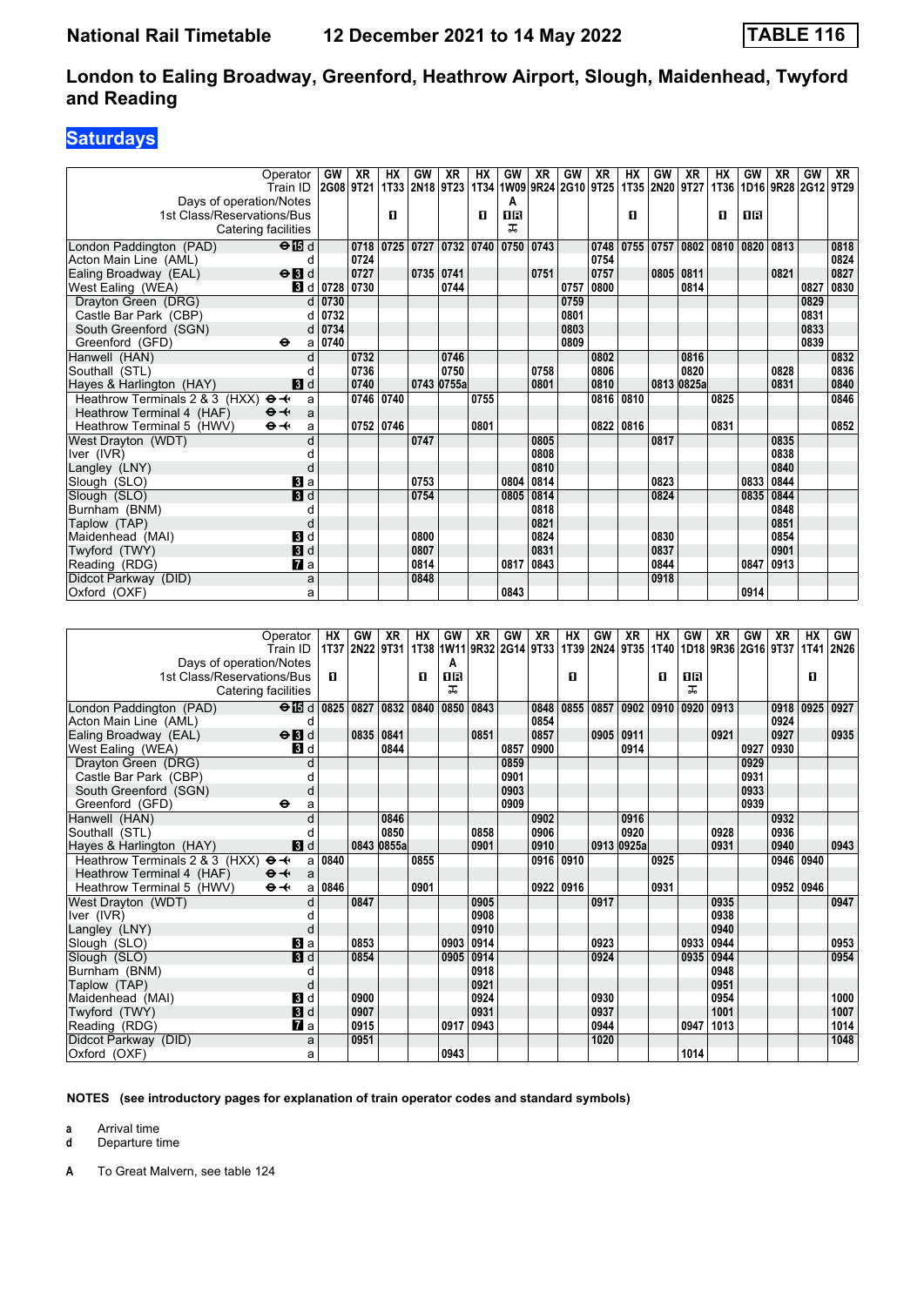# London to Ealing Broadway, Greenford, Heathrow Airport, Slough, Maidenhead, Twyford and Reading

## Saturdays

National Rail Timetable — 12 December 2021 to 14 May 2022 — TABLE 116

| Operator | | GW | XR | HX | GW | XR | HX | GW | XR | GW | XR | HX | GW | XR | HX | GW | XR | GW | XR |
|---|---|---|---|---|---|---|---|---|---|---|---|---|---|---|---|---|---|---|---|
| Train ID | | 2G08 | 9T21 | 1T33 | 2N18 | 9T23 | 1T34 | 1W09 | 9R24 | 2G10 | 9T25 | 1T35 | 2N20 | 9T27 | 1T36 | 1D16 | 9R28 | 2G12 | 9T29 |
| Days of operation/Notes | | | | | | | | A | | | | | | | | | | | |
| 1st Class/Reservations/Bus | | | | 1 | | | 1 | 1R | | | | 1 | | | 1 | 1R | | | |
| Catering facilities | | | | | | | | ✠ | | | | | | | | | | | |
| London Paddington (PAD) | ⊖ 15 d | | 0718 | 0725 | 0727 | 0732 | 0740 | 0750 | 0743 | | 0748 | 0755 | 0757 | 0802 | 0810 | 0820 | 0813 | | 0818 |
| Acton Main Line (AML) | d | | 0724 | | | | | | | | 0754 | | | | | | | | 0824 |
| Ealing Broadway (EAL) | ⊖ 3 d | | 0727 | | 0735 | 0741 | | | 0751 | | 0757 | | 0805 | 0811 | | | 0821 | | 0827 |
| West Ealing (WEA) | 3 d | 0728 | 0730 | | | 0744 | | | | 0757 | 0800 | | | 0814 | | | | 0827 | 0830 |
| Drayton Green (DRG) | d | 0730 | | | | | | | | 0759 | | | | | | | | 0829 | |
| Castle Bar Park (CBP) | d | 0732 | | | | | | | | 0801 | | | | | | | | 0831 | |
| South Greenford (SGN) | d | 0734 | | | | | | | | 0803 | | | | | | | | 0833 | |
| Greenford (GFD) | ⊖ a | 0740 | | | | | | | | 0809 | | | | | | | | 0839 | |
| Hanwell (HAN) | d | | 0732 | | | 0746 | | | | | 0802 | | | 0816 | | | | | 0832 |
| Southall (STL) | d | | 0736 | | | 0750 | | | 0758 | | 0806 | | | 0820 | | | 0828 | | 0836 |
| Hayes & Harlington (HAY) | 3 d | | 0740 | | 0743 | 0755a | | | 0801 | | 0810 | | 0813 | 0825a | | | 0831 | | 0840 |
| Heathrow Terminals 2 & 3 (HXX) | ⊖✈ a | | 0746 | 0740 | | | 0755 | | | | 0816 | 0810 | | | 0825 | | | | 0846 |
| Heathrow Terminal 4 (HAF) | ⊖✈ a | | | | | | | | | | | | | | | | | | |
| Heathrow Terminal 5 (HWV) | ⊖✈ a | | 0752 | 0746 | | | 0801 | | | | 0822 | 0816 | | | 0831 | | | | 0852 |
| West Drayton (WDT) | d | | | | 0747 | | | | 0805 | | | | 0817 | | | | 0835 | | |
| Iver (IVR) | d | | | | | | | | 0808 | | | | | | | | 0838 | | |
| Langley (LNY) | d | | | | | | | | 0810 | | | | | | | | 0840 | | |
| Slough (SLO) | 3 a | | | | 0753 | | | 0804 | 0814 | | | | 0823 | | | 0833 | 0844 | | |
| Slough (SLO) | 3 d | | | | 0754 | | | 0805 | 0814 | | | | 0824 | | | 0835 | 0844 | | |
| Burnham (BNM) | d | | | | | | | | 0818 | | | | | | | | 0848 | | |
| Taplow (TAP) | d | | | | | | | | 0821 | | | | | | | | 0851 | | |
| Maidenhead (MAI) | 3 d | | | | 0800 | | | | 0824 | | | | 0830 | | | | 0854 | | |
| Twyford (TWY) | 3 d | | | | 0807 | | | | 0831 | | | | 0837 | | | | 0901 | | |
| Reading (RDG) | 7 a | | | | 0814 | | | 0817 | 0843 | | | | 0844 | | | 0847 | 0913 | | |
| Didcot Parkway (DID) | a | | | | 0848 | | | | | | | | 0918 | | | | | | |
| Oxford (OXF) | a | | | | | | | 0843 | | | | | | | | 0914 | | | |

| Operator | | HX | GW | XR | HX | GW | XR | GW | XR | HX | GW | XR | HX | GW | XR | GW | XR | HX | GW |
|---|---|---|---|---|---|---|---|---|---|---|---|---|---|---|---|---|---|---|---|
| Train ID | | 1T37 | 2N22 | 9T31 | 1T38 | 1W11 | 9R32 | 2G14 | 9T33 | 1T39 | 2N24 | 9T35 | 1T40 | 1D18 | 9R36 | 2G16 | 9T37 | 1T41 | 2N26 |
| Days of operation/Notes | | | | | | A | | | | | | | | | | | | | |
| 1st Class/Reservations/Bus | | 1 | | | 1 | 1R | | | | 1 | | | 1 | 1R | | | | 1 | |
| Catering facilities | | | | | | ✠ | | | | | | | | ✠ | | | | | |
| London Paddington (PAD) | ⊖ 15 d | 0825 | 0827 | 0832 | 0840 | 0850 | 0843 | | 0848 | 0855 | 0857 | 0902 | 0910 | 0920 | 0913 | | 0918 | 0925 | 0927 |
| Acton Main Line (AML) | d | | | | | | | | 0854 | | | | | | | | 0924 | | |
| Ealing Broadway (EAL) | ⊖ 3 d | | 0835 | 0841 | | | 0851 | | 0857 | | 0905 | 0911 | | | 0921 | | 0927 | | 0935 |
| West Ealing (WEA) | 3 d | | | 0844 | | | | 0857 | 0900 | | | 0914 | | | | 0927 | 0930 | | |
| Drayton Green (DRG) | d | | | | | | | 0859 | | | | | | | | 0929 | | | |
| Castle Bar Park (CBP) | d | | | | | | | 0901 | | | | | | | | 0931 | | | |
| South Greenford (SGN) | d | | | | | | | 0903 | | | | | | | | 0933 | | | |
| Greenford (GFD) | ⊖ a | | | | | | | 0909 | | | | | | | | 0939 | | | |
| Hanwell (HAN) | d | | | 0846 | | | | | 0902 | | | 0916 | | | | | 0932 | | |
| Southall (STL) | d | | | 0850 | | | 0858 | | 0906 | | | 0920 | | | 0928 | | 0936 | | |
| Hayes & Harlington (HAY) | 3 d | | 0843 | 0855a | | | 0901 | | 0910 | | 0913 | 0925a | | | 0931 | | 0940 | | 0943 |
| Heathrow Terminals 2 & 3 (HXX) | ⊖✈ a | 0840 | | | 0855 | | | | 0916 | 0910 | | | 0925 | | | | 0946 | 0940 | |
| Heathrow Terminal 4 (HAF) | ⊖✈ a | | | | | | | | | | | | | | | | | | |
| Heathrow Terminal 5 (HWV) | ⊖✈ a | 0846 | | | 0901 | | | | 0922 | 0916 | | | 0931 | | | | 0952 | 0946 | |
| West Drayton (WDT) | d | | 0847 | | | | 0905 | | | | 0917 | | | | 0935 | | | | 0947 |
| Iver (IVR) | d | | | | | | 0908 | | | | | | | | 0938 | | | | |
| Langley (LNY) | d | | | | | | 0910 | | | | | | | | 0940 | | | | |
| Slough (SLO) | 3 a | | 0853 | | | 0903 | 0914 | | | | 0923 | | | 0933 | 0944 | | | | 0953 |
| Slough (SLO) | 3 d | | 0854 | | | 0905 | 0914 | | | | 0924 | | | 0935 | 0944 | | | | 0954 |
| Burnham (BNM) | d | | | | | | 0918 | | | | | | | | 0948 | | | | |
| Taplow (TAP) | d | | | | | | 0921 | | | | | | | | 0951 | | | | |
| Maidenhead (MAI) | 3 d | | 0900 | | | | 0924 | | | | 0930 | | | | 0954 | | | | 1000 |
| Twyford (TWY) | 3 d | | 0907 | | | | 0931 | | | | 0937 | | | | 1001 | | | | 1007 |
| Reading (RDG) | 7 a | | 0915 | | | 0917 | 0943 | | | | 0944 | | | 0947 | 1013 | | | | 1014 |
| Didcot Parkway (DID) | a | | 0951 | | | | | | | | 1020 | | | | | | | | 1048 |
| Oxford (OXF) | a | | | | | 0943 | | | | | | | | 1014 | | | | | |

**NOTES (see introductory pages for explanation of train operator codes and standard symbols)**

**a** Arrival time
**d** Departure time

**A** To Great Malvern, see table 124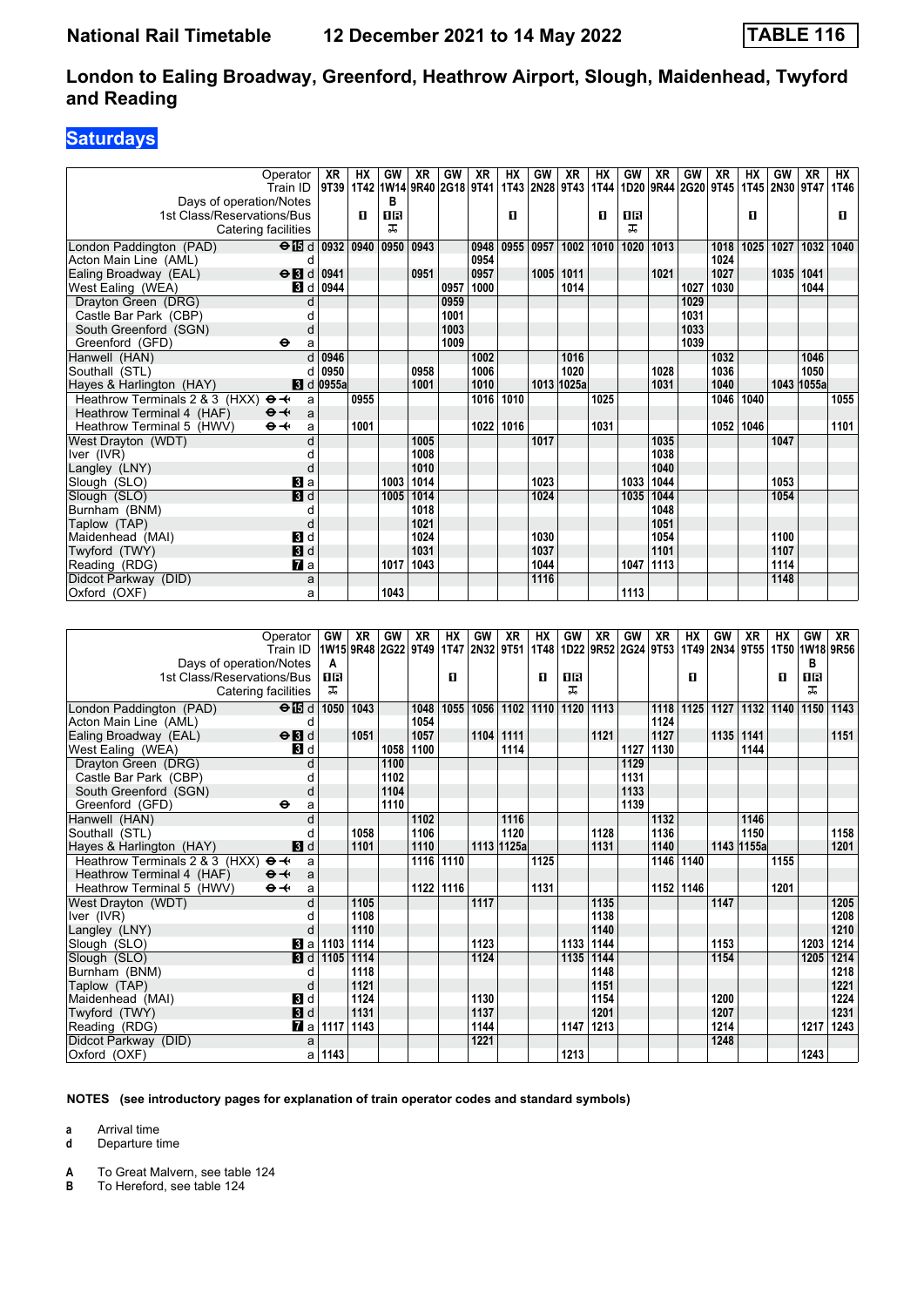# National Rail Timetable 12 December 2021 to 14 May 2022 — TABLE 116

## London to Ealing Broadway, Greenford, Heathrow Airport, Slough, Maidenhead, Twyford and Reading

### Saturdays

| Operator | | XR | HX | GW | XR | GW | XR | HX | GW | XR | HX | GW | XR | GW | XR | HX | GW | XR | HX |
|---|---|---|---|---|---|---|---|---|---|---|---|---|---|---|---|---|---|---|---|
| Train ID | | 9T39 | 1T42 | 1W14 | 9R40 | 2G18 | 9T41 | 1T43 | 2N28 | 9T43 | 1T44 | 1D20 | 9R44 | 2G20 | 9T45 | 1T45 | 2N30 | 9T47 | 1T46 |
| Days of operation/Notes | | | | B | | | | | | | | | | | | | | | |
| 1st Class/Reservations/Bus | | | 1 | 1R | | | | 1 | | | 1 | 1R | | | | 1 | | | 1 |
| Catering facilities | | | | ✠ | | | | | | | | ✠ | | | | | | | |
| London Paddington (PAD) ⊖ 15 | d | 0932 | 0940 | 0950 | 0943 | | 0948 | 0955 | 0957 | 1002 | 1010 | 1020 | 1013 | | 1018 | 1025 | 1027 | 1032 | 1040 |
| Acton Main Line (AML) | d | | | | | | 0954 | | | | | | | | 1024 | | | | |
| Ealing Broadway (EAL) ⊖ 3 | d | 0941 | | | 0951 | | 0957 | | 1005 | 1011 | | | 1021 | | 1027 | | 1035 | 1041 | |
| West Ealing (WEA) 3 | d | 0944 | | | | 0957 | 1000 | | | 1014 | | | | 1027 | 1030 | | | 1044 | |
| Drayton Green (DRG) | d | | | | | 0959 | | | | | | | | 1029 | | | | | |
| Castle Bar Park (CBP) | d | | | | | 1001 | | | | | | | | 1031 | | | | | |
| South Greenford (SGN) | d | | | | | 1003 | | | | | | | | 1033 | | | | | |
| Greenford (GFD) ⊖ | a | | | | | 1009 | | | | | | | | 1039 | | | | | |
| Hanwell (HAN) | d | 0946 | | | | | 1002 | | | 1016 | | | | | 1032 | | | 1046 | |
| Southall (STL) | d | 0950 | | | 0958 | | 1006 | | | 1020 | | | 1028 | | 1036 | | | 1050 | |
| Hayes & Harlington (HAY) 3 | d | 0955a | | | 1001 | | 1010 | | 1013 | 1025a | | | 1031 | | 1040 | | 1043 | 1055a | |
| Heathrow Terminals 2 & 3 (HXX) ⊖✈ | a | | 0955 | | | | 1016 | 1010 | | | 1025 | | | | 1046 | 1040 | | | 1055 |
| Heathrow Terminal 4 (HAF) ⊖✈ | a | | | | | | | | | | | | | | | | | | |
| Heathrow Terminal 5 (HWV) ⊖✈ | a | | 1001 | | | | 1022 | 1016 | | | 1031 | | | | 1052 | 1046 | | | 1101 |
| West Drayton (WDT) | d | | | | 1005 | | | | 1017 | | | | 1035 | | | | 1047 | | |
| Iver (IVR) | d | | | | 1008 | | | | | | | | 1038 | | | | | | |
| Langley (LNY) | d | | | | 1010 | | | | | | | | 1040 | | | | | | |
| Slough (SLO) 3 | a | | | 1003 | 1014 | | | | 1023 | | | 1033 | 1044 | | | | 1053 | | |
| Slough (SLO) 3 | d | | | 1005 | 1014 | | | | 1024 | | | 1035 | 1044 | | | | 1054 | | |
| Burnham (BNM) | d | | | | 1018 | | | | | | | | 1048 | | | | | | |
| Taplow (TAP) | d | | | | 1021 | | | | | | | | 1051 | | | | | | |
| Maidenhead (MAI) 3 | d | | | | 1024 | | | | 1030 | | | | 1054 | | | | 1100 | | |
| Twyford (TWY) 3 | d | | | | 1031 | | | | 1037 | | | | 1101 | | | | 1107 | | |
| Reading (RDG) 7 | a | | | 1017 | 1043 | | | | 1044 | | | 1047 | 1113 | | | | 1114 | | |
| Didcot Parkway (DID) | a | | | | | | | | 1116 | | | | | | | | 1148 | | |
| Oxford (OXF) | a | | | 1043 | | | | | | | | 1113 | | | | | | | |

| Operator | | GW | XR | GW | XR | HX | GW | XR | HX | GW | XR | GW | XR | HX | GW | XR | HX | GW | XR |
|---|---|---|---|---|---|---|---|---|---|---|---|---|---|---|---|---|---|---|---|
| Train ID | | 1W15 | 9R48 | 2G22 | 9T49 | 1T47 | 2N32 | 9T51 | 1T48 | 1D22 | 9R52 | 2G24 | 9T53 | 1T49 | 2N34 | 9T55 | 1T50 | 1W18 | 9R56 |
| Days of operation/Notes | | A | | | | | | | | | | | | | | | | B | |
| 1st Class/Reservations/Bus | | 1R | | | | 1 | | | 1 | 1R | | | | 1 | | | 1 | 1R | |
| Catering facilities | | ✠ | | | | | | | | ✠ | | | | | | | | ✠ | |
| London Paddington (PAD) ⊖ 15 | d | 1050 | 1043 | | 1048 | 1055 | 1056 | 1102 | 1110 | 1120 | 1113 | | 1118 | 1125 | 1127 | 1132 | 1140 | 1150 | 1143 |
| Acton Main Line (AML) | d | | | | 1054 | | | | | | | | 1124 | | | | | | |
| Ealing Broadway (EAL) ⊖ 3 | d | | 1051 | | 1057 | | 1104 | 1111 | | | 1121 | | 1127 | | 1135 | 1141 | | | 1151 |
| West Ealing (WEA) 3 | d | | | 1058 | 1100 | | | 1114 | | | | 1127 | 1130 | | | 1144 | | | |
| Drayton Green (DRG) | d | | | 1100 | | | | | | | | 1129 | | | | | | | |
| Castle Bar Park (CBP) | d | | | 1102 | | | | | | | | 1131 | | | | | | | |
| South Greenford (SGN) | d | | | 1104 | | | | | | | | 1133 | | | | | | | |
| Greenford (GFD) ⊖ | a | | | 1110 | | | | | | | | 1139 | | | | | | | |
| Hanwell (HAN) | d | | | | 1102 | | | 1116 | | | | | 1132 | | | 1146 | | | |
| Southall (STL) | d | | 1058 | | 1106 | | | 1120 | | | 1128 | | 1136 | | | 1150 | | | 1158 |
| Hayes & Harlington (HAY) 3 | d | | 1101 | | 1110 | | 1113 | 1125a | | | 1131 | | 1140 | | 1143 | 1155a | | | 1201 |
| Heathrow Terminals 2 & 3 (HXX) ⊖✈ | a | | | | 1116 | 1110 | | | 1125 | | | | 1146 | 1140 | | | 1155 | | |
| Heathrow Terminal 4 (HAF) ⊖✈ | a | | | | | | | | | | | | | | | | | | |
| Heathrow Terminal 5 (HWV) ⊖✈ | a | | | | 1122 | 1116 | | | 1131 | | | | 1152 | 1146 | | | 1201 | | |
| West Drayton (WDT) | d | | 1105 | | | | 1117 | | | | 1135 | | | | 1147 | | | | 1205 |
| Iver (IVR) | d | | 1108 | | | | | | | | 1138 | | | | | | | | 1208 |
| Langley (LNY) | d | | 1110 | | | | | | | | 1140 | | | | | | | | 1210 |
| Slough (SLO) 3 | a | 1103 | 1114 | | | | 1123 | | | 1133 | 1144 | | | | 1153 | | | 1203 | 1214 |
| Slough (SLO) 3 | d | 1105 | 1114 | | | | 1124 | | | 1135 | 1144 | | | | 1154 | | | 1205 | 1214 |
| Burnham (BNM) | d | | 1118 | | | | | | | | 1148 | | | | | | | | 1218 |
| Taplow (TAP) | d | | 1121 | | | | | | | | 1151 | | | | | | | | 1221 |
| Maidenhead (MAI) 3 | d | | 1124 | | | | 1130 | | | | 1154 | | | | 1200 | | | | 1224 |
| Twyford (TWY) 3 | d | | 1131 | | | | 1137 | | | | 1201 | | | | 1207 | | | | 1231 |
| Reading (RDG) 7 | a | 1117 | 1143 | | | | 1144 | | | 1147 | 1213 | | | | 1214 | | | 1217 | 1243 |
| Didcot Parkway (DID) | a | | | | | | 1221 | | | | | | | | 1248 | | | | |
| Oxford (OXF) | a | 1143 | | | | | | | | 1213 | | | | | | | | 1243 | |

**NOTES (see introductory pages for explanation of train operator codes and standard symbols)**

**a** Arrival time
**d** Departure time

**A** To Great Malvern, see table 124
**B** To Hereford, see table 124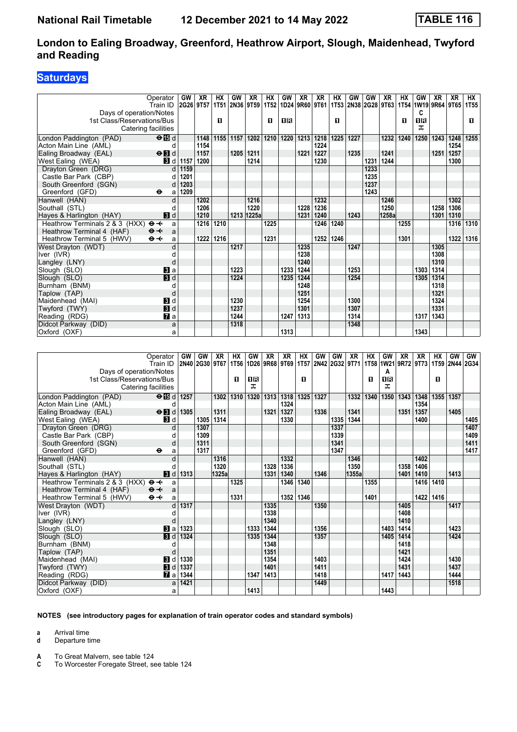# National Rail Timetable 12 December 2021 to 14 May 2022 TABLE 116

## London to Ealing Broadway, Greenford, Heathrow Airport, Slough, Maidenhead, Twyford and Reading

### Saturdays

| Operator | | GW | XR | HX | GW | XR | HX | GW | XR | XR | HX | GW | GW | XR | HX | GW | XR | XR | HX |
|---|---|---|---|---|---|---|---|---|---|---|---|---|---|---|---|---|---|---|---|
| Train ID | | 2G26 | 9T57 | 1T51 | 2N36 | 9T59 | 1T52 | 1D24 | 9R60 | 9T61 | 1T53 | 2N38 | 2G28 | 9T63 | 1T54 | 1W19 | 9R64 | 9T65 | 1T55 |
| Days of operation/Notes | | | | | | | | | | | | | | | | C | | | |
| 1st Class/Reservations/Bus | | | | 1 | | | 1 | 1R | | | 1 | | | | 1 | 1R | | | 1 |
| Catering facilities | | | | | | | | | | | | | | | | ⊼ | | | |
| London Paddington (PAD) | ⊖15 d | | 1148 | 1155 | 1157 | 1202 | 1210 | 1220 | 1213 | 1218 | 1225 | 1227 | | 1232 | 1240 | 1250 | 1243 | 1248 | 1255 |
| Acton Main Line (AML) | d | | 1154 | | | | | | | 1224 | | | | | | | | 1254 | |
| Ealing Broadway (EAL) | ⊖3 d | | 1157 | | 1205 | 1211 | | | 1221 | 1227 | | 1235 | | 1241 | | | 1251 | 1257 | |
| West Ealing (WEA) | 3 d | 1157 | 1200 | | | 1214 | | | | 1230 | | | 1231 | 1244 | | | | 1300 | |
| Drayton Green (DRG) | d | 1159 | | | | | | | | | | | 1233 | | | | | | |
| Castle Bar Park (CBP) | d | 1201 | | | | | | | | | | | 1235 | | | | | | |
| South Greenford (SGN) | d | 1203 | | | | | | | | | | | 1237 | | | | | | |
| Greenford (GFD) | ⊖ a | 1209 | | | | | | | | | | | 1243 | | | | | | |
| Hanwell (HAN) | d | | 1202 | | | 1216 | | | | 1232 | | | | 1246 | | | | 1302 | |
| Southall (STL) | d | | 1206 | | | 1220 | | | 1228 | 1236 | | | | 1250 | | | 1258 | 1306 | |
| Hayes & Harlington (HAY) | 3 d | | 1210 | | 1213 | 1225a | | | 1231 | 1240 | | 1243 | | 1258a | | | 1301 | 1310 | |
| Heathrow Terminals 2 & 3 (HXX) | ⊖✈ a | | 1216 | 1210 | | | 1225 | | | 1246 | 1240 | | | | 1255 | | | 1316 | 1310 |
| Heathrow Terminal 4 (HAF) | ⊖✈ a | | | | | | | | | | | | | | | | | | |
| Heathrow Terminal 5 (HWV) | ⊖✈ a | | 1222 | 1216 | | | 1231 | | | 1252 | 1246 | | | | 1301 | | | 1322 | 1316 |
| West Drayton (WDT) | d | | | | 1217 | | | | 1235 | | | 1247 | | | | | 1305 | | |
| Iver (IVR) | d | | | | | | | | 1238 | | | | | | | | 1308 | | |
| Langley (LNY) | d | | | | | | | | 1240 | | | | | | | | 1310 | | |
| Slough (SLO) | 3 a | | | | 1223 | | | 1233 | 1244 | | | 1253 | | | | 1303 | 1314 | | |
| Slough (SLO) | 3 d | | | | 1224 | | | 1235 | 1244 | | | 1254 | | | | 1305 | 1314 | | |
| Burnham (BNM) | d | | | | | | | | 1248 | | | | | | | | 1318 | | |
| Taplow (TAP) | d | | | | | | | | 1251 | | | | | | | | 1321 | | |
| Maidenhead (MAI) | 3 d | | | | 1230 | | | | 1254 | | | 1300 | | | | | 1324 | | |
| Twyford (TWY) | 3 d | | | | 1237 | | | | 1301 | | | 1307 | | | | | 1331 | | |
| Reading (RDG) | 7 a | | | | 1244 | | | 1247 | 1313 | | | 1314 | | | | 1317 | 1343 | | |
| Didcot Parkway (DID) | a | | | | 1318 | | | | | | | 1348 | | | | | | | |
| Oxford (OXF) | a | | | | | | | 1313 | | | | | | | | 1343 | | | |

| Operator | | GW | GW | XR | HX | GW | XR | XR | HX | GW | GW | XR | HX | GW | XR | XR | HX | GW | GW |
|---|---|---|---|---|---|---|---|---|---|---|---|---|---|---|---|---|---|---|---|
| Train ID | | 2N40 | 2G30 | 9T67 | 1T56 | 1D26 | 9R68 | 9T69 | 1T57 | 2N42 | 2G32 | 9T71 | 1T58 | 1W21 | 9R72 | 9T73 | 1T59 | 2N44 | 2G34 |
| Days of operation/Notes | | | | | | | | | | | | | | A | | | | | |
| 1st Class/Reservations/Bus | | | | | 1 | 1R | | | 1 | | | | 1 | 1R | | | 1 | | |
| Catering facilities | | | | | | ⊼ | | | | | | | | ⊼ | | | | | |
| London Paddington (PAD) | ⊖15 d | 1257 | | 1302 | 1310 | 1320 | 1313 | 1318 | 1325 | 1327 | | 1332 | 1340 | 1350 | 1343 | 1348 | 1355 | 1357 | |
| Acton Main Line (AML) | d | | | | | | | 1324 | | | | | | | | 1354 | | | |
| Ealing Broadway (EAL) | ⊖3 d | 1305 | | 1311 | | | 1321 | 1327 | | 1336 | | 1341 | | | 1351 | 1357 | | 1405 | |
| West Ealing (WEA) | 3 d | | 1305 | 1314 | | | | 1330 | | | 1335 | 1344 | | | | 1400 | | | 1405 |
| Drayton Green (DRG) | d | | 1307 | | | | | | | | 1337 | | | | | | | | 1407 |
| Castle Bar Park (CBP) | d | | 1309 | | | | | | | | 1339 | | | | | | | | 1409 |
| South Greenford (SGN) | d | | 1311 | | | | | | | | 1341 | | | | | | | | 1411 |
| Greenford (GFD) | ⊖ a | | 1317 | | | | | | | | 1347 | | | | | | | | 1417 |
| Hanwell (HAN) | d | | | 1316 | | | | 1332 | | | | 1346 | | | | 1402 | | | |
| Southall (STL) | d | | | 1320 | | | 1328 | 1336 | | | | 1350 | | | 1358 | 1406 | | | |
| Hayes & Harlington (HAY) | 3 d | 1313 | | 1325a | | | 1331 | 1340 | | 1346 | | 1355a | | | 1401 | 1410 | | 1413 | |
| Heathrow Terminals 2 & 3 (HXX) | ⊖✈ a | | | | 1325 | | | 1346 | 1340 | | | | 1355 | | | 1416 | 1410 | | |
| Heathrow Terminal 4 (HAF) | ⊖✈ a | | | | | | | | | | | | | | | | | | |
| Heathrow Terminal 5 (HWV) | ⊖✈ a | | | | 1331 | | | 1352 | 1346 | | | | 1401 | | | 1422 | 1416 | | |
| West Drayton (WDT) | d | 1317 | | | | | 1335 | | | 1350 | | | | | 1405 | | | 1417 | |
| Iver (IVR) | d | | | | | | 1338 | | | | | | | | 1408 | | | | |
| Langley (LNY) | d | | | | | | 1340 | | | | | | | | 1410 | | | | |
| Slough (SLO) | 3 a | 1323 | | | | 1333 | 1344 | | | 1356 | | | | 1403 | 1414 | | | 1423 | |
| Slough (SLO) | 3 d | 1324 | | | | 1335 | 1344 | | | 1357 | | | | 1405 | 1414 | | | 1424 | |
| Burnham (BNM) | d | | | | | | 1348 | | | | | | | | 1418 | | | | |
| Taplow (TAP) | d | | | | | | 1351 | | | | | | | | 1421 | | | | |
| Maidenhead (MAI) | 3 d | 1330 | | | | | 1354 | | | 1403 | | | | | 1424 | | | 1430 | |
| Twyford (TWY) | 3 d | 1337 | | | | | 1401 | | | 1411 | | | | | 1431 | | | 1437 | |
| Reading (RDG) | 7 a | 1344 | | | | 1347 | 1413 | | | 1418 | | | | 1417 | 1443 | | | 1444 | |
| Didcot Parkway (DID) | a | 1421 | | | | | | | | 1449 | | | | | | | | 1518 | |
| Oxford (OXF) | a | | | | | 1413 | | | | | | | | 1443 | | | | | |

**NOTES (see introductory pages for explanation of train operator codes and standard symbols)**

**a** Arrival time
**d** Departure time

**A** To Great Malvern, see table 124
**C** To Worcester Foregate Street, see table 124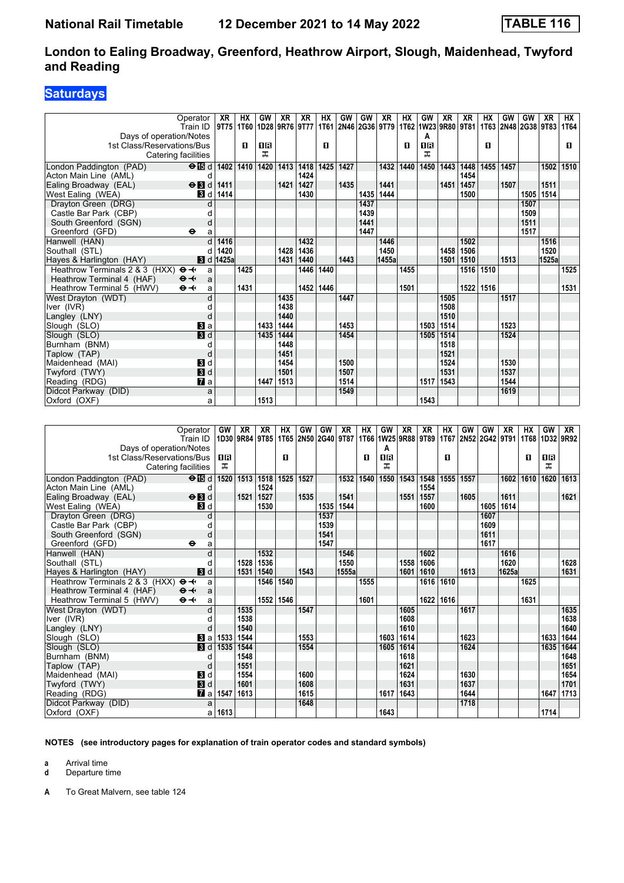# National Rail Timetable — 12 December 2021 to 14 May 2022 — TABLE 116

## London to Ealing Broadway, Greenford, Heathrow Airport, Slough, Maidenhead, Twyford and Reading

### Saturdays

| Operator | | XR | HX | GW | XR | XR | HX | GW | GW | XR | HX | GW | XR | XR | HX | GW | GW | XR | HX |
|---|---|---|---|---|---|---|---|---|---|---|---|---|---|---|---|---|---|---|---|
| Train ID | | 9T75 | 1T60 | 1D28 | 9R76 | 9T77 | 1T61 | 2N46 | 2G36 | 9T79 | 1T62 | 1W25 | 9R80 | 9T81 | 1T63 | 2N48 | 2G38 | 9T83 | 1T64 |
| Days of operation/Notes | | | | | | | | | | | | A | | | | | | | |
| 1st Class/Reservations/Bus | | | 1 | 1R | | | 1 | | | | 1 | 1R | | | 1 | | | | 1 |
| Catering facilities | | | | 🍴 | | | | | | | | 🍴 | | | | | | | |
| London Paddington (PAD) ⊖ 15 | d | 1402 | 1410 | 1420 | 1413 | 1418 | 1425 | 1427 | | 1432 | 1440 | 1450 | 1443 | 1448 | 1455 | 1457 | | 1502 | 1510 |
| Acton Main Line (AML) | d | | | | | 1424 | | | | | | | | 1454 | | | | | |
| Ealing Broadway (EAL) ⊖ 3 | d | 1411 | | | 1421 | 1427 | | 1435 | | 1441 | | | 1451 | 1457 | | 1507 | | 1511 | |
| West Ealing (WEA) 3 | d | 1414 | | | | 1430 | | | 1435 | 1444 | | | | 1500 | | | 1505 | 1514 | |
| Drayton Green (DRG) | d | | | | | | | | 1437 | | | | | | | | 1507 | | |
| Castle Bar Park (CBP) | d | | | | | | | | 1439 | | | | | | | | 1509 | | |
| South Greenford (SGN) | d | | | | | | | | 1441 | | | | | | | | 1511 | | |
| Greenford (GFD) ⊖ | a | | | | | | | | 1447 | | | | | | | | 1517 | | |
| Hanwell (HAN) | d | 1416 | | | | 1432 | | | | 1446 | | | | 1502 | | | | 1516 | |
| Southall (STL) | d | 1420 | | | 1428 | 1436 | | | | 1450 | | | 1458 | 1506 | | | | 1520 | |
| Hayes & Harlington (HAY) 3 | d | 1425a | | | 1431 | 1440 | | 1443 | | 1455a | | | 1501 | 1510 | | 1513 | | 1525a | |
| Heathrow Terminals 2 & 3 (HXX) ⊖✈ | a | | 1425 | | | 1446 | 1440 | | | | 1455 | | | 1516 | 1510 | | | | 1525 |
| Heathrow Terminal 4 (HAF) ⊖✈ | a | | | | | | | | | | | | | | | | | | |
| Heathrow Terminal 5 (HWV) ⊖✈ | a | | 1431 | | | 1452 | 1446 | | | | 1501 | | | 1522 | 1516 | | | | 1531 |
| West Drayton (WDT) | d | | | | 1435 | | | 1447 | | | | | 1505 | | | 1517 | | | |
| Iver (IVR) | d | | | | 1438 | | | | | | | | 1508 | | | | | | |
| Langley (LNY) | d | | | | 1440 | | | | | | | | 1510 | | | | | | |
| Slough (SLO) 3 | a | | | 1433 | 1444 | | | 1453 | | | | 1503 | 1514 | | | 1523 | | | |
| Slough (SLO) 3 | d | | | 1435 | 1444 | | | 1454 | | | | 1505 | 1514 | | | 1524 | | | |
| Burnham (BNM) | d | | | | 1448 | | | | | | | | 1518 | | | | | | |
| Taplow (TAP) | d | | | | 1451 | | | | | | | | 1521 | | | | | | |
| Maidenhead (MAI) 3 | d | | | | 1454 | | | 1500 | | | | | 1524 | | | 1530 | | | |
| Twyford (TWY) 3 | d | | | | 1501 | | | 1507 | | | | | 1531 | | | 1537 | | | |
| Reading (RDG) 7 | a | | | 1447 | 1513 | | | 1514 | | | | 1517 | 1543 | | | 1544 | | | |
| Didcot Parkway (DID) | a | | | | | | | 1549 | | | | | | | | 1619 | | | |
| Oxford (OXF) | a | | | 1513 | | | | | | | | 1543 | | | | | | | |

| Operator | | GW | XR | XR | HX | GW | GW | XR | HX | GW | XR | XR | HX | GW | GW | XR | HX | GW | XR |
|---|---|---|---|---|---|---|---|---|---|---|---|---|---|---|---|---|---|---|---|
| Train ID | | 1D30 | 9R84 | 9T85 | 1T65 | 2N50 | 2G40 | 9T87 | 1T66 | 1W25 | 9R88 | 9T89 | 1T67 | 2N52 | 2G42 | 9T91 | 1T68 | 1D32 | 9R92 |
| Days of operation/Notes | | | | | | | | | | A | | | | | | | | | |
| 1st Class/Reservations/Bus | | 1R | | | 1 | | | | 1 | 1R | | | 1 | | | | 1 | 1R | |
| Catering facilities | | 🍴 | | | | | | | | 🍴 | | | | | | | | 🍴 | |
| London Paddington (PAD) ⊖ 15 | d | 1520 | 1513 | 1518 | 1525 | 1527 | | 1532 | 1540 | 1550 | 1543 | 1548 | 1555 | 1557 | | 1602 | 1610 | 1620 | 1613 |
| Acton Main Line (AML) | d | | | 1524 | | | | | | | | 1554 | | | | | | | |
| Ealing Broadway (EAL) ⊖ 3 | d | | 1521 | 1527 | | 1535 | | 1541 | | | 1551 | 1557 | | 1605 | | 1611 | | | 1621 |
| West Ealing (WEA) 3 | d | | | 1530 | | | 1535 | 1544 | | | | 1600 | | | 1605 | 1614 | | | |
| Drayton Green (DRG) | d | | | | | | 1537 | | | | | | | | 1607 | | | | |
| Castle Bar Park (CBP) | d | | | | | | 1539 | | | | | | | | 1609 | | | | |
| South Greenford (SGN) | d | | | | | | 1541 | | | | | | | | 1611 | | | | |
| Greenford (GFD) ⊖ | a | | | | | | 1547 | | | | | | | | 1617 | | | | |
| Hanwell (HAN) | d | | | 1532 | | | | 1546 | | | | 1602 | | | | 1616 | | | |
| Southall (STL) | d | | 1528 | 1536 | | | | 1550 | | | 1558 | 1606 | | | | 1620 | | | 1628 |
| Hayes & Harlington (HAY) 3 | d | | 1531 | 1540 | | 1543 | | 1555a | | | 1601 | 1610 | | 1613 | | 1625a | | | 1631 |
| Heathrow Terminals 2 & 3 (HXX) ⊖✈ | a | | | 1546 | 1540 | | | | 1555 | | | 1616 | 1610 | | | | 1625 | | |
| Heathrow Terminal 4 (HAF) ⊖✈ | a | | | | | | | | | | | | | | | | | | |
| Heathrow Terminal 5 (HWV) ⊖✈ | a | | | 1552 | 1546 | | | | 1601 | | | 1622 | 1616 | | | | 1631 | | |
| West Drayton (WDT) | d | | 1535 | | | 1547 | | | | | 1605 | | | 1617 | | | | | 1635 |
| Iver (IVR) | d | | 1538 | | | | | | | | 1608 | | | | | | | | 1638 |
| Langley (LNY) | d | | 1540 | | | | | | | | 1610 | | | | | | | | 1640 |
| Slough (SLO) 3 | a | 1533 | 1544 | | | 1553 | | | | 1603 | 1614 | | | 1623 | | | | 1633 | 1644 |
| Slough (SLO) 3 | d | 1535 | 1544 | | | 1554 | | | | 1605 | 1614 | | | 1624 | | | | 1635 | 1644 |
| Burnham (BNM) | d | | 1548 | | | | | | | | 1618 | | | | | | | | 1648 |
| Taplow (TAP) | d | | 1551 | | | | | | | | 1621 | | | | | | | | 1651 |
| Maidenhead (MAI) 3 | d | | 1554 | | | 1600 | | | | | 1624 | | | 1630 | | | | | 1654 |
| Twyford (TWY) 3 | d | | 1601 | | | 1608 | | | | | 1631 | | | 1637 | | | | | 1701 |
| Reading (RDG) 7 | a | 1547 | 1613 | | | 1615 | | | | 1617 | 1643 | | | 1644 | | | | 1647 | 1713 |
| Didcot Parkway (DID) | a | | | | | 1648 | | | | | | | | 1718 | | | | | |
| Oxford (OXF) | a | 1613 | | | | | | | | 1643 | | | | | | | | 1714 | |

**NOTES (see introductory pages for explanation of train operator codes and standard symbols)**

**a** Arrival time
**d** Departure time

**A** To Great Malvern, see table 124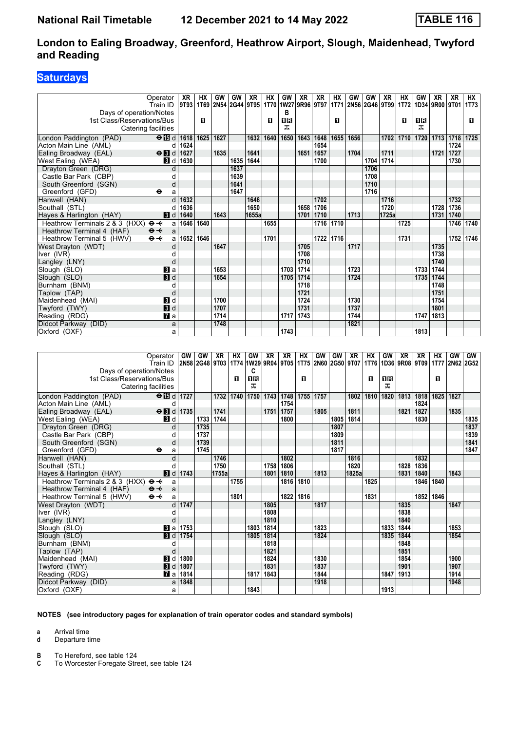# London to Ealing Broadway, Greenford, Heathrow Airport, Slough, Maidenhead, Twyford and Reading

## Saturdays

National Rail Timetable 12 December 2021 to 14 May 2022 — TABLE 116

| Operator | XR | HX | GW | GW | XR | HX | GW | XR | XR | HX | GW | GW | XR | HX | GW | XR | XR | HX |
|---|---|---|---|---|---|---|---|---|---|---|---|---|---|---|---|---|---|---|
| Train ID | 9T93 | 1T69 | 2N54 | 2G44 | 9T95 | 1T70 | 1W27 | 9R96 | 9T97 | 1T71 | 2N56 | 2G46 | 9T99 | 1T72 | 1D34 | 9R00 | 9T01 | 1T73 |
| Days of operation/Notes | | | | | | | B | | | | | | | | | | | |
| 1st Class/Reservations/Bus | | ■ | | | | ■ | ■R | | | ■ | | | | ■ | ■R | | | ■ |
| Catering facilities | | | | | | | 🍴 | | | | | | | | 🍴 | | | |
| London Paddington (PAD) ⊖ 15 d | 1618 | 1625 | 1627 | | 1632 | 1640 | 1650 | 1643 | 1648 | 1655 | 1656 | | 1702 | 1710 | 1720 | 1713 | 1718 | 1725 |
| Acton Main Line (AML) d | 1624 | | | | | | | | 1654 | | | | | | | | 1724 | |
| Ealing Broadway (EAL) ⊖ 3 d | 1627 | | 1635 | | 1641 | | | 1651 | 1657 | | 1704 | | 1711 | | | 1721 | 1727 | |
| West Ealing (WEA) 3 d | 1630 | | | 1635 | 1644 | | | | 1700 | | | 1704 | 1714 | | | | 1730 | |
| Drayton Green (DRG) d | | | | 1637 | | | | | | | | 1706 | | | | | | |
| Castle Bar Park (CBP) d | | | | 1639 | | | | | | | | 1708 | | | | | | |
| South Greenford (SGN) d | | | | 1641 | | | | | | | | 1710 | | | | | | |
| Greenford (GFD) ⊖ a | | | | 1647 | | | | | | | | 1716 | | | | | | |
| Hanwell (HAN) d | 1632 | | | | 1646 | | | | 1702 | | | | 1716 | | | | 1732 | |
| Southall (STL) d | 1636 | | | | 1650 | | | 1658 | 1706 | | | | 1720 | | | 1728 | 1736 | |
| Hayes & Harlington (HAY) 3 d | 1640 | | 1643 | | 1655a | | | 1701 | 1710 | | 1713 | | 1725a | | | 1731 | 1740 | |
| Heathrow Terminals 2 & 3 (HXX) ⊖✈ a | 1646 | 1640 | | | | 1655 | | | 1716 | 1710 | | | | 1725 | | | 1746 | 1740 |
| Heathrow Terminal 4 (HAF) ⊖✈ a | | | | | | | | | | | | | | | | | | |
| Heathrow Terminal 5 (HWV) ⊖✈ a | 1652 | 1646 | | | | 1701 | | | 1722 | 1716 | | | | 1731 | | | 1752 | 1746 |
| West Drayton (WDT) d | | | 1647 | | | | | 1705 | | | 1717 | | | | | 1735 | | |
| Iver (IVR) d | | | | | | | | 1708 | | | | | | | | 1738 | | |
| Langley (LNY) d | | | | | | | | 1710 | | | | | | | | 1740 | | |
| Slough (SLO) 3 a | | | 1653 | | | | 1703 | 1714 | | | 1723 | | | | 1733 | 1744 | | |
| Slough (SLO) 3 d | | | 1654 | | | | 1705 | 1714 | | | 1724 | | | | 1735 | 1744 | | |
| Burnham (BNM) d | | | | | | | | 1718 | | | | | | | | 1748 | | |
| Taplow (TAP) d | | | | | | | | 1721 | | | | | | | | 1751 | | |
| Maidenhead (MAI) 3 d | | | 1700 | | | | | 1724 | | | 1730 | | | | | 1754 | | |
| Twyford (TWY) 3 d | | | 1707 | | | | | 1731 | | | 1737 | | | | | 1801 | | |
| Reading (RDG) 7 a | | | 1714 | | | | 1717 | 1743 | | | 1744 | | | | 1747 | 1813 | | |
| Didcot Parkway (DID) a | | | 1748 | | | | | | | | 1821 | | | | | | | |
| Oxford (OXF) a | | | | | | | 1743 | | | | | | | | 1813 | | | |

| Operator | GW | GW | XR | HX | GW | XR | XR | HX | GW | GW | XR | HX | GW | XR | XR | HX | GW | GW |
|---|---|---|---|---|---|---|---|---|---|---|---|---|---|---|---|---|---|---|
| Train ID | 2N58 | 2G48 | 9T03 | 1T74 | 1W29 | 9R04 | 9T05 | 1T75 | 2N60 | 2G50 | 9T07 | 1T76 | 1D36 | 9R08 | 9T09 | 1T77 | 2N62 | 2G52 |
| Days of operation/Notes | | | | | C | | | | | | | | | | | | | |
| 1st Class/Reservations/Bus | | | | ■ | ■R | | | ■ | | | | ■ | ■R | | | ■ | | |
| Catering facilities | | | | | 🍴 | | | | | | | | 🍴 | | | | | |
| London Paddington (PAD) ⊖ 15 d | 1727 | | 1732 | 1740 | 1750 | 1743 | 1748 | 1755 | 1757 | | 1802 | 1810 | 1820 | 1813 | 1818 | 1825 | 1827 | |
| Acton Main Line (AML) d | | | | | | | 1754 | | | | | | | | 1824 | | | |
| Ealing Broadway (EAL) ⊖ 3 d | 1735 | | 1741 | | | 1751 | 1757 | | 1805 | | 1811 | | | 1821 | 1827 | | 1835 | |
| West Ealing (WEA) 3 d | | 1733 | 1744 | | | | 1800 | | | 1805 | 1814 | | | | 1830 | | | 1835 |
| Drayton Green (DRG) d | | 1735 | | | | | | | | 1807 | | | | | | | | 1837 |
| Castle Bar Park (CBP) d | | 1737 | | | | | | | | 1809 | | | | | | | | 1839 |
| South Greenford (SGN) d | | 1739 | | | | | | | | 1811 | | | | | | | | 1841 |
| Greenford (GFD) ⊖ a | | 1745 | | | | | | | | 1817 | | | | | | | | 1847 |
| Hanwell (HAN) d | | | 1746 | | | | 1802 | | | | 1816 | | | | 1832 | | | |
| Southall (STL) d | | | 1750 | | | 1758 | 1806 | | | | 1820 | | | 1828 | 1836 | | | |
| Hayes & Harlington (HAY) 3 d | 1743 | | 1755a | | | 1801 | 1810 | | 1813 | | 1825a | | | 1831 | 1840 | | 1843 | |
| Heathrow Terminals 2 & 3 (HXX) ⊖✈ a | | | | 1755 | | | 1816 | 1810 | | | | 1825 | | | 1846 | 1840 | | |
| Heathrow Terminal 4 (HAF) ⊖✈ a | | | | | | | | | | | | | | | | | | |
| Heathrow Terminal 5 (HWV) ⊖✈ a | | | | 1801 | | | 1822 | 1816 | | | | 1831 | | | 1852 | 1846 | | |
| West Drayton (WDT) d | 1747 | | | | | 1805 | | | 1817 | | | | | 1835 | | | 1847 | |
| Iver (IVR) d | | | | | | 1808 | | | | | | | | 1838 | | | | |
| Langley (LNY) d | | | | | | 1810 | | | | | | | | 1840 | | | | |
| Slough (SLO) 3 a | 1753 | | | | 1803 | 1814 | | | 1823 | | | | 1833 | 1844 | | | 1853 | |
| Slough (SLO) 3 d | 1754 | | | | 1805 | 1814 | | | 1824 | | | | 1835 | 1844 | | | 1854 | |
| Burnham (BNM) d | | | | | | 1818 | | | | | | | | 1848 | | | | |
| Taplow (TAP) d | | | | | | 1821 | | | | | | | | 1851 | | | | |
| Maidenhead (MAI) 3 d | 1800 | | | | | 1824 | | | 1830 | | | | | 1854 | | | 1900 | |
| Twyford (TWY) 3 d | 1807 | | | | | 1831 | | | 1837 | | | | | 1901 | | | 1907 | |
| Reading (RDG) 7 a | 1814 | | | | 1817 | 1843 | | | 1844 | | | | 1847 | 1913 | | | 1914 | |
| Didcot Parkway (DID) a | 1848 | | | | | | | | 1918 | | | | | | | | 1948 | |
| Oxford (OXF) a | | | | | 1843 | | | | | | | | 1913 | | | | | |

**NOTES (see introductory pages for explanation of train operator codes and standard symbols)**

**a** Arrival time
**d** Departure time

**B** To Hereford, see table 124
**C** To Worcester Foregate Street, see table 124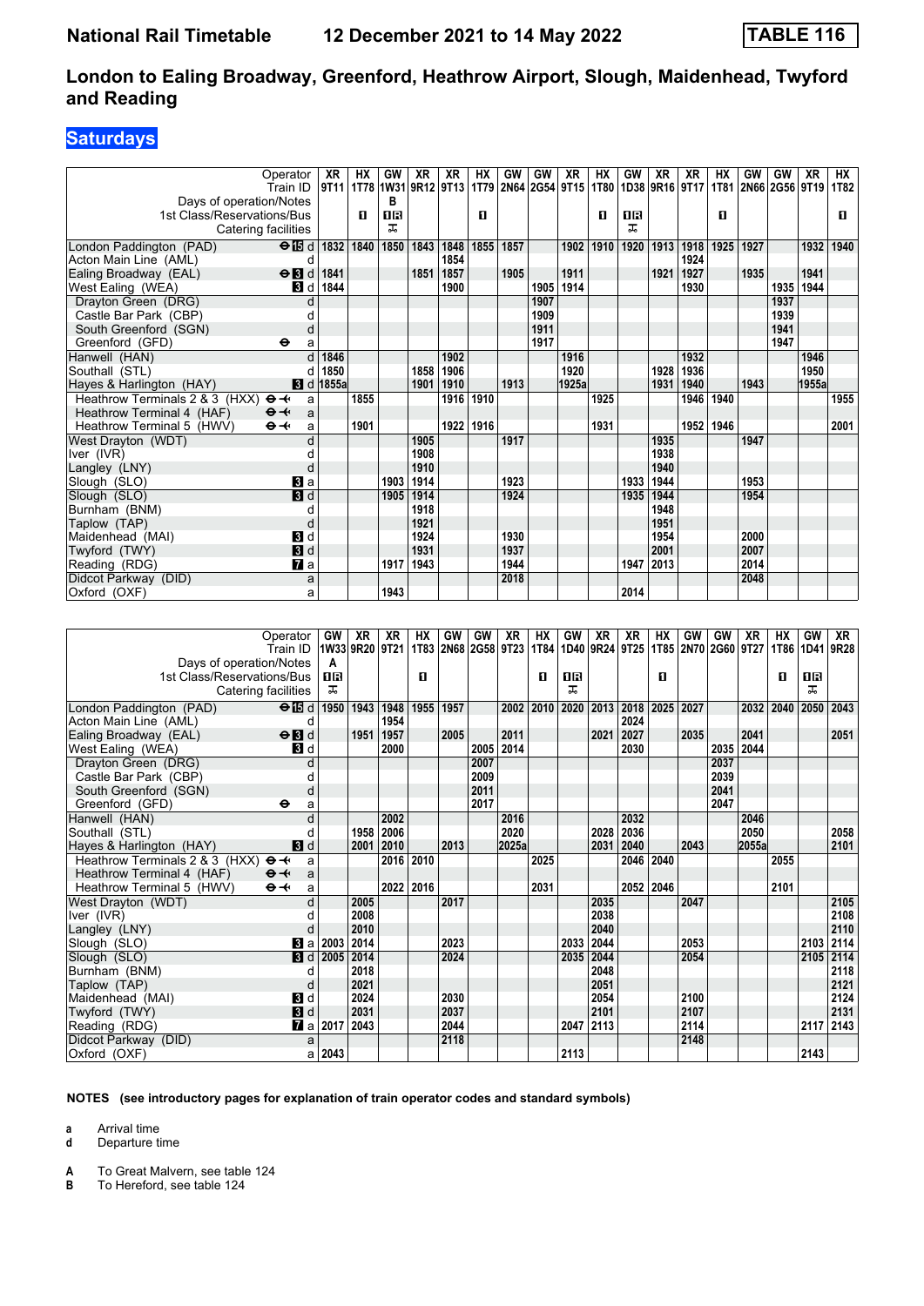# London to Ealing Broadway, Greenford, Heathrow Airport, Slough, Maidenhead, Twyford and Reading

## Saturdays

| Operator | | XR | HX | GW | XR | XR | HX | GW | GW | XR | HX | GW | XR | XR | HX | GW | GW | XR | HX |
|---|---|---|---|---|---|---|---|---|---|---|---|---|---|---|---|---|---|---|---|
| Train ID | | 9T11 | 1T78 | 1W31 | 9R12 | 9T13 | 1T79 | 2N64 | 2G54 | 9T15 | 1T80 | 1D38 | 9R16 | 9T17 | 1T81 | 2N66 | 2G56 | 9T19 | 1T82 |
| Days of operation/Notes | | | | B | | | | | | | | | | | | | | | |
| 1st Class/Reservations/Bus | | | 1 | 1R | | | 1 | | | | 1 | 1R | | | 1 | | | | 1 |
| Catering facilities | | | | 🍴 | | | | | | | | 🍴 | | | | | | | |
| London Paddington (PAD) ⊖ 15 | d | 1832 | 1840 | 1850 | 1843 | 1848 | 1855 | 1857 | | 1902 | 1910 | 1920 | 1913 | 1918 | 1925 | 1927 | | 1932 | 1940 |
| Acton Main Line (AML) | d | | | | | 1854 | | | | | | | | 1924 | | | | | |
| Ealing Broadway (EAL) ⊖ 3 | d | 1841 | | | 1851 | 1857 | | 1905 | | 1911 | | | 1921 | 1927 | | 1935 | | 1941 | |
| West Ealing (WEA) 3 | d | 1844 | | | | 1900 | | | 1905 | 1914 | | | | 1930 | | | 1935 | 1944 | |
| Drayton Green (DRG) | d | | | | | | | | 1907 | | | | | | | | 1937 | | |
| Castle Bar Park (CBP) | d | | | | | | | | 1909 | | | | | | | | 1939 | | |
| South Greenford (SGN) | d | | | | | | | | 1911 | | | | | | | | 1941 | | |
| Greenford (GFD) ⊖ | a | | | | | | | | 1917 | | | | | | | | 1947 | | |
| Hanwell (HAN) | d | 1846 | | | | 1902 | | | | 1916 | | | | 1932 | | | | 1946 | |
| Southall (STL) | d | 1850 | | | 1858 | 1906 | | | | 1920 | | | 1928 | 1936 | | | | 1950 | |
| Hayes & Harlington (HAY) 3 | d | 1855a | | | 1901 | 1910 | | 1913 | | 1925a | | | 1931 | 1940 | | 1943 | | 1955a | |
| Heathrow Terminals 2 & 3 (HXX) ⊖✈ | a | | 1855 | | | 1916 | 1910 | | | | 1925 | | | 1946 | 1940 | | | | 1955 |
| Heathrow Terminal 4 (HAF) ⊖✈ | a | | | | | | | | | | | | | | | | | | |
| Heathrow Terminal 5 (HWV) ⊖✈ | a | | 1901 | | | 1922 | 1916 | | | | 1931 | | | 1952 | 1946 | | | | 2001 |
| West Drayton (WDT) | d | | | | 1905 | | | 1917 | | | | | 1935 | | | 1947 | | | |
| Iver (IVR) | d | | | | 1908 | | | | | | | | 1938 | | | | | | |
| Langley (LNY) | d | | | | 1910 | | | | | | | | 1940 | | | | | | |
| Slough (SLO) 3 | a | | | 1903 | 1914 | | | 1923 | | | | 1933 | 1944 | | | 1953 | | | |
| Slough (SLO) 3 | d | | | 1905 | 1914 | | | 1924 | | | | 1935 | 1944 | | | 1954 | | | |
| Burnham (BNM) | d | | | | 1918 | | | | | | | | 1948 | | | | | | |
| Taplow (TAP) | d | | | | 1921 | | | | | | | | 1951 | | | | | | |
| Maidenhead (MAI) 3 | d | | | | 1924 | | | 1930 | | | | | 1954 | | | 2000 | | | |
| Twyford (TWY) 3 | d | | | | 1931 | | | 1937 | | | | | 2001 | | | 2007 | | | |
| Reading (RDG) 7 | a | | | 1917 | 1943 | | | 1944 | | | | 1947 | 2013 | | | 2014 | | | |
| Didcot Parkway (DID) | a | | | | | | | 2018 | | | | | | | | 2048 | | | |
| Oxford (OXF) | a | | | 1943 | | | | | | | | 2014 | | | | | | | |

| Operator | | GW | XR | XR | HX | GW | GW | XR | HX | GW | XR | XR | HX | GW | GW | XR | HX | GW | XR |
|---|---|---|---|---|---|---|---|---|---|---|---|---|---|---|---|---|---|---|---|
| Train ID | | 1W33 | 9R20 | 9T21 | 1T83 | 2N68 | 2G58 | 9T23 | 1T84 | 1D40 | 9R24 | 9T25 | 1T85 | 2N70 | 2G60 | 9T27 | 1T86 | 1D41 | 9R28 |
| Days of operation/Notes | | A | | | | | | | | | | | | | | | | | |
| 1st Class/Reservations/Bus | | 1R | | | 1 | | | | 1 | 1R | | | 1 | | | | 1 | 1R | |
| Catering facilities | | 🍴 | | | | | | | | 🍴 | | | | | | | | 🍴 | |
| London Paddington (PAD) ⊖ 15 | d | 1950 | 1943 | 1948 | 1955 | 1957 | | 2002 | 2010 | 2020 | 2013 | 2018 | 2025 | 2027 | | 2032 | 2040 | 2050 | 2043 |
| Acton Main Line (AML) | d | | | 1954 | | | | | | | | 2024 | | | | | | | |
| Ealing Broadway (EAL) ⊖ 3 | d | | 1951 | 1957 | | 2005 | | 2011 | | | 2021 | 2027 | | 2035 | | 2041 | | | 2051 |
| West Ealing (WEA) 3 | d | | | 2000 | | | 2005 | 2014 | | | | 2030 | | | 2035 | 2044 | | | |
| Drayton Green (DRG) | d | | | | | | 2007 | | | | | | | | 2037 | | | | |
| Castle Bar Park (CBP) | d | | | | | | 2009 | | | | | | | | 2039 | | | | |
| South Greenford (SGN) | d | | | | | | 2011 | | | | | | | | 2041 | | | | |
| Greenford (GFD) ⊖ | a | | | | | | 2017 | | | | | | | | 2047 | | | | |
| Hanwell (HAN) | d | | | 2002 | | | | 2016 | | | | 2032 | | | | 2046 | | | |
| Southall (STL) | d | | 1958 | 2006 | | | | 2020 | | | 2028 | 2036 | | | | 2050 | | | 2058 |
| Hayes & Harlington (HAY) 3 | d | | 2001 | 2010 | | 2013 | | 2025a | | | 2031 | 2040 | | 2043 | | 2055a | | | 2101 |
| Heathrow Terminals 2 & 3 (HXX) ⊖✈ | a | | | 2016 | 2010 | | | | 2025 | | | 2046 | 2040 | | | | 2055 | | |
| Heathrow Terminal 4 (HAF) ⊖✈ | a | | | | | | | | | | | | | | | | | | |
| Heathrow Terminal 5 (HWV) ⊖✈ | a | | | 2022 | 2016 | | | | 2031 | | | 2052 | 2046 | | | | 2101 | | |
| West Drayton (WDT) | d | | 2005 | | | 2017 | | | | | 2035 | | | 2047 | | | | | 2105 |
| Iver (IVR) | d | | 2008 | | | | | | | | 2038 | | | | | | | | 2108 |
| Langley (LNY) | d | | 2010 | | | | | | | | 2040 | | | | | | | | 2110 |
| Slough (SLO) 3 | a | 2003 | 2014 | | | 2023 | | | | 2033 | 2044 | | | 2053 | | | | 2103 | 2114 |
| Slough (SLO) 3 | d | 2005 | 2014 | | | 2024 | | | | 2035 | 2044 | | | 2054 | | | | 2105 | 2114 |
| Burnham (BNM) | d | | 2018 | | | | | | | | 2048 | | | | | | | | 2118 |
| Taplow (TAP) | d | | 2021 | | | | | | | | 2051 | | | | | | | | 2121 |
| Maidenhead (MAI) 3 | d | | 2024 | | | 2030 | | | | | 2054 | | | 2100 | | | | | 2124 |
| Twyford (TWY) 3 | d | | 2031 | | | 2037 | | | | | 2101 | | | 2107 | | | | | 2131 |
| Reading (RDG) 7 | a | 2017 | 2043 | | | 2044 | | | | 2047 | 2113 | | | 2114 | | | | 2117 | 2143 |
| Didcot Parkway (DID) | a | | | | | 2118 | | | | | | | | 2148 | | | | | |
| Oxford (OXF) | a | 2043 | | | | | | | | 2113 | | | | | | | | 2143 | |

**NOTES (see introductory pages for explanation of train operator codes and standard symbols)**

**a** Arrival time
**d** Departure time

**A** To Great Malvern, see table 124
**B** To Hereford, see table 124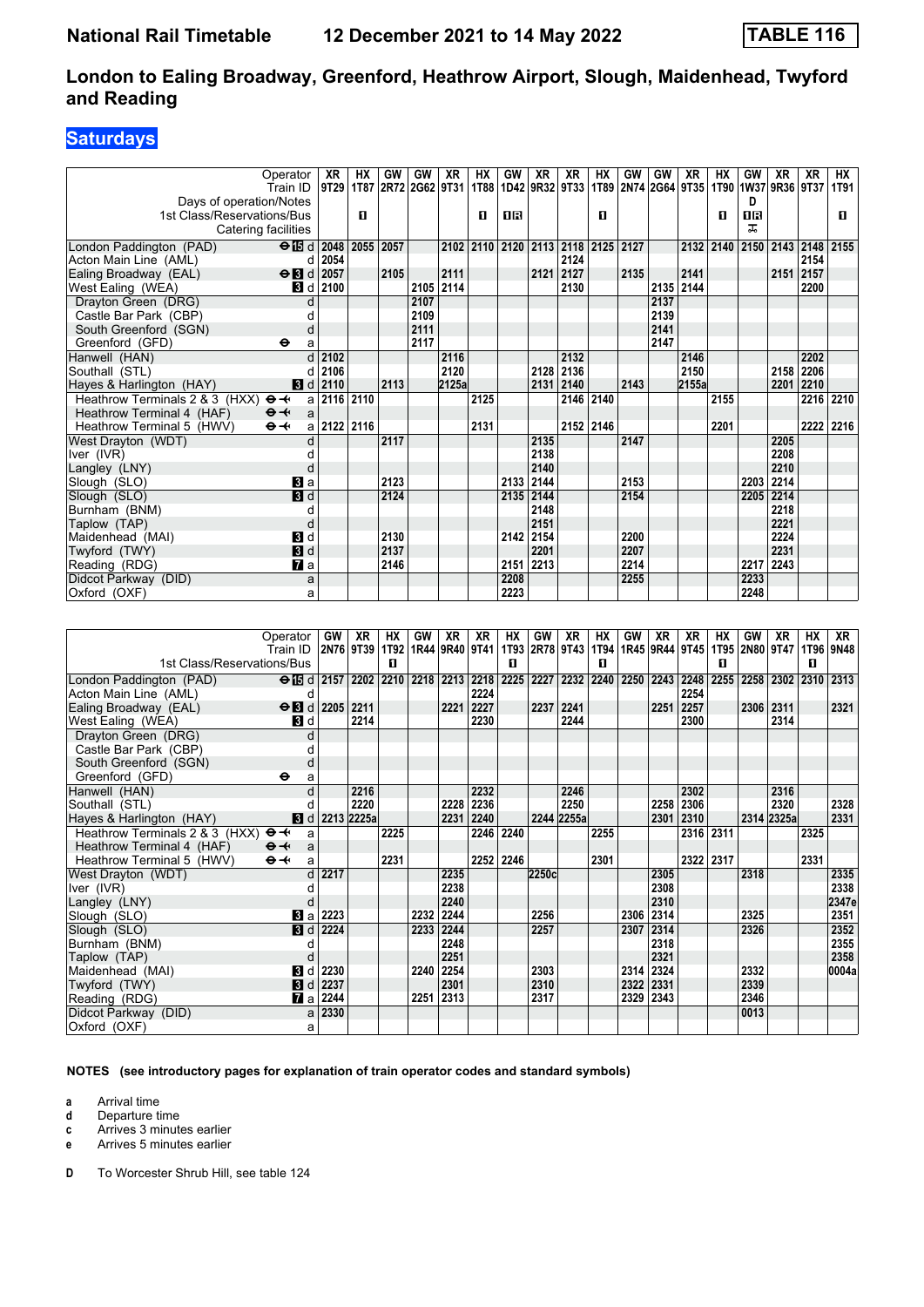# National Rail Timetable 12 December 2021 to 14 May 2022 TABLE 116

## London to Ealing Broadway, Greenford, Heathrow Airport, Slough, Maidenhead, Twyford and Reading

**Saturdays**

| Operator | | XR | HX | GW | GW | XR | HX | GW | XR | XR | HX | GW | GW | XR | HX | GW | XR | XR | HX |
|---|---|---|---|---|---|---|---|---|---|---|---|---|---|---|---|---|---|---|---|
| Train ID | | 9T29 | 1T87 | 2R72 | 2G62 | 9T31 | 1T88 | 1D42 | 9R32 | 9T33 | 1T89 | 2N74 | 2G64 | 9T35 | 1T90 | 1W37 | 9R36 | 9T37 | 1T91 |
| Days of operation/Notes | | | | | | | | | | | | | | | | D | | | |
| 1st Class/Reservations/Bus | | | 1 | | | | 1 | 1R | | | 1 | | | | 1 | 1R | | | 1 |
| Catering facilities | | | | | | | | | | | | | | | | ⊼ | | | |
| London Paddington (PAD) | ⊖15 d | 2048 | 2055 | 2057 | | 2102 | 2110 | 2120 | 2113 | 2118 | 2125 | 2127 | | 2132 | 2140 | 2150 | 2143 | 2148 | 2155 |
| Acton Main Line (AML) | d | 2054 | | | | | | | | 2124 | | | | | | | | 2154 | |
| Ealing Broadway (EAL) | ⊖3 d | 2057 | | 2105 | | 2111 | | | 2121 | 2127 | | 2135 | | 2141 | | | 2151 | 2157 | |
| West Ealing (WEA) | 3 d | 2100 | | | 2105 | 2114 | | | | 2130 | | | 2135 | 2144 | | | | 2200 | |
| Drayton Green (DRG) | d | | | | 2107 | | | | | | | | 2137 | | | | | | |
| Castle Bar Park (CBP) | d | | | | 2109 | | | | | | | | 2139 | | | | | | |
| South Greenford (SGN) | d | | | | 2111 | | | | | | | | 2141 | | | | | | |
| Greenford (GFD) | ⊖ a | | | | 2117 | | | | | | | | 2147 | | | | | | |
| Hanwell (HAN) | d | 2102 | | | | 2116 | | | | 2132 | | | | 2146 | | | | 2202 | |
| Southall (STL) | d | 2106 | | | | 2120 | | | 2128 | 2136 | | | | 2150 | | | 2158 | 2206 | |
| Hayes & Harlington (HAY) | 3 d | 2110 | | 2113 | | 2125a | | | 2131 | 2140 | | 2143 | | 2155a | | | 2201 | 2210 | |
| Heathrow Terminals 2 & 3 (HXX) | ⊖✈ a | 2116 | 2110 | | | | 2125 | | | 2146 | 2140 | | | | 2155 | | | 2216 | 2210 |
| Heathrow Terminal 4 (HAF) | ⊖✈ a | | | | | | | | | | | | | | | | | | |
| Heathrow Terminal 5 (HWV) | ⊖✈ a | 2122 | 2116 | | | | 2131 | | | 2152 | 2146 | | | | 2201 | | | 2222 | 2216 |
| West Drayton (WDT) | d | | | 2117 | | | | | 2135 | | | 2147 | | | | | 2205 | | |
| Iver (IVR) | d | | | | | | | | 2138 | | | | | | | | 2208 | | |
| Langley (LNY) | d | | | | | | | | 2140 | | | | | | | | 2210 | | |
| Slough (SLO) | 3 a | | | 2123 | | | | 2133 | 2144 | | | 2153 | | | | 2203 | 2214 | | |
| Slough (SLO) | 3 d | | | 2124 | | | | 2135 | 2144 | | | 2154 | | | | 2205 | 2214 | | |
| Burnham (BNM) | d | | | | | | | | 2148 | | | | | | | | 2218 | | |
| Taplow (TAP) | d | | | | | | | | 2151 | | | | | | | | 2221 | | |
| Maidenhead (MAI) | 3 d | | | 2130 | | | | 2142 | 2154 | | | 2200 | | | | | 2224 | | |
| Twyford (TWY) | 3 d | | | 2137 | | | | | 2201 | | | 2207 | | | | | 2231 | | |
| Reading (RDG) | 7 a | | | 2146 | | | | 2151 | 2213 | | | 2214 | | | | 2217 | 2243 | | |
| Didcot Parkway (DID) | a | | | | | | | 2208 | | | | 2255 | | | | 2233 | | | |
| Oxford (OXF) | a | | | | | | | 2223 | | | | | | | | 2248 | | | |

| Operator | | GW | XR | HX | GW | XR | XR | HX | GW | XR | HX | GW | XR | XR | HX | GW | XR | HX | XR |
|---|---|---|---|---|---|---|---|---|---|---|---|---|---|---|---|---|---|---|---|
| Train ID | | 2N76 | 9T39 | 1T92 | 1R44 | 9R40 | 9T41 | 1T93 | 2R78 | 9T43 | 1T94 | 1R45 | 9R44 | 9T45 | 1T95 | 2N80 | 9T47 | 1T96 | 9N48 |
| 1st Class/Reservations/Bus | | | | 1 | | | | 1 | | | 1 | | | | 1 | | | 1 | |
| London Paddington (PAD) | ⊖15 d | 2157 | 2202 | 2210 | 2218 | 2213 | 2218 | 2225 | 2227 | 2232 | 2240 | 2250 | 2243 | 2248 | 2255 | 2258 | 2302 | 2310 | 2313 |
| Acton Main Line (AML) | d | | | | | | 2224 | | | | | | | 2254 | | | | | |
| Ealing Broadway (EAL) | ⊖3 d | 2205 | 2211 | | | 2221 | 2227 | | 2237 | 2241 | | | 2251 | 2257 | | 2306 | 2311 | | 2321 |
| West Ealing (WEA) | 3 d | | 2214 | | | | 2230 | | | 2244 | | | | 2300 | | | 2314 | | |
| Drayton Green (DRG) | d | | | | | | | | | | | | | | | | | | |
| Castle Bar Park (CBP) | d | | | | | | | | | | | | | | | | | | |
| South Greenford (SGN) | d | | | | | | | | | | | | | | | | | | |
| Greenford (GFD) | ⊖ a | | | | | | | | | | | | | | | | | | |
| Hanwell (HAN) | d | | 2216 | | | | 2232 | | | 2246 | | | | 2302 | | | 2316 | | |
| Southall (STL) | d | | 2220 | | | 2228 | 2236 | | | 2250 | | | 2258 | 2306 | | | 2320 | | 2328 |
| Hayes & Harlington (HAY) | 3 d | 2213 | 2225a | | | 2231 | 2240 | | 2244 | 2255a | | | 2301 | 2310 | | 2314 | 2325a | | 2331 |
| Heathrow Terminals 2 & 3 (HXX) | ⊖✈ a | | | 2225 | | | 2246 | 2240 | | | 2255 | | | 2316 | 2311 | | | 2325 | |
| Heathrow Terminal 4 (HAF) | ⊖✈ a | | | | | | | | | | | | | | | | | | |
| Heathrow Terminal 5 (HWV) | ⊖✈ a | | | 2231 | | | 2252 | 2246 | | | 2301 | | | 2322 | 2317 | | | 2331 | |
| West Drayton (WDT) | d | 2217 | | | | 2235 | | | 2250c | | | | 2305 | | | 2318 | | | 2335 |
| Iver (IVR) | d | | | | | 2238 | | | | | | | 2308 | | | | | | 2338 |
| Langley (LNY) | d | | | | | 2240 | | | | | | | 2310 | | | | | | 2347e |
| Slough (SLO) | 3 a | 2223 | | | 2232 | 2244 | | | 2256 | | | 2306 | 2314 | | | 2325 | | | 2351 |
| Slough (SLO) | 3 d | 2224 | | | 2233 | 2244 | | | 2257 | | | 2307 | 2314 | | | 2326 | | | 2352 |
| Burnham (BNM) | d | | | | | 2248 | | | | | | | 2318 | | | | | | 2355 |
| Taplow (TAP) | d | | | | | 2251 | | | | | | | 2321 | | | | | | 2358 |
| Maidenhead (MAI) | 3 d | 2230 | | | 2240 | 2254 | | | 2303 | | | 2314 | 2324 | | | 2332 | | | 0004a |
| Twyford (TWY) | 3 d | 2237 | | | | 2301 | | | 2310 | | | 2322 | 2331 | | | 2339 | | | |
| Reading (RDG) | 7 a | 2244 | | | 2251 | 2313 | | | 2317 | | | 2329 | 2343 | | | 2346 | | | |
| Didcot Parkway (DID) | a | 2330 | | | | | | | | | | | | | | 0013 | | | |
| Oxford (OXF) | a | | | | | | | | | | | | | | | | | | |

**NOTES (see introductory pages for explanation of train operator codes and standard symbols)**

- **a** Arrival time
- **d** Departure time
- **c** Arrives 3 minutes earlier
- **e** Arrives 5 minutes earlier

- **D** To Worcester Shrub Hill, see table 124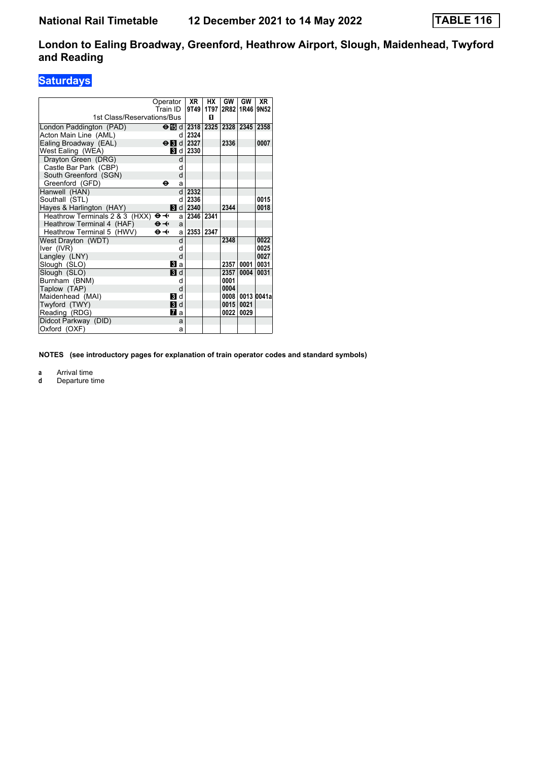# National Rail Timetable 12 December 2021 to 14 May 2022 TABLE 116

## London to Ealing Broadway, Greenford, Heathrow Airport, Slough, Maidenhead, Twyford and Reading

### Saturdays

| Operator | | XR | HX | GW | GW | XR |
|---|---|---|---|---|---|---|
| Train ID | | 9T49 | 1T97 | 2R82 | 1R46 | 9N52 |
| 1st Class/Reservations/Bus | | | 1 | | | |
| London Paddington (PAD) | ⊖ 15 d | 2318 | 2325 | 2328 | 2345 | 2358 |
| Acton Main Line (AML) | d | 2324 | | | | |
| Ealing Broadway (EAL) | ⊖ 3 d | 2327 | | 2336 | | 0007 |
| West Ealing (WEA) | 3 d | 2330 | | | | |
| Drayton Green (DRG) | d | | | | | |
| Castle Bar Park (CBP) | d | | | | | |
| South Greenford (SGN) | d | | | | | |
| Greenford (GFD) | ⊖ a | | | | | |
| Hanwell (HAN) | d | 2332 | | | | |
| Southall (STL) | d | 2336 | | | | 0015 |
| Hayes & Harlington (HAY) | 3 d | 2340 | | 2344 | | 0018 |
| Heathrow Terminals 2 & 3 (HXX) | ⊖✈ a | 2346 | 2341 | | | |
| Heathrow Terminal 4 (HAF) | ⊖✈ a | | | | | |
| Heathrow Terminal 5 (HWV) | ⊖✈ a | 2353 | 2347 | | | |
| West Drayton (WDT) | d | | | 2348 | | 0022 |
| Iver (IVR) | d | | | | | 0025 |
| Langley (LNY) | d | | | | | 0027 |
| Slough (SLO) | 3 a | | | 2357 | 0001 | 0031 |
| Slough (SLO) | 3 d | | | 2357 | 0004 | 0031 |
| Burnham (BNM) | d | | | 0001 | | |
| Taplow (TAP) | d | | | 0004 | | |
| Maidenhead (MAI) | 3 d | | | 0008 | 0013 | 0041a |
| Twyford (TWY) | 3 d | | | 0015 | 0021 | |
| Reading (RDG) | 7 a | | | 0022 | 0029 | |
| Didcot Parkway (DID) | a | | | | | |
| Oxford (OXF) | a | | | | | |

**NOTES (see introductory pages for explanation of train operator codes and standard symbols)**

**a** Arrival time
**d** Departure time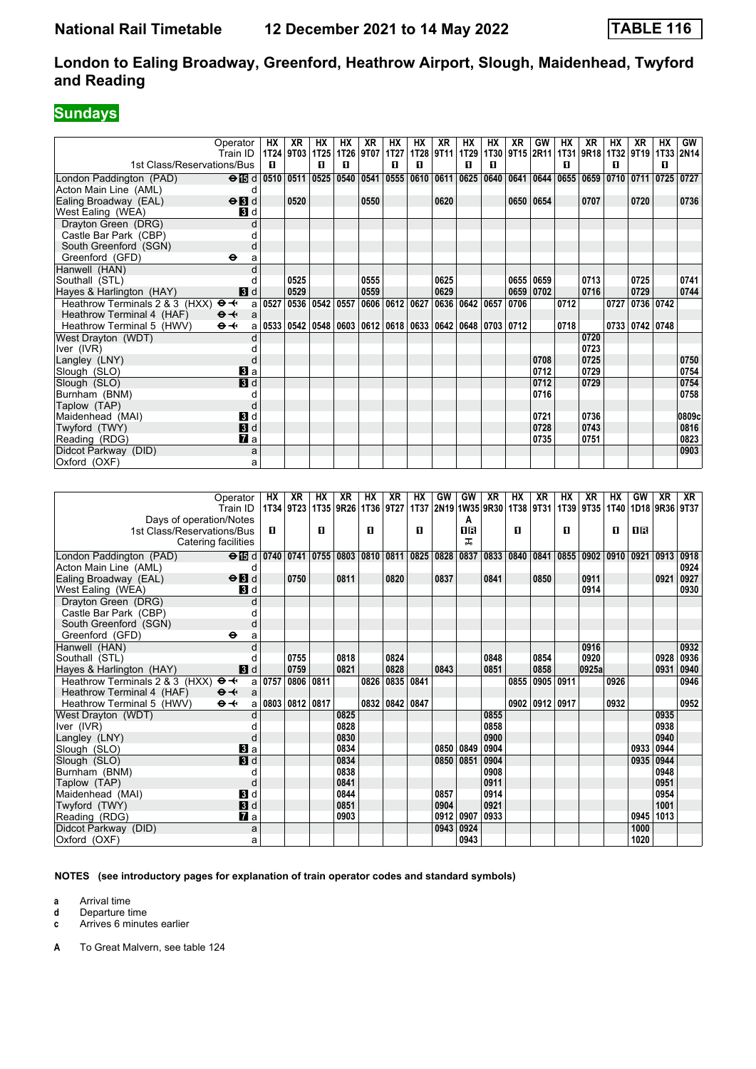# London to Ealing Broadway, Greenford, Heathrow Airport, Slough, Maidenhead, Twyford and Reading

## Sundays

| Operator | | HX | XR | HX | HX | XR | HX | HX | XR | HX | HX | XR | GW | HX | XR | HX | XR | HX | GW |
|---|---|---|---|---|---|---|---|---|---|---|---|---|---|---|---|---|---|---|---|
| Train ID | | 1T24 | 9T03 | 1T25 | 1T26 | 9T07 | 1T27 | 1T28 | 9T11 | 1T29 | 1T30 | 9T15 | 2R11 | 1T31 | 9R18 | 1T32 | 9T19 | 1T33 | 2N14 |
| 1st Class/Reservations/Bus | | 1 | | 1 | 1 | | 1 | 1 | | 1 | 1 | | | 1 | | 1 | | 1 | |
| London Paddington (PAD) ⊖ 15 | d | 0510 | 0511 | 0525 | 0540 | 0541 | 0555 | 0610 | 0611 | 0625 | 0640 | 0641 | 0644 | 0655 | 0659 | 0710 | 0711 | 0725 | 0727 |
| Acton Main Line (AML) | d | | | | | | | | | | | | | | | | | | |
| Ealing Broadway (EAL) ⊖ 3 | d | | 0520 | | | 0550 | | | 0620 | | | 0650 | 0654 | | 0707 | | 0720 | | 0736 |
| West Ealing (WEA) 3 | d | | | | | | | | | | | | | | | | | | |
| Drayton Green (DRG) | d | | | | | | | | | | | | | | | | | | |
| Castle Bar Park (CBP) | d | | | | | | | | | | | | | | | | | | |
| South Greenford (SGN) | d | | | | | | | | | | | | | | | | | | |
| Greenford (GFD) ⊖ | a | | | | | | | | | | | | | | | | | | |
| Hanwell (HAN) | d | | | | | | | | | | | | | | | | | | |
| Southall (STL) | d | | 0525 | | | 0555 | | | 0625 | | | 0655 | 0659 | | 0713 | | 0725 | | 0741 |
| Hayes & Harlington (HAY) 3 | d | | 0529 | | | 0559 | | | 0629 | | | 0659 | 0702 | | 0716 | | 0729 | | 0744 |
| Heathrow Terminals 2 & 3 (HXX) ⊖✈ | a | 0527 | 0536 | 0542 | 0557 | 0606 | 0612 | 0627 | 0636 | 0642 | 0657 | 0706 | | 0712 | | 0727 | 0736 | 0742 | |
| Heathrow Terminal 4 (HAF) ⊖✈ | a | | | | | | | | | | | | | | | | | | |
| Heathrow Terminal 5 (HWV) ⊖✈ | a | 0533 | 0542 | 0548 | 0603 | 0612 | 0618 | 0633 | 0642 | 0648 | 0703 | 0712 | | 0718 | | 0733 | 0742 | 0748 | |
| West Drayton (WDT) | d | | | | | | | | | | | | | | 0720 | | | | |
| Iver (IVR) | d | | | | | | | | | | | | | | 0723 | | | | |
| Langley (LNY) | d | | | | | | | | | | | | 0708 | | 0725 | | | | 0750 |
| Slough (SLO) 3 | a | | | | | | | | | | | | 0712 | | 0729 | | | | 0754 |
| Slough (SLO) 3 | d | | | | | | | | | | | | 0712 | | 0729 | | | | 0754 |
| Burnham (BNM) | d | | | | | | | | | | | | 0716 | | | | | | 0758 |
| Taplow (TAP) | d | | | | | | | | | | | | | | | | | | |
| Maidenhead (MAI) 3 | d | | | | | | | | | | | | 0721 | | 0736 | | | | 0809c |
| Twyford (TWY) 3 | d | | | | | | | | | | | | 0728 | | 0743 | | | | 0816 |
| Reading (RDG) 7 | a | | | | | | | | | | | | 0735 | | 0751 | | | | 0823 |
| Didcot Parkway (DID) | a | | | | | | | | | | | | | | | | | | 0903 |
| Oxford (OXF) | a | | | | | | | | | | | | | | | | | | |

| Operator | | HX | XR | HX | XR | HX | XR | HX | GW | GW | XR | HX | XR | HX | XR | HX | GW | XR | XR |
|---|---|---|---|---|---|---|---|---|---|---|---|---|---|---|---|---|---|---|---|
| Train ID | | 1T34 | 9T23 | 1T35 | 9R26 | 1T36 | 9T27 | 1T37 | 2N19 | 1W35 | 9R30 | 1T38 | 9T31 | 1T39 | 9T35 | 1T40 | 1D18 | 9R36 | 9T37 |
| Days of operation/Notes | | | | | | | | | | A | | | | | | | | | |
| 1st Class/Reservations/Bus | | 1 | | 1 | | 1 | | 1 | | 1R | | 1 | | 1 | | 1 | 1R | | |
| Catering facilities | | | | | | | | | | ⛾ | | | | | | | | | |
| London Paddington (PAD) ⊖ 15 | d | 0740 | 0741 | 0755 | 0803 | 0810 | 0811 | 0825 | 0828 | 0837 | 0833 | 0840 | 0841 | 0855 | 0902 | 0910 | 0921 | 0913 | 0918 |
| Acton Main Line (AML) | d | | | | | | | | | | | | | | | | | | 0924 |
| Ealing Broadway (EAL) ⊖ 3 | d | | 0750 | | 0811 | | 0820 | | 0837 | | 0841 | | 0850 | | 0911 | | | 0921 | 0927 |
| West Ealing (WEA) 3 | d | | | | | | | | | | | | | | 0914 | | | | 0930 |
| Drayton Green (DRG) | d | | | | | | | | | | | | | | | | | | |
| Castle Bar Park (CBP) | d | | | | | | | | | | | | | | | | | | |
| South Greenford (SGN) | d | | | | | | | | | | | | | | | | | | |
| Greenford (GFD) ⊖ | a | | | | | | | | | | | | | | | | | | |
| Hanwell (HAN) | d | | | | | | | | | | | | | | 0916 | | | | 0932 |
| Southall (STL) | d | | 0755 | | 0818 | | 0824 | | | | 0848 | | 0854 | | 0920 | | | 0928 | 0936 |
| Hayes & Harlington (HAY) 3 | d | | 0759 | | 0821 | | 0828 | | 0843 | | 0851 | | 0858 | | 0925a | | | 0931 | 0940 |
| Heathrow Terminals 2 & 3 (HXX) ⊖✈ | a | 0757 | 0806 | 0811 | | 0826 | 0835 | 0841 | | | | 0855 | 0905 | 0911 | | 0926 | | | 0946 |
| Heathrow Terminal 4 (HAF) ⊖✈ | a | | | | | | | | | | | | | | | | | | |
| Heathrow Terminal 5 (HWV) ⊖✈ | a | 0803 | 0812 | 0817 | | 0832 | 0842 | 0847 | | | | 0902 | 0912 | 0917 | | 0932 | | | 0952 |
| West Drayton (WDT) | d | | | | 0825 | | | | | | 0855 | | | | | | | 0935 | |
| Iver (IVR) | d | | | | 0828 | | | | | | 0858 | | | | | | | 0938 | |
| Langley (LNY) | d | | | | 0830 | | | | | | 0900 | | | | | | | 0940 | |
| Slough (SLO) 3 | a | | | | 0834 | | | | 0850 | 0849 | 0904 | | | | | | 0933 | 0944 | |
| Slough (SLO) 3 | d | | | | 0834 | | | | 0850 | 0851 | 0904 | | | | | | 0935 | 0944 | |
| Burnham (BNM) | d | | | | 0838 | | | | | | 0908 | | | | | | | 0948 | |
| Taplow (TAP) | d | | | | 0841 | | | | | | 0911 | | | | | | | 0951 | |
| Maidenhead (MAI) 3 | d | | | | 0844 | | | | 0857 | | 0914 | | | | | | | 0954 | |
| Twyford (TWY) 3 | d | | | | 0851 | | | | 0904 | | 0921 | | | | | | | 1001 | |
| Reading (RDG) 7 | a | | | | 0903 | | | | 0912 | 0907 | 0933 | | | | | | 0945 | 1013 | |
| Didcot Parkway (DID) | a | | | | | | | | 0943 | 0924 | | | | | | | 1000 | | |
| Oxford (OXF) | a | | | | | | | | | 0943 | | | | | | | 1020 | | |

**NOTES (see introductory pages for explanation of train operator codes and standard symbols)**

- **a** Arrival time
- **d** Departure time
- **c** Arrives 6 minutes earlier

**A** To Great Malvern, see table 124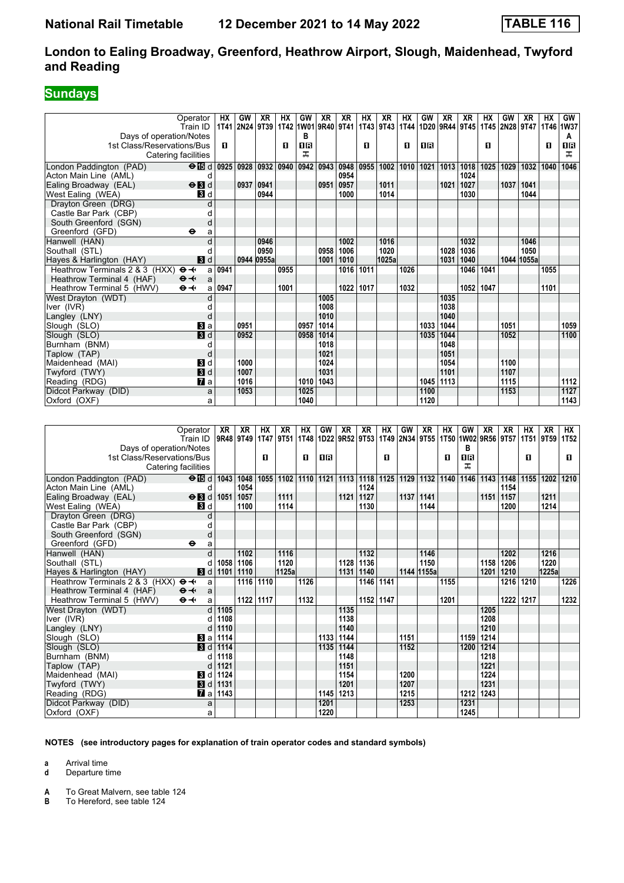# National Rail Timetable — 12 December 2021 to 14 May 2022 — TABLE 116

## London to Ealing Broadway, Greenford, Heathrow Airport, Slough, Maidenhead, Twyford and Reading

**Sundays**

| Operator | | HX | GW | XR | HX | GW | XR | XR | HX | XR | HX | GW | XR | XR | HX | GW | XR | HX | GW |
|---|---|---|---|---|---|---|---|---|---|---|---|---|---|---|---|---|---|---|---|
| Train ID | | 1T41 | 2N24 | 9T39 | 1T42 | 1W01 | 9R40 | 9T41 | 1T43 | 9T43 | 1T44 | 1D20 | 9R44 | 9T45 | 1T45 | 2N28 | 9T47 | 1T46 | 1W37 |
| Days of operation/Notes | | | | | | B | | | | | | | | | | | | | A |
| 1st Class/Reservations/Bus | | 1 | | | 1 | 1R | | | 1 | | 1 | 1R | | | 1 | | | 1 | 1R |
| Catering facilities | | | | | | ✠ | | | | | | | | | | | | | ✠ |
| London Paddington (PAD) ⊖15 | d | 0925 | 0928 | 0932 | 0940 | 0942 | 0943 | 0948 | 0955 | 1002 | 1010 | 1021 | 1013 | 1018 | 1025 | 1029 | 1032 | 1040 | 1046 |
| Acton Main Line (AML) | d | | | | | | | 0954 | | | | | | 1024 | | | | | |
| Ealing Broadway (EAL) ⊖3 | d | | 0937 | 0941 | | | 0951 | 0957 | | 1011 | | | 1021 | 1027 | | 1037 | 1041 | | |
| West Ealing (WEA) 3 | d | | | 0944 | | | | 1000 | | 1014 | | | | 1030 | | | 1044 | | |
| Drayton Green (DRG) | d | | | | | | | | | | | | | | | | | | |
| Castle Bar Park (CBP) | d | | | | | | | | | | | | | | | | | | |
| South Greenford (SGN) | d | | | | | | | | | | | | | | | | | | |
| Greenford (GFD) ⊖ | a | | | | | | | | | | | | | | | | | | |
| Hanwell (HAN) | d | | | 0946 | | | | 1002 | | 1016 | | | | 1032 | | | 1046 | | |
| Southall (STL) | d | | | 0950 | | | 0958 | 1006 | | 1020 | | | 1028 | 1036 | | | 1050 | | |
| Hayes & Harlington (HAY) 3 | d | | 0944 | 0955a | | | 1001 | 1010 | | 1025a | | | 1031 | 1040 | | 1044 | 1055a | | |
| Heathrow Terminals 2 & 3 (HXX) ⊖✈ | a | 0941 | | | 0955 | | | 1016 | 1011 | | 1026 | | | 1046 | 1041 | | | 1055 | |
| Heathrow Terminal 4 (HAF) ⊖✈ | a | | | | | | | | | | | | | | | | | | |
| Heathrow Terminal 5 (HWV) ⊖✈ | a | 0947 | | | 1001 | | | 1022 | 1017 | | 1032 | | | 1052 | 1047 | | | 1101 | |
| West Drayton (WDT) | d | | | | | | 1005 | | | | | | 1035 | | | | | | |
| Iver (IVR) | d | | | | | | 1008 | | | | | | 1038 | | | | | | |
| Langley (LNY) | d | | | | | | 1010 | | | | | | 1040 | | | | | | |
| Slough (SLO) 3 | a | | 0951 | | | 0957 | 1014 | | | | | 1033 | 1044 | | | 1051 | | | 1059 |
| Slough (SLO) 3 | d | | 0952 | | | 0958 | 1014 | | | | | 1035 | 1044 | | | 1052 | | | 1100 |
| Burnham (BNM) | d | | | | | | 1018 | | | | | | 1048 | | | | | | |
| Taplow (TAP) | d | | | | | | 1021 | | | | | | 1051 | | | | | | |
| Maidenhead (MAI) 3 | d | | 1000 | | | | 1024 | | | | | | 1054 | | | 1100 | | | |
| Twyford (TWY) 3 | d | | 1007 | | | | 1031 | | | | | | 1101 | | | 1107 | | | |
| Reading (RDG) 7 | a | | 1016 | | | 1010 | 1043 | | | | | 1045 | 1113 | | | 1115 | | | 1112 |
| Didcot Parkway (DID) | a | | 1053 | | | 1025 | | | | | | 1100 | | | | 1153 | | | 1127 |
| Oxford (OXF) | a | | | | | 1040 | | | | | | 1120 | | | | | | | 1143 |

| Operator | | XR | XR | HX | XR | HX | GW | XR | XR | HX | GW | XR | HX | GW | XR | XR | HX | XR | HX |
|---|---|---|---|---|---|---|---|---|---|---|---|---|---|---|---|---|---|---|---|
| Train ID | | 9R48 | 9T49 | 1T47 | 9T51 | 1T48 | 1D22 | 9R52 | 9T53 | 1T49 | 2N34 | 9T55 | 1T50 | 1W02 | 9R56 | 9T57 | 1T51 | 9T59 | 1T52 |
| Days of operation/Notes | | | | | | | | | | | | | | B | | | | | |
| 1st Class/Reservations/Bus | | | | 1 | | 1 | 1R | | | 1 | | | 1 | 1R | | | 1 | | 1 |
| Catering facilities | | | | | | | | | | | | | | ✠ | | | | | |
| London Paddington (PAD) ⊖15 | d | 1043 | 1048 | 1055 | 1102 | 1110 | 1121 | 1113 | 1118 | 1125 | 1129 | 1132 | 1140 | 1146 | 1143 | 1148 | 1155 | 1202 | 1210 |
| Acton Main Line (AML) | d | | 1054 | | | | | | 1124 | | | | | | | 1154 | | | |
| Ealing Broadway (EAL) ⊖3 | d | 1051 | 1057 | | 1111 | | | 1121 | 1127 | | 1137 | 1141 | | | 1151 | 1157 | | 1211 | |
| West Ealing (WEA) 3 | d | | 1100 | | 1114 | | | | 1130 | | | 1144 | | | | 1200 | | 1214 | |
| Drayton Green (DRG) | d | | | | | | | | | | | | | | | | | | |
| Castle Bar Park (CBP) | d | | | | | | | | | | | | | | | | | | |
| South Greenford (SGN) | d | | | | | | | | | | | | | | | | | | |
| Greenford (GFD) ⊖ | a | | | | | | | | | | | | | | | | | | |
| Hanwell (HAN) | d | | 1102 | | 1116 | | | | 1132 | | | 1146 | | | | 1202 | | 1216 | |
| Southall (STL) | d | 1058 | 1106 | | 1120 | | | 1128 | 1136 | | | 1150 | | | 1158 | 1206 | | 1220 | |
| Hayes & Harlington (HAY) 3 | d | 1101 | 1110 | | 1125a | | | 1131 | 1140 | | 1144 | 1155a | | | 1201 | 1210 | | 1225a | |
| Heathrow Terminals 2 & 3 (HXX) ⊖✈ | a | | 1116 | 1110 | | 1126 | | | 1146 | 1141 | | | 1155 | | | 1216 | 1210 | | 1226 |
| Heathrow Terminal 4 (HAF) ⊖✈ | a | | | | | | | | | | | | | | | | | | |
| Heathrow Terminal 5 (HWV) ⊖✈ | a | | 1122 | 1117 | | 1132 | | | 1152 | 1147 | | | 1201 | | | 1222 | 1217 | | 1232 |
| West Drayton (WDT) | d | 1105 | | | | | | 1135 | | | | | | | 1205 | | | | |
| Iver (IVR) | d | 1108 | | | | | | 1138 | | | | | | | 1208 | | | | |
| Langley (LNY) | d | 1110 | | | | | | 1140 | | | | | | | 1210 | | | | |
| Slough (SLO) 3 | a | 1114 | | | | | 1133 | 1144 | | | 1151 | | | 1159 | 1214 | | | | |
| Slough (SLO) 3 | d | 1114 | | | | | 1135 | 1144 | | | 1152 | | | 1200 | 1214 | | | | |
| Burnham (BNM) | d | 1118 | | | | | | 1148 | | | | | | | 1218 | | | | |
| Taplow (TAP) | d | 1121 | | | | | | 1151 | | | | | | | 1221 | | | | |
| Maidenhead (MAI) 3 | d | 1124 | | | | | | 1154 | | | 1200 | | | | 1224 | | | | |
| Twyford (TWY) 3 | d | 1131 | | | | | | 1201 | | | 1207 | | | | 1231 | | | | |
| Reading (RDG) 7 | a | 1143 | | | | | 1145 | 1213 | | | 1215 | | | 1212 | 1243 | | | | |
| Didcot Parkway (DID) | a | | | | | | 1201 | | | | 1253 | | | 1231 | | | | | |
| Oxford (OXF) | a | | | | | | 1220 | | | | | | | 1245 | | | | | |

**NOTES (see introductory pages for explanation of train operator codes and standard symbols)**

**a** Arrival time
**d** Departure time

**A** To Great Malvern, see table 124
**B** To Hereford, see table 124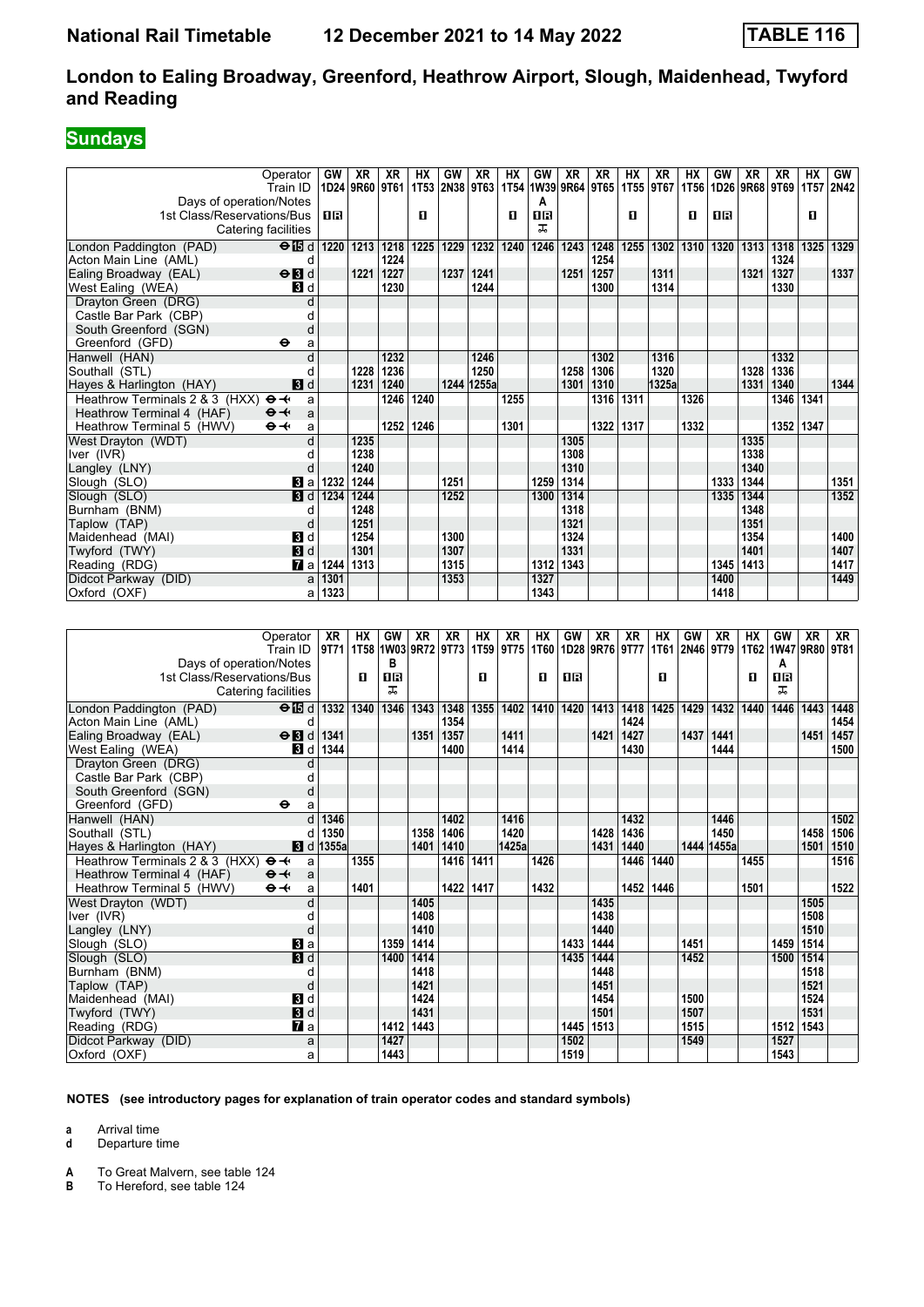# National Rail Timetable 12 December 2021 to 14 May 2022 TABLE 116

## London to Ealing Broadway, Greenford, Heathrow Airport, Slough, Maidenhead, Twyford and Reading

## Sundays

| Operator | | GW | XR | XR | HX | GW | XR | HX | GW | XR | XR | HX | XR | HX | GW | XR | XR | HX | GW |
|---|---|---|---|---|---|---|---|---|---|---|---|---|---|---|---|---|---|---|---|
| Train ID | | 1D24 | 9R60 | 9T61 | 1T53 | 2N38 | 9T63 | 1T54 | 1W39 | 9R64 | 9T65 | 1T55 | 9T67 | 1T56 | 1D26 | 9R68 | 9T69 | 1T57 | 2N42 |
| Days of operation/Notes | | | | | | | | | A | | | | | | | | | | |
| 1st Class/Reservations/Bus | | 1R | | | 1 | | | 1 | 1R | | | 1 | | 1 | 1R | | | 1 | |
| Catering facilities | | | | | | | | | ⚒ | | | | | | | | | | |
| London Paddington (PAD) | ⊖15 d | 1220 | 1213 | 1218 | 1225 | 1229 | 1232 | 1240 | 1246 | 1243 | 1248 | 1255 | 1302 | 1310 | 1320 | 1313 | 1318 | 1325 | 1329 |
| Acton Main Line (AML) | d | | | 1224 | | | | | | | 1254 | | | | | | 1324 | | |
| Ealing Broadway (EAL) | ⊖3 d | | 1221 | 1227 | | 1237 | 1241 | | | 1251 | 1257 | | 1311 | | | 1321 | 1327 | | 1337 |
| West Ealing (WEA) | 3 d | | | 1230 | | | 1244 | | | | 1300 | | 1314 | | | | 1330 | | |
| Drayton Green (DRG) | d | | | | | | | | | | | | | | | | | | |
| Castle Bar Park (CBP) | d | | | | | | | | | | | | | | | | | | |
| South Greenford (SGN) | d | | | | | | | | | | | | | | | | | | |
| Greenford (GFD) | ⊖ a | | | | | | | | | | | | | | | | | | |
| Hanwell (HAN) | d | | | 1232 | | | 1246 | | | | 1302 | | 1316 | | | | 1332 | | |
| Southall (STL) | d | | 1228 | 1236 | | | 1250 | | | 1258 | 1306 | | 1320 | | | 1328 | 1336 | | |
| Hayes & Harlington (HAY) | 3 d | | 1231 | 1240 | | 1244 | 1255a | | | 1301 | 1310 | | 1325a | | | 1331 | 1340 | | 1344 |
| Heathrow Terminals 2 & 3 (HXX) | ⊖✈ a | | | 1246 | 1240 | | | 1255 | | | 1316 | 1311 | | 1326 | | | 1346 | 1341 | |
| Heathrow Terminal 4 (HAF) | ⊖✈ a | | | | | | | | | | | | | | | | | | |
| Heathrow Terminal 5 (HWV) | ⊖✈ a | | | 1252 | 1246 | | | 1301 | | | 1322 | 1317 | | 1332 | | | 1352 | 1347 | |
| West Drayton (WDT) | d | | 1235 | | | | | | | 1305 | | | | | | 1335 | | | |
| Iver (IVR) | d | | 1238 | | | | | | | 1308 | | | | | | 1338 | | | |
| Langley (LNY) | d | | 1240 | | | | | | | 1310 | | | | | | 1340 | | | |
| Slough (SLO) | 3 a | 1232 | 1244 | | | 1251 | | | 1259 | 1314 | | | | | 1333 | 1344 | | | 1351 |
| Slough (SLO) | 3 d | 1234 | 1244 | | | 1252 | | | 1300 | 1314 | | | | | 1335 | 1344 | | | 1352 |
| Burnham (BNM) | d | | 1248 | | | | | | | 1318 | | | | | | 1348 | | | |
| Taplow (TAP) | d | | 1251 | | | | | | | 1321 | | | | | | 1351 | | | |
| Maidenhead (MAI) | 3 d | | 1254 | | | 1300 | | | | 1324 | | | | | | 1354 | | | 1400 |
| Twyford (TWY) | 3 d | | 1301 | | | 1307 | | | | 1331 | | | | | | 1401 | | | 1407 |
| Reading (RDG) | 7 a | 1244 | 1313 | | | 1315 | | | 1312 | 1343 | | | | | 1345 | 1413 | | | 1417 |
| Didcot Parkway (DID) | a | 1301 | | | | 1353 | | | 1327 | | | | | | 1400 | | | | 1449 |
| Oxford (OXF) | a | 1323 | | | | | | | 1343 | | | | | | 1418 | | | | |

| Operator | | XR | HX | GW | XR | XR | HX | XR | HX | GW | XR | XR | HX | GW | XR | HX | GW | XR | XR |
|---|---|---|---|---|---|---|---|---|---|---|---|---|---|---|---|---|---|---|---|
| Train ID | | 9T71 | 1T58 | 1W03 | 9R72 | 9T73 | 1T59 | 9T75 | 1T60 | 1D28 | 9R76 | 9T77 | 1T61 | 2N46 | 9T79 | 1T62 | 1W47 | 9R80 | 9T81 |
| Days of operation/Notes | | | | B | | | | | | | | | | | | | A | | |
| 1st Class/Reservations/Bus | | | 1 | 1R | | | 1 | | 1 | 1R | | | 1 | | | 1 | 1R | | |
| Catering facilities | | | | ⚒ | | | | | | | | | | | | | ⚒ | | |
| London Paddington (PAD) | ⊖15 d | 1332 | 1340 | 1346 | 1343 | 1348 | 1355 | 1402 | 1410 | 1420 | 1413 | 1418 | 1425 | 1429 | 1432 | 1440 | 1446 | 1443 | 1448 |
| Acton Main Line (AML) | d | | | | | 1354 | | | | | | 1424 | | | | | | | 1454 |
| Ealing Broadway (EAL) | ⊖3 d | 1341 | | | 1351 | 1357 | | 1411 | | | 1421 | 1427 | | 1437 | 1441 | | | 1451 | 1457 |
| West Ealing (WEA) | 3 d | 1344 | | | | 1400 | | 1414 | | | | 1430 | | | 1444 | | | | 1500 |
| Drayton Green (DRG) | d | | | | | | | | | | | | | | | | | | |
| Castle Bar Park (CBP) | d | | | | | | | | | | | | | | | | | | |
| South Greenford (SGN) | d | | | | | | | | | | | | | | | | | | |
| Greenford (GFD) | ⊖ a | | | | | | | | | | | | | | | | | | |
| Hanwell (HAN) | d | 1346 | | | | 1402 | | 1416 | | | | 1432 | | | 1446 | | | | 1502 |
| Southall (STL) | d | 1350 | | | 1358 | 1406 | | 1420 | | | 1428 | 1436 | | | 1450 | | | 1458 | 1506 |
| Hayes & Harlington (HAY) | 3 d | 1355a | | | 1401 | 1410 | | 1425a | | | 1431 | 1440 | | 1444 | 1455a | | | 1501 | 1510 |
| Heathrow Terminals 2 & 3 (HXX) | ⊖✈ a | | 1355 | | | 1416 | 1411 | | 1426 | | | 1446 | 1440 | | | 1455 | | | 1516 |
| Heathrow Terminal 4 (HAF) | ⊖✈ a | | | | | | | | | | | | | | | | | | |
| Heathrow Terminal 5 (HWV) | ⊖✈ a | | 1401 | | | 1422 | 1417 | | 1432 | | | 1452 | 1446 | | | 1501 | | | 1522 |
| West Drayton (WDT) | d | | | | 1405 | | | | | | 1435 | | | | | | | 1505 | |
| Iver (IVR) | d | | | | 1408 | | | | | | 1438 | | | | | | | 1508 | |
| Langley (LNY) | d | | | | 1410 | | | | | | 1440 | | | | | | | 1510 | |
| Slough (SLO) | 3 a | | | 1359 | 1414 | | | | | 1433 | 1444 | | | 1451 | | | 1459 | 1514 | |
| Slough (SLO) | 3 d | | | 1400 | 1414 | | | | | 1435 | 1444 | | | 1452 | | | 1500 | 1514 | |
| Burnham (BNM) | d | | | | 1418 | | | | | | 1448 | | | | | | | 1518 | |
| Taplow (TAP) | d | | | | 1421 | | | | | | 1451 | | | | | | | 1521 | |
| Maidenhead (MAI) | 3 d | | | | 1424 | | | | | | 1454 | | | 1500 | | | | 1524 | |
| Twyford (TWY) | 3 d | | | | 1431 | | | | | | 1501 | | | 1507 | | | | 1531 | |
| Reading (RDG) | 7 a | | | 1412 | 1443 | | | | | 1445 | 1513 | | | 1515 | | | 1512 | 1543 | |
| Didcot Parkway (DID) | a | | | 1427 | | | | | | 1502 | | | | 1549 | | | 1527 | | |
| Oxford (OXF) | a | | | 1443 | | | | | | 1519 | | | | | | | 1543 | | |

**NOTES (see introductory pages for explanation of train operator codes and standard symbols)**

**a** Arrival time
**d** Departure time

**A** To Great Malvern, see table 124
**B** To Hereford, see table 124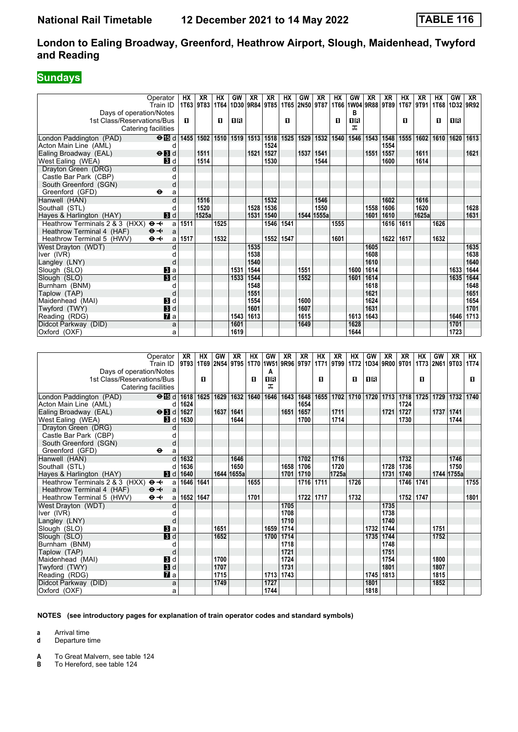# London to Ealing Broadway, Greenford, Heathrow Airport, Slough, Maidenhead, Twyford and Reading

## Sundays

| Station | | HX | XR | HX | GW | XR | XR | HX | GW | XR | HX | GW | XR | XR | HX | XR | HX | GW | XR |
|---|---|---|---|---|---|---|---|---|---|---|---|---|---|---|---|---|---|---|---|
| Train ID | | 1T63 | 9T83 | 1T64 | 1D30 | 9R84 | 9T85 | 1T65 | 2N50 | 9T87 | 1T66 | 1W04 | 9R88 | 9T89 | 1T67 | 9T91 | 1T68 | 1D32 | 9R92 |
| Days of operation/Notes | | | | | | | | | | | | B | | | | | | | |
| 1st Class/Reservations/Bus | | 1 | | 1 | 1R | | | 1 | | | 1 | 1R | | | 1 | | 1 | 1R | |
| Catering facilities | | | | | | | | | | | | 🛒 | | | | | | | |
| London Paddington (PAD) ⊖ 15 | d | 1455 | 1502 | 1510 | 1519 | 1513 | 1518 | 1525 | 1529 | 1532 | 1540 | 1546 | 1543 | 1548 | 1555 | 1602 | 1610 | 1620 | 1613 |
| Acton Main Line (AML) | d | | | | | | 1524 | | | | | | | 1554 | | | | | |
| Ealing Broadway (EAL) ⊖ 3 | d | | 1511 | | | 1521 | 1527 | | 1537 | 1541 | | | 1551 | 1557 | | 1611 | | | 1621 |
| West Ealing (WEA) 3 | d | | 1514 | | | | 1530 | | | 1544 | | | | 1600 | | 1614 | | | |
| Drayton Green (DRG) | d | | | | | | | | | | | | | | | | | | |
| Castle Bar Park (CBP) | d | | | | | | | | | | | | | | | | | | |
| South Greenford (SGN) | d | | | | | | | | | | | | | | | | | | |
| Greenford (GFD) ⊖ | a | | | | | | | | | | | | | | | | | | |
| Hanwell (HAN) | d | | 1516 | | | | 1532 | | | 1546 | | | | 1602 | | 1616 | | | |
| Southall (STL) | d | | 1520 | | | 1528 | 1536 | | | 1550 | | | 1558 | 1606 | | 1620 | | | 1628 |
| Hayes & Harlington (HAY) 3 | d | | 1525a | | | 1531 | 1540 | | 1544 | 1555a | | | 1601 | 1610 | | 1625a | | | 1631 |
| Heathrow Terminals 2 & 3 (HXX) ⊖✈ | a | 1511 | | 1525 | | | 1546 | 1541 | | | 1555 | | | 1616 | 1611 | | 1626 | | |
| Heathrow Terminal 4 (HAF) ⊖✈ | a | | | | | | | | | | | | | | | | | | |
| Heathrow Terminal 5 (HWV) ⊖✈ | a | 1517 | | 1532 | | | 1552 | 1547 | | | 1601 | | | 1622 | 1617 | | 1632 | | |
| West Drayton (WDT) | d | | | | | 1535 | | | | | | | 1605 | | | | | | 1635 |
| Iver (IVR) | d | | | | | 1538 | | | | | | | 1608 | | | | | | 1638 |
| Langley (LNY) | d | | | | | 1540 | | | | | | | 1610 | | | | | | 1640 |
| Slough (SLO) 3 | a | | | | 1531 | 1544 | | | 1551 | | | 1600 | 1614 | | | | | 1633 | 1644 |
| Slough (SLO) 3 | d | | | | 1533 | 1544 | | | 1552 | | | 1601 | 1614 | | | | | 1635 | 1644 |
| Burnham (BNM) | d | | | | | 1548 | | | | | | | 1618 | | | | | | 1648 |
| Taplow (TAP) | d | | | | | 1551 | | | | | | | 1621 | | | | | | 1651 |
| Maidenhead (MAI) 3 | d | | | | | 1554 | | | 1600 | | | | 1624 | | | | | | 1654 |
| Twyford (TWY) 3 | d | | | | | 1601 | | | 1607 | | | | 1631 | | | | | | 1701 |
| Reading (RDG) 7 | a | | | | 1543 | 1613 | | | 1615 | | | 1613 | 1643 | | | | | 1646 | 1713 |
| Didcot Parkway (DID) | a | | | | 1601 | | | | 1649 | | | 1628 | | | | | | 1701 | |
| Oxford (OXF) | a | | | | 1619 | | | | | | | 1644 | | | | | | 1723 | |

| Station | | XR | HX | GW | XR | HX | GW | XR | XR | HX | XR | HX | GW | XR | XR | HX | GW | XR | HX |
|---|---|---|---|---|---|---|---|---|---|---|---|---|---|---|---|---|---|---|---|
| Train ID | | 9T93 | 1T69 | 2N54 | 9T95 | 1T70 | 1W51 | 9R96 | 9T97 | 1T71 | 9T99 | 1T72 | 1D34 | 9R00 | 9T01 | 1T73 | 2N61 | 9T03 | 1T74 |
| Days of operation/Notes | | | | | | | A | | | | | | | | | | | | |
| 1st Class/Reservations/Bus | | | 1 | | | 1 | 1R | | | 1 | | 1 | 1R | | | 1 | | | 1 |
| Catering facilities | | | | | | | 🛒 | | | | | | | | | | | | |
| London Paddington (PAD) ⊖ 15 | d | 1618 | 1625 | 1629 | 1632 | 1640 | 1646 | 1643 | 1648 | 1655 | 1702 | 1710 | 1720 | 1713 | 1718 | 1725 | 1729 | 1732 | 1740 |
| Acton Main Line (AML) | d | 1624 | | | | | | | 1654 | | | | | | 1724 | | | | |
| Ealing Broadway (EAL) ⊖ 3 | d | 1627 | | 1637 | 1641 | | | 1651 | 1657 | | 1711 | | | 1721 | 1727 | | 1737 | 1741 | |
| West Ealing (WEA) 3 | d | 1630 | | | 1644 | | | | 1700 | | 1714 | | | | 1730 | | | 1744 | |
| Drayton Green (DRG) | d | | | | | | | | | | | | | | | | | | |
| Castle Bar Park (CBP) | d | | | | | | | | | | | | | | | | | | |
| South Greenford (SGN) | d | | | | | | | | | | | | | | | | | | |
| Greenford (GFD) ⊖ | a | | | | | | | | | | | | | | | | | | |
| Hanwell (HAN) | d | 1632 | | | 1646 | | | | 1702 | | 1716 | | | | 1732 | | | 1746 | |
| Southall (STL) | d | 1636 | | | 1650 | | | 1658 | 1706 | | 1720 | | | 1728 | 1736 | | | 1750 | |
| Hayes & Harlington (HAY) 3 | d | 1640 | | 1644 | 1655a | | | 1701 | 1710 | | 1725a | | | 1731 | 1740 | | 1744 | 1755a | |
| Heathrow Terminals 2 & 3 (HXX) ⊖✈ | a | 1646 | 1641 | | | 1655 | | | 1716 | 1711 | | 1726 | | | 1746 | 1741 | | | 1755 |
| Heathrow Terminal 4 (HAF) ⊖✈ | a | | | | | | | | | | | | | | | | | | |
| Heathrow Terminal 5 (HWV) ⊖✈ | a | 1652 | 1647 | | | 1701 | | | 1722 | 1717 | | 1732 | | | 1752 | 1747 | | | 1801 |
| West Drayton (WDT) | d | | | | | | | 1705 | | | | | | 1735 | | | | | |
| Iver (IVR) | d | | | | | | | 1708 | | | | | | 1738 | | | | | |
| Langley (LNY) | d | | | | | | | 1710 | | | | | | 1740 | | | | | |
| Slough (SLO) 3 | a | | | 1651 | | | 1659 | 1714 | | | | | 1732 | 1744 | | | 1751 | | |
| Slough (SLO) 3 | d | | | 1652 | | | 1700 | 1714 | | | | | 1735 | 1744 | | | 1752 | | |
| Burnham (BNM) | d | | | | | | | 1718 | | | | | | 1748 | | | | | |
| Taplow (TAP) | d | | | | | | | 1721 | | | | | | 1751 | | | | | |
| Maidenhead (MAI) 3 | d | | | 1700 | | | | 1724 | | | | | | 1754 | | | 1800 | | |
| Twyford (TWY) 3 | d | | | 1707 | | | | 1731 | | | | | | 1801 | | | 1807 | | |
| Reading (RDG) 7 | a | | | 1715 | | | 1713 | 1743 | | | | | 1745 | 1813 | | | 1815 | | |
| Didcot Parkway (DID) | a | | | 1749 | | | 1727 | | | | | | 1801 | | | | 1852 | | |
| Oxford (OXF) | a | | | | | | 1744 | | | | | | 1818 | | | | | | |

**NOTES (see introductory pages for explanation of train operator codes and standard symbols)**

**a** Arrival time
**d** Departure time

**A** To Great Malvern, see table 124
**B** To Hereford, see table 124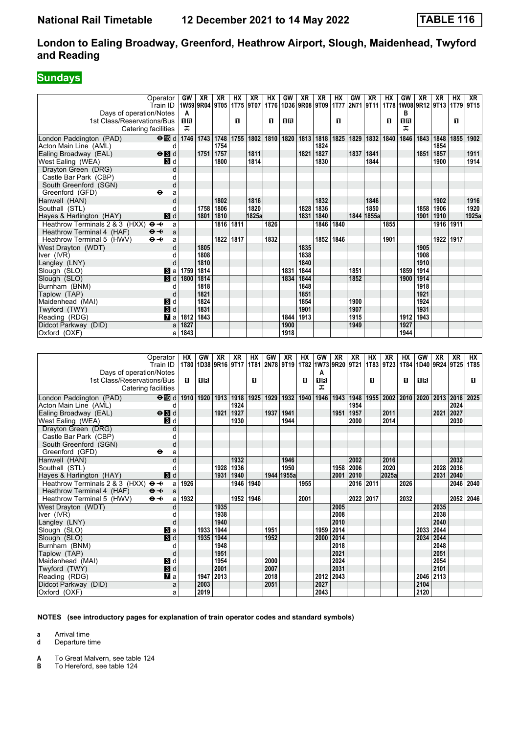# National Rail Timetable 12 December 2021 to 14 May 2022 TABLE 116

## London to Ealing Broadway, Greenford, Heathrow Airport, Slough, Maidenhead, Twyford and Reading

**Sundays**

| Operator | GW | XR | XR | HX | XR | HX | GW | XR | XR | HX | GW | XR | HX | GW | XR | XR | HX | XR |
|---|---|---|---|---|---|---|---|---|---|---|---|---|---|---|---|---|---|---|
| Train ID | 1W59 | 9R04 | 9T05 | 1T75 | 9T07 | 1T76 | 1D36 | 9R08 | 9T09 | 1T77 | 2N71 | 9T11 | 1T78 | 1W08 | 9R12 | 9T13 | 1T79 | 9T15 |
| Days of operation/Notes | A | | | | | | | | | | | | | B | | | | |
| 1st Class/Reservations/Bus | 1R | | | 1 | | 1 | 1R | | | 1 | | | 1 | 1R | | | 1 | |
| Catering facilities | ⚹ | | | | | | | | | | | | | ⚹ | | | | |
| London Paddington (PAD) ⊖ 15 d | 1746 | 1743 | 1748 | 1755 | 1802 | 1810 | 1820 | 1813 | 1818 | 1825 | 1829 | 1832 | 1840 | 1846 | 1843 | 1848 | 1855 | 1902 |
| Acton Main Line (AML) d | | | 1754 | | | | | | 1824 | | | | | | | 1854 | | |
| Ealing Broadway (EAL) ⊖ 3 d | | 1751 | 1757 | | 1811 | | | 1821 | 1827 | | 1837 | 1841 | | | 1851 | 1857 | | 1911 |
| West Ealing (WEA) 3 d | | | 1800 | | 1814 | | | | 1830 | | | 1844 | | | | 1900 | | 1914 |
| Drayton Green (DRG) d | | | | | | | | | | | | | | | | | | |
| Castle Bar Park (CBP) d | | | | | | | | | | | | | | | | | | |
| South Greenford (SGN) d | | | | | | | | | | | | | | | | | | |
| Greenford (GFD) ⊖ a | | | | | | | | | | | | | | | | | | |
| Hanwell (HAN) d | | | 1802 | | 1816 | | | | 1832 | | | 1846 | | | | 1902 | | 1916 |
| Southall (STL) d | | 1758 | 1806 | | 1820 | | | 1828 | 1836 | | | 1850 | | | 1858 | 1906 | | 1920 |
| Hayes & Harlington (HAY) 3 d | | 1801 | 1810 | | 1825a | | | 1831 | 1840 | | 1844 | 1855a | | | 1901 | 1910 | | 1925a |
| Heathrow Terminals 2 & 3 (HXX) ⊖✈ a | | | 1816 | 1811 | | 1826 | | | 1846 | 1840 | | | 1855 | | | 1916 | 1911 | |
| Heathrow Terminal 4 (HAF) ⊖✈ a | | | | | | | | | | | | | | | | | | |
| Heathrow Terminal 5 (HWV) ⊖✈ a | | | 1822 | 1817 | | 1832 | | | 1852 | 1846 | | | 1901 | | | 1922 | 1917 | |
| West Drayton (WDT) d | | 1805 | | | | | | 1835 | | | | | | | 1905 | | | |
| Iver (IVR) d | | 1808 | | | | | | 1838 | | | | | | | 1908 | | | |
| Langley (LNY) d | | 1810 | | | | | | 1840 | | | | | | | 1910 | | | |
| Slough (SLO) 3 a | 1759 | 1814 | | | | | 1831 | 1844 | | | 1851 | | | 1859 | 1914 | | | |
| Slough (SLO) 3 d | 1800 | 1814 | | | | | 1834 | 1844 | | | 1852 | | | 1900 | 1914 | | | |
| Burnham (BNM) d | | 1818 | | | | | | 1848 | | | | | | | 1918 | | | |
| Taplow (TAP) d | | 1821 | | | | | | 1851 | | | | | | | 1921 | | | |
| Maidenhead (MAI) 3 d | | 1824 | | | | | | 1854 | | | 1900 | | | | 1924 | | | |
| Twyford (TWY) 3 d | | 1831 | | | | | | 1901 | | | 1907 | | | | 1931 | | | |
| Reading (RDG) 7 a | 1812 | 1843 | | | | | 1844 | 1913 | | | 1915 | | | 1912 | 1943 | | | |
| Didcot Parkway (DID) a | 1827 | | | | | | 1900 | | | | 1949 | | | 1927 | | | | |
| Oxford (OXF) a | 1843 | | | | | | 1918 | | | | | | | 1944 | | | | |

| Operator | HX | GW | XR | XR | HX | GW | XR | HX | GW | XR | XR | HX | XR | HX | GW | XR | XR | HX |
|---|---|---|---|---|---|---|---|---|---|---|---|---|---|---|---|---|---|---|
| Train ID | 1T80 | 1D38 | 9R16 | 9T17 | 1T81 | 2N78 | 9T19 | 1T82 | 1W73 | 9R20 | 9T21 | 1T83 | 9T23 | 1T84 | 1D40 | 9R24 | 9T25 | 1T85 |
| Days of operation/Notes | | | | | | | | | A | | | | | | | | | |
| 1st Class/Reservations/Bus | 1 | 1R | | | 1 | | | 1 | 1R | | | 1 | | 1 | 1R | | | 1 |
| Catering facilities | | | | | | | | | ⚹ | | | | | | | | | |
| London Paddington (PAD) ⊖ 15 d | 1910 | 1920 | 1913 | 1918 | 1925 | 1929 | 1932 | 1940 | 1946 | 1943 | 1948 | 1955 | 2002 | 2010 | 2020 | 2013 | 2018 | 2025 |
| Acton Main Line (AML) d | | | | 1924 | | | | | | | 1954 | | | | | | 2024 | |
| Ealing Broadway (EAL) ⊖ 3 d | | | 1921 | 1927 | | 1937 | 1941 | | | 1951 | 1957 | | 2011 | | | 2021 | 2027 | |
| West Ealing (WEA) 3 d | | | | 1930 | | | 1944 | | | | 2000 | | 2014 | | | | 2030 | |
| Drayton Green (DRG) d | | | | | | | | | | | | | | | | | | |
| Castle Bar Park (CBP) d | | | | | | | | | | | | | | | | | | |
| South Greenford (SGN) d | | | | | | | | | | | | | | | | | | |
| Greenford (GFD) ⊖ a | | | | | | | | | | | | | | | | | | |
| Hanwell (HAN) d | | | | 1932 | | | 1946 | | | | 2002 | | 2016 | | | | 2032 | |
| Southall (STL) d | | | 1928 | 1936 | | | 1950 | | | 1958 | 2006 | | 2020 | | | 2028 | 2036 | |
| Hayes & Harlington (HAY) 3 d | | | 1931 | 1940 | | 1944 | 1955a | | | 2001 | 2010 | | 2025a | | | 2031 | 2040 | |
| Heathrow Terminals 2 & 3 (HXX) ⊖✈ a | 1926 | | | 1946 | 1940 | | | 1955 | | | 2016 | 2011 | | 2026 | | | 2046 | 2040 |
| Heathrow Terminal 4 (HAF) ⊖✈ a | | | | | | | | | | | | | | | | | | |
| Heathrow Terminal 5 (HWV) ⊖✈ a | 1932 | | | 1952 | 1946 | | | 2001 | | | 2022 | 2017 | | 2032 | | | 2052 | 2046 |
| West Drayton (WDT) d | | | 1935 | | | | | | | 2005 | | | | | | 2035 | | |
| Iver (IVR) d | | | 1938 | | | | | | | 2008 | | | | | | 2038 | | |
| Langley (LNY) d | | | 1940 | | | | | | | 2010 | | | | | | 2040 | | |
| Slough (SLO) 3 a | | 1933 | 1944 | | | 1951 | | | 1959 | 2014 | | | | | 2033 | 2044 | | |
| Slough (SLO) 3 d | | 1935 | 1944 | | | 1952 | | | 2000 | 2014 | | | | | 2034 | 2044 | | |
| Burnham (BNM) d | | | 1948 | | | | | | | 2018 | | | | | | 2048 | | |
| Taplow (TAP) d | | | 1951 | | | | | | | 2021 | | | | | | 2051 | | |
| Maidenhead (MAI) 3 d | | | 1954 | | | 2000 | | | | 2024 | | | | | | 2054 | | |
| Twyford (TWY) 3 d | | | 2001 | | | 2007 | | | | 2031 | | | | | | 2101 | | |
| Reading (RDG) 7 a | | 1947 | 2013 | | | 2018 | | | 2012 | 2043 | | | | | 2046 | 2113 | | |
| Didcot Parkway (DID) a | | 2003 | | | | 2051 | | | 2027 | | | | | | 2104 | | | |
| Oxford (OXF) a | | 2019 | | | | | | | 2043 | | | | | | 2120 | | | |

**NOTES (see introductory pages for explanation of train operator codes and standard symbols)**

**a** Arrival time
**d** Departure time

**A** To Great Malvern, see table 124
**B** To Hereford, see table 124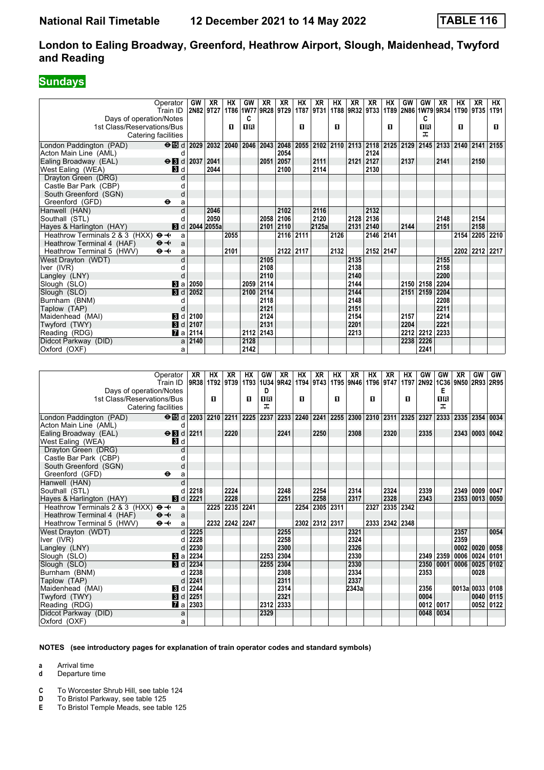# London to Ealing Broadway, Greenford, Heathrow Airport, Slough, Maidenhead, Twyford and Reading

**National Rail Timetable 12 December 2021 to 14 May 2022 — TABLE 116**

## Sundays

| Operator | | GW | XR | HX | GW | XR | XR | HX | XR | HX | XR | XR | HX | GW | GW | XR | HX | XR | HX |
|---|---|---|---|---|---|---|---|---|---|---|---|---|---|---|---|---|---|---|---|
| Train ID | | 2N82 | 9T27 | 1T86 | 1W77 | 9R28 | 9T29 | 1T87 | 9T31 | 1T88 | 9R32 | 9T33 | 1T89 | 2N86 | 1W79 | 9R34 | 1T90 | 9T35 | 1T91 |
| Days of operation/Notes | | | | | C | | | | | | | | | | C | | | | |
| 1st Class/Reservations/Bus | | | | 1 | 1R | | | 1 | | 1 | | | 1 | | 1R | | 1 | | 1 |
| Catering facilities | | | | | | | | | | | | | | | T | | | | |
| London Paddington (PAD) ⊖ 15 | d | 2029 | 2032 | 2040 | 2046 | 2043 | 2048 | 2055 | 2102 | 2110 | 2113 | 2118 | 2125 | 2129 | 2145 | 2133 | 2140 | 2141 | 2155 |
| Acton Main Line (AML) | d | | | | | | 2054 | | | | | 2124 | | | | | | | |
| Ealing Broadway (EAL) ⊖ 3 | d | 2037 | 2041 | | | 2051 | 2057 | | 2111 | | 2121 | 2127 | | 2137 | | 2141 | | 2150 | |
| West Ealing (WEA) 3 | d | | 2044 | | | | 2100 | | 2114 | | | 2130 | | | | | | | |
| Drayton Green (DRG) | d | | | | | | | | | | | | | | | | | | |
| Castle Bar Park (CBP) | d | | | | | | | | | | | | | | | | | | |
| South Greenford (SGN) | d | | | | | | | | | | | | | | | | | | |
| Greenford (GFD) ⊖ | a | | | | | | | | | | | | | | | | | | |
| Hanwell (HAN) | d | | 2046 | | | | 2102 | | 2116 | | | 2132 | | | | | | | |
| Southall (STL) | d | | 2050 | | | 2058 | 2106 | | 2120 | | 2128 | 2136 | | | | 2148 | | 2154 | |
| Hayes & Harlington (HAY) 3 | d | 2044 | 2055a | | | 2101 | 2110 | | 2125a | | 2131 | 2140 | | 2144 | | 2151 | | 2158 | |
| Heathrow Terminals 2 & 3 (HXX) ⊖✈ | a | | | 2055 | | | 2116 | 2111 | | 2126 | | 2146 | 2141 | | | | 2154 | 2205 | 2210 |
| Heathrow Terminal 4 (HAF) ⊖✈ | a | | | | | | | | | | | | | | | | | | |
| Heathrow Terminal 5 (HWV) ⊖✈ | a | | | 2101 | | | 2122 | 2117 | | 2132 | | 2152 | 2147 | | | | 2202 | 2212 | 2217 |
| West Drayton (WDT) | d | | | | | 2105 | | | | | 2135 | | | | | 2155 | | | |
| Iver (IVR) | d | | | | | 2108 | | | | | 2138 | | | | | 2158 | | | |
| Langley (LNY) | d | | | | | 2110 | | | | | 2140 | | | | | 2200 | | | |
| Slough (SLO) 3 | a | 2050 | | | 2059 | 2114 | | | | | 2144 | | | 2150 | 2158 | 2204 | | | |
| Slough (SLO) 3 | d | 2052 | | | 2100 | 2114 | | | | | 2144 | | | 2151 | 2159 | 2204 | | | |
| Burnham (BNM) | d | | | | | 2118 | | | | | 2148 | | | | | 2208 | | | |
| Taplow (TAP) | d | | | | | 2121 | | | | | 2151 | | | | | 2211 | | | |
| Maidenhead (MAI) 3 | d | 2100 | | | | 2124 | | | | | 2154 | | | 2157 | | 2214 | | | |
| Twyford (TWY) 3 | d | 2107 | | | | 2131 | | | | | 2201 | | | 2204 | | 2221 | | | |
| Reading (RDG) 7 | a | 2114 | | | 2112 | 2143 | | | | | 2213 | | | 2212 | 2212 | 2233 | | | |
| Didcot Parkway (DID) | a | 2140 | | | 2128 | | | | | | | | | 2238 | 2226 | | | | |
| Oxford (OXF) | a | | | | 2142 | | | | | | | | | | 2241 | | | | |

| Operator | | XR | HX | XR | HX | GW | XR | HX | XR | HX | XR | HX | XR | HX | GW | GW | XR | GW | GW |
|---|---|---|---|---|---|---|---|---|---|---|---|---|---|---|---|---|---|---|---|
| Train ID | | 9R38 | 1T92 | 9T39 | 1T93 | 1U34 | 9R42 | 1T94 | 9T43 | 1T95 | 9N46 | 1T96 | 9T47 | 1T97 | 2N92 | 1C36 | 9N50 | 2R93 | 2R95 |
| Days of operation/Notes | | | | | | D | | | | | | | | | | E | | | |
| 1st Class/Reservations/Bus | | | 1 | | 1 | 1R | | 1 | | 1 | | 1 | | 1 | | 1R | | | |
| Catering facilities | | | | | | T | | | | | | | | | | T | | | |
| London Paddington (PAD) ⊖ 15 | d | 2203 | 2210 | 2211 | 2225 | 2237 | 2233 | 2240 | 2241 | 2255 | 2300 | 2310 | 2311 | 2325 | 2327 | 2333 | 2335 | 2354 | 0034 |
| Acton Main Line (AML) | d | | | | | | | | | | | | | | | | | | |
| Ealing Broadway (EAL) ⊖ 3 | d | 2211 | | 2220 | | | 2241 | | 2250 | | 2308 | | 2320 | | 2335 | | 2343 | 0003 | 0042 |
| West Ealing (WEA) 3 | d | | | | | | | | | | | | | | | | | | |
| Drayton Green (DRG) | d | | | | | | | | | | | | | | | | | | |
| Castle Bar Park (CBP) | d | | | | | | | | | | | | | | | | | | |
| South Greenford (SGN) | d | | | | | | | | | | | | | | | | | | |
| Greenford (GFD) ⊖ | a | | | | | | | | | | | | | | | | | | |
| Hanwell (HAN) | d | | | | | | | | | | | | | | | | | | |
| Southall (STL) | d | 2218 | | 2224 | | | 2248 | | 2254 | | 2314 | | 2324 | | 2339 | | 2349 | 0009 | 0047 |
| Hayes & Harlington (HAY) 3 | d | 2221 | | 2228 | | | 2251 | | 2258 | | 2317 | | 2328 | | 2343 | | 2353 | 0013 | 0050 |
| Heathrow Terminals 2 & 3 (HXX) ⊖✈ | a | | 2225 | 2235 | 2241 | | | 2254 | 2305 | 2311 | | 2327 | 2335 | 2342 | | | | | |
| Heathrow Terminal 4 (HAF) ⊖✈ | a | | | | | | | | | | | | | | | | | | |
| Heathrow Terminal 5 (HWV) ⊖✈ | a | | 2232 | 2242 | 2247 | | | 2302 | 2312 | 2317 | | 2333 | 2342 | 2348 | | | | | |
| West Drayton (WDT) | d | 2225 | | | | | 2255 | | | | 2321 | | | | | | 2357 | | 0054 |
| Iver (IVR) | d | 2228 | | | | | 2258 | | | | 2324 | | | | | | 2359 | | |
| Langley (LNY) | d | 2230 | | | | | 2300 | | | | 2326 | | | | | | 0002 | 0020 | 0058 |
| Slough (SLO) 3 | a | 2234 | | | | 2253 | 2304 | | | | 2330 | | | | 2349 | 2359 | 0006 | 0024 | 0101 |
| Slough (SLO) 3 | d | 2234 | | | | 2255 | 2304 | | | | 2330 | | | | 2350 | 0001 | 0006 | 0025 | 0102 |
| Burnham (BNM) | d | 2238 | | | | | 2308 | | | | 2334 | | | | 2353 | | | 0028 | |
| Taplow (TAP) | d | 2241 | | | | | 2311 | | | | 2337 | | | | | | | | |
| Maidenhead (MAI) 3 | d | 2244 | | | | | 2314 | | | | 2343a | | | | 2356 | | 0013a | 0033 | 0108 |
| Twyford (TWY) 3 | d | 2251 | | | | | 2321 | | | | | | | | 0004 | | | 0040 | 0115 |
| Reading (RDG) 7 | a | 2303 | | | | 2312 | 2333 | | | | | | | | 0012 | 0017 | | 0052 | 0122 |
| Didcot Parkway (DID) | a | | | | | 2329 | | | | | | | | | 0048 | 0034 | | | |
| Oxford (OXF) | a | | | | | | | | | | | | | | | | | | |

**NOTES (see introductory pages for explanation of train operator codes and standard symbols)**

**a** Arrival time
**d** Departure time

**C** To Worcester Shrub Hill, see table 124
**D** To Bristol Parkway, see table 125
**E** To Bristol Temple Meads, see table 125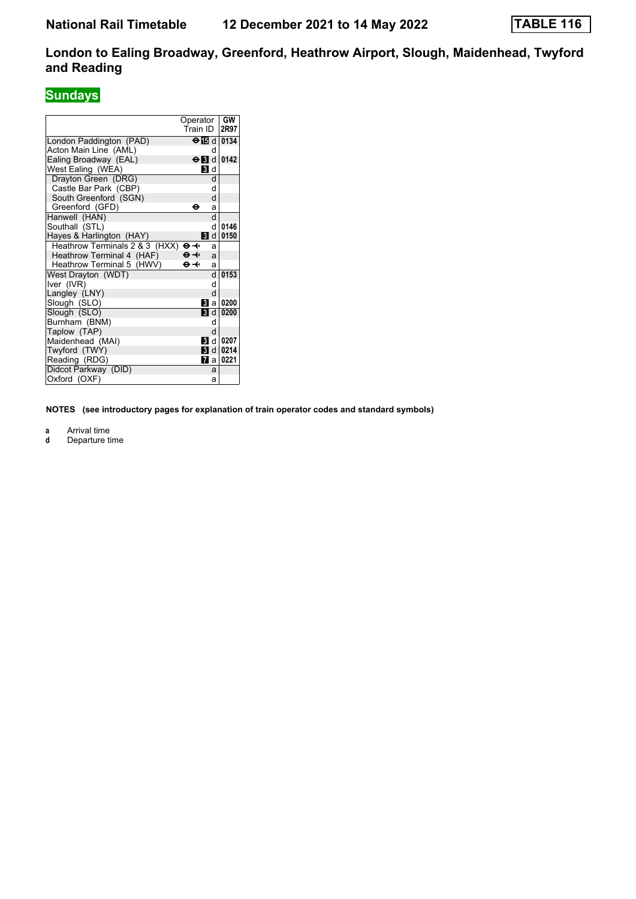# National Rail Timetable 12 December 2021 to 14 May 2022 TABLE 116

## London to Ealing Broadway, Greenford, Heathrow Airport, Slough, Maidenhead, Twyford and Reading

### Sundays

| Station | | GW |
|---|---|---|
| | Operator / Train ID | 2R97 |
| London Paddington (PAD) | ⊖ 15 d | 0134 |
| Acton Main Line (AML) | d | |
| Ealing Broadway (EAL) | ⊖ 3 d | 0142 |
| West Ealing (WEA) | 3 d | |
| Drayton Green (DRG) | d | |
| Castle Bar Park (CBP) | d | |
| South Greenford (SGN) | d | |
| Greenford (GFD) | ⊖ a | |
| Hanwell (HAN) | d | |
| Southall (STL) | d | 0146 |
| Hayes & Harlington (HAY) | 3 d | 0150 |
| Heathrow Terminals 2 & 3 (HXX) | ⊖ ✈ a | |
| Heathrow Terminal 4 (HAF) | ⊖ ✈ a | |
| Heathrow Terminal 5 (HWV) | ⊖ ✈ a | |
| West Drayton (WDT) | d | 0153 |
| Iver (IVR) | d | |
| Langley (LNY) | d | |
| Slough (SLO) | 3 a | 0200 |
| Slough (SLO) | 3 d | 0200 |
| Burnham (BNM) | d | |
| Taplow (TAP) | d | |
| Maidenhead (MAI) | 3 d | 0207 |
| Twyford (TWY) | 3 d | 0214 |
| Reading (RDG) | 7 a | 0221 |
| Didcot Parkway (DID) | a | |
| Oxford (OXF) | a | |

**NOTES (see introductory pages for explanation of train operator codes and standard symbols)**

**a** Arrival time
**d** Departure time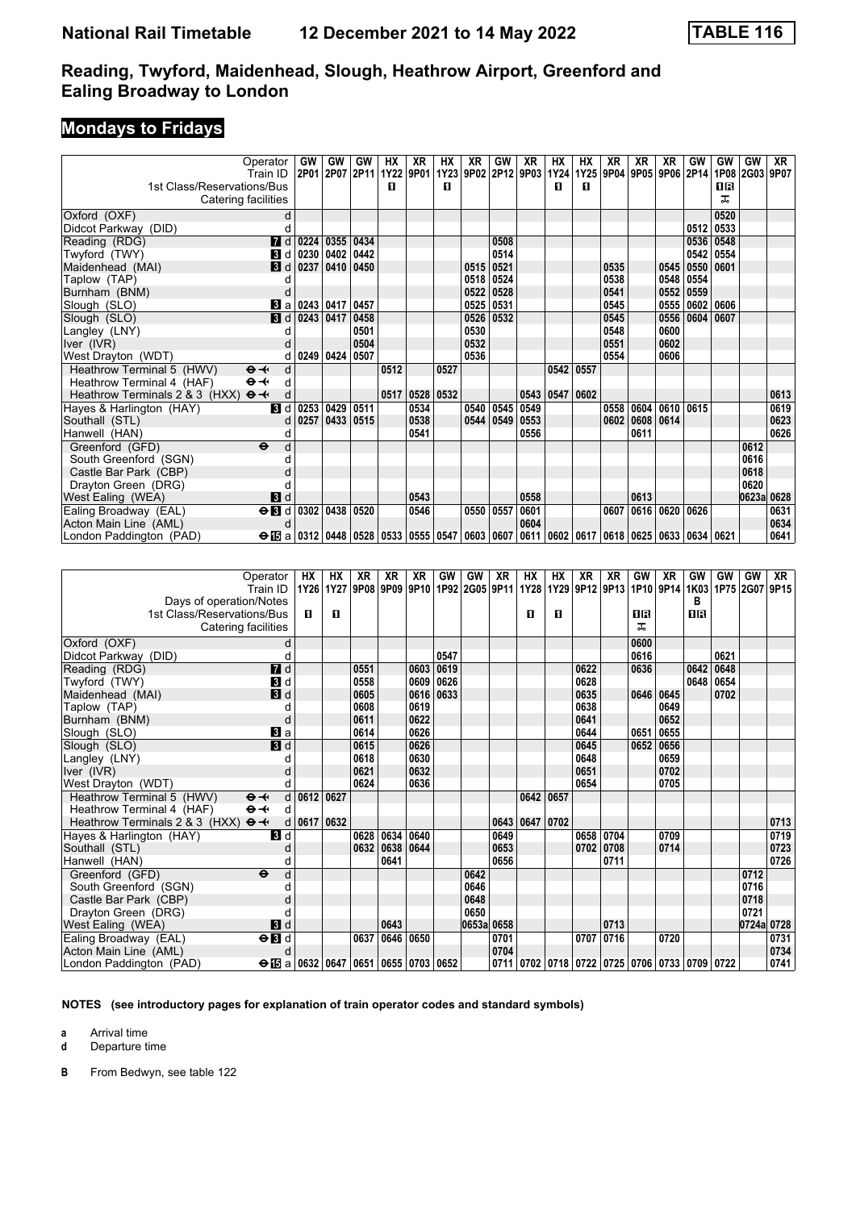## Reading, Twyford, Maidenhead, Slough, Heathrow Airport, Greenford and Ealing Broadway to London

### Mondays to Fridays

| | | GW | GW | GW | HX | XR | HX | XR | GW | XR | HX | HX | XR | XR | XR | GW | GW | GW | XR |
|---|---|---|---|---|---|---|---|---|---|---|---|---|---|---|---|---|---|---|---|
| Train ID | | 2P01 | 2P07 | 2P11 | 1Y22 | 9P01 | 1Y23 | 9P02 | 2P12 | 9P03 | 1Y24 | 1Y25 | 9P04 | 9P05 | 9P06 | 2P14 | 1P08 | 2G03 | 9P07 |
| 1st Class/Reservations/Bus | | | | | ■ | | ■ | | | | ■ | ■ | | | | | ■R | | |
| Catering facilities | | | | | | | | | | | | | | | | | ⊼ | | |
| Oxford (OXF) | d | | | | | | | | | | | | | | | | 0520 | | |
| Didcot Parkway (DID) | d | | | | | | | | | | | | | | | 0512 | 0533 | | |
| Reading (RDG) | 7 d | 0224 | 0355 | 0434 | | | | | 0508 | | | | | | | 0536 | 0548 | | |
| Twyford (TWY) | 3 d | 0230 | 0402 | 0442 | | | | | 0514 | | | | | | | 0542 | 0554 | | |
| Maidenhead (MAI) | 3 d | 0237 | 0410 | 0450 | | | | 0515 | 0521 | | | | 0535 | | 0545 | 0550 | 0601 | | |
| Taplow (TAP) | d | | | | | | | 0518 | 0524 | | | | 0538 | | 0548 | 0554 | | | |
| Burnham (BNM) | d | | | | | | | 0522 | 0528 | | | | 0541 | | 0552 | 0559 | | | |
| Slough (SLO) | 3 a | 0243 | 0417 | 0457 | | | | 0525 | 0531 | | | | 0545 | | 0555 | 0602 | 0606 | | |
| Slough (SLO) | 3 d | 0243 | 0417 | 0458 | | | | 0526 | 0532 | | | | 0545 | | 0556 | 0604 | 0607 | | |
| Langley (LNY) | d | | | 0501 | | | | 0530 | | | | | 0548 | | 0600 | | | | |
| Iver (IVR) | d | | | 0504 | | | | 0532 | | | | | 0551 | | 0602 | | | | |
| West Drayton (WDT) | d | 0249 | 0424 | 0507 | | | | 0536 | | | | | 0554 | | 0606 | | | | |
| Heathrow Terminal 5 (HWV) ⊖✈ | d | | | | 0512 | | 0527 | | | | 0542 | 0557 | | | | | | | |
| Heathrow Terminal 4 (HAF) ⊖✈ | d | | | | | | | | | | | | | | | | | | |
| Heathrow Terminals 2 & 3 (HXX) ⊖✈ | d | | | | 0517 | 0528 | 0532 | | | 0543 | 0547 | 0602 | | | | | | | 0613 |
| Hayes & Harlington (HAY) | 3 d | 0253 | 0429 | 0511 | | 0534 | | 0540 | 0545 | 0549 | | | 0558 | 0604 | 0610 | 0615 | | | 0619 |
| Southall (STL) | d | 0257 | 0433 | 0515 | | 0538 | | 0544 | 0549 | 0553 | | | 0602 | 0608 | 0614 | | | | 0623 |
| Hanwell (HAN) | d | | | | | 0541 | | | | 0556 | | | | 0611 | | | | | 0626 |
| Greenford (GFD) ⊖ | d | | | | | | | | | | | | | | | | | 0612 | |
| South Greenford (SGN) | d | | | | | | | | | | | | | | | | | 0616 | |
| Castle Bar Park (CBP) | d | | | | | | | | | | | | | | | | | 0618 | |
| Drayton Green (DRG) | d | | | | | | | | | | | | | | | | | 0620 | |
| West Ealing (WEA) | 3 d | | | | | 0543 | | | | 0558 | | | | 0613 | | | | 0623a | 0628 |
| Ealing Broadway (EAL) ⊖ | 3 d | 0302 | 0438 | 0520 | | 0546 | | 0550 | 0557 | 0601 | | | 0607 | 0616 | 0620 | 0626 | | | 0631 |
| Acton Main Line (AML) | d | | | | | | | | | 0604 | | | | | | | | | 0634 |
| London Paddington (PAD) ⊖ | 15 a | 0312 | 0448 | 0528 | 0533 | 0555 | 0547 | 0603 | 0607 | 0611 | 0602 | 0617 | 0618 | 0625 | 0633 | 0634 | 0621 | | 0641 |

| | | HX | HX | XR | XR | XR | GW | GW | XR | HX | HX | XR | XR | GW | XR | GW | GW | GW | XR |
|---|---|---|---|---|---|---|---|---|---|---|---|---|---|---|---|---|---|---|---|
| Train ID | | 1Y26 | 1Y27 | 9P08 | 9P09 | 9P10 | 1P92 | 2G05 | 9P11 | 1Y28 | 1Y29 | 9P12 | 9P13 | 1P10 | 9P14 | 1K03 | 1P75 | 2G07 | 9P15 |
| Days of operation/Notes | | | | | | | | | | | | | | | | B | | | |
| 1st Class/Reservations/Bus | | ■ | ■ | | | | | | | ■ | ■ | | | ■R | | ■R | | | |
| Catering facilities | | | | | | | | | | | | | | ⊼ | | | | | |
| Oxford (OXF) | d | | | | | | | | | | | | | 0600 | | | | | |
| Didcot Parkway (DID) | d | | | | | | 0547 | | | | | | | 0616 | | | 0621 | | |
| Reading (RDG) | 7 d | | | 0551 | | 0603 | 0619 | | | | | 0622 | | 0636 | | 0642 | 0648 | | |
| Twyford (TWY) | 3 d | | | 0558 | | 0609 | 0626 | | | | | 0628 | | | | 0648 | 0654 | | |
| Maidenhead (MAI) | 3 d | | | 0605 | | 0616 | 0633 | | | | | 0635 | | 0646 | 0645 | | 0702 | | |
| Taplow (TAP) | d | | | 0608 | | 0619 | | | | | | 0638 | | | 0649 | | | | |
| Burnham (BNM) | d | | | 0611 | | 0622 | | | | | | 0641 | | | 0652 | | | | |
| Slough (SLO) | 3 a | | | 0614 | | 0626 | | | | | | 0644 | | 0651 | 0655 | | | | |
| Slough (SLO) | 3 d | | | 0615 | | 0626 | | | | | | 0645 | | 0652 | 0656 | | | | |
| Langley (LNY) | d | | | 0618 | | 0630 | | | | | | 0648 | | | 0659 | | | | |
| Iver (IVR) | d | | | 0621 | | 0632 | | | | | | 0651 | | | 0702 | | | | |
| West Drayton (WDT) | d | | | 0624 | | 0636 | | | | | | 0654 | | | 0705 | | | | |
| Heathrow Terminal 5 (HWV) ⊖✈ | d | 0612 | 0627 | | | | | | | 0642 | 0657 | | | | | | | | |
| Heathrow Terminal 4 (HAF) ⊖✈ | d | | | | | | | | | | | | | | | | | | |
| Heathrow Terminals 2 & 3 (HXX) ⊖✈ | d | 0617 | 0632 | | | | | | 0643 | 0647 | 0702 | | | | | | | | 0713 |
| Hayes & Harlington (HAY) | 3 d | | | 0628 | 0634 | 0640 | | | 0649 | | | 0658 | 0704 | | 0709 | | | | 0719 |
| Southall (STL) | d | | | 0632 | 0638 | 0644 | | | 0653 | | | 0702 | 0708 | | 0714 | | | | 0723 |
| Hanwell (HAN) | d | | | | 0641 | | | | 0656 | | | | 0711 | | | | | | 0726 |
| Greenford (GFD) ⊖ | d | | | | | | | 0642 | | | | | | | | | | 0712 | |
| South Greenford (SGN) | d | | | | | | | 0646 | | | | | | | | | | 0716 | |
| Castle Bar Park (CBP) | d | | | | | | | 0648 | | | | | | | | | | 0718 | |
| Drayton Green (DRG) | d | | | | | | | 0650 | | | | | | | | | | 0721 | |
| West Ealing (WEA) | 3 d | | | | 0643 | | | 0653a | 0658 | | | | 0713 | | | | | 0724a | 0728 |
| Ealing Broadway (EAL) ⊖ | 3 d | | | 0637 | 0646 | 0650 | | | 0701 | | | 0707 | 0716 | | 0720 | | | | 0731 |
| Acton Main Line (AML) | d | | | | | | | | 0704 | | | | | | | | | | 0734 |
| London Paddington (PAD) ⊖ | 15 a | 0632 | 0647 | 0651 | 0655 | 0703 | 0652 | | 0711 | 0702 | 0718 | 0722 | 0725 | 0706 | 0733 | 0709 | 0722 | | 0741 |

**NOTES (see introductory pages for explanation of train operator codes and standard symbols)**

**a** Arrival time
**d** Departure time

**B** From Bedwyn, see table 122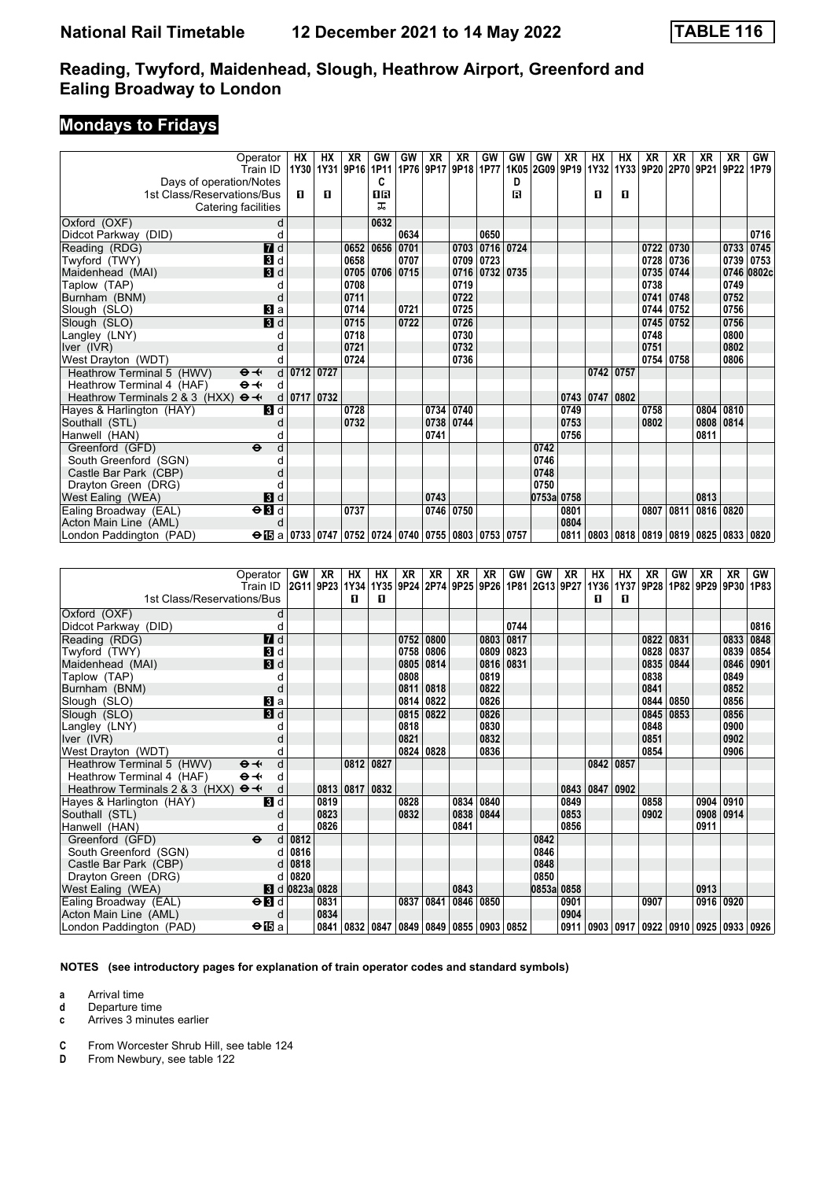# Reading, Twyford, Maidenhead, Slough, Heathrow Airport, Greenford and Ealing Broadway to London

## Mondays to Fridays

| Operator | | HX | HX | XR | GW | GW | XR | XR | GW | GW | GW | XR | HX | HX | XR | XR | XR | XR | GW |
|---|---|---|---|---|---|---|---|---|---|---|---|---|---|---|---|---|---|---|---|
| Train ID | | 1Y30 | 1Y31 | 9P16 | 1P11 | 1P76 | 9P17 | 9P18 | 1P77 | 1K05 | 2G09 | 9P19 | 1Y32 | 1Y33 | 9P20 | 2P70 | 9P21 | 9P22 | 1P79 |
| Days of operation/Notes | | | | | C | | | | | D | | | | | | | | | |
| 1st Class/Reservations/Bus | | ■ | ■ | | ■R | | | | | R | | | ■ | ■ | | | | | |
| Catering facilities | | | | | ⊼ | | | | | | | | | | | | | | |
| Oxford (OXF) | d | | | | 0632 | | | | | | | | | | | | | | |
| Didcot Parkway (DID) | d | | | | | 0634 | | | 0650 | | | | | | | | | | 0716 |
| Reading (RDG) | 7 d | | | 0652 | 0656 | 0701 | | 0703 | 0716 | 0724 | | | | | 0722 | 0730 | | 0733 | 0745 |
| Twyford (TWY) | 3 d | | | 0658 | | 0707 | | 0709 | 0723 | | | | | | 0728 | 0736 | | 0739 | 0753 |
| Maidenhead (MAI) | 3 d | | | 0705 | 0706 | 0715 | | 0716 | 0732 | 0735 | | | | | 0735 | 0744 | | 0746 | 0802c |
| Taplow (TAP) | d | | | 0708 | | | | 0719 | | | | | | | 0738 | | | 0749 | |
| Burnham (BNM) | d | | | 0711 | | | | 0722 | | | | | | | 0741 | 0748 | | 0752 | |
| Slough (SLO) | 3 a | | | 0714 | | 0721 | | 0725 | | | | | | | 0744 | 0752 | | 0756 | |
| Slough (SLO) | 3 d | | | 0715 | | 0722 | | 0726 | | | | | | | 0745 | 0752 | | 0756 | |
| Langley (LNY) | d | | | 0718 | | | | 0730 | | | | | | | 0748 | | | 0800 | |
| Iver (IVR) | d | | | 0721 | | | | 0732 | | | | | | | 0751 | | | 0802 | |
| West Drayton (WDT) | d | | | 0724 | | | | 0736 | | | | | | | 0754 | 0758 | | 0806 | |
| Heathrow Terminal 5 (HWV) ⊖✈ | d | 0712 | 0727 | | | | | | | | | | 0742 | 0757 | | | | | |
| Heathrow Terminal 4 (HAF) ⊖✈ | d | | | | | | | | | | | | | | | | | | |
| Heathrow Terminals 2 & 3 (HXX) ⊖✈ | d | 0717 | 0732 | | | | | | | | | 0743 | 0747 | 0802 | | | | | |
| Hayes & Harlington (HAY) | 3 d | | | 0728 | | | 0734 | 0740 | | | | 0749 | | | 0758 | | 0804 | 0810 | |
| Southall (STL) | d | | | 0732 | | | 0738 | 0744 | | | | 0753 | | | 0802 | | 0808 | 0814 | |
| Hanwell (HAN) | d | | | | | | 0741 | | | | | 0756 | | | | | 0811 | | |
| Greenford (GFD) ⊖ | d | | | | | | | | | | 0742 | | | | | | | | |
| South Greenford (SGN) | d | | | | | | | | | | 0746 | | | | | | | | |
| Castle Bar Park (CBP) | d | | | | | | | | | | 0748 | | | | | | | | |
| Drayton Green (DRG) | d | | | | | | | | | | 0750 | | | | | | | | |
| West Ealing (WEA) | 3 d | | | | | | 0743 | | | | 0753a | 0758 | | | | | 0813 | | |
| Ealing Broadway (EAL) ⊖3 | d | | | 0737 | | | 0746 | 0750 | | | | 0801 | | | 0807 | 0811 | 0816 | 0820 | |
| Acton Main Line (AML) | d | | | | | | | | | | | 0804 | | | | | | | |
| London Paddington (PAD) ⊖15 | a | 0733 | 0747 | 0752 | 0724 | 0740 | 0755 | 0803 | 0753 | 0757 | | 0811 | 0803 | 0818 | 0819 | 0819 | 0825 | 0833 | 0820 |

| Operator | | GW | XR | HX | HX | XR | XR | XR | XR | GW | GW | XR | HX | HX | XR | GW | XR | XR | GW |
|---|---|---|---|---|---|---|---|---|---|---|---|---|---|---|---|---|---|---|---|
| Train ID | | 2G11 | 9P23 | 1Y34 | 1Y35 | 9P24 | 2P74 | 9P25 | 9P26 | 1P81 | 2G13 | 9P27 | 1Y36 | 1Y37 | 9P28 | 1P82 | 9P29 | 9P30 | 1P83 |
| 1st Class/Reservations/Bus | | | | ■ | ■ | | | | | | | | ■ | ■ | | | | | |
| Oxford (OXF) | d | | | | | | | | | | | | | | | | | | |
| Didcot Parkway (DID) | d | | | | | | | | | 0744 | | | | | | | | | 0816 |
| Reading (RDG) | 7 d | | | | | 0752 | 0800 | | 0803 | 0817 | | | | | 0822 | 0831 | | 0833 | 0848 |
| Twyford (TWY) | 3 d | | | | | 0758 | 0806 | | 0809 | 0823 | | | | | 0828 | 0837 | | 0839 | 0854 |
| Maidenhead (MAI) | 3 d | | | | | 0805 | 0814 | | 0816 | 0831 | | | | | 0835 | 0844 | | 0846 | 0901 |
| Taplow (TAP) | d | | | | | 0808 | | | 0819 | | | | | | 0838 | | | 0849 | |
| Burnham (BNM) | d | | | | | 0811 | 0818 | | 0822 | | | | | | 0841 | | | 0852 | |
| Slough (SLO) | 3 a | | | | | 0814 | 0822 | | 0826 | | | | | | 0844 | 0850 | | 0856 | |
| Slough (SLO) | 3 d | | | | | 0815 | 0822 | | 0826 | | | | | | 0845 | 0853 | | 0856 | |
| Langley (LNY) | d | | | | | 0818 | | | 0830 | | | | | | 0848 | | | 0900 | |
| Iver (IVR) | d | | | | | 0821 | | | 0832 | | | | | | 0851 | | | 0902 | |
| West Drayton (WDT) | d | | | | | 0824 | 0828 | | 0836 | | | | | | 0854 | | | 0906 | |
| Heathrow Terminal 5 (HWV) ⊖✈ | d | | | 0812 | 0827 | | | | | | | | 0842 | 0857 | | | | | |
| Heathrow Terminal 4 (HAF) ⊖✈ | d | | | | | | | | | | | | | | | | | | |
| Heathrow Terminals 2 & 3 (HXX) ⊖✈ | d | | 0813 | 0817 | 0832 | | | | | | | 0843 | 0847 | 0902 | | | | | |
| Hayes & Harlington (HAY) | 3 d | | 0819 | | | 0828 | | 0834 | 0840 | | | 0849 | | | 0858 | | 0904 | 0910 | |
| Southall (STL) | d | | 0823 | | | 0832 | | 0838 | 0844 | | | 0853 | | | 0902 | | 0908 | 0914 | |
| Hanwell (HAN) | d | | 0826 | | | | | 0841 | | | | 0856 | | | | | 0911 | | |
| Greenford (GFD) ⊖ | d | 0812 | | | | | | | | | 0842 | | | | | | | | |
| South Greenford (SGN) | d | 0816 | | | | | | | | | 0846 | | | | | | | | |
| Castle Bar Park (CBP) | d | 0818 | | | | | | | | | 0848 | | | | | | | | |
| Drayton Green (DRG) | d | 0820 | | | | | | | | | 0850 | | | | | | | | |
| West Ealing (WEA) | 3 d | 0823a | 0828 | | | | | 0843 | | | 0853a | 0858 | | | | | 0913 | | |
| Ealing Broadway (EAL) ⊖3 | d | | 0831 | | | 0837 | 0841 | 0846 | 0850 | | | 0901 | | | 0907 | | 0916 | 0920 | |
| Acton Main Line (AML) | d | | 0834 | | | | | | | | | 0904 | | | | | | | |
| London Paddington (PAD) ⊖15 | a | | 0841 | 0832 | 0847 | 0849 | 0849 | 0855 | 0903 | 0852 | | 0911 | 0903 | 0917 | 0922 | 0910 | 0925 | 0933 | 0926 |

**NOTES (see introductory pages for explanation of train operator codes and standard symbols)**

- **a** Arrival time
- **d** Departure time
- **c** Arrives 3 minutes earlier

- **C** From Worcester Shrub Hill, see table 124
- **D** From Newbury, see table 122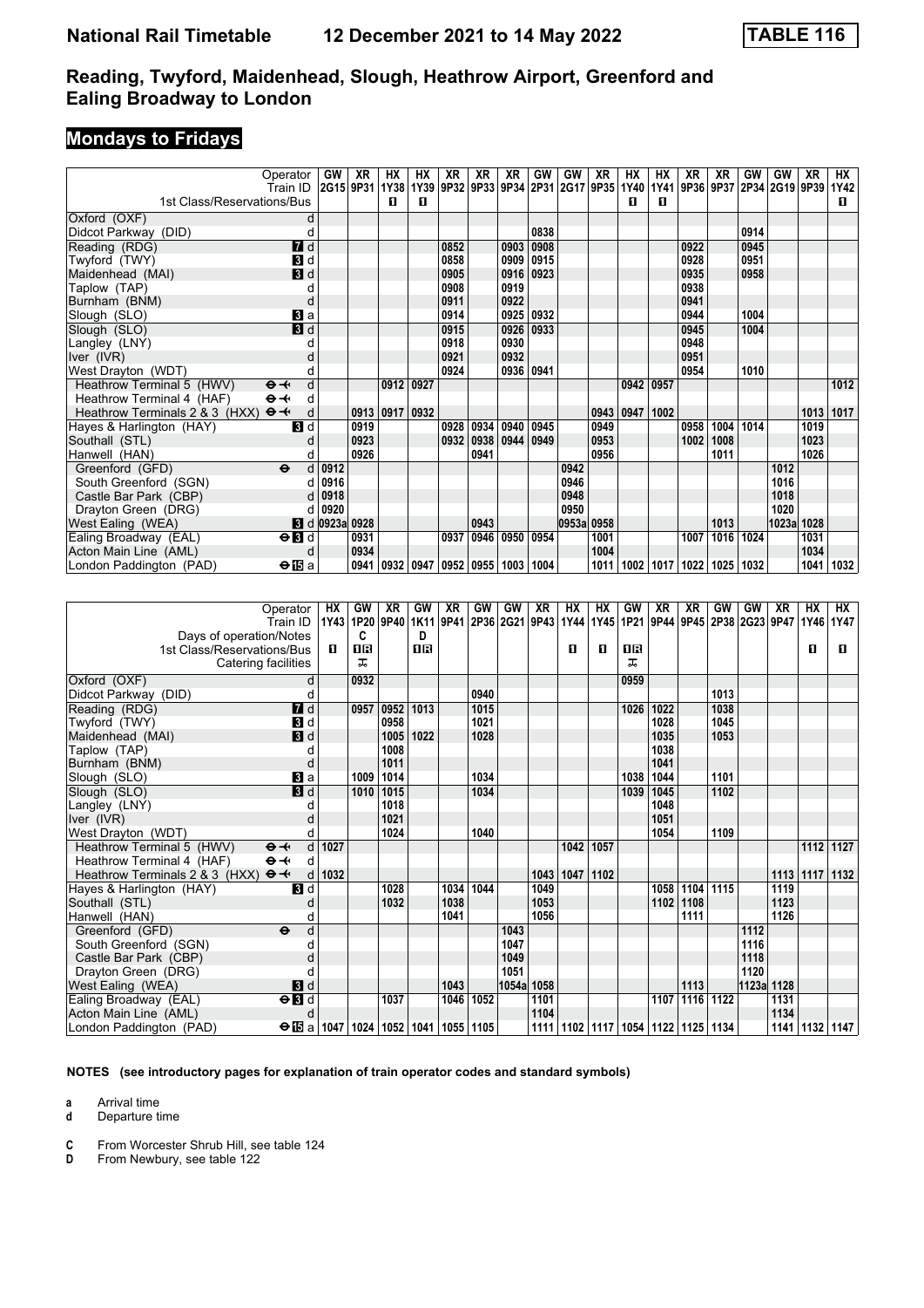# Reading, Twyford, Maidenhead, Slough, Heathrow Airport, Greenford and Ealing Broadway to London

## Mondays to Fridays

National Rail Timetable — 12 December 2021 to 14 May 2022 — TABLE 116

| Operator | | GW | XR | HX | HX | XR | XR | XR | GW | GW | XR | HX | HX | XR | XR | GW | GW | XR | HX |
|---|---|---|---|---|---|---|---|---|---|---|---|---|---|---|---|---|---|---|---|
| Train ID | | 2G15 | 9P31 | 1Y38 | 1Y39 | 9P32 | 9P33 | 9P34 | 2P31 | 2G17 | 9P35 | 1Y40 | 1Y41 | 9P36 | 9P37 | 2P34 | 2G19 | 9P39 | 1Y42 |
| 1st Class/Reservations/Bus | | | | 1 | 1 | | | | | | | 1 | 1 | | | | | | 1 |
| Oxford (OXF) | d | | | | | | | | | | | | | | | | | | |
| Didcot Parkway (DID) | d | | | | | | | | 0838 | | | | | | | 0914 | | | |
| Reading (RDG) | 7 d | | | | | 0852 | | 0903 | 0908 | | | | | 0922 | | 0945 | | | |
| Twyford (TWY) | 3 d | | | | | 0858 | | 0909 | 0915 | | | | | 0928 | | 0951 | | | |
| Maidenhead (MAI) | 3 d | | | | | 0905 | | 0916 | 0923 | | | | | 0935 | | 0958 | | | |
| Taplow (TAP) | d | | | | | 0908 | | 0919 | | | | | | 0938 | | | | | |
| Burnham (BNM) | d | | | | | 0911 | | 0922 | | | | | | 0941 | | | | | |
| Slough (SLO) | 3 a | | | | | 0914 | | 0925 | 0932 | | | | | 0944 | | 1004 | | | |
| Slough (SLO) | 3 d | | | | | 0915 | | 0926 | 0933 | | | | | 0945 | | 1004 | | | |
| Langley (LNY) | d | | | | | 0918 | | 0930 | | | | | | 0948 | | | | | |
| Iver (IVR) | d | | | | | 0921 | | 0932 | | | | | | 0951 | | | | | |
| West Drayton (WDT) | d | | | | | 0924 | | 0936 | 0941 | | | | | 0954 | | 1010 | | | |
| Heathrow Terminal 5 (HWV) | d | | | 0912 | 0927 | | | | | | | 0942 | 0957 | | | | | | 1012 |
| Heathrow Terminal 4 (HAF) | d | | | | | | | | | | | | | | | | | | |
| Heathrow Terminals 2 & 3 (HXX) | d | | 0913 | 0917 | 0932 | | | | | | 0943 | 0947 | 1002 | | | | | 1013 | 1017 |
| Hayes & Harlington (HAY) | 3 d | | 0919 | | | 0928 | 0934 | 0940 | 0945 | | 0949 | | | 0958 | 1004 | 1014 | | 1019 | |
| Southall (STL) | d | | 0923 | | | 0932 | 0938 | 0944 | 0949 | | 0953 | | | 1002 | 1008 | | | 1023 | |
| Hanwell (HAN) | d | | 0926 | | | | 0941 | | | | 0956 | | | | 1011 | | | 1026 | |
| Greenford (GFD) | d | 0912 | | | | | | | | 0942 | | | | | | | 1012 | | |
| South Greenford (SGN) | d | 0916 | | | | | | | | 0946 | | | | | | | 1016 | | |
| Castle Bar Park (CBP) | d | 0918 | | | | | | | | 0948 | | | | | | | 1018 | | |
| Drayton Green (DRG) | d | 0920 | | | | | | | | 0950 | | | | | | | 1020 | | |
| West Ealing (WEA) | 3 d | 0923a | 0928 | | | | 0943 | | | 0953a | 0958 | | | | 1013 | | 1023a | 1028 | |
| Ealing Broadway (EAL) | 3 d | | 0931 | | | 0937 | 0946 | 0950 | 0954 | | 1001 | | | 1007 | 1016 | 1024 | | 1031 | |
| Acton Main Line (AML) | d | | 0934 | | | | | | | | 1004 | | | | | | | 1034 | |
| London Paddington (PAD) | 15 a | | 0941 | 0932 | 0947 | 0952 | 0955 | 1003 | 1004 | | 1011 | 1002 | 1017 | 1022 | 1025 | 1032 | | 1041 | 1032 |

| Operator | | HX | GW | XR | GW | XR | GW | GW | XR | HX | HX | GW | XR | XR | GW | GW | XR | HX | HX |
|---|---|---|---|---|---|---|---|---|---|---|---|---|---|---|---|---|---|---|---|
| Train ID | | 1Y43 | 1P20 | 9P40 | 1K11 | 9P41 | 2P36 | 2G21 | 9P43 | 1Y44 | 1Y45 | 1P21 | 9P44 | 9P45 | 2P38 | 2G23 | 9P47 | 1Y46 | 1Y47 |
| Days of operation/Notes | | | C | | D | | | | | | | | | | | | | | |
| 1st Class/Reservations/Bus | | 1 | 1R | | 1R | | | | | 1 | 1 | 1R | | | | | | 1 | 1 |
| Catering facilities | | | ⊼ | | | | | | | | | ⊼ | | | | | | | |
| Oxford (OXF) | d | | 0932 | | | | | | | | | 0959 | | | | | | | |
| Didcot Parkway (DID) | d | | | | | | 0940 | | | | | | | | 1013 | | | | |
| Reading (RDG) | 7 d | | 0957 | 0952 | 1013 | | 1015 | | | | | 1026 | 1022 | | 1038 | | | | |
| Twyford (TWY) | 3 d | | | 0958 | | | 1021 | | | | | | 1028 | | 1045 | | | | |
| Maidenhead (MAI) | 3 d | | | 1005 | 1022 | | 1028 | | | | | | 1035 | | 1053 | | | | |
| Taplow (TAP) | d | | | 1008 | | | | | | | | | 1038 | | | | | | |
| Burnham (BNM) | d | | | 1011 | | | | | | | | | 1041 | | | | | | |
| Slough (SLO) | 3 a | | 1009 | 1014 | | | 1034 | | | | | 1038 | 1044 | | 1101 | | | | |
| Slough (SLO) | 3 d | | 1010 | 1015 | | | 1034 | | | | | 1039 | 1045 | | 1102 | | | | |
| Langley (LNY) | d | | | 1018 | | | | | | | | | 1048 | | | | | | |
| Iver (IVR) | d | | | 1021 | | | | | | | | | 1051 | | | | | | |
| West Drayton (WDT) | d | | | 1024 | | | 1040 | | | | | | 1054 | | 1109 | | | | |
| Heathrow Terminal 5 (HWV) | d | 1027 | | | | | | | | 1042 | 1057 | | | | | | | 1112 | 1127 |
| Heathrow Terminal 4 (HAF) | d | | | | | | | | | | | | | | | | | | |
| Heathrow Terminals 2 & 3 (HXX) | d | 1032 | | | | | | | 1043 | 1047 | 1102 | | | | | | 1113 | 1117 | 1132 |
| Hayes & Harlington (HAY) | 3 d | | | 1028 | | 1034 | 1044 | | 1049 | | | | 1058 | 1104 | 1115 | | 1119 | | |
| Southall (STL) | d | | | 1032 | | 1038 | | | 1053 | | | | 1102 | 1108 | | | 1123 | | |
| Hanwell (HAN) | d | | | | | 1041 | | | 1056 | | | | | 1111 | | | 1126 | | |
| Greenford (GFD) | d | | | | | | | 1043 | | | | | | | | 1112 | | | |
| South Greenford (SGN) | d | | | | | | | 1047 | | | | | | | | 1116 | | | |
| Castle Bar Park (CBP) | d | | | | | | | 1049 | | | | | | | | 1118 | | | |
| Drayton Green (DRG) | d | | | | | | | 1051 | | | | | | | | 1120 | | | |
| West Ealing (WEA) | 3 d | | | | | 1043 | | 1054a | 1058 | | | | | 1113 | | 1123a | 1128 | | |
| Ealing Broadway (EAL) | 3 d | | | 1037 | | 1046 | 1052 | | 1101 | | | | 1107 | 1116 | 1122 | | 1131 | | |
| Acton Main Line (AML) | d | | | | | | | | 1104 | | | | | | | | 1134 | | |
| London Paddington (PAD) | 15 a | 1047 | 1024 | 1052 | 1041 | 1055 | 1105 | | 1111 | 1102 | 1117 | 1054 | 1122 | 1125 | 1134 | | 1141 | 1132 | 1147 |

**NOTES (see introductory pages for explanation of train operator codes and standard symbols)**

- **a** Arrival time
- **d** Departure time
- **C** From Worcester Shrub Hill, see table 124
- **D** From Newbury, see table 122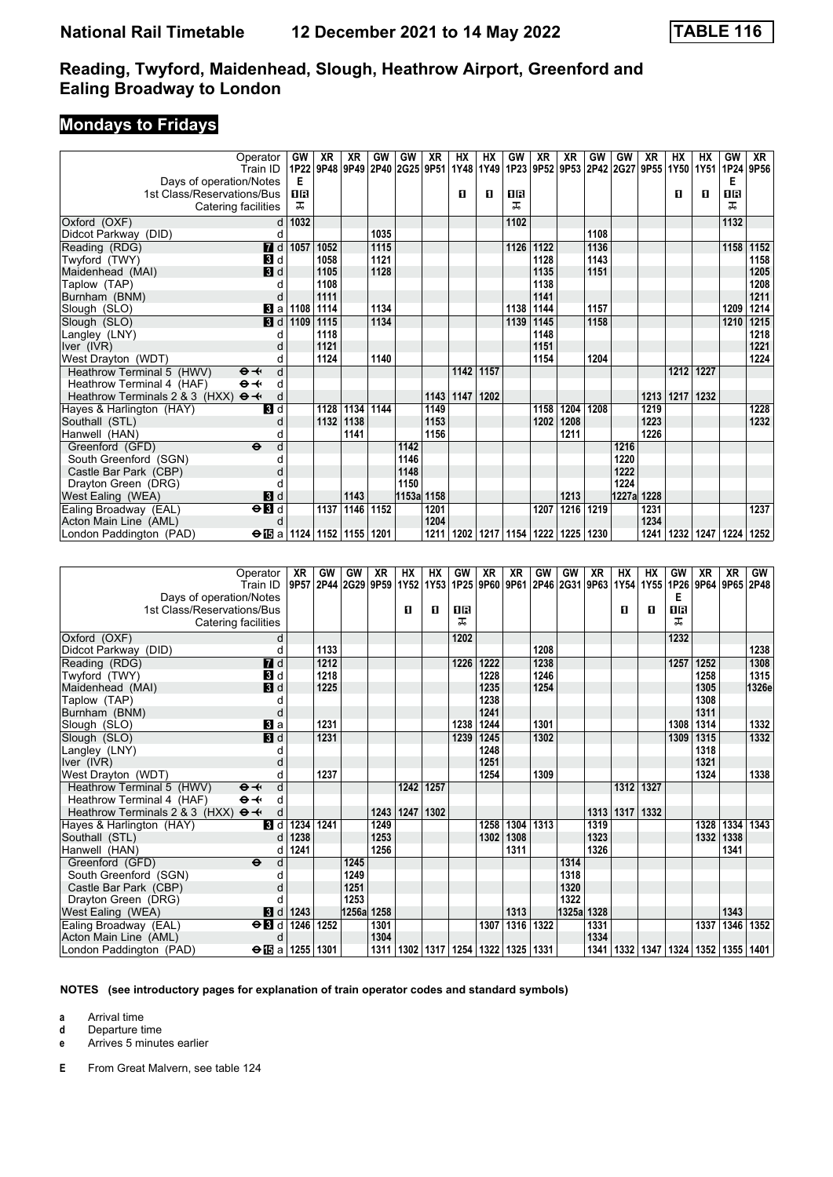# National Rail Timetable 12 December 2021 to 14 May 2022 TABLE 116

## Reading, Twyford, Maidenhead, Slough, Heathrow Airport, Greenford and Ealing Broadway to London

## Mondays to Fridays

| Operator | | GW | XR | XR | GW | GW | XR | HX | HX | GW | XR | XR | GW | GW | XR | HX | HX | GW | XR |
|---|---|---|---|---|---|---|---|---|---|---|---|---|---|---|---|---|---|---|---|
| Train ID | | 1P22 | 9P48 | 9P49 | 2P40 | 2G25 | 9P51 | 1Y48 | 1Y49 | 1P23 | 9P52 | 9P53 | 2P42 | 2G27 | 9P55 | 1Y50 | 1Y51 | 1P24 | 9P56 |
| Days of operation/Notes | | E | | | | | | | | | | | | | | | | E | |
| 1st Class/Reservations/Bus | | 1R | | | | | | 1 | 1 | 1R | | | | | | 1 | 1 | 1R | |
| Catering facilities | | ✈ | | | | | | | | ✈ | | | | | | | | ✈ | |
| Oxford (OXF) | d | 1032 | | | | | | | | 1102 | | | | | | | | 1132 | |
| Didcot Parkway (DID) | d | | | | 1035 | | | | | | | | 1108 | | | | | | |
| Reading (RDG) | 7 d | 1057 | 1052 | | 1115 | | | | | 1126 | 1122 | | 1136 | | | | | 1158 | 1152 |
| Twyford (TWY) | 3 d | | 1058 | | 1121 | | | | | | 1128 | | 1143 | | | | | | 1158 |
| Maidenhead (MAI) | 3 d | | 1105 | | 1128 | | | | | | 1135 | | 1151 | | | | | | 1205 |
| Taplow (TAP) | d | | 1108 | | | | | | | | 1138 | | | | | | | | 1208 |
| Burnham (BNM) | d | | 1111 | | | | | | | | 1141 | | | | | | | | 1211 |
| Slough (SLO) | 3 a | 1108 | 1114 | | 1134 | | | | | 1138 | 1144 | | 1157 | | | | | 1209 | 1214 |
| Slough (SLO) | 3 d | 1109 | 1115 | | 1134 | | | | | 1139 | 1145 | | 1158 | | | | | 1210 | 1215 |
| Langley (LNY) | d | | 1118 | | | | | | | | 1148 | | | | | | | | 1218 |
| Iver (IVR) | d | | 1121 | | | | | | | | 1151 | | | | | | | | 1221 |
| West Drayton (WDT) | d | | 1124 | | 1140 | | | | | | 1154 | | 1204 | | | | | | 1224 |
| Heathrow Terminal 5 (HWV) ⊖✈ | d | | | | | | | 1142 | 1157 | | | | | | | 1212 | 1227 | | |
| Heathrow Terminal 4 (HAF) ⊖✈ | d | | | | | | | | | | | | | | | | | | |
| Heathrow Terminals 2 & 3 (HXX) ⊖✈ | d | | | | | | 1143 | 1147 | 1202 | | | | | | 1213 | 1217 | 1232 | | |
| Hayes & Harlington (HAY) | 3 d | | 1128 | 1134 | 1144 | | 1149 | | | | 1158 | 1204 | 1208 | | 1219 | | | | 1228 |
| Southall (STL) | d | | 1132 | 1138 | | | 1153 | | | | 1202 | 1208 | | | 1223 | | | | 1232 |
| Hanwell (HAN) | d | | | 1141 | | | 1156 | | | | | 1211 | | | 1226 | | | | |
| Greenford (GFD) ⊖ | d | | | | | 1142 | | | | | | | | 1216 | | | | | |
| South Greenford (SGN) | d | | | | | 1146 | | | | | | | | 1220 | | | | | |
| Castle Bar Park (CBP) | d | | | | | 1148 | | | | | | | | 1222 | | | | | |
| Drayton Green (DRG) | d | | | | | 1150 | | | | | | | | 1224 | | | | | |
| West Ealing (WEA) | 3 d | | | 1143 | | 1153a | 1158 | | | | | 1213 | | 1227a | 1228 | | | | |
| Ealing Broadway (EAL) ⊖3 | d | | 1137 | 1146 | 1152 | | 1201 | | | | 1207 | 1216 | 1219 | | 1231 | | | | 1237 |
| Acton Main Line (AML) | d | | | | | | 1204 | | | | | | | | 1234 | | | | |
| London Paddington (PAD) ⊖15 | a | 1124 | 1152 | 1155 | 1201 | | 1211 | 1202 | 1217 | 1154 | 1222 | 1225 | 1230 | | 1241 | 1232 | 1247 | 1224 | 1252 |

| Operator | | XR | GW | GW | XR | HX | HX | GW | XR | XR | GW | GW | XR | HX | HX | GW | XR | XR | GW |
|---|---|---|---|---|---|---|---|---|---|---|---|---|---|---|---|---|---|---|---|
| Train ID | | 9P57 | 2P44 | 2G29 | 9P59 | 1Y52 | 1Y53 | 1P25 | 9P60 | 9P61 | 2P46 | 2G31 | 9P63 | 1Y54 | 1Y55 | 1P26 | 9P64 | 9P65 | 2P48 |
| Days of operation/Notes | | | | | | | | | | | | | | | | E | | | |
| 1st Class/Reservations/Bus | | | | | | 1 | 1 | 1R | | | | | | 1 | 1 | 1R | | | |
| Catering facilities | | | | | | | | ✈ | | | | | | | | ✈ | | | |
| Oxford (OXF) | d | | | | | | | 1202 | | | | | | | | 1232 | | | |
| Didcot Parkway (DID) | d | | 1133 | | | | | | | | 1208 | | | | | | | | 1238 |
| Reading (RDG) | 7 d | | 1212 | | | | | 1226 | 1222 | | 1238 | | | | | 1257 | 1252 | | 1308 |
| Twyford (TWY) | 3 d | | 1218 | | | | | | 1228 | | 1246 | | | | | | 1258 | | 1315 |
| Maidenhead (MAI) | 3 d | | 1225 | | | | | | 1235 | | 1254 | | | | | | 1305 | | 1326e |
| Taplow (TAP) | d | | | | | | | | 1238 | | | | | | | | 1308 | | |
| Burnham (BNM) | d | | | | | | | | 1241 | | | | | | | | 1311 | | |
| Slough (SLO) | 3 a | | 1231 | | | | | 1238 | 1244 | | 1301 | | | | | 1308 | 1314 | | 1332 |
| Slough (SLO) | 3 d | | 1231 | | | | | 1239 | 1245 | | 1302 | | | | | 1309 | 1315 | | 1332 |
| Langley (LNY) | d | | | | | | | | 1248 | | | | | | | | 1318 | | |
| Iver (IVR) | d | | | | | | | | 1251 | | | | | | | | 1321 | | |
| West Drayton (WDT) | d | | 1237 | | | | | | 1254 | | 1309 | | | | | | 1324 | | 1338 |
| Heathrow Terminal 5 (HWV) ⊖✈ | d | | | | | 1242 | 1257 | | | | | | | 1312 | 1327 | | | | |
| Heathrow Terminal 4 (HAF) ⊖✈ | d | | | | | | | | | | | | | | | | | | |
| Heathrow Terminals 2 & 3 (HXX) ⊖✈ | d | | | | 1243 | 1247 | 1302 | | | | | | 1313 | 1317 | 1332 | | | | |
| Hayes & Harlington (HAY) | 3 d | 1234 | 1241 | | 1249 | | | | 1258 | 1304 | 1313 | | 1319 | | | | 1328 | 1334 | 1343 |
| Southall (STL) | d | 1238 | | | 1253 | | | | 1302 | 1308 | | | 1323 | | | | 1332 | 1338 | |
| Hanwell (HAN) | d | 1241 | | | 1256 | | | | | 1311 | | | 1326 | | | | | 1341 | |
| Greenford (GFD) ⊖ | d | | | 1245 | | | | | | | | 1314 | | | | | | | |
| South Greenford (SGN) | d | | | 1249 | | | | | | | | 1318 | | | | | | | |
| Castle Bar Park (CBP) | d | | | 1251 | | | | | | | | 1320 | | | | | | | |
| Drayton Green (DRG) | d | | | 1253 | | | | | | | | 1322 | | | | | | | |
| West Ealing (WEA) | 3 d | 1243 | | 1256a | 1258 | | | | | 1313 | | 1325a | 1328 | | | | | 1343 | |
| Ealing Broadway (EAL) ⊖3 | d | 1246 | 1252 | | 1301 | | | | 1307 | 1316 | 1322 | | 1331 | | | | 1337 | 1346 | 1352 |
| Acton Main Line (AML) | d | | | | 1304 | | | | | | | | 1334 | | | | | | |
| London Paddington (PAD) ⊖15 | a | 1255 | 1301 | | 1311 | 1302 | 1317 | 1254 | 1322 | 1325 | 1331 | | 1341 | 1332 | 1347 | 1324 | 1352 | 1355 | 1401 |

**NOTES (see introductory pages for explanation of train operator codes and standard symbols)**

- **a** Arrival time
- **d** Departure time
- **e** Arrives 5 minutes earlier

- **E** From Great Malvern, see table 124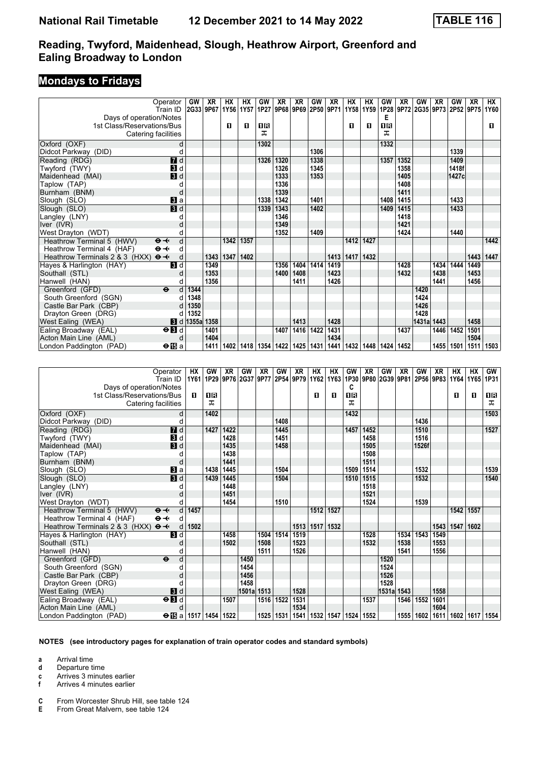# National Rail Timetable 12 December 2021 to 14 May 2022 — TABLE 116

## Reading, Twyford, Maidenhead, Slough, Heathrow Airport, Greenford and Ealing Broadway to London

### Mondays to Fridays

| Operator | | GW | XR | HX | HX | GW | XR | XR | GW | XR | HX | HX | GW | XR | GW | XR | GW | XR | HX |
|---|---|---|---|---|---|---|---|---|---|---|---|---|---|---|---|---|---|---|---|
| Train ID | | 2G33 | 9P67 | 1Y56 | 1Y57 | 1P27 | 9P68 | 9P69 | 2P50 | 9P71 | 1Y58 | 1Y59 | 1P28 | 9P72 | 2G35 | 9P73 | 2P52 | 9P75 | 1Y60 |
| Days of operation/Notes | | | | | | | | | | | | | E | | | | | | |
| 1st Class/Reservations/Bus | | | | 1 | 1 | 1R | | | | | 1 | 1 | 1R | | | | | | 1 |
| Catering facilities | | | | | | 🛒 | | | | | | | 🛒 | | | | | | |
| Oxford (OXF) | d | | | | | 1302 | | | | | | | 1332 | | | | | | |
| Didcot Parkway (DID) | d | | | | | | | | 1306 | | | | | | | | 1339 | | |
| Reading (RDG) | 7 d | | | | | 1326 | 1320 | | 1338 | | | | 1357 | 1352 | | | 1409 | | |
| Twyford (TWY) | 3 d | | | | | | 1326 | | 1345 | | | | | 1358 | | | 1418f | | |
| Maidenhead (MAI) | 3 d | | | | | | 1333 | | 1353 | | | | | 1405 | | | 1427c | | |
| Taplow (TAP) | d | | | | | | 1336 | | | | | | | 1408 | | | | | |
| Burnham (BNM) | d | | | | | | 1339 | | | | | | | 1411 | | | | | |
| Slough (SLO) | 3 a | | | | | 1338 | 1342 | | 1401 | | | | 1408 | 1415 | | | 1433 | | |
| Slough (SLO) | 3 d | | | | | 1339 | 1343 | | 1402 | | | | 1409 | 1415 | | | 1433 | | |
| Langley (LNY) | d | | | | | | 1346 | | | | | | | 1418 | | | | | |
| Iver (IVR) | d | | | | | | 1349 | | | | | | | 1421 | | | | | |
| West Drayton (WDT) | d | | | | | | 1352 | | 1409 | | | | | 1424 | | | 1440 | | |
| Heathrow Terminal 5 (HWV) ⊖✈ | d | | | 1342 | 1357 | | | | | | 1412 | 1427 | | | | | | | 1442 |
| Heathrow Terminal 4 (HAF) ⊖✈ | d | | | | | | | | | | | | | | | | | | |
| Heathrow Terminals 2 & 3 (HXX) ⊖✈ | d | | 1343 | 1347 | 1402 | | | | | 1413 | 1417 | 1432 | | | | | | 1443 | 1447 |
| Hayes & Harlington (HAY) | 3 d | | 1349 | | | | 1356 | 1404 | 1414 | 1419 | | | | 1428 | | 1434 | 1444 | 1449 | |
| Southall (STL) | d | | 1353 | | | | 1400 | 1408 | | 1423 | | | | 1432 | | 1438 | | 1453 | |
| Hanwell (HAN) | d | | 1356 | | | | | 1411 | | 1426 | | | | | | 1441 | | 1456 | |
| Greenford (GFD) ⊖ | d | 1344 | | | | | | | | | | | | | 1420 | | | | |
| South Greenford (SGN) | d | 1348 | | | | | | | | | | | | | 1424 | | | | |
| Castle Bar Park (CBP) | d | 1350 | | | | | | | | | | | | | 1426 | | | | |
| Drayton Green (DRG) | d | 1352 | | | | | | | | | | | | | 1428 | | | | |
| West Ealing (WEA) | 3 d | 1355a | 1358 | | | | | 1413 | | 1428 | | | | | 1431a | 1443 | | 1458 | |
| Ealing Broadway (EAL) ⊖3 | d | | 1401 | | | | 1407 | 1416 | 1422 | 1431 | | | | 1437 | | 1446 | 1452 | 1501 | |
| Acton Main Line (AML) | d | | 1404 | | | | | | | 1434 | | | | | | | | 1504 | |
| London Paddington (PAD) ⊖15 | a | | 1411 | 1402 | 1418 | 1354 | 1422 | 1425 | 1431 | 1441 | 1432 | 1448 | 1424 | 1452 | | 1455 | 1501 | 1511 | 1503 |

| Operator | | HX | GW | XR | GW | XR | GW | XR | HX | HX | GW | XR | GW | XR | GW | XR | HX | HX | GW |
|---|---|---|---|---|---|---|---|---|---|---|---|---|---|---|---|---|---|---|---|
| Train ID | | 1Y61 | 1P29 | 9P76 | 2G37 | 9P77 | 2P54 | 9P79 | 1Y62 | 1Y63 | 1P30 | 9P80 | 2G39 | 9P81 | 2P56 | 9P83 | 1Y64 | 1Y65 | 1P31 |
| Days of operation/Notes | | | | | | | | | | | C | | | | | | | | |
| 1st Class/Reservations/Bus | | 1 | 1R | | | | | | 1 | 1 | 1R | | | | | | 1 | 1 | 1R |
| Catering facilities | | | 🛒 | | | | | | | | 🛒 | | | | | | | | 🛒 |
| Oxford (OXF) | d | | 1402 | | | | | | | | 1432 | | | | | | | | 1503 |
| Didcot Parkway (DID) | d | | | | | | 1408 | | | | | | | | 1436 | | | | |
| Reading (RDG) | 7 d | | 1427 | 1422 | | | 1445 | | | | 1457 | 1452 | | | 1510 | | | | 1527 |
| Twyford (TWY) | 3 d | | | 1428 | | | 1451 | | | | | 1458 | | | 1516 | | | | |
| Maidenhead (MAI) | 3 d | | | 1435 | | | 1458 | | | | | 1505 | | | 1526f | | | | |
| Taplow (TAP) | d | | | 1438 | | | | | | | | 1508 | | | | | | | |
| Burnham (BNM) | d | | | 1441 | | | | | | | | 1511 | | | | | | | |
| Slough (SLO) | 3 a | | 1438 | 1445 | | | 1504 | | | | 1509 | 1514 | | | 1532 | | | | 1539 |
| Slough (SLO) | 3 d | | 1439 | 1445 | | | 1504 | | | | 1510 | 1515 | | | 1532 | | | | 1540 |
| Langley (LNY) | d | | | 1448 | | | | | | | | 1518 | | | | | | | |
| Iver (IVR) | d | | | 1451 | | | | | | | | 1521 | | | | | | | |
| West Drayton (WDT) | d | | | 1454 | | | 1510 | | | | | 1524 | | | 1539 | | | | |
| Heathrow Terminal 5 (HWV) ⊖✈ | d | 1457 | | | | | | | 1512 | 1527 | | | | | | | 1542 | 1557 | |
| Heathrow Terminal 4 (HAF) ⊖✈ | d | | | | | | | | | | | | | | | | | | |
| Heathrow Terminals 2 & 3 (HXX) ⊖✈ | d | 1502 | | | | | | 1513 | 1517 | 1532 | | | | | | 1543 | 1547 | 1602 | |
| Hayes & Harlington (HAY) | 3 d | | | 1458 | | 1504 | 1514 | 1519 | | | | 1528 | | 1534 | 1543 | 1549 | | | |
| Southall (STL) | d | | | 1502 | | 1508 | | 1523 | | | | 1532 | | 1538 | | 1553 | | | |
| Hanwell (HAN) | d | | | | | 1511 | | 1526 | | | | | | 1541 | | 1556 | | | |
| Greenford (GFD) ⊖ | d | | | | 1450 | | | | | | | | 1520 | | | | | | |
| South Greenford (SGN) | d | | | | 1454 | | | | | | | | 1524 | | | | | | |
| Castle Bar Park (CBP) | d | | | | 1456 | | | | | | | | 1526 | | | | | | |
| Drayton Green (DRG) | d | | | | 1458 | | | | | | | | 1528 | | | | | | |
| West Ealing (WEA) | 3 d | | | | 1501a | 1513 | | 1528 | | | | | 1531a | 1543 | | 1558 | | | |
| Ealing Broadway (EAL) ⊖3 | d | | | 1507 | | 1516 | 1522 | 1531 | | | | 1537 | | 1546 | 1552 | 1601 | | | |
| Acton Main Line (AML) | d | | | | | | | 1534 | | | | | | | | 1604 | | | |
| London Paddington (PAD) ⊖15 | a | 1517 | 1454 | 1522 | | 1525 | 1531 | 1541 | 1532 | 1547 | 1524 | 1552 | | 1555 | 1602 | 1611 | 1602 | 1617 | 1554 |

**NOTES (see introductory pages for explanation of train operator codes and standard symbols)**

- **a** Arrival time
- **d** Departure time
- **c** Arrives 3 minutes earlier
- **f** Arrives 4 minutes earlier

- **C** From Worcester Shrub Hill, see table 124
- **E** From Great Malvern, see table 124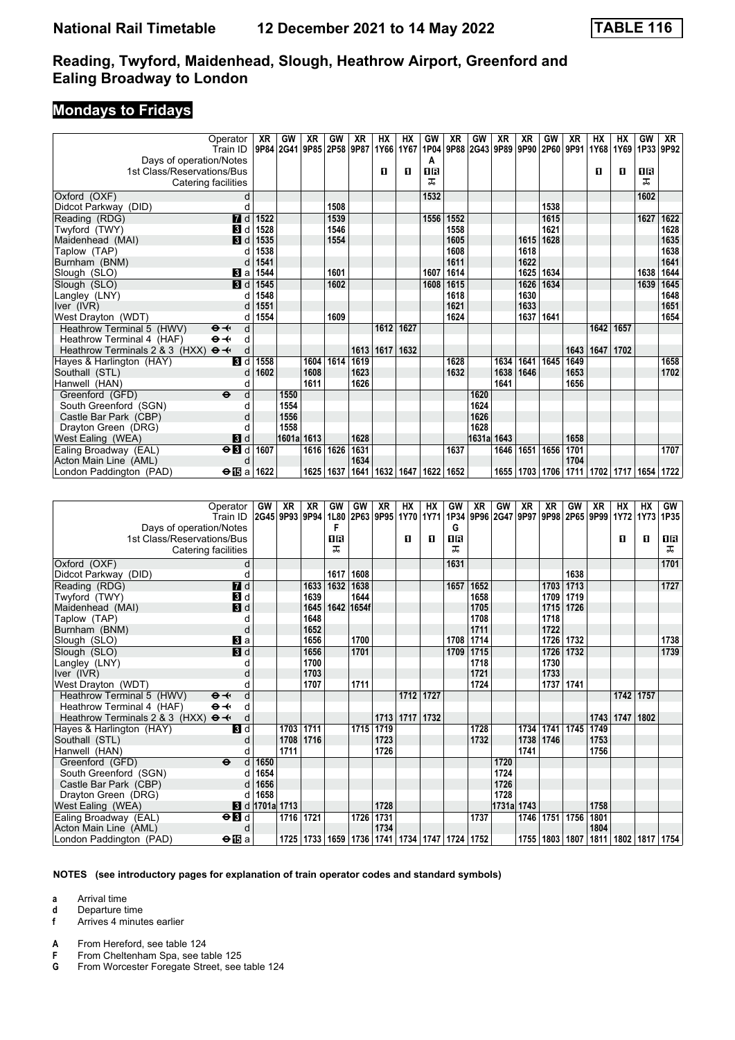# National Rail Timetable 12 December 2021 to 14 May 2022 TABLE 116

## Reading, Twyford, Maidenhead, Slough, Heathrow Airport, Greenford and Ealing Broadway to London

## Mondays to Fridays

| Operator | | XR | GW | XR | GW | XR | HX | HX | GW | XR | GW | XR | XR | GW | XR | HX | HX | GW | XR |
|---|---|---|---|---|---|---|---|---|---|---|---|---|---|---|---|---|---|---|---|
| Train ID | | 9P84 | 2G41 | 9P85 | 2P58 | 9P87 | 1Y66 | 1Y67 | 1P04 | 9P88 | 2G43 | 9P89 | 9P90 | 2P60 | 9P91 | 1Y68 | 1Y69 | 1P33 | 9P92 |
| Days of operation/Notes | | | | | | | | | A | | | | | | | | | | |
| 1st Class/Reservations/Bus | | | | | | | 1 | 1 | 1R | | | | | | | 1 | 1 | 1R | |
| Catering facilities | | | | | | | | | ✠ | | | | | | | | | ✠ | |
| Oxford (OXF) | d | | | | | | | | 1532 | | | | | | | | | 1602 | |
| Didcot Parkway (DID) | d | | | | 1508 | | | | | | | | | 1538 | | | | | |
| Reading (RDG) | 7 d | 1522 | | | 1539 | | | | 1556 | 1552 | | | | 1615 | | | | 1627 | 1622 |
| Twyford (TWY) | 3 d | 1528 | | | 1546 | | | | | 1558 | | | | 1621 | | | | | 1628 |
| Maidenhead (MAI) | 3 d | 1535 | | | 1554 | | | | | 1605 | | | 1615 | 1628 | | | | | 1635 |
| Taplow (TAP) | d | 1538 | | | | | | | | 1608 | | | 1618 | | | | | | 1638 |
| Burnham (BNM) | d | 1541 | | | | | | | | 1611 | | | 1622 | | | | | | 1641 |
| Slough (SLO) | 3 a | 1544 | | | 1601 | | | | 1607 | 1614 | | | 1625 | 1634 | | | | 1638 | 1644 |
| Slough (SLO) | 3 d | 1545 | | | 1602 | | | | 1608 | 1615 | | | 1626 | 1634 | | | | 1639 | 1645 |
| Langley (LNY) | d | 1548 | | | | | | | | 1618 | | | 1630 | | | | | | 1648 |
| Iver (IVR) | d | 1551 | | | | | | | | 1621 | | | 1633 | | | | | | 1651 |
| West Drayton (WDT) | d | 1554 | | | 1609 | | | | | 1624 | | | 1637 | 1641 | | | | | 1654 |
| Heathrow Terminal 5 (HWV) ⊖✈ | d | | | | | | 1612 | 1627 | | | | | | | | 1642 | 1657 | | |
| Heathrow Terminal 4 (HAF) ⊖✈ | d | | | | | | | | | | | | | | | | | | |
| Heathrow Terminals 2 & 3 (HXX) ⊖✈ | d | | | | | 1613 | 1617 | 1632 | | | | | | | 1643 | 1647 | 1702 | | |
| Hayes & Harlington (HAY) | 3 d | 1558 | | 1604 | 1614 | 1619 | | | | 1628 | | 1634 | 1641 | 1645 | 1649 | | | | 1658 |
| Southall (STL) | d | 1602 | | 1608 | | 1623 | | | | 1632 | | 1638 | 1646 | | 1653 | | | | 1702 |
| Hanwell (HAN) | d | | | 1611 | | 1626 | | | | | | 1641 | | | 1656 | | | | |
| Greenford (GFD) ⊖ | d | | 1550 | | | | | | | | 1620 | | | | | | | | |
| South Greenford (SGN) | d | | 1554 | | | | | | | | 1624 | | | | | | | | |
| Castle Bar Park (CBP) | d | | 1556 | | | | | | | | 1626 | | | | | | | | |
| Drayton Green (DRG) | d | | 1558 | | | | | | | | 1628 | | | | | | | | |
| West Ealing (WEA) | 3 d | | 1601a | 1613 | | 1628 | | | | | 1631a | 1643 | | | 1658 | | | | |
| Ealing Broadway (EAL) ⊖ | 3 d | 1607 | | 1616 | 1626 | 1631 | | | | 1637 | | 1646 | 1651 | 1656 | 1701 | | | | 1707 |
| Acton Main Line (AML) | d | | | | | 1634 | | | | | | | | | 1704 | | | | |
| London Paddington (PAD) ⊖ | 15 a | 1622 | | 1625 | 1637 | 1641 | 1632 | 1647 | 1622 | 1652 | | 1655 | 1703 | 1706 | 1711 | 1702 | 1717 | 1654 | 1722 |

| Operator | | GW | XR | XR | GW | GW | XR | HX | HX | GW | XR | GW | XR | XR | GW | XR | HX | HX | GW |
|---|---|---|---|---|---|---|---|---|---|---|---|---|---|---|---|---|---|---|---|
| Train ID | | 2G45 | 9P93 | 9P94 | 1L80 | 2P63 | 9P95 | 1Y70 | 1Y71 | 1P34 | 9P96 | 2G47 | 9P97 | 9P98 | 2P65 | 9P99 | 1Y72 | 1Y73 | 1P35 |
| Days of operation/Notes | | | | | F | | | | | G | | | | | | | | | |
| 1st Class/Reservations/Bus | | | | | 1R | | | 1 | 1 | 1R | | | | | | | 1 | 1 | 1R |
| Catering facilities | | | | | ✠ | | | | | ✠ | | | | | | | | | ✠ |
| Oxford (OXF) | d | | | | | | | | | 1631 | | | | | | | | | 1701 |
| Didcot Parkway (DID) | d | | | | 1617 | 1608 | | | | | | | | | 1638 | | | | |
| Reading (RDG) | 7 d | | | 1633 | 1632 | 1638 | | | | 1657 | 1652 | | | 1703 | 1713 | | | | 1727 |
| Twyford (TWY) | 3 d | | | 1639 | | 1644 | | | | | 1658 | | | 1709 | 1719 | | | | |
| Maidenhead (MAI) | 3 d | | | 1645 | 1642 | 1654f | | | | | 1705 | | | 1715 | 1726 | | | | |
| Taplow (TAP) | d | | | 1648 | | | | | | | 1708 | | | 1718 | | | | | |
| Burnham (BNM) | d | | | 1652 | | | | | | | 1711 | | | 1722 | | | | | |
| Slough (SLO) | 3 a | | | 1656 | | 1700 | | | | 1708 | 1714 | | | 1726 | 1732 | | | | 1738 |
| Slough (SLO) | 3 d | | | 1656 | | 1701 | | | | 1709 | 1715 | | | 1726 | 1732 | | | | 1739 |
| Langley (LNY) | d | | | 1700 | | | | | | | 1718 | | | 1730 | | | | | |
| Iver (IVR) | d | | | 1703 | | | | | | | 1721 | | | 1733 | | | | | |
| West Drayton (WDT) | d | | | 1707 | | 1711 | | | | | 1724 | | | 1737 | 1741 | | | | |
| Heathrow Terminal 5 (HWV) ⊖✈ | d | | | | | | | 1712 | 1727 | | | | | | | | 1742 | 1757 | |
| Heathrow Terminal 4 (HAF) ⊖✈ | d | | | | | | | | | | | | | | | | | | |
| Heathrow Terminals 2 & 3 (HXX) ⊖✈ | d | | | | | | 1713 | 1717 | 1732 | | | | | | | 1743 | 1747 | 1802 | |
| Hayes & Harlington (HAY) | 3 d | | 1703 | 1711 | | 1715 | 1719 | | | | 1728 | | 1734 | 1741 | 1745 | 1749 | | | |
| Southall (STL) | d | | 1708 | 1716 | | | 1723 | | | | 1732 | | 1738 | 1746 | | 1753 | | | |
| Hanwell (HAN) | d | | 1711 | | | | 1726 | | | | | | 1741 | | | 1756 | | | |
| Greenford (GFD) ⊖ | d | 1650 | | | | | | | | | | 1720 | | | | | | | |
| South Greenford (SGN) | d | 1654 | | | | | | | | | | 1724 | | | | | | | |
| Castle Bar Park (CBP) | d | 1656 | | | | | | | | | | 1726 | | | | | | | |
| Drayton Green (DRG) | d | 1658 | | | | | | | | | | 1728 | | | | | | | |
| West Ealing (WEA) | 3 d | 1701a | 1713 | | | | 1728 | | | | | 1731a | 1743 | | | 1758 | | | |
| Ealing Broadway (EAL) ⊖ | 3 d | | 1716 | 1721 | | 1726 | 1731 | | | | 1737 | | 1746 | 1751 | 1756 | 1801 | | | |
| Acton Main Line (AML) | d | | | | | | 1734 | | | | | | | | | 1804 | | | |
| London Paddington (PAD) ⊖ | 15 a | | 1725 | 1733 | 1659 | 1736 | 1741 | 1734 | 1747 | 1724 | 1752 | | 1755 | 1803 | 1807 | 1811 | 1802 | 1817 | 1754 |

**NOTES (see introductory pages for explanation of train operator codes and standard symbols)**

- **a** Arrival time
- **d** Departure time
- **f** Arrives 4 minutes earlier

- **A** From Hereford, see table 124
- **F** From Cheltenham Spa, see table 125
- **G** From Worcester Foregate Street, see table 124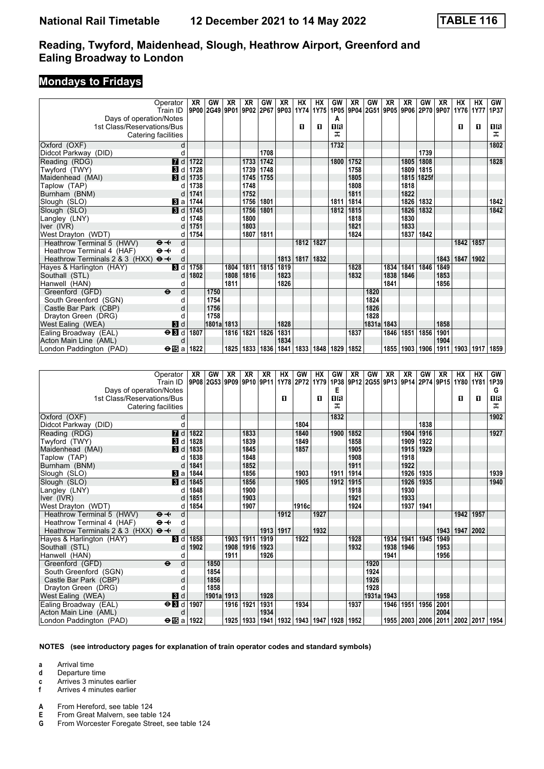# Reading, Twyford, Maidenhead, Slough, Heathrow Airport, Greenford and Ealing Broadway to London

## Mondays to Fridays

| Operator | XR | GW | XR | XR | GW | XR | HX | HX | GW | XR | GW | XR | XR | GW | XR | HX | HX | GW |
|---|---|---|---|---|---|---|---|---|---|---|---|---|---|---|---|---|---|---|
| Train ID | 9P00 | 2G49 | 9P01 | 9P02 | 2P67 | 9P03 | 1Y74 | 1Y75 | 1P05 | 9P04 | 2G51 | 9P05 | 9P06 | 2P70 | 9P07 | 1Y76 | 1Y77 | 1P37 |
| Days of operation/Notes | | | | | | | | | A | | | | | | | | | |
| 1st Class/Reservations/Bus | | | | | | | 1 | 1 | 1R | | | | | | | 1 | 1 | 1R |
| Catering facilities | | | | | | | | | T | | | | | | | | | T |
| Oxford (OXF) d | | | | | | | | | 1732 | | | | | | | | | 1802 |
| Didcot Parkway (DID) d | | | | | 1708 | | | | | | | | | 1739 | | | | |
| Reading (RDG) 7 d | 1722 | | | 1733 | 1742 | | | | 1800 | 1752 | | | 1805 | 1808 | | | | 1828 |
| Twyford (TWY) 3 d | 1728 | | | 1739 | 1748 | | | | | 1758 | | | 1809 | 1815 | | | | |
| Maidenhead (MAI) 3 d | 1735 | | | 1745 | 1755 | | | | | 1805 | | | 1815 | 1825f | | | | |
| Taplow (TAP) d | 1738 | | | 1748 | | | | | | 1808 | | | 1818 | | | | | |
| Burnham (BNM) d | 1741 | | | 1752 | | | | | | 1811 | | | 1822 | | | | | |
| Slough (SLO) 3 a | 1744 | | | 1756 | 1801 | | | | 1811 | 1814 | | | 1826 | 1832 | | | | 1842 |
| Slough (SLO) 3 d | 1745 | | | 1756 | 1801 | | | | 1812 | 1815 | | | 1826 | 1832 | | | | 1842 |
| Langley (LNY) d | 1748 | | | 1800 | | | | | | 1818 | | | 1830 | | | | | |
| Iver (IVR) d | 1751 | | | 1803 | | | | | | 1821 | | | 1833 | | | | | |
| West Drayton (WDT) d | 1754 | | | 1807 | 1811 | | | | | 1824 | | | 1837 | 1842 | | | | |
| Heathrow Terminal 5 (HWV) ⊖✈ d | | | | | | | 1812 | 1827 | | | | | | | | 1842 | 1857 | |
| Heathrow Terminal 4 (HAF) ⊖✈ d | | | | | | | | | | | | | | | | | | |
| Heathrow Terminals 2 & 3 (HXX) ⊖✈ d | | | | | | 1813 | 1817 | 1832 | | | | | | | 1843 | 1847 | 1902 | |
| Hayes & Harlington (HAY) 3 d | 1758 | | 1804 | 1811 | 1815 | 1819 | | | | 1828 | | 1834 | 1841 | 1846 | 1849 | | | |
| Southall (STL) d | 1802 | | 1808 | 1816 | | 1823 | | | | 1832 | | 1838 | 1846 | | 1853 | | | |
| Hanwell (HAN) d | | | 1811 | | | 1826 | | | | | | 1841 | | | 1856 | | | |
| Greenford (GFD) ⊖ d | | 1750 | | | | | | | | | 1820 | | | | | | | |
| South Greenford (SGN) d | | 1754 | | | | | | | | | 1824 | | | | | | | |
| Castle Bar Park (CBP) d | | 1756 | | | | | | | | | 1826 | | | | | | | |
| Drayton Green (DRG) d | | 1758 | | | | | | | | | 1828 | | | | | | | |
| West Ealing (WEA) 3 d | | 1801a | 1813 | | | 1828 | | | | | 1831a | 1843 | | | 1858 | | | |
| Ealing Broadway (EAL) ⊖3 d | 1807 | | 1816 | 1821 | 1826 | 1831 | | | | 1837 | | 1846 | 1851 | 1856 | 1901 | | | |
| Acton Main Line (AML) d | | | | | | 1834 | | | | | | | | | 1904 | | | |
| London Paddington (PAD) ⊖15 a | 1822 | | 1825 | 1833 | 1836 | 1841 | 1833 | 1848 | 1829 | 1852 | | 1855 | 1903 | 1906 | 1911 | 1903 | 1917 | 1859 |

| Operator | XR | GW | XR | XR | XR | HX | GW | HX | GW | XR | GW | XR | XR | GW | XR | HX | HX | GW |
|---|---|---|---|---|---|---|---|---|---|---|---|---|---|---|---|---|---|---|
| Train ID | 9P08 | 2G53 | 9P09 | 9P10 | 9P11 | 1Y78 | 2P72 | 1Y79 | 1P38 | 9P12 | 2G55 | 9P13 | 9P14 | 2P74 | 9P15 | 1Y80 | 1Y81 | 1P39 |
| Days of operation/Notes | | | | | | | | | E | | | | | | | | | G |
| 1st Class/Reservations/Bus | | | | | | 1 | | 1 | 1R | | | | | | | 1 | 1 | 1R |
| Catering facilities | | | | | | | | | T | | | | | | | | | T |
| Oxford (OXF) d | | | | | | | | | 1832 | | | | | | | | | 1902 |
| Didcot Parkway (DID) d | | | | | | | 1804 | | | | | | | 1838 | | | | |
| Reading (RDG) 7 d | 1822 | | | 1833 | | | 1840 | | 1900 | 1852 | | | 1904 | 1916 | | | | 1927 |
| Twyford (TWY) 3 d | 1828 | | | 1839 | | | 1849 | | | 1858 | | | 1909 | 1922 | | | | |
| Maidenhead (MAI) 3 d | 1835 | | | 1845 | | | 1857 | | | 1905 | | | 1915 | 1929 | | | | |
| Taplow (TAP) d | 1838 | | | 1848 | | | | | | 1908 | | | 1918 | | | | | |
| Burnham (BNM) d | 1841 | | | 1852 | | | | | | 1911 | | | 1922 | | | | | |
| Slough (SLO) 3 a | 1844 | | | 1856 | | | 1903 | | 1911 | 1914 | | | 1926 | 1935 | | | | 1939 |
| Slough (SLO) 3 d | 1845 | | | 1856 | | | 1905 | | 1912 | 1915 | | | 1926 | 1935 | | | | 1940 |
| Langley (LNY) d | 1848 | | | 1900 | | | | | | 1918 | | | 1930 | | | | | |
| Iver (IVR) d | 1851 | | | 1903 | | | | | | 1921 | | | 1933 | | | | | |
| West Drayton (WDT) d | 1854 | | | 1907 | | | 1916c | | | 1924 | | | 1937 | 1941 | | | | |
| Heathrow Terminal 5 (HWV) ⊖✈ d | | | | | | 1912 | | 1927 | | | | | | | | 1942 | 1957 | |
| Heathrow Terminal 4 (HAF) ⊖✈ d | | | | | | | | | | | | | | | | | | |
| Heathrow Terminals 2 & 3 (HXX) ⊖✈ d | | | | | 1913 | 1917 | | 1932 | | | | | | | 1943 | 1947 | 2002 | |
| Hayes & Harlington (HAY) 3 d | 1858 | | 1903 | 1911 | 1919 | | 1922 | | | 1928 | | 1934 | 1941 | 1945 | 1949 | | | |
| Southall (STL) d | 1902 | | 1908 | 1916 | 1923 | | | | | 1932 | | 1938 | 1946 | | 1953 | | | |
| Hanwell (HAN) d | | | 1911 | | 1926 | | | | | | | 1941 | | | 1956 | | | |
| Greenford (GFD) ⊖ d | | 1850 | | | | | | | | | 1920 | | | | | | | |
| South Greenford (SGN) d | | 1854 | | | | | | | | | 1924 | | | | | | | |
| Castle Bar Park (CBP) d | | 1856 | | | | | | | | | 1926 | | | | | | | |
| Drayton Green (DRG) d | | 1858 | | | | | | | | | 1928 | | | | | | | |
| West Ealing (WEA) 3 d | | 1901a | 1913 | | 1928 | | | | | | 1931a | 1943 | | | 1958 | | | |
| Ealing Broadway (EAL) ⊖3 d | 1907 | | 1916 | 1921 | 1931 | | 1934 | | | 1937 | | 1946 | 1951 | 1956 | 2001 | | | |
| Acton Main Line (AML) d | | | | | 1934 | | | | | | | | | | 2004 | | | |
| London Paddington (PAD) ⊖15 a | 1922 | | 1925 | 1933 | 1941 | 1932 | 1943 | 1947 | 1928 | 1952 | | 1955 | 2003 | 2006 | 2011 | 2002 | 2017 | 1954 |

**NOTES (see introductory pages for explanation of train operator codes and standard symbols)**

- **a** Arrival time
- **d** Departure time
- **c** Arrives 3 minutes earlier
- **f** Arrives 4 minutes earlier

- **A** From Hereford, see table 124
- **E** From Great Malvern, see table 124
- **G** From Worcester Foregate Street, see table 124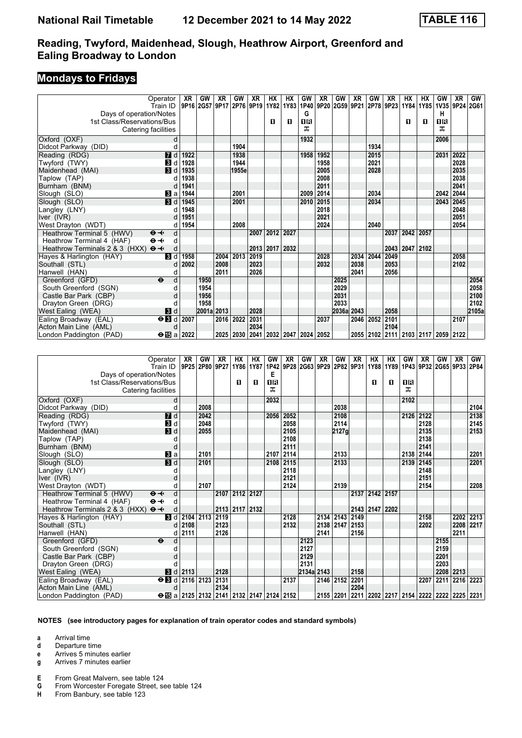# Reading, Twyford, Maidenhead, Slough, Heathrow Airport, Greenford and Ealing Broadway to London

## Mondays to Fridays

| Operator | XR | GW | XR | GW | XR | HX | HX | GW | XR | GW | XR | GW | XR | HX | HX | GW | XR | GW |
|---|---|---|---|---|---|---|---|---|---|---|---|---|---|---|---|---|---|---|
| Train ID | 9P16 | 2G57 | 9P17 | 2P76 | 9P19 | 1Y82 | 1Y83 | 1P40 | 9P20 | 2G59 | 9P21 | 2P78 | 9P23 | 1Y84 | 1Y85 | 1V35 | 9P24 | 2G61 |
| Days of operation/Notes | | | | | | | | G | | | | | | | | H | | |
| 1st Class/Reservations/Bus | | | | | | 1 | 1 | 1R | | | | | | 1 | 1 | 1R | | |
| Catering facilities | | | | | | | | ✕ | | | | | | | | ✕ | | |
| Oxford (OXF) d | | | | | | | | 1932 | | | | | | | | 2006 | | |
| Didcot Parkway (DID) d | | | | 1904 | | | | | | | | 1934 | | | | | | |
| Reading (RDG) 7 d | 1922 | | | 1938 | | | | 1958 | 1952 | | | 2015 | | | | 2031 | 2022 | |
| Twyford (TWY) 3 d | 1928 | | | 1944 | | | | | 1958 | | | 2021 | | | | | 2028 | |
| Maidenhead (MAI) 3 d | 1935 | | | 1955e | | | | | 2005 | | | 2028 | | | | | 2035 | |
| Taplow (TAP) d | 1938 | | | | | | | | 2008 | | | | | | | | 2038 | |
| Burnham (BNM) d | 1941 | | | | | | | | 2011 | | | | | | | | 2041 | |
| Slough (SLO) 3 a | 1944 | | | 2001 | | | | 2009 | 2014 | | | 2034 | | | | 2042 | 2044 | |
| Slough (SLO) 3 d | 1945 | | | 2001 | | | | 2010 | 2015 | | | 2034 | | | | 2043 | 2045 | |
| Langley (LNY) d | 1948 | | | | | | | | 2018 | | | | | | | | 2048 | |
| Iver (IVR) d | 1951 | | | | | | | | 2021 | | | | | | | | 2051 | |
| West Drayton (WDT) d | 1954 | | | 2008 | | | | | 2024 | | | 2040 | | | | | 2054 | |
| Heathrow Terminal 5 (HWV) ⊖✈ d | | | | | 2007 | 2012 | 2027 | | | | | | 2037 | 2042 | 2057 | | | |
| Heathrow Terminal 4 (HAF) ⊖✈ d | | | | | | | | | | | | | | | | | | |
| Heathrow Terminals 2 & 3 (HXX) ⊖✈ d | | | | | 2013 | 2017 | 2032 | | | | | | 2043 | 2047 | 2102 | | | |
| Hayes & Harlington (HAY) 3 d | 1958 | | 2004 | 2013 | 2019 | | | | 2028 | | 2034 | 2044 | 2049 | | | | 2058 | |
| Southall (STL) d | 2002 | | 2008 | | 2023 | | | | 2032 | | 2038 | | 2053 | | | | 2102 | |
| Hanwell (HAN) d | | | 2011 | | 2026 | | | | | | 2041 | | 2056 | | | | | |
| Greenford (GFD) ⊖ d | | 1950 | | | | | | | | 2025 | | | | | | | | 2054 |
| South Greenford (SGN) d | | 1954 | | | | | | | | 2029 | | | | | | | | 2058 |
| Castle Bar Park (CBP) d | | 1956 | | | | | | | | 2031 | | | | | | | | 2100 |
| Drayton Green (DRG) d | | 1958 | | | | | | | | 2033 | | | | | | | | 2102 |
| West Ealing (WEA) 3 d | | 2001a | 2013 | | 2028 | | | | | 2036a | 2043 | | 2058 | | | | | 2105a |
| Ealing Broadway (EAL) ⊖3 d | 2007 | | 2016 | 2022 | 2031 | | | | 2037 | | 2046 | 2052 | 2101 | | | | 2107 | |
| Acton Main Line (AML) d | | | | | 2034 | | | | | | | | 2104 | | | | | |
| London Paddington (PAD) ⊖15 a | 2022 | | 2025 | 2030 | 2041 | 2032 | 2047 | 2024 | 2052 | | 2055 | 2102 | 2111 | 2103 | 2117 | 2059 | 2122 | |

| Operator | XR | GW | XR | HX | HX | GW | XR | GW | XR | GW | XR | HX | HX | GW | XR | GW | XR | GW |
|---|---|---|---|---|---|---|---|---|---|---|---|---|---|---|---|---|---|---|
| Train ID | 9P25 | 2P80 | 9P27 | 1Y86 | 1Y87 | 1P42 | 9P28 | 2G63 | 9P29 | 2P82 | 9P31 | 1Y88 | 1Y89 | 1P43 | 9P32 | 2G65 | 9P33 | 2P84 |
| Days of operation/Notes | | | | | | E | | | | | | | | | | | | |
| 1st Class/Reservations/Bus | | | | 1 | 1 | 1R | | | | | | 1 | 1 | 1R | | | | |
| Catering facilities | | | | | | ✕ | | | | | | | | ✕ | | | | |
| Oxford (OXF) d | | | | | | 2032 | | | | | | | | 2102 | | | | |
| Didcot Parkway (DID) d | | 2008 | | | | | | | | 2038 | | | | | | | | 2104 |
| Reading (RDG) 7 d | | 2042 | | | | 2056 | 2052 | | | 2108 | | | | 2126 | 2122 | | | 2138 |
| Twyford (TWY) 3 d | | 2048 | | | | | 2058 | | | 2114 | | | | | 2128 | | | 2145 |
| Maidenhead (MAI) 3 d | | 2055 | | | | | 2105 | | | 2127g | | | | | 2135 | | | 2153 |
| Taplow (TAP) d | | | | | | | 2108 | | | | | | | | 2138 | | | |
| Burnham (BNM) d | | | | | | | 2111 | | | | | | | | 2141 | | | |
| Slough (SLO) 3 a | | 2101 | | | | 2107 | 2114 | | | 2133 | | | | 2138 | 2144 | | | 2201 |
| Slough (SLO) 3 d | | 2101 | | | | 2108 | 2115 | | | 2133 | | | | 2139 | 2145 | | | 2201 |
| Langley (LNY) d | | | | | | | 2118 | | | | | | | | 2148 | | | |
| Iver (IVR) d | | | | | | | 2121 | | | | | | | | 2151 | | | |
| West Drayton (WDT) d | | 2107 | | | | | 2124 | | | 2139 | | | | | 2154 | | | 2208 |
| Heathrow Terminal 5 (HWV) ⊖✈ d | | | 2107 | 2112 | 2127 | | | | | | 2137 | 2142 | 2157 | | | | | |
| Heathrow Terminal 4 (HAF) ⊖✈ d | | | | | | | | | | | | | | | | | | |
| Heathrow Terminals 2 & 3 (HXX) ⊖✈ d | | | 2113 | 2117 | 2132 | | | | | | 2143 | 2147 | 2202 | | | | | |
| Hayes & Harlington (HAY) 3 d | 2104 | 2113 | 2119 | | | | 2128 | | 2134 | 2143 | 2149 | | | | 2158 | | 2202 | 2213 |
| Southall (STL) d | 2108 | | 2123 | | | | 2132 | | 2138 | 2147 | 2153 | | | | 2202 | | 2208 | 2217 |
| Hanwell (HAN) d | 2111 | | 2126 | | | | | | 2141 | | 2156 | | | | | | 2211 | |
| Greenford (GFD) ⊖ d | | | | | | | | 2123 | | | | | | | | 2155 | | |
| South Greenford (SGN) d | | | | | | | | 2127 | | | | | | | | 2159 | | |
| Castle Bar Park (CBP) d | | | | | | | | 2129 | | | | | | | | 2201 | | |
| Drayton Green (DRG) d | | | | | | | | 2131 | | | | | | | | 2203 | | |
| West Ealing (WEA) 3 d | 2113 | | 2128 | | | | | 2134a | 2143 | | 2158 | | | | | 2208 | 2213 | |
| Ealing Broadway (EAL) ⊖3 d | 2116 | 2123 | 2131 | | | | 2137 | | 2146 | 2152 | 2201 | | | | 2207 | 2211 | 2216 | 2223 |
| Acton Main Line (AML) d | | | 2134 | | | | | | | | 2204 | | | | | | | |
| London Paddington (PAD) ⊖15 a | 2125 | 2132 | 2141 | 2132 | 2147 | 2124 | 2152 | | 2155 | 2201 | 2211 | 2202 | 2217 | 2154 | 2222 | 2222 | 2225 | 2231 |

**NOTES (see introductory pages for explanation of train operator codes and standard symbols)**

- **a** Arrival time
- **d** Departure time
- **e** Arrives 5 minutes earlier
- **g** Arrives 7 minutes earlier

- **E** From Great Malvern, see table 124
- **G** From Worcester Foregate Street, see table 124
- **H** From Banbury, see table 123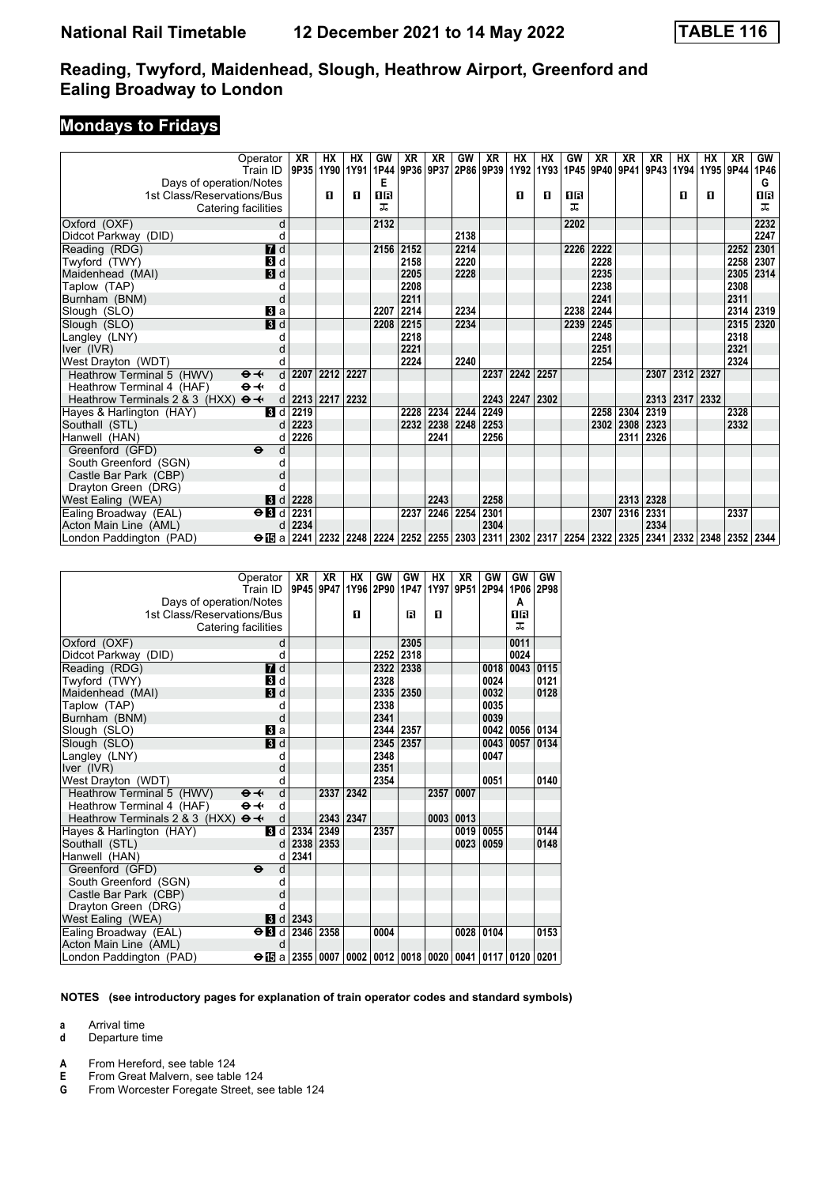# National Rail Timetable 12 December 2021 to 14 May 2022 TABLE 116

## Reading, Twyford, Maidenhead, Slough, Heathrow Airport, Greenford and Ealing Broadway to London

### Mondays to Fridays

| Operator | | XR | HX | HX | GW | XR | XR | GW | XR | HX | HX | GW | XR | XR | XR | HX | HX | XR | GW |
|---|---|---|---|---|---|---|---|---|---|---|---|---|---|---|---|---|---|---|---|
| Train ID | | 9P35 | 1Y90 | 1Y91 | 1P44 | 9P36 | 9P37 | 2P86 | 9P39 | 1Y92 | 1Y93 | 1P45 | 9P40 | 9P41 | 9P43 | 1Y94 | 1Y95 | 9P44 | 1P46 |
| Days of operation/Notes | | | | | E | | | | | | | | | | | | | | G |
| 1st Class/Reservations/Bus | | | 1 | 1 | 1R | | | | | 1 | 1 | 1R | | | | 1 | 1 | | 1R |
| Catering facilities | | | | | | | | | | | | | | | | | | | |
| Oxford (OXF) | d | | | | 2132 | | | | | | | 2202 | | | | | | | 2232 |
| Didcot Parkway (DID) | d | | | | | | | 2138 | | | | | | | | | | | 2247 |
| Reading (RDG) | 7 d | | | | 2156 | 2152 | | 2214 | | | | 2226 | 2222 | | | | | 2252 | 2301 |
| Twyford (TWY) | 3 d | | | | | 2158 | | 2220 | | | | | 2228 | | | | | 2258 | 2307 |
| Maidenhead (MAI) | 3 d | | | | | 2205 | | 2228 | | | | | 2235 | | | | | 2305 | 2314 |
| Taplow (TAP) | d | | | | | 2208 | | | | | | | 2238 | | | | | 2308 | |
| Burnham (BNM) | d | | | | | 2211 | | | | | | | 2241 | | | | | 2311 | |
| Slough (SLO) | 3 a | | | | 2207 | 2214 | | 2234 | | | | 2238 | 2244 | | | | | 2314 | 2319 |
| Slough (SLO) | 3 d | | | | 2208 | 2215 | | 2234 | | | | 2239 | 2245 | | | | | 2315 | 2320 |
| Langley (LNY) | d | | | | | 2218 | | | | | | | 2248 | | | | | 2318 | |
| Iver (IVR) | d | | | | | 2221 | | | | | | | 2251 | | | | | 2321 | |
| West Drayton (WDT) | d | | | | | 2224 | | 2240 | | | | | 2254 | | | | | 2324 | |
| Heathrow Terminal 5 (HWV) | d | 2207 | 2212 | 2227 | | | | | 2237 | 2242 | 2257 | | | | 2307 | 2312 | 2327 | | |
| Heathrow Terminal 4 (HAF) | d | | | | | | | | | | | | | | | | | | |
| Heathrow Terminals 2 & 3 (HXX) | d | 2213 | 2217 | 2232 | | | | | 2243 | 2247 | 2302 | | | | 2313 | 2317 | 2332 | | |
| Hayes & Harlington (HAY) | 3 d | 2219 | | | | 2228 | 2234 | 2244 | 2249 | | | | 2258 | 2304 | 2319 | | | 2328 | |
| Southall (STL) | d | 2223 | | | | 2232 | 2238 | 2248 | 2253 | | | | 2302 | 2308 | 2323 | | | 2332 | |
| Hanwell (HAN) | d | 2226 | | | | | 2241 | | 2256 | | | | | 2311 | 2326 | | | | |
| Greenford (GFD) | d | | | | | | | | | | | | | | | | | | |
| South Greenford (SGN) | d | | | | | | | | | | | | | | | | | | |
| Castle Bar Park (CBP) | d | | | | | | | | | | | | | | | | | | |
| Drayton Green (DRG) | d | | | | | | | | | | | | | | | | | | |
| West Ealing (WEA) | 3 d | 2228 | | | | | 2243 | | 2258 | | | | | 2313 | 2328 | | | | |
| Ealing Broadway (EAL) | 3 d | 2231 | | | | 2237 | 2246 | 2254 | 2301 | | | | 2307 | 2316 | 2331 | | | 2337 | |
| Acton Main Line (AML) | d | 2234 | | | | | | | 2304 | | | | | | 2334 | | | | |
| London Paddington (PAD) | 15 a | 2241 | 2232 | 2248 | 2224 | 2252 | 2255 | 2303 | 2311 | 2302 | 2317 | 2254 | 2322 | 2325 | 2341 | 2332 | 2348 | 2352 | 2344 |

| Operator | | XR | XR | HX | GW | GW | HX | XR | GW | GW | GW |
|---|---|---|---|---|---|---|---|---|---|---|---|
| Train ID | | 9P45 | 9P47 | 1Y96 | 2P90 | 1P47 | 1Y97 | 9P51 | 2P94 | 1P06 | 2P98 |
| Days of operation/Notes | | | | | | | | | | A | |
| 1st Class/Reservations/Bus | | | | 1 | | R | 1 | | | 1R | |
| Catering facilities | | | | | | | | | | | |
| Oxford (OXF) | d | | | | | 2305 | | | | 0011 | |
| Didcot Parkway (DID) | d | | | | 2252 | 2318 | | | | 0024 | |
| Reading (RDG) | 7 d | | | | 2322 | 2338 | | | 0018 | 0043 | 0115 |
| Twyford (TWY) | 3 d | | | | 2328 | | | | 0024 | | 0121 |
| Maidenhead (MAI) | 3 d | | | | 2335 | 2350 | | | 0032 | | 0128 |
| Taplow (TAP) | d | | | | 2338 | | | | 0035 | | |
| Burnham (BNM) | d | | | | 2341 | | | | 0039 | | |
| Slough (SLO) | 3 a | | | | 2344 | 2357 | | | 0042 | 0056 | 0134 |
| Slough (SLO) | 3 d | | | | 2345 | 2357 | | | 0043 | 0057 | 0134 |
| Langley (LNY) | d | | | | 2348 | | | | 0047 | | |
| Iver (IVR) | d | | | | 2351 | | | | | | |
| West Drayton (WDT) | d | | | | 2354 | | | | 0051 | | 0140 |
| Heathrow Terminal 5 (HWV) | d | | 2337 | 2342 | | | 2357 | 0007 | | | |
| Heathrow Terminal 4 (HAF) | d | | | | | | | | | | |
| Heathrow Terminals 2 & 3 (HXX) | d | | 2343 | 2347 | | | 0003 | 0013 | | | |
| Hayes & Harlington (HAY) | 3 d | 2334 | 2349 | | 2357 | | | 0019 | 0055 | | 0144 |
| Southall (STL) | d | 2338 | 2353 | | | | | 0023 | 0059 | | 0148 |
| Hanwell (HAN) | d | 2341 | | | | | | | | | |
| Greenford (GFD) | d | | | | | | | | | | |
| South Greenford (SGN) | d | | | | | | | | | | |
| Castle Bar Park (CBP) | d | | | | | | | | | | |
| Drayton Green (DRG) | d | | | | | | | | | | |
| West Ealing (WEA) | 3 d | 2343 | | | | | | | | | |
| Ealing Broadway (EAL) | 3 d | 2346 | 2358 | | 0004 | | | 0028 | 0104 | | 0153 |
| Acton Main Line (AML) | d | | | | | | | | | | |
| London Paddington (PAD) | 15 a | 2355 | 0007 | 0002 | 0012 | 0018 | 0020 | 0041 | 0117 | 0120 | 0201 |

**NOTES (see introductory pages for explanation of train operator codes and standard symbols)**

- **a** Arrival time
- **d** Departure time

- **A** From Hereford, see table 124
- **E** From Great Malvern, see table 124
- **G** From Worcester Foregate Street, see table 124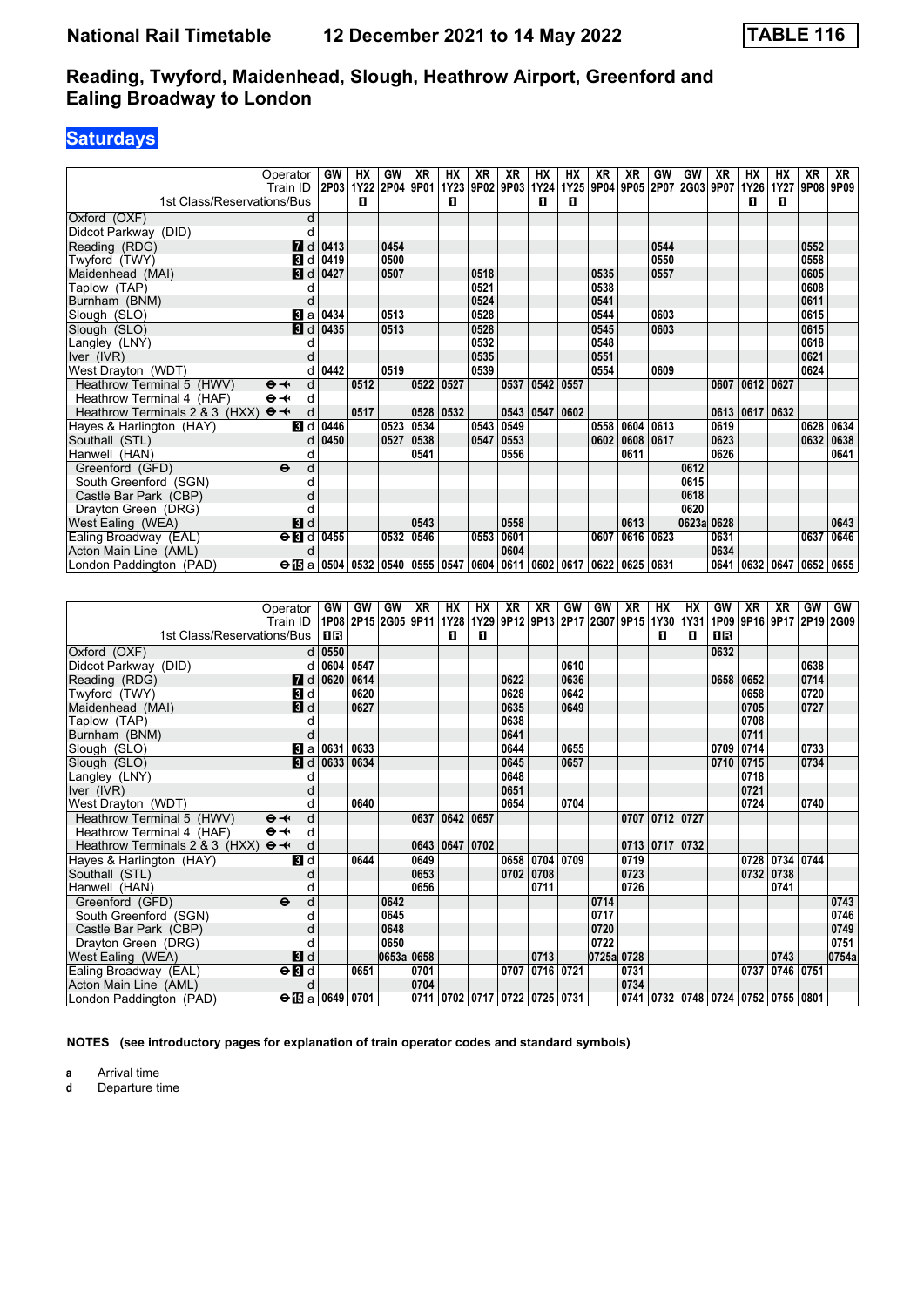# National Rail Timetable 12 December 2021 to 14 May 2022 TABLE 116

## Reading, Twyford, Maidenhead, Slough, Heathrow Airport, Greenford and Ealing Broadway to London

### Saturdays

| Operator | | GW | HX | GW | XR | HX | XR | XR | HX | HX | XR | XR | GW | GW | XR | HX | HX | XR | XR |
|---|---|---|---|---|---|---|---|---|---|---|---|---|---|---|---|---|---|---|---|
| Train ID | | 2P03 | 1Y22 | 2P04 | 9P01 | 1Y23 | 9P02 | 9P03 | 1Y24 | 1Y25 | 9P04 | 9P05 | 2P07 | 2G03 | 9P07 | 1Y26 | 1Y27 | 9P08 | 9P09 |
| 1st Class/Reservations/Bus | | | ■ | | | ■ | | | ■ | ■ | | | | | | ■ | ■ | | |
| Oxford (OXF) | d | | | | | | | | | | | | | | | | | | |
| Didcot Parkway (DID) | d | | | | | | | | | | | | | | | | | | |
| Reading (RDG) | 7 d | 0413 | | 0454 | | | | | | | | | 0544 | | | | | 0552 | |
| Twyford (TWY) | 3 d | 0419 | | 0500 | | | | | | | | | 0550 | | | | | 0558 | |
| Maidenhead (MAI) | 3 d | 0427 | | 0507 | | | 0518 | | | | 0535 | | 0557 | | | | | 0605 | |
| Taplow (TAP) | d | | | | | | 0521 | | | | 0538 | | | | | | | 0608 | |
| Burnham (BNM) | d | | | | | | 0524 | | | | 0541 | | | | | | | 0611 | |
| Slough (SLO) | 3 a | 0434 | | 0513 | | | 0528 | | | | 0544 | | 0603 | | | | | 0615 | |
| Slough (SLO) | 3 d | 0435 | | 0513 | | | 0528 | | | | 0545 | | 0603 | | | | | 0615 | |
| Langley (LNY) | d | | | | | | 0532 | | | | 0548 | | | | | | | 0618 | |
| Iver (IVR) | d | | | | | | 0535 | | | | 0551 | | | | | | | 0621 | |
| West Drayton (WDT) | d | 0442 | | 0519 | | | 0539 | | | | 0554 | | 0609 | | | | | 0624 | |
| Heathrow Terminal 5 (HWV) ✈ | d | | 0512 | | 0522 | 0527 | | 0537 | 0542 | 0557 | | | | | 0607 | 0612 | 0627 | | |
| Heathrow Terminal 4 (HAF) ✈ | d | | | | | | | | | | | | | | | | | | |
| Heathrow Terminals 2 & 3 (HXX) ✈ | d | | 0517 | | 0528 | 0532 | | 0543 | 0547 | 0602 | | | | | 0613 | 0617 | 0632 | | |
| Hayes & Harlington (HAY) | 3 d | 0446 | | 0523 | 0534 | | 0543 | 0549 | | | 0558 | 0604 | 0613 | | 0619 | | | 0628 | 0634 |
| Southall (STL) | d | 0450 | | 0527 | 0538 | | 0547 | 0553 | | | 0602 | 0608 | 0617 | | 0623 | | | 0632 | 0638 |
| Hanwell (HAN) | d | | | | 0541 | | | 0556 | | | | 0611 | | | 0626 | | | | 0641 |
| Greenford (GFD) ⊖ | d | | | | | | | | | | | | | 0612 | | | | | |
| South Greenford (SGN) | d | | | | | | | | | | | | | 0615 | | | | | |
| Castle Bar Park (CBP) | d | | | | | | | | | | | | | 0618 | | | | | |
| Drayton Green (DRG) | d | | | | | | | | | | | | | 0620 | | | | | |
| West Ealing (WEA) | 3 d | | | | 0543 | | | 0558 | | | | 0613 | | 0623a | 0628 | | | | 0643 |
| Ealing Broadway (EAL) | ⊖ 3 d | 0455 | | 0532 | 0546 | | 0553 | 0601 | | | 0607 | 0616 | 0623 | | 0631 | | | 0637 | 0646 |
| Acton Main Line (AML) | d | | | | | | | 0604 | | | | | | | 0634 | | | | |
| London Paddington (PAD) | ⊖ 15 a | 0504 | 0532 | 0540 | 0555 | 0547 | 0604 | 0611 | 0602 | 0617 | 0622 | 0625 | 0631 | | 0641 | 0632 | 0647 | 0652 | 0655 |

| Operator | | GW | GW | GW | XR | HX | HX | XR | XR | GW | GW | XR | HX | HX | GW | XR | XR | GW | GW |
|---|---|---|---|---|---|---|---|---|---|---|---|---|---|---|---|---|---|---|---|
| Train ID | | 1P08 | 2P15 | 2G05 | 9P11 | 1Y28 | 1Y29 | 9P12 | 9P13 | 2P17 | 2G07 | 9P15 | 1Y30 | 1Y31 | 1P09 | 9P16 | 9P17 | 2P19 | 2G09 |
| 1st Class/Reservations/Bus | | ■R | | | | ■ | ■ | | | | | | ■ | ■ | ■R | | | | |
| Oxford (OXF) | d | 0550 | | | | | | | | | | | | | 0632 | | | | |
| Didcot Parkway (DID) | d | 0604 | 0547 | | | | | | | 0610 | | | | | | | | 0638 | |
| Reading (RDG) | 7 d | 0620 | 0614 | | | | | 0622 | | 0636 | | | | | 0658 | 0652 | | 0714 | |
| Twyford (TWY) | 3 d | | 0620 | | | | | 0628 | | 0642 | | | | | | 0658 | | 0720 | |
| Maidenhead (MAI) | 3 d | | 0627 | | | | | 0635 | | 0649 | | | | | | 0705 | | 0727 | |
| Taplow (TAP) | d | | | | | | | 0638 | | | | | | | | 0708 | | | |
| Burnham (BNM) | d | | | | | | | 0641 | | | | | | | | 0711 | | | |
| Slough (SLO) | 3 a | 0631 | 0633 | | | | | 0644 | | 0655 | | | | | 0709 | 0714 | | 0733 | |
| Slough (SLO) | 3 d | 0633 | 0634 | | | | | 0645 | | 0657 | | | | | 0710 | 0715 | | 0734 | |
| Langley (LNY) | d | | | | | | | 0648 | | | | | | | | 0718 | | | |
| Iver (IVR) | d | | | | | | | 0651 | | | | | | | | 0721 | | | |
| West Drayton (WDT) | d | | 0640 | | | | | 0654 | | 0704 | | | | | | 0724 | | 0740 | |
| Heathrow Terminal 5 (HWV) ✈ | d | | | | 0637 | 0642 | 0657 | | | | | 0707 | 0712 | 0727 | | | | | |
| Heathrow Terminal 4 (HAF) ✈ | d | | | | | | | | | | | | | | | | | | |
| Heathrow Terminals 2 & 3 (HXX) ✈ | d | | | | 0643 | 0647 | 0702 | | | | | 0713 | 0717 | 0732 | | | | | |
| Hayes & Harlington (HAY) | 3 d | | 0644 | | 0649 | | | 0658 | 0704 | 0709 | | 0719 | | | | 0728 | 0734 | 0744 | |
| Southall (STL) | d | | | | 0653 | | | 0702 | 0708 | | | 0723 | | | | 0732 | 0738 | | |
| Hanwell (HAN) | d | | | | 0656 | | | | 0711 | | | 0726 | | | | | 0741 | | |
| Greenford (GFD) ⊖ | d | | | 0642 | | | | | | | 0714 | | | | | | | | 0743 |
| South Greenford (SGN) | d | | | 0645 | | | | | | | 0717 | | | | | | | | 0746 |
| Castle Bar Park (CBP) | d | | | 0648 | | | | | | | 0720 | | | | | | | | 0749 |
| Drayton Green (DRG) | d | | | 0650 | | | | | | | 0722 | | | | | | | | 0751 |
| West Ealing (WEA) | 3 d | | | 0653a | 0658 | | | | 0713 | | 0725a | 0728 | | | | | 0743 | | 0754a |
| Ealing Broadway (EAL) | ⊖ 3 d | | 0651 | | 0701 | | | 0707 | 0716 | 0721 | | 0731 | | | | 0737 | 0746 | 0751 | |
| Acton Main Line (AML) | d | | | | 0704 | | | | | | | 0734 | | | | | | | |
| London Paddington (PAD) | ⊖ 15 a | 0649 | 0701 | | 0711 | 0702 | 0717 | 0722 | 0725 | 0731 | | 0741 | 0732 | 0748 | 0724 | 0752 | 0755 | 0801 | |

**NOTES (see introductory pages for explanation of train operator codes and standard symbols)**

**a** Arrival time
**d** Departure time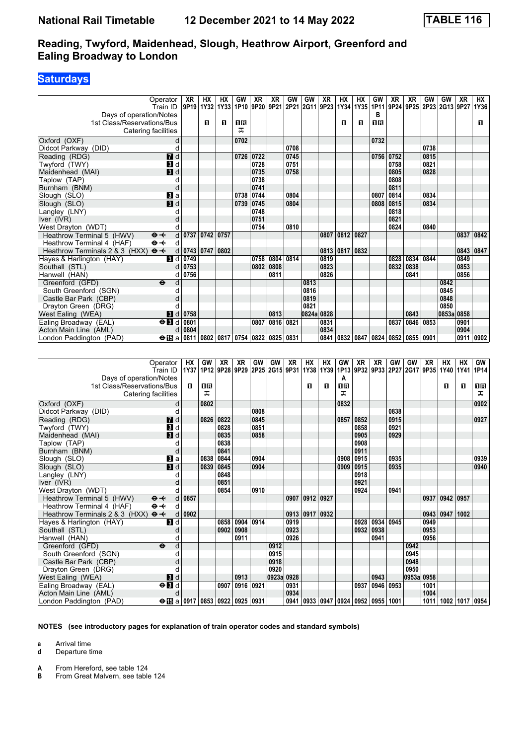# Reading, Twyford, Maidenhead, Slough, Heathrow Airport, Greenford and Ealing Broadway to London

## Saturdays

| Operator | | XR | HX | HX | GW | XR | XR | GW | GW | XR | HX | HX | GW | XR | XR | GW | GW | XR | HX |
|---|---|---|---|---|---|---|---|---|---|---|---|---|---|---|---|---|---|---|---|
| Train ID | | 9P19 | 1Y32 | 1Y33 | 1P10 | 9P20 | 9P21 | 2P21 | 2G11 | 9P23 | 1Y34 | 1Y35 | 1P11 | 9P24 | 9P25 | 2P23 | 2G13 | 9P27 | 1Y36 |
| Days of operation/Notes | | | | | | | | | | | | | B | | | | | | |
| 1st Class/Reservations/Bus | | | 1 | 1 | 1R | | | | | | 1 | 1 | 1R | | | | | | 1 |
| Catering facilities | | | | | ⊼ | | | | | | | | | | | | | | |
| Oxford (OXF) | d | | | | 0702 | | | | | | | | 0732 | | | | | | |
| Didcot Parkway (DID) | d | | | | | | | 0708 | | | | | | | | 0738 | | | |
| Reading (RDG) | 7 d | | | | 0726 | 0722 | | 0745 | | | | | 0756 | 0752 | | 0815 | | | |
| Twyford (TWY) | 3 d | | | | | 0728 | | 0751 | | | | | | 0758 | | 0821 | | | |
| Maidenhead (MAI) | 3 d | | | | | 0735 | | 0758 | | | | | | 0805 | | 0828 | | | |
| Taplow (TAP) | d | | | | | 0738 | | | | | | | | 0808 | | | | | |
| Burnham (BNM) | d | | | | | 0741 | | | | | | | | 0811 | | | | | |
| Slough (SLO) | 3 a | | | | 0738 | 0744 | | 0804 | | | | | 0807 | 0814 | | 0834 | | | |
| Slough (SLO) | 3 d | | | | 0739 | 0745 | | 0804 | | | | | 0808 | 0815 | | 0834 | | | |
| Langley (LNY) | d | | | | | 0748 | | | | | | | | 0818 | | | | | |
| Iver (IVR) | d | | | | | 0751 | | | | | | | | 0821 | | | | | |
| West Drayton (WDT) | d | | | | | 0754 | | 0810 | | | | | | 0824 | | 0840 | | | |
| Heathrow Terminal 5 (HWV) ⊖✈ | d | 0737 | 0742 | 0757 | | | | | | 0807 | 0812 | 0827 | | | | | | 0837 | 0842 |
| Heathrow Terminal 4 (HAF) ⊖✈ | d | | | | | | | | | | | | | | | | | | |
| Heathrow Terminals 2 & 3 (HXX) ⊖✈ | d | 0743 | 0747 | 0802 | | | | | | 0813 | 0817 | 0832 | | | | | | 0843 | 0847 |
| Hayes & Harlington (HAY) | 3 d | 0749 | | | | 0758 | 0804 | 0814 | | 0819 | | | | 0828 | 0834 | 0844 | | 0849 | |
| Southall (STL) | d | 0753 | | | | 0802 | 0808 | | | 0823 | | | | 0832 | 0838 | | | 0853 | |
| Hanwell (HAN) | d | 0756 | | | | | 0811 | | | 0826 | | | | | 0841 | | | 0856 | |
| Greenford (GFD) ⊖ | d | | | | | | | | 0813 | | | | | | | | 0842 | | |
| South Greenford (SGN) | d | | | | | | | | 0816 | | | | | | | | 0845 | | |
| Castle Bar Park (CBP) | d | | | | | | | | 0819 | | | | | | | | 0848 | | |
| Drayton Green (DRG) | d | | | | | | | | 0821 | | | | | | | | 0850 | | |
| West Ealing (WEA) | 3 d | 0758 | | | | | 0813 | | 0824a | 0828 | | | | | 0843 | | 0853a | 0858 | |
| Ealing Broadway (EAL) ⊖3 | d | 0801 | | | | 0807 | 0816 | 0821 | | 0831 | | | | 0837 | 0846 | 0853 | | 0901 | |
| Acton Main Line (AML) | d | 0804 | | | | | | | | 0834 | | | | | | | | 0904 | |
| London Paddington (PAD) ⊖15 | a | 0811 | 0802 | 0817 | 0754 | 0822 | 0825 | 0831 | | 0841 | 0832 | 0847 | 0824 | 0852 | 0855 | 0901 | | 0911 | 0902 |

| Operator | | HX | GW | XR | XR | GW | GW | XR | HX | HX | GW | XR | XR | GW | GW | XR | HX | HX | GW |
|---|---|---|---|---|---|---|---|---|---|---|---|---|---|---|---|---|---|---|---|
| Train ID | | 1Y37 | 1P12 | 9P28 | 9P29 | 2P25 | 2G15 | 9P31 | 1Y38 | 1Y39 | 1P13 | 9P32 | 9P33 | 2P27 | 2G17 | 9P35 | 1Y40 | 1Y41 | 1P14 |
| Days of operation/Notes | | | | | | | | | | | A | | | | | | | | |
| 1st Class/Reservations/Bus | | 1 | 1R | | | | | | 1 | 1 | 1R | | | | | | 1 | 1 | 1R |
| Catering facilities | | | ⊼ | | | | | | | | ⊼ | | | | | | | | ⊼ |
| Oxford (OXF) | d | | 0802 | | | | | | | | 0832 | | | | | | | | 0902 |
| Didcot Parkway (DID) | d | | | | | 0808 | | | | | | | | 0838 | | | | | |
| Reading (RDG) | 7 d | | 0826 | 0822 | | 0845 | | | | | 0857 | 0852 | | 0915 | | | | | 0927 |
| Twyford (TWY) | 3 d | | | 0828 | | 0851 | | | | | | 0858 | | 0921 | | | | | |
| Maidenhead (MAI) | 3 d | | | 0835 | | 0858 | | | | | | 0905 | | 0929 | | | | | |
| Taplow (TAP) | d | | | 0838 | | | | | | | | 0908 | | | | | | | |
| Burnham (BNM) | d | | | 0841 | | | | | | | | 0911 | | | | | | | |
| Slough (SLO) | 3 a | | 0838 | 0844 | | 0904 | | | | | 0908 | 0915 | | 0935 | | | | | 0939 |
| Slough (SLO) | 3 d | | 0839 | 0845 | | 0904 | | | | | 0909 | 0915 | | 0935 | | | | | 0940 |
| Langley (LNY) | d | | | 0848 | | | | | | | | 0918 | | | | | | | |
| Iver (IVR) | d | | | 0851 | | | | | | | | 0921 | | | | | | | |
| West Drayton (WDT) | d | | | 0854 | | 0910 | | | | | | 0924 | | 0941 | | | | | |
| Heathrow Terminal 5 (HWV) ⊖✈ | d | 0857 | | | | | | 0907 | 0912 | 0927 | | | | | | 0937 | 0942 | 0957 | |
| Heathrow Terminal 4 (HAF) ⊖✈ | d | | | | | | | | | | | | | | | | | | |
| Heathrow Terminals 2 & 3 (HXX) ⊖✈ | d | 0902 | | | | | | 0913 | 0917 | 0932 | | | | | | 0943 | 0947 | 1002 | |
| Hayes & Harlington (HAY) | 3 d | | | 0858 | 0904 | 0914 | | 0919 | | | | 0928 | 0934 | 0945 | | 0949 | | | |
| Southall (STL) | d | | | 0902 | 0908 | | | 0923 | | | | 0932 | 0938 | | | 0953 | | | |
| Hanwell (HAN) | d | | | | 0911 | | | 0926 | | | | | 0941 | | | 0956 | | | |
| Greenford (GFD) ⊖ | d | | | | | | 0912 | | | | | | | | 0942 | | | | |
| South Greenford (SGN) | d | | | | | | 0915 | | | | | | | | 0945 | | | | |
| Castle Bar Park (CBP) | d | | | | | | 0918 | | | | | | | | 0948 | | | | |
| Drayton Green (DRG) | d | | | | | | 0920 | | | | | | | | 0950 | | | | |
| West Ealing (WEA) | 3 d | | | | 0913 | | 0923a | 0928 | | | | | 0943 | | 0953a | 0958 | | | |
| Ealing Broadway (EAL) ⊖3 | d | | | 0907 | 0916 | 0921 | | 0931 | | | | 0937 | 0946 | 0953 | | 1001 | | | |
| Acton Main Line (AML) | d | | | | | | | 0934 | | | | | | | | 1004 | | | |
| London Paddington (PAD) ⊖15 | a | 0917 | 0853 | 0922 | 0925 | 0931 | | 0941 | 0933 | 0947 | 0924 | 0952 | 0955 | 1001 | | 1011 | 1002 | 1017 | 0954 |

**NOTES (see introductory pages for explanation of train operator codes and standard symbols)**

- **a** Arrival time
- **d** Departure time

- **A** From Hereford, see table 124
- **B** From Great Malvern, see table 124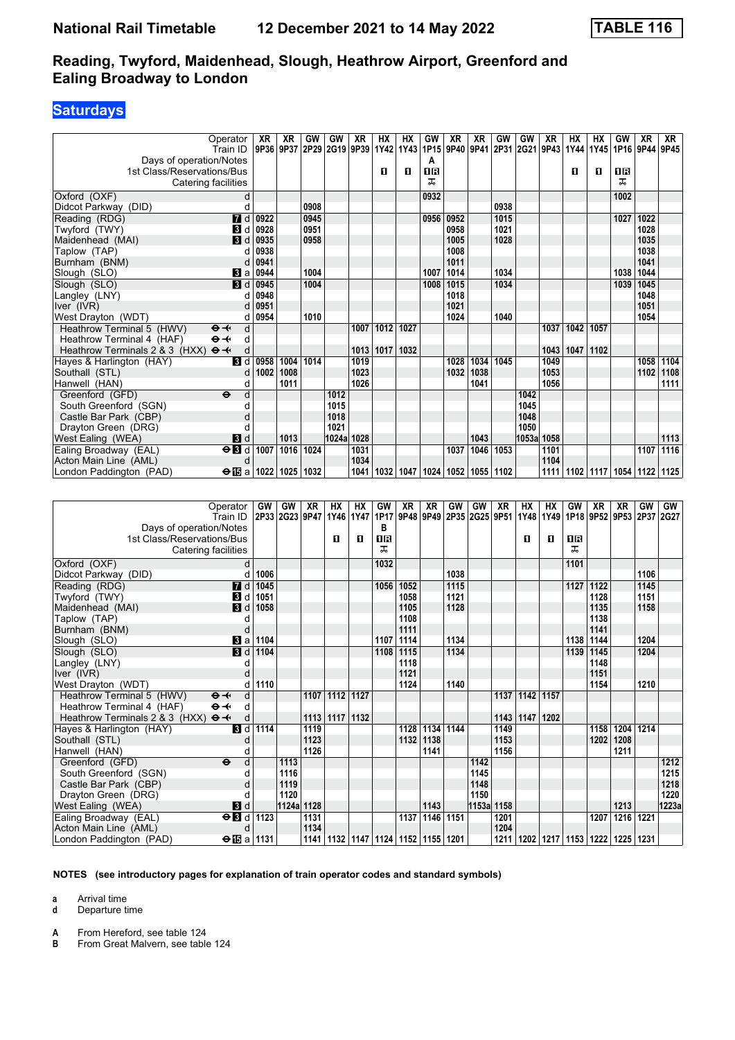# National Rail Timetable — 12 December 2021 to 14 May 2022 — TABLE 116

## Reading, Twyford, Maidenhead, Slough, Heathrow Airport, Greenford and Ealing Broadway to London

### Saturdays

| Operator | | XR | XR | GW | GW | XR | HX | HX | GW | XR | XR | GW | GW | XR | HX | HX | GW | XR | XR |
|---|---|---|---|---|---|---|---|---|---|---|---|---|---|---|---|---|---|---|---|
| Train ID | | 9P36 | 9P37 | 2P29 | 2G19 | 9P39 | 1Y42 | 1Y43 | 1P15 | 9P40 | 9P41 | 2P31 | 2G21 | 9P43 | 1Y44 | 1Y45 | 1P16 | 9P44 | 9P45 |
| Days of operation/Notes | | | | | | | | | A | | | | | | | | | | |
| 1st Class/Reservations/Bus | | | | | | | 1 | 1 | 1R | | | | | | 1 | 1 | 1R | | |
| Catering facilities | | | | | | | | | T | | | | | | | | T | | |
| Oxford (OXF) | d | | | | | | | | 0932 | | | | | | | | 1002 | | |
| Didcot Parkway (DID) | d | | | 0908 | | | | | | | | 0938 | | | | | | | |
| Reading (RDG) | 7 d | 0922 | | 0945 | | | | | 0956 | 0952 | | 1015 | | | | | 1027 | 1022 | |
| Twyford (TWY) | 3 d | 0928 | | 0951 | | | | | | 0958 | | 1021 | | | | | | 1028 | |
| Maidenhead (MAI) | 3 d | 0935 | | 0958 | | | | | | 1005 | | 1028 | | | | | | 1035 | |
| Taplow (TAP) | d | 0938 | | | | | | | | 1008 | | | | | | | | 1038 | |
| Burnham (BNM) | d | 0941 | | | | | | | | 1011 | | | | | | | | 1041 | |
| Slough (SLO) | 3 a | 0944 | | 1004 | | | | | 1007 | 1014 | | 1034 | | | | | 1038 | 1044 | |
| Slough (SLO) | 3 d | 0945 | | 1004 | | | | | 1008 | 1015 | | 1034 | | | | | 1039 | 1045 | |
| Langley (LNY) | d | 0948 | | | | | | | | 1018 | | | | | | | | 1048 | |
| Iver (IVR) | d | 0951 | | | | | | | | 1021 | | | | | | | | 1051 | |
| West Drayton (WDT) | d | 0954 | | 1010 | | | | | | 1024 | | 1040 | | | | | | 1054 | |
| Heathrow Terminal 5 (HWV) ✈ | d | | | | | 1007 | 1012 | 1027 | | | | | | 1037 | 1042 | 1057 | | | |
| Heathrow Terminal 4 (HAF) ✈ | d | | | | | | | | | | | | | | | | | | |
| Heathrow Terminals 2 & 3 (HXX) ✈ | d | | | | | 1013 | 1017 | 1032 | | | | | | 1043 | 1047 | 1102 | | | |
| Hayes & Harlington (HAY) | 3 d | 0958 | 1004 | 1014 | | 1019 | | | | 1028 | 1034 | 1045 | | 1049 | | | | 1058 | 1104 |
| Southall (STL) | d | 1002 | 1008 | | | 1023 | | | | 1032 | 1038 | | | 1053 | | | | 1102 | 1108 |
| Hanwell (HAN) | d | | 1011 | | | 1026 | | | | | 1041 | | | 1056 | | | | | 1111 |
| Greenford (GFD) ⊖ | d | | | | 1012 | | | | | | | | 1042 | | | | | | |
| South Greenford (SGN) | d | | | | 1015 | | | | | | | | 1045 | | | | | | |
| Castle Bar Park (CBP) | d | | | | 1018 | | | | | | | | 1048 | | | | | | |
| Drayton Green (DRG) | d | | | | 1021 | | | | | | | | 1050 | | | | | | |
| West Ealing (WEA) | 3 d | | 1013 | | 1024a | 1028 | | | | | 1043 | | 1053a | 1058 | | | | | 1113 |
| Ealing Broadway (EAL) ⊖ | 3 d | 1007 | 1016 | 1024 | | 1031 | | | | 1037 | 1046 | 1053 | | 1101 | | | | 1107 | 1116 |
| Acton Main Line (AML) | d | | | | | 1034 | | | | | | | | 1104 | | | | | |
| London Paddington (PAD) ⊖ | 15 a | 1022 | 1025 | 1032 | | 1041 | 1032 | 1047 | 1024 | 1052 | 1055 | 1102 | | 1111 | 1102 | 1117 | 1054 | 1122 | 1125 |

| Operator | | GW | GW | XR | HX | HX | GW | XR | XR | GW | GW | XR | HX | HX | GW | XR | XR | GW | GW |
|---|---|---|---|---|---|---|---|---|---|---|---|---|---|---|---|---|---|---|---|
| Train ID | | 2P33 | 2G23 | 9P47 | 1Y46 | 1Y47 | 1P17 | 9P48 | 9P49 | 2P35 | 2G25 | 9P51 | 1Y48 | 1Y49 | 1P18 | 9P52 | 9P53 | 2P37 | 2G27 |
| Days of operation/Notes | | | | | | | B | | | | | | | | | | | | |
| 1st Class/Reservations/Bus | | | | | 1 | 1 | 1R | | | | | | 1 | 1 | 1R | | | | |
| Catering facilities | | | | | | | T | | | | | | | | T | | | | |
| Oxford (OXF) | d | | | | | | 1032 | | | | | | | | 1101 | | | | |
| Didcot Parkway (DID) | d | 1006 | | | | | | | | 1038 | | | | | | | | 1106 | |
| Reading (RDG) | 7 d | 1045 | | | | | 1056 | 1052 | | 1115 | | | | | 1127 | 1122 | | 1145 | |
| Twyford (TWY) | 3 d | 1051 | | | | | | 1058 | | 1121 | | | | | | 1128 | | 1151 | |
| Maidenhead (MAI) | 3 d | 1058 | | | | | | 1105 | | 1128 | | | | | | 1135 | | 1158 | |
| Taplow (TAP) | d | | | | | | | 1108 | | | | | | | | 1138 | | | |
| Burnham (BNM) | d | | | | | | | 1111 | | | | | | | | 1141 | | | |
| Slough (SLO) | 3 a | 1104 | | | | | 1107 | 1114 | | 1134 | | | | | 1138 | 1144 | | 1204 | |
| Slough (SLO) | 3 d | 1104 | | | | | 1108 | 1115 | | 1134 | | | | | 1139 | 1145 | | 1204 | |
| Langley (LNY) | d | | | | | | | 1118 | | | | | | | | 1148 | | | |
| Iver (IVR) | d | | | | | | | 1121 | | | | | | | | 1151 | | | |
| West Drayton (WDT) | d | 1110 | | | | | | 1124 | | 1140 | | | | | | 1154 | | 1210 | |
| Heathrow Terminal 5 (HWV) ✈ | d | | | 1107 | 1112 | 1127 | | | | | | 1137 | 1142 | 1157 | | | | | |
| Heathrow Terminal 4 (HAF) ✈ | d | | | | | | | | | | | | | | | | | | |
| Heathrow Terminals 2 & 3 (HXX) ✈ | d | | | 1113 | 1117 | 1132 | | | | | | 1143 | 1147 | 1202 | | | | | |
| Hayes & Harlington (HAY) | 3 d | 1114 | | 1119 | | | | 1128 | 1134 | 1144 | | 1149 | | | | 1158 | 1204 | 1214 | |
| Southall (STL) | d | | | 1123 | | | | 1132 | 1138 | | | 1153 | | | | 1202 | 1208 | | |
| Hanwell (HAN) | d | | | 1126 | | | | | 1141 | | | 1156 | | | | | 1211 | | |
| Greenford (GFD) ⊖ | d | | 1113 | | | | | | | | 1142 | | | | | | | | 1212 |
| South Greenford (SGN) | d | | 1116 | | | | | | | | 1145 | | | | | | | | 1215 |
| Castle Bar Park (CBP) | d | | 1119 | | | | | | | | 1148 | | | | | | | | 1218 |
| Drayton Green (DRG) | d | | 1120 | | | | | | | | 1150 | | | | | | | | 1220 |
| West Ealing (WEA) | 3 d | | 1124a | 1128 | | | | | 1143 | | 1153a | 1158 | | | | | 1213 | | 1223a |
| Ealing Broadway (EAL) ⊖ | 3 d | 1123 | | 1131 | | | | 1137 | 1146 | 1151 | | 1201 | | | | 1207 | 1216 | 1221 | |
| Acton Main Line (AML) | d | | | 1134 | | | | | | | | 1204 | | | | | | | |
| London Paddington (PAD) ⊖ | 15 a | 1131 | | 1141 | 1132 | 1147 | 1124 | 1152 | 1155 | 1201 | | 1211 | 1202 | 1217 | 1153 | 1222 | 1225 | 1231 | |

**NOTES (see introductory pages for explanation of train operator codes and standard symbols)**

**a** Arrival time
**d** Departure time

**A** From Hereford, see table 124
**B** From Great Malvern, see table 124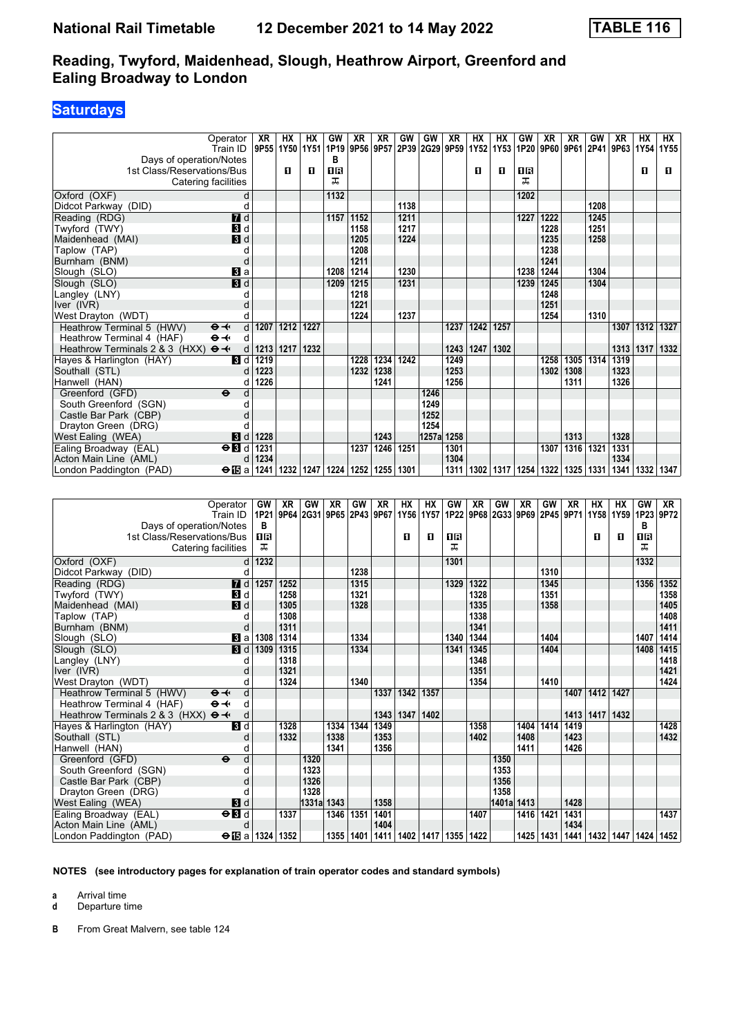# National Rail Timetable 12 December 2021 to 14 May 2022 TABLE 116

## Reading, Twyford, Maidenhead, Slough, Heathrow Airport, Greenford and Ealing Broadway to London

**Saturdays**

| Operator | | XR | HX | HX | GW | XR | XR | GW | GW | XR | HX | HX | GW | XR | XR | GW | XR | HX | HX |
|---|---|---|---|---|---|---|---|---|---|---|---|---|---|---|---|---|---|---|---|
| Train ID | | 9P55 | 1Y50 | 1Y51 | 1P19 | 9P56 | 9P57 | 2P39 | 2G29 | 9P59 | 1Y52 | 1Y53 | 1P20 | 9P60 | 9P61 | 2P41 | 9P63 | 1Y54 | 1Y55 |
| Days of operation/Notes | | | | | B | | | | | | | | | | | | | | |
| 1st Class/Reservations/Bus | | | 1 | 1 | 1R | | | | | | 1 | 1 | 1R | | | | | 1 | 1 |
| Catering facilities | | | | | ⊼ | | | | | | | | ⊼ | | | | | | |
| Oxford (OXF) | d | | | | 1132 | | | | | | | | 1202 | | | | | | |
| Didcot Parkway (DID) | d | | | | | | | 1138 | | | | | | | | 1208 | | | |
| Reading (RDG) | 7 d | | | | 1157 | 1152 | | 1211 | | | | | 1227 | 1222 | | 1245 | | | |
| Twyford (TWY) | 3 d | | | | | 1158 | | 1217 | | | | | | 1228 | | 1251 | | | |
| Maidenhead (MAI) | 3 d | | | | | 1205 | | 1224 | | | | | | 1235 | | 1258 | | | |
| Taplow (TAP) | d | | | | | 1208 | | | | | | | | 1238 | | | | | |
| Burnham (BNM) | d | | | | | 1211 | | | | | | | | 1241 | | | | | |
| Slough (SLO) | 3 a | | | | 1208 | 1214 | | 1230 | | | | | 1238 | 1244 | | 1304 | | | |
| Slough (SLO) | 3 d | | | | 1209 | 1215 | | 1231 | | | | | 1239 | 1245 | | 1304 | | | |
| Langley (LNY) | d | | | | | 1218 | | | | | | | | 1248 | | | | | |
| Iver (IVR) | d | | | | | 1221 | | | | | | | | 1251 | | | | | |
| West Drayton (WDT) | d | | | | | 1224 | | 1237 | | | | | | 1254 | | 1310 | | | |
| Heathrow Terminal 5 (HWV) ⊖✈ | d | 1207 | 1212 | 1227 | | | | | | 1237 | 1242 | 1257 | | | | | 1307 | 1312 | 1327 |
| Heathrow Terminal 4 (HAF) ⊖✈ | d | | | | | | | | | | | | | | | | | | |
| Heathrow Terminals 2 & 3 (HXX) ⊖✈ | d | 1213 | 1217 | 1232 | | | | | | 1243 | 1247 | 1302 | | | | | 1313 | 1317 | 1332 |
| Hayes & Harlington (HAY) | 3 d | 1219 | | | | 1228 | 1234 | 1242 | | 1249 | | | | 1258 | 1305 | 1314 | 1319 | | |
| Southall (STL) | d | 1223 | | | | 1232 | 1238 | | | 1253 | | | | 1302 | 1308 | | 1323 | | |
| Hanwell (HAN) | d | 1226 | | | | | 1241 | | | 1256 | | | | | 1311 | | 1326 | | |
| Greenford (GFD) ⊖ | d | | | | | | | | 1246 | | | | | | | | | | |
| South Greenford (SGN) | d | | | | | | | | 1249 | | | | | | | | | | |
| Castle Bar Park (CBP) | d | | | | | | | | 1252 | | | | | | | | | | |
| Drayton Green (DRG) | d | | | | | | | | 1254 | | | | | | | | | | |
| West Ealing (WEA) | 3 d | 1228 | | | | | 1243 | | 1257a | 1258 | | | | | 1313 | | 1328 | | |
| Ealing Broadway (EAL) | ⊖3 d | 1231 | | | | 1237 | 1246 | 1251 | | 1301 | | | | 1307 | 1316 | 1321 | 1331 | | |
| Acton Main Line (AML) | d | 1234 | | | | | | | | 1304 | | | | | | | 1334 | | |
| London Paddington (PAD) | ⊖15 a | 1241 | 1232 | 1247 | 1224 | 1252 | 1255 | 1301 | | 1311 | 1302 | 1317 | 1254 | 1322 | 1325 | 1331 | 1341 | 1332 | 1347 |

| Operator | | GW | XR | GW | XR | GW | XR | HX | HX | GW | XR | GW | XR | GW | XR | HX | HX | GW | XR |
|---|---|---|---|---|---|---|---|---|---|---|---|---|---|---|---|---|---|---|---|
| Train ID | | 1P21 | 9P64 | 2G31 | 9P65 | 2P43 | 9P67 | 1Y56 | 1Y57 | 1P22 | 9P68 | 2G33 | 9P69 | 2P45 | 9P71 | 1Y58 | 1Y59 | 1P23 | 9P72 |
| Days of operation/Notes | | B | | | | | | | | | | | | | | | | B | |
| 1st Class/Reservations/Bus | | 1R | | | | | | 1 | 1 | 1R | | | | | | 1 | 1 | 1R | |
| Catering facilities | | ⊼ | | | | | | | | ⊼ | | | | | | | | ⊼ | |
| Oxford (OXF) | d | 1232 | | | | | | | | 1301 | | | | | | | | 1332 | |
| Didcot Parkway (DID) | d | | | | | 1238 | | | | | | | | 1310 | | | | | |
| Reading (RDG) | 7 d | 1257 | 1252 | | | 1315 | | | | 1329 | 1322 | | | 1345 | | | | 1356 | 1352 |
| Twyford (TWY) | 3 d | | 1258 | | | 1321 | | | | | 1328 | | | 1351 | | | | | 1358 |
| Maidenhead (MAI) | 3 d | | 1305 | | | 1328 | | | | | 1335 | | | 1358 | | | | | 1405 |
| Taplow (TAP) | d | | 1308 | | | | | | | | 1338 | | | | | | | | 1408 |
| Burnham (BNM) | d | | 1311 | | | | | | | | 1341 | | | | | | | | 1411 |
| Slough (SLO) | 3 a | 1308 | 1314 | | | 1334 | | | | 1340 | 1344 | | | 1404 | | | | 1407 | 1414 |
| Slough (SLO) | 3 d | 1309 | 1315 | | | 1334 | | | | 1341 | 1345 | | | 1404 | | | | 1408 | 1415 |
| Langley (LNY) | d | | 1318 | | | | | | | | 1348 | | | | | | | | 1418 |
| Iver (IVR) | d | | 1321 | | | | | | | | 1351 | | | | | | | | 1421 |
| West Drayton (WDT) | d | | 1324 | | | 1340 | | | | | 1354 | | | 1410 | | | | | 1424 |
| Heathrow Terminal 5 (HWV) ⊖✈ | d | | | | | | 1337 | 1342 | 1357 | | | | | | 1407 | 1412 | 1427 | | |
| Heathrow Terminal 4 (HAF) ⊖✈ | d | | | | | | | | | | | | | | | | | | |
| Heathrow Terminals 2 & 3 (HXX) ⊖✈ | d | | | | | | 1343 | 1347 | 1402 | | | | | | 1413 | 1417 | 1432 | | |
| Hayes & Harlington (HAY) | 3 d | | 1328 | | 1334 | 1344 | 1349 | | | | 1358 | | 1404 | 1414 | 1419 | | | | 1428 |
| Southall (STL) | d | | 1332 | | 1338 | | 1353 | | | | 1402 | | 1408 | | 1423 | | | | 1432 |
| Hanwell (HAN) | d | | | | 1341 | | 1356 | | | | | | 1411 | | 1426 | | | | |
| Greenford (GFD) ⊖ | d | | | 1320 | | | | | | | | 1350 | | | | | | | |
| South Greenford (SGN) | d | | | 1323 | | | | | | | | 1353 | | | | | | | |
| Castle Bar Park (CBP) | d | | | 1326 | | | | | | | | 1356 | | | | | | | |
| Drayton Green (DRG) | d | | | 1328 | | | | | | | | 1358 | | | | | | | |
| West Ealing (WEA) | 3 d | | | 1331a | 1343 | | 1358 | | | | | 1401a | 1413 | | 1428 | | | | |
| Ealing Broadway (EAL) | ⊖3 d | | 1337 | | 1346 | 1351 | 1401 | | | | 1407 | | 1416 | 1421 | 1431 | | | | 1437 |
| Acton Main Line (AML) | d | | | | | | 1404 | | | | | | | | 1434 | | | | |
| London Paddington (PAD) | ⊖15 a | 1324 | 1352 | | 1355 | 1401 | 1411 | 1402 | 1417 | 1355 | 1422 | | 1425 | 1431 | 1441 | 1432 | 1447 | 1424 | 1452 |

**NOTES (see introductory pages for explanation of train operator codes and standard symbols)**

**a** Arrival time
**d** Departure time

**B** From Great Malvern, see table 124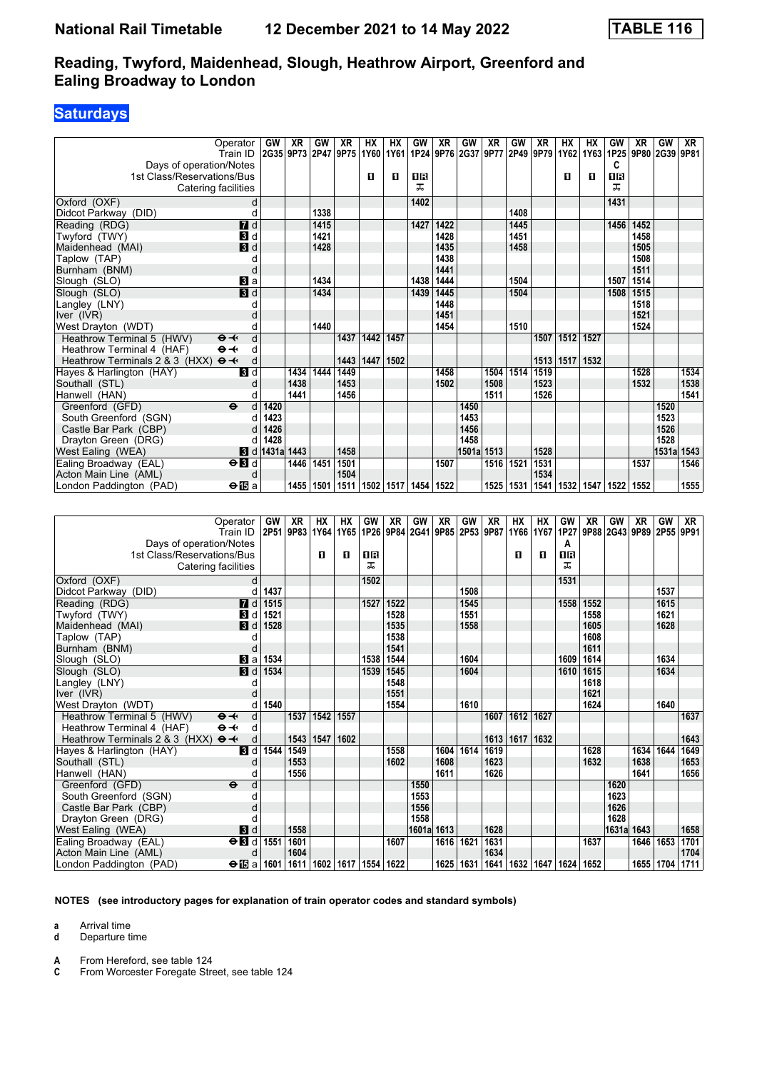# National Rail Timetable 12 December 2021 to 14 May 2022 TABLE 116

## Reading, Twyford, Maidenhead, Slough, Heathrow Airport, Greenford and Ealing Broadway to London

## Saturdays

| Operator | | GW | XR | GW | XR | HX | HX | GW | XR | GW | XR | GW | XR | HX | HX | GW | XR | GW | XR |
|---|---|---|---|---|---|---|---|---|---|---|---|---|---|---|---|---|---|---|---|
| Train ID | | 2G35 | 9P73 | 2P47 | 9P75 | 1Y60 | 1Y61 | 1P24 | 9P76 | 2G37 | 9P77 | 2P49 | 9P79 | 1Y62 | 1Y63 | 1P25 | 9P80 | 2G39 | 9P81 |
| Days of operation/Notes | | | | | | | | | | | | | | | | C | | | |
| 1st Class/Reservations/Bus | | | | | | 1 | 1 | 1R | | | | | | 1 | 1 | 1R | | | |
| Catering facilities | | | | | | | | ⊼ | | | | | | | | ⊼ | | | |
| Oxford (OXF) | d | | | | | | | 1402 | | | | | | | | 1431 | | | |
| Didcot Parkway (DID) | d | | | 1338 | | | | | | | | 1408 | | | | | | | |
| Reading (RDG) | 7 d | | | 1415 | | | | 1427 | 1422 | | | 1445 | | | | 1456 | 1452 | | |
| Twyford (TWY) | 3 d | | | 1421 | | | | | 1428 | | | 1451 | | | | | 1458 | | |
| Maidenhead (MAI) | 3 d | | | 1428 | | | | | 1435 | | | 1458 | | | | | 1505 | | |
| Taplow (TAP) | d | | | | | | | | 1438 | | | | | | | | 1508 | | |
| Burnham (BNM) | d | | | | | | | | 1441 | | | | | | | | 1511 | | |
| Slough (SLO) | 3 a | | | 1434 | | | | 1438 | 1444 | | | 1504 | | | | 1507 | 1514 | | |
| Slough (SLO) | 3 d | | | 1434 | | | | 1439 | 1445 | | | 1504 | | | | 1508 | 1515 | | |
| Langley (LNY) | d | | | | | | | | 1448 | | | | | | | | 1518 | | |
| Iver (IVR) | d | | | | | | | | 1451 | | | | | | | | 1521 | | |
| West Drayton (WDT) | d | | | 1440 | | | | | 1454 | | | 1510 | | | | | 1524 | | |
| Heathrow Terminal 5 (HWV) ⊖✈ | d | | | | 1437 | 1442 | 1457 | | | | | | 1507 | 1512 | 1527 | | | | |
| Heathrow Terminal 4 (HAF) ⊖✈ | d | | | | | | | | | | | | | | | | | | |
| Heathrow Terminals 2 & 3 (HXX) ⊖✈ | d | | | | 1443 | 1447 | 1502 | | | | | | 1513 | 1517 | 1532 | | | | |
| Hayes & Harlington (HAY) | 3 d | | 1434 | 1444 | 1449 | | | | 1458 | | 1504 | 1514 | 1519 | | | | 1528 | | 1534 |
| Southall (STL) | d | | 1438 | | 1453 | | | | 1502 | | 1508 | | 1523 | | | | 1532 | | 1538 |
| Hanwell (HAN) | d | | 1441 | | 1456 | | | | | | 1511 | | 1526 | | | | | | 1541 |
| Greenford (GFD) ⊖ | d | 1420 | | | | | | | | 1450 | | | | | | | | 1520 | |
| South Greenford (SGN) | d | 1423 | | | | | | | | 1453 | | | | | | | | 1523 | |
| Castle Bar Park (CBP) | d | 1426 | | | | | | | | 1456 | | | | | | | | 1526 | |
| Drayton Green (DRG) | d | 1428 | | | | | | | | 1458 | | | | | | | | 1528 | |
| West Ealing (WEA) | 3 d | 1431a | 1443 | | 1458 | | | | | 1501a | 1513 | | 1528 | | | | | 1531a | 1543 |
| Ealing Broadway (EAL) ⊖3 | d | | 1446 | 1451 | 1501 | | | | 1507 | | 1516 | 1521 | 1531 | | | | 1537 | | 1546 |
| Acton Main Line (AML) | d | | | | 1504 | | | | | | | | 1534 | | | | | | |
| London Paddington (PAD) ⊖15 | a | | 1455 | 1501 | 1511 | 1502 | 1517 | 1454 | 1522 | | 1525 | 1531 | 1541 | 1532 | 1547 | 1522 | 1552 | | 1555 |

| Operator | | GW | XR | HX | HX | GW | XR | GW | XR | GW | XR | HX | HX | GW | XR | GW | XR | GW | XR |
|---|---|---|---|---|---|---|---|---|---|---|---|---|---|---|---|---|---|---|---|
| Train ID | | 2P51 | 9P83 | 1Y64 | 1Y65 | 1P26 | 9P84 | 2G41 | 9P85 | 2P53 | 9P87 | 1Y66 | 1Y67 | 1P27 | 9P88 | 2G43 | 9P89 | 2P55 | 9P91 |
| Days of operation/Notes | | | | | | | | | | | | | | A | | | | | |
| 1st Class/Reservations/Bus | | | | 1 | 1 | 1R | | | | | | 1 | 1 | 1R | | | | | |
| Catering facilities | | | | | | ⊼ | | | | | | | | ⊼ | | | | | |
| Oxford (OXF) | d | | | | | 1502 | | | | | | | | 1531 | | | | | |
| Didcot Parkway (DID) | d | 1437 | | | | | | | | 1508 | | | | | | | | 1537 | |
| Reading (RDG) | 7 d | 1515 | | | | 1527 | 1522 | | | 1545 | | | | 1558 | 1552 | | | 1615 | |
| Twyford (TWY) | 3 d | 1521 | | | | | 1528 | | | 1551 | | | | | 1558 | | | 1621 | |
| Maidenhead (MAI) | 3 d | 1528 | | | | | 1535 | | | 1558 | | | | | 1605 | | | 1628 | |
| Taplow (TAP) | d | | | | | | 1538 | | | | | | | | 1608 | | | | |
| Burnham (BNM) | d | | | | | | 1541 | | | | | | | | 1611 | | | | |
| Slough (SLO) | 3 a | 1534 | | | | 1538 | 1544 | | | 1604 | | | | 1609 | 1614 | | | 1634 | |
| Slough (SLO) | 3 d | 1534 | | | | 1539 | 1545 | | | 1604 | | | | 1610 | 1615 | | | 1634 | |
| Langley (LNY) | d | | | | | | 1548 | | | | | | | | 1618 | | | | |
| Iver (IVR) | d | | | | | | 1551 | | | | | | | | 1621 | | | | |
| West Drayton (WDT) | d | 1540 | | | | | 1554 | | | 1610 | | | | | 1624 | | | 1640 | |
| Heathrow Terminal 5 (HWV) ⊖✈ | d | | 1537 | 1542 | 1557 | | | | | | 1607 | 1612 | 1627 | | | | | | 1637 |
| Heathrow Terminal 4 (HAF) ⊖✈ | d | | | | | | | | | | | | | | | | | | |
| Heathrow Terminals 2 & 3 (HXX) ⊖✈ | d | | 1543 | 1547 | 1602 | | | | | | 1613 | 1617 | 1632 | | | | | | 1643 |
| Hayes & Harlington (HAY) | 3 d | 1544 | 1549 | | | | 1558 | | 1604 | 1614 | 1619 | | | | 1628 | | 1634 | 1644 | 1649 |
| Southall (STL) | d | | 1553 | | | | 1602 | | 1608 | | 1623 | | | | 1632 | | 1638 | | 1653 |
| Hanwell (HAN) | d | | 1556 | | | | | | 1611 | | 1626 | | | | | | 1641 | | 1656 |
| Greenford (GFD) ⊖ | d | | | | | | | 1550 | | | | | | | | 1620 | | | |
| South Greenford (SGN) | d | | | | | | | 1553 | | | | | | | | 1623 | | | |
| Castle Bar Park (CBP) | d | | | | | | | 1556 | | | | | | | | 1626 | | | |
| Drayton Green (DRG) | d | | | | | | | 1558 | | | | | | | | 1628 | | | |
| West Ealing (WEA) | 3 d | | 1558 | | | | | 1601a | 1613 | | 1628 | | | | | 1631a | 1643 | | 1658 |
| Ealing Broadway (EAL) ⊖3 | d | 1551 | 1601 | | | | 1607 | | 1616 | 1621 | 1631 | | | | 1637 | | 1646 | 1653 | 1701 |
| Acton Main Line (AML) | d | | 1604 | | | | | | | | 1634 | | | | | | | | 1704 |
| London Paddington (PAD) ⊖15 | a | 1601 | 1611 | 1602 | 1617 | 1554 | 1622 | | 1625 | 1631 | 1641 | 1632 | 1647 | 1624 | 1652 | | 1655 | 1704 | 1711 |

**NOTES (see introductory pages for explanation of train operator codes and standard symbols)**

**a** Arrival time
**d** Departure time

**A** From Hereford, see table 124
**C** From Worcester Foregate Street, see table 124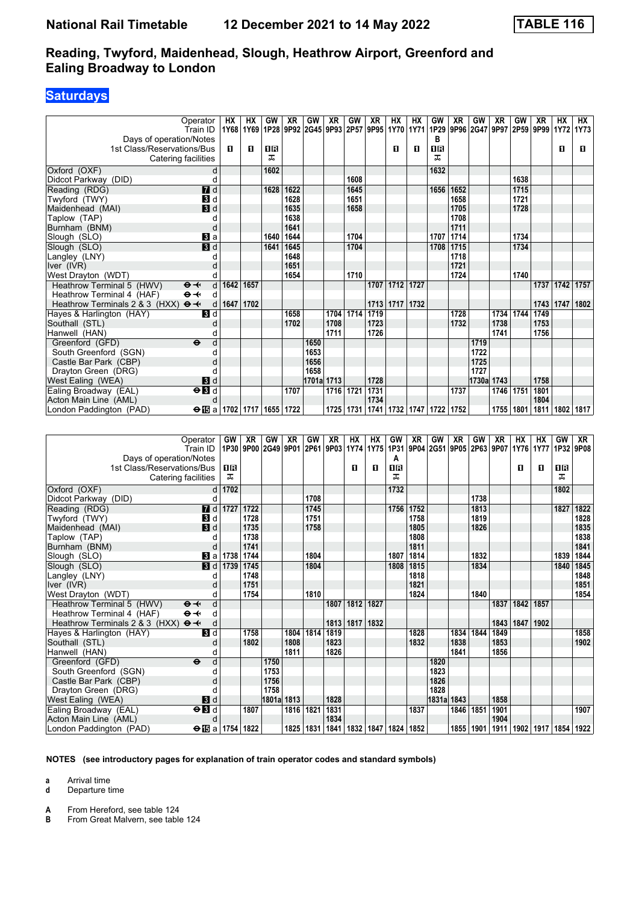# National Rail Timetable 12 December 2021 to 14 May 2022 TABLE 116

## Reading, Twyford, Maidenhead, Slough, Heathrow Airport, Greenford and Ealing Broadway to London

## Saturdays

| Operator | | HX | HX | GW | XR | GW | XR | GW | XR | HX | HX | GW | XR | GW | XR | GW | XR | HX | HX |
|---|---|---|---|---|---|---|---|---|---|---|---|---|---|---|---|---|---|---|---|
| Train ID | | 1Y68 | 1Y69 | 1P28 | 9P92 | 2G45 | 9P93 | 2P57 | 9P95 | 1Y70 | 1Y71 | 1P29 | 9P96 | 2G47 | 9P97 | 2P59 | 9P99 | 1Y72 | 1Y73 |
| Days of operation/Notes | | | | | | | | | | | | B | | | | | | | |
| 1st Class/Reservations/Bus | | 1 | 1 | 1R | | | | | | 1 | 1 | 1R | | | | | | 1 | 1 |
| Catering facilities | | | | 🛒 | | | | | | | | 🛒 | | | | | | | |
| Oxford (OXF) | d | | | 1602 | | | | | | | | 1632 | | | | | | | |
| Didcot Parkway (DID) | d | | | | | | | 1608 | | | | | | | | 1638 | | | |
| Reading (RDG) | 7 d | | | 1628 | 1622 | | | 1645 | | | | 1656 | 1652 | | | 1715 | | | |
| Twyford (TWY) | 3 d | | | | 1628 | | | 1651 | | | | | 1658 | | | 1721 | | | |
| Maidenhead (MAI) | 3 d | | | | 1635 | | | 1658 | | | | | 1705 | | | 1728 | | | |
| Taplow (TAP) | d | | | | 1638 | | | | | | | | 1708 | | | | | | |
| Burnham (BNM) | d | | | | 1641 | | | | | | | | 1711 | | | | | | |
| Slough (SLO) | 3 a | | | 1640 | 1644 | | | 1704 | | | | 1707 | 1714 | | | 1734 | | | |
| Slough (SLO) | 3 d | | | 1641 | 1645 | | | 1704 | | | | 1708 | 1715 | | | 1734 | | | |
| Langley (LNY) | d | | | | 1648 | | | | | | | | 1718 | | | | | | |
| Iver (IVR) | d | | | | 1651 | | | | | | | | 1721 | | | | | | |
| West Drayton (WDT) | d | | | | 1654 | | | 1710 | | | | | 1724 | | | 1740 | | | |
| Heathrow Terminal 5 (HWV) ⊖✈ | d | 1642 | 1657 | | | | | | 1707 | 1712 | 1727 | | | | | | 1737 | 1742 | 1757 |
| Heathrow Terminal 4 (HAF) ⊖✈ | d | | | | | | | | | | | | | | | | | | |
| Heathrow Terminals 2 & 3 (HXX) ⊖✈ | d | 1647 | 1702 | | | | | | 1713 | 1717 | 1732 | | | | | | 1743 | 1747 | 1802 |
| Hayes & Harlington (HAY) | 3 d | | | | 1658 | | 1704 | 1714 | 1719 | | | | 1728 | | 1734 | 1744 | 1749 | | |
| Southall (STL) | d | | | | 1702 | | 1708 | | 1723 | | | | 1732 | | 1738 | | 1753 | | |
| Hanwell (HAN) | d | | | | | | 1711 | | 1726 | | | | | | 1741 | | 1756 | | |
| Greenford (GFD) ⊖ | d | | | | | 1650 | | | | | | | | 1719 | | | | | |
| South Greenford (SGN) | d | | | | | 1653 | | | | | | | | 1722 | | | | | |
| Castle Bar Park (CBP) | d | | | | | 1656 | | | | | | | | 1725 | | | | | |
| Drayton Green (DRG) | d | | | | | 1658 | | | | | | | | 1727 | | | | | |
| West Ealing (WEA) | 3 d | | | | | 1701a | 1713 | | 1728 | | | | | 1730a | 1743 | | 1758 | | |
| Ealing Broadway (EAL) ⊖ | 3 d | | | | 1707 | | 1716 | 1721 | 1731 | | | | 1737 | | 1746 | 1751 | 1801 | | |
| Acton Main Line (AML) | d | | | | | | | | 1734 | | | | | | | | 1804 | | |
| London Paddington (PAD) ⊖ | 15 a | 1702 | 1717 | 1655 | 1722 | | 1725 | 1731 | 1741 | 1732 | 1747 | 1722 | 1752 | | 1755 | 1801 | 1811 | 1802 | 1817 |

| Operator | | GW | XR | GW | XR | GW | XR | HX | HX | GW | XR | GW | XR | GW | XR | HX | HX | GW | XR |
|---|---|---|---|---|---|---|---|---|---|---|---|---|---|---|---|---|---|---|---|
| Train ID | | 1P30 | 9P00 | 2G49 | 9P01 | 2P61 | 9P03 | 1Y74 | 1Y75 | 1P31 | 9P04 | 2G51 | 9P05 | 2P63 | 9P07 | 1Y76 | 1Y77 | 1P32 | 9P08 |
| Days of operation/Notes | | | | | | | | | | A | | | | | | | | | |
| 1st Class/Reservations/Bus | | 1R | | | | | | 1 | 1 | 1R | | | | | | 1 | 1 | 1R | |
| Catering facilities | | 🛒 | | | | | | | | 🛒 | | | | | | | | 🛒 | |
| Oxford (OXF) | d | 1702 | | | | | | | | 1732 | | | | | | | | 1802 | |
| Didcot Parkway (DID) | d | | | | | 1708 | | | | | | | | 1738 | | | | | |
| Reading (RDG) | 7 d | 1727 | 1722 | | | 1745 | | | | 1756 | 1752 | | | 1813 | | | | 1827 | 1822 |
| Twyford (TWY) | 3 d | | 1728 | | | 1751 | | | | | 1758 | | | 1819 | | | | | 1828 |
| Maidenhead (MAI) | 3 d | | 1735 | | | 1758 | | | | | 1805 | | | 1826 | | | | | 1835 |
| Taplow (TAP) | d | | 1738 | | | | | | | | 1808 | | | | | | | | 1838 |
| Burnham (BNM) | d | | 1741 | | | | | | | | 1811 | | | | | | | | 1841 |
| Slough (SLO) | 3 a | 1738 | 1744 | | | 1804 | | | | 1807 | 1814 | | | 1832 | | | | 1839 | 1844 |
| Slough (SLO) | 3 d | 1739 | 1745 | | | 1804 | | | | 1808 | 1815 | | | 1834 | | | | 1840 | 1845 |
| Langley (LNY) | d | | 1748 | | | | | | | | 1818 | | | | | | | | 1848 |
| Iver (IVR) | d | | 1751 | | | | | | | | 1821 | | | | | | | | 1851 |
| West Drayton (WDT) | d | | 1754 | | | 1810 | | | | | 1824 | | | 1840 | | | | | 1854 |
| Heathrow Terminal 5 (HWV) ⊖✈ | d | | | | | | 1807 | 1812 | 1827 | | | | | | 1837 | 1842 | 1857 | | |
| Heathrow Terminal 4 (HAF) ⊖✈ | d | | | | | | | | | | | | | | | | | | |
| Heathrow Terminals 2 & 3 (HXX) ⊖✈ | d | | | | | | 1813 | 1817 | 1832 | | | | | | 1843 | 1847 | 1902 | | |
| Hayes & Harlington (HAY) | 3 d | | 1758 | | 1804 | 1814 | 1819 | | | | 1828 | | 1834 | 1844 | 1849 | | | | 1858 |
| Southall (STL) | d | | 1802 | | 1808 | | 1823 | | | | 1832 | | 1838 | | 1853 | | | | 1902 |
| Hanwell (HAN) | d | | | | 1811 | | 1826 | | | | | | 1841 | | 1856 | | | | |
| Greenford (GFD) ⊖ | d | | | 1750 | | | | | | | | 1820 | | | | | | | |
| South Greenford (SGN) | d | | | 1753 | | | | | | | | 1823 | | | | | | | |
| Castle Bar Park (CBP) | d | | | 1756 | | | | | | | | 1826 | | | | | | | |
| Drayton Green (DRG) | d | | | 1758 | | | | | | | | 1828 | | | | | | | |
| West Ealing (WEA) | 3 d | | | 1801a | 1813 | | 1828 | | | | | 1831a | 1843 | | 1858 | | | | |
| Ealing Broadway (EAL) ⊖ | 3 d | | 1807 | | 1816 | 1821 | 1831 | | | | 1837 | | 1846 | 1851 | 1901 | | | | 1907 |
| Acton Main Line (AML) | d | | | | | | 1834 | | | | | | | | 1904 | | | | |
| London Paddington (PAD) ⊖ | 15 a | 1754 | 1822 | | 1825 | 1831 | 1841 | 1832 | 1847 | 1824 | 1852 | | 1855 | 1901 | 1911 | 1902 | 1917 | 1854 | 1922 |

**NOTES (see introductory pages for explanation of train operator codes and standard symbols)**

**a** Arrival time
**d** Departure time

**A** From Hereford, see table 124
**B** From Great Malvern, see table 124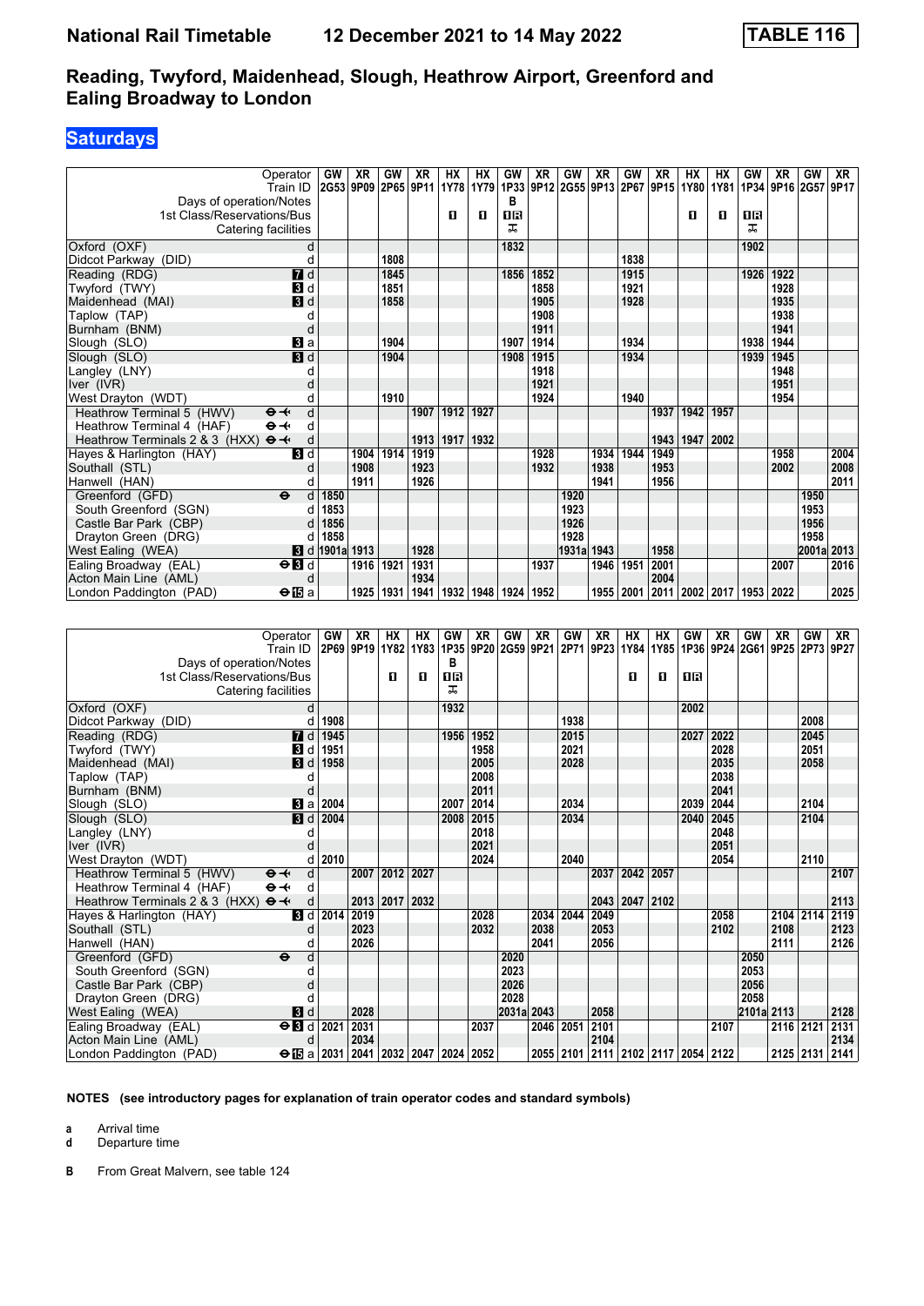# National Rail Timetable 12 December 2021 to 14 May 2022 — TABLE 116

## Reading, Twyford, Maidenhead, Slough, Heathrow Airport, Greenford and Ealing Broadway to London

### Saturdays

| Operator | | GW | XR | GW | XR | HX | HX | GW | XR | GW | XR | GW | XR | HX | HX | GW | XR | GW | XR |
|---|---|---|---|---|---|---|---|---|---|---|---|---|---|---|---|---|---|---|---|
| Train ID | | 2G53 | 9P09 | 2P65 | 9P11 | 1Y78 | 1Y79 | 1P33 | 9P12 | 2G55 | 9P13 | 2P67 | 9P15 | 1Y80 | 1Y81 | 1P34 | 9P16 | 2G57 | 9P17 |
| Days of operation/Notes | | | | | | | | B | | | | | | | | | | | |
| 1st Class/Reservations/Bus | | | | | | ■ | ■ | ■R | | | | | | ■ | ■ | ■R | | | |
| Catering facilities | | | | | | | | 🛒 | | | | | | | | 🛒 | | | |
| Oxford (OXF) | d | | | | | | | 1832 | | | | | | | | 1902 | | | |
| Didcot Parkway (DID) | d | | | 1808 | | | | | | | | 1838 | | | | | | | |
| Reading (RDG) | 7 d | | | 1845 | | | | 1856 | 1852 | | | 1915 | | | | 1926 | 1922 | | |
| Twyford (TWY) | 3 d | | | 1851 | | | | | 1858 | | | 1921 | | | | | 1928 | | |
| Maidenhead (MAI) | 3 d | | | 1858 | | | | | 1905 | | | 1928 | | | | | 1935 | | |
| Taplow (TAP) | d | | | | | | | | 1908 | | | | | | | | 1938 | | |
| Burnham (BNM) | d | | | | | | | | 1911 | | | | | | | | 1941 | | |
| Slough (SLO) | 3 a | | | 1904 | | | | 1907 | 1914 | | | 1934 | | | | 1938 | 1944 | | |
| Slough (SLO) | 3 d | | | 1904 | | | | 1908 | 1915 | | | 1934 | | | | 1939 | 1945 | | |
| Langley (LNY) | d | | | | | | | | 1918 | | | | | | | | 1948 | | |
| Iver (IVR) | d | | | | | | | | 1921 | | | | | | | | 1951 | | |
| West Drayton (WDT) | d | | | 1910 | | | | | 1924 | | | 1940 | | | | | 1954 | | |
| Heathrow Terminal 5 (HWV) ⊖✈ | d | | | | 1907 | 1912 | 1927 | | | | | | 1937 | 1942 | 1957 | | | | |
| Heathrow Terminal 4 (HAF) ⊖✈ | d | | | | | | | | | | | | | | | | | | |
| Heathrow Terminals 2 & 3 (HXX) ⊖✈ | d | | | | 1913 | 1917 | 1932 | | | | | | 1943 | 1947 | 2002 | | | | |
| Hayes & Harlington (HAY) | 3 d | | 1904 | 1914 | 1919 | | | | 1928 | | 1934 | 1944 | 1949 | | | | 1958 | | 2004 |
| Southall (STL) | d | | 1908 | | 1923 | | | | 1932 | | 1938 | | 1953 | | | | 2002 | | 2008 |
| Hanwell (HAN) | d | | 1911 | | 1926 | | | | | | 1941 | | 1956 | | | | | | 2011 |
| Greenford (GFD) ⊖ | d | | | | | | | | | 1920 | | | | | | | | 1950 | |
| South Greenford (SGN) | d | 1853 | | | | | | | | 1923 | | | | | | | | 1953 | |
| Castle Bar Park (CBP) | d | 1856 | | | | | | | | 1926 | | | | | | | | 1956 | |
| Drayton Green (DRG) | d | 1858 | | | | | | | | 1928 | | | | | | | | 1958 | |
| West Ealing (WEA) | 3 d | 1901a | 1913 | | 1928 | | | | | 1931a | 1943 | | 1958 | | | | | 2001a | 2013 |
| Ealing Broadway (EAL) ⊖ | 3 d | | 1916 | 1921 | 1931 | | | | 1937 | | 1946 | 1951 | 2001 | | | | 2007 | | 2016 |
| Acton Main Line (AML) | d | | | | 1934 | | | | | | | | 2004 | | | | | | |
| London Paddington (PAD) ⊖ | 15 a | | 1925 | 1931 | 1941 | 1932 | 1948 | 1924 | 1952 | | 1955 | 2001 | 2011 | 2002 | 2017 | 1953 | 2022 | | 2025 |

| Operator | | GW | XR | HX | HX | GW | XR | GW | XR | GW | XR | HX | HX | GW | XR | GW | XR | GW | XR |
|---|---|---|---|---|---|---|---|---|---|---|---|---|---|---|---|---|---|---|---|
| Train ID | | 2P69 | 9P19 | 1Y82 | 1Y83 | 1P35 | 9P20 | 2G59 | 9P21 | 2P71 | 9P23 | 1Y84 | 1Y85 | 1P36 | 9P24 | 2G61 | 9P25 | 2P73 | 9P27 |
| Days of operation/Notes | | | | | | B | | | | | | | | | | | | | |
| 1st Class/Reservations/Bus | | | | ■ | ■ | ■R | | | | | | ■ | ■ | ■R | | | | | |
| Catering facilities | | | | | | 🛒 | | | | | | | | | | | | | |
| Oxford (OXF) | d | | | | | 1932 | | | | | | | | 2002 | | | | | |
| Didcot Parkway (DID) | d | 1908 | | | | | | | | 1938 | | | | | | | | 2008 | |
| Reading (RDG) | 7 d | 1945 | | | | 1956 | 1952 | | | 2015 | | | | 2027 | 2022 | | | 2045 | |
| Twyford (TWY) | 3 d | 1951 | | | | | 1958 | | | 2021 | | | | | 2028 | | | 2051 | |
| Maidenhead (MAI) | 3 d | 1958 | | | | | 2005 | | | 2028 | | | | | 2035 | | | 2058 | |
| Taplow (TAP) | d | | | | | | 2008 | | | | | | | | 2038 | | | | |
| Burnham (BNM) | d | | | | | | 2011 | | | | | | | | 2041 | | | | |
| Slough (SLO) | 3 a | 2004 | | | | 2007 | 2014 | | | 2034 | | | | 2039 | 2044 | | | 2104 | |
| Slough (SLO) | 3 d | 2004 | | | | 2008 | 2015 | | | 2034 | | | | 2040 | 2045 | | | 2104 | |
| Langley (LNY) | d | | | | | | 2018 | | | | | | | | 2048 | | | | |
| Iver (IVR) | d | | | | | | 2021 | | | | | | | | 2051 | | | | |
| West Drayton (WDT) | d | 2010 | | | | | 2024 | | | 2040 | | | | | 2054 | | | 2110 | |
| Heathrow Terminal 5 (HWV) ⊖✈ | d | | 2007 | 2012 | 2027 | | | | | | 2037 | 2042 | 2057 | | | | | | 2107 |
| Heathrow Terminal 4 (HAF) ⊖✈ | d | | | | | | | | | | | | | | | | | | |
| Heathrow Terminals 2 & 3 (HXX) ⊖✈ | d | | 2013 | 2017 | 2032 | | | | | | 2043 | 2047 | 2102 | | | | | | 2113 |
| Hayes & Harlington (HAY) | 3 d | 2014 | 2019 | | | | 2028 | | 2034 | 2044 | 2049 | | | | 2058 | | 2104 | 2114 | 2119 |
| Southall (STL) | d | | 2023 | | | | 2032 | | 2038 | | 2053 | | | | 2102 | | 2108 | | 2123 |
| Hanwell (HAN) | d | | 2026 | | | | | | 2041 | | 2056 | | | | | | 2111 | | 2126 |
| Greenford (GFD) ⊖ | d | | | | | | | 2020 | | | | | | | | 2050 | | | |
| South Greenford (SGN) | d | | | | | | | 2023 | | | | | | | | 2053 | | | |
| Castle Bar Park (CBP) | d | | | | | | | 2026 | | | | | | | | 2056 | | | |
| Drayton Green (DRG) | d | | | | | | | 2028 | | | | | | | | 2058 | | | |
| West Ealing (WEA) | 3 d | | 2028 | | | | | 2031a | 2043 | | 2058 | | | | | 2101a | 2113 | | 2128 |
| Ealing Broadway (EAL) ⊖ | 3 d | 2021 | 2031 | | | | 2037 | | 2046 | 2051 | 2101 | | | | 2107 | | 2116 | 2121 | 2131 |
| Acton Main Line (AML) | d | | 2034 | | | | | | | | 2104 | | | | | | | | 2134 |
| London Paddington (PAD) ⊖ | 15 a | 2031 | 2041 | 2032 | 2047 | 2024 | 2052 | | 2055 | 2101 | 2111 | 2102 | 2117 | 2054 | 2122 | | 2125 | 2131 | 2141 |

**NOTES (see introductory pages for explanation of train operator codes and standard symbols)**

**a** Arrival time
**d** Departure time

**B** From Great Malvern, see table 124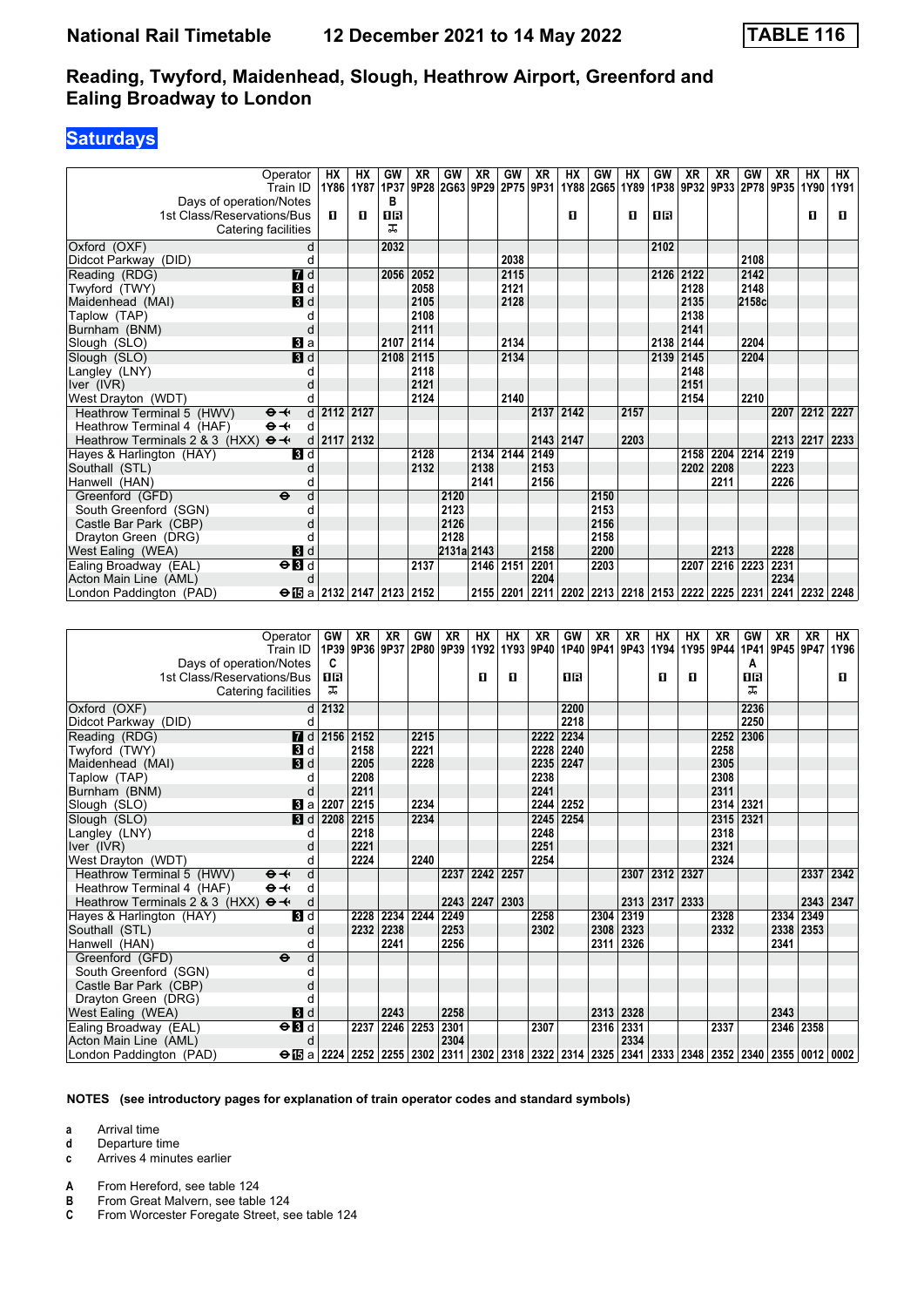# National Rail Timetable — 12 December 2021 to 14 May 2022 — TABLE 116

## Reading, Twyford, Maidenhead, Slough, Heathrow Airport, Greenford and Ealing Broadway to London

### Saturdays

| Operator | | HX | HX | GW | XR | GW | XR | GW | XR | HX | GW | HX | GW | XR | XR | GW | XR | HX | HX |
|---|---|---|---|---|---|---|---|---|---|---|---|---|---|---|---|---|---|---|---|
| Train ID | | 1Y86 | 1Y87 | 1P37 | 9P28 | 2G63 | 9P29 | 2P75 | 9P31 | 1Y88 | 2G65 | 1Y89 | 1P38 | 9P32 | 9P33 | 2P78 | 9P35 | 1Y90 | 1Y91 |
| Days of operation/Notes | | | | B | | | | | | | | | | | | | | | |
| 1st Class/Reservations/Bus | | 1 | 1 | 1R | | | | | | 1 | | 1 | 1R | | | | | 1 | 1 |
| Catering facilities | | | | trolley | | | | | | | | | | | | | | | |
| Oxford (OXF) | d | | | 2032 | | | | | | | | | 2102 | | | | | | |
| Didcot Parkway (DID) | d | | | | | | | 2038 | | | | | | | | 2108 | | | |
| Reading (RDG) | 7 d | | | 2056 | 2052 | | | 2115 | | | | | 2126 | 2122 | | 2142 | | | |
| Twyford (TWY) | 3 d | | | | 2058 | | | 2121 | | | | | | 2128 | | 2148 | | | |
| Maidenhead (MAI) | 3 d | | | | 2105 | | | 2128 | | | | | | 2135 | | 2158c | | | |
| Taplow (TAP) | d | | | | 2108 | | | | | | | | | 2138 | | | | | |
| Burnham (BNM) | d | | | | 2111 | | | | | | | | | 2141 | | | | | |
| Slough (SLO) | 3 a | | | 2107 | 2114 | | | 2134 | | | | | 2138 | 2144 | | 2204 | | | |
| Slough (SLO) | 3 d | | | 2108 | 2115 | | | 2134 | | | | | 2139 | 2145 | | 2204 | | | |
| Langley (LNY) | d | | | | 2118 | | | | | | | | | 2148 | | | | | |
| Iver (IVR) | d | | | | 2121 | | | | | | | | | 2151 | | | | | |
| West Drayton (WDT) | d | | | | 2124 | | | 2140 | | | | | | 2154 | | 2210 | | | |
| Heathrow Terminal 5 (HWV) ✈ | d | 2112 | 2127 | | | | | | 2137 | 2142 | | 2157 | | | | | 2207 | 2212 | 2227 |
| Heathrow Terminal 4 (HAF) ✈ | d | | | | | | | | | | | | | | | | | | |
| Heathrow Terminals 2 & 3 (HXX) ✈ | d | 2117 | 2132 | | | | | | 2143 | 2147 | | 2203 | | | | | 2213 | 2217 | 2233 |
| Hayes & Harlington (HAY) | 3 d | | | | 2128 | | 2134 | 2144 | 2149 | | | | | 2158 | 2204 | 2214 | 2219 | | |
| Southall (STL) | d | | | | 2132 | | 2138 | | 2153 | | | | | 2202 | 2208 | | 2223 | | |
| Hanwell (HAN) | d | | | | | | 2141 | | 2156 | | | | | | 2211 | | 2226 | | |
| Greenford (GFD) ⊖ | d | | | | | 2120 | | | | | 2150 | | | | | | | | |
| South Greenford (SGN) | d | | | | | 2123 | | | | | 2153 | | | | | | | | |
| Castle Bar Park (CBP) | d | | | | | 2126 | | | | | 2156 | | | | | | | | |
| Drayton Green (DRG) | d | | | | | 2128 | | | | | 2158 | | | | | | | | |
| West Ealing (WEA) | 3 d | | | | | 2131a | 2143 | | 2158 | | 2200 | | | | 2213 | | 2228 | | |
| Ealing Broadway (EAL) ⊖ | 3 d | | | | 2137 | | 2146 | 2151 | 2201 | | 2203 | | | 2207 | 2216 | 2223 | 2231 | | |
| Acton Main Line (AML) | d | | | | | | | | 2204 | | | | | | | | 2234 | | |
| London Paddington (PAD) ⊖ | 15 a | 2132 | 2147 | 2123 | 2152 | | 2155 | 2201 | 2211 | 2202 | 2213 | 2218 | 2153 | 2222 | 2225 | 2231 | 2241 | 2232 | 2248 |

| Operator | | GW | XR | XR | GW | XR | HX | HX | XR | GW | XR | XR | HX | HX | XR | GW | XR | XR | HX |
|---|---|---|---|---|---|---|---|---|---|---|---|---|---|---|---|---|---|---|---|
| Train ID | | 1P39 | 9P36 | 9P37 | 2P80 | 9P39 | 1Y92 | 1Y93 | 9P40 | 1P40 | 9P41 | 9P43 | 1Y94 | 1Y95 | 9P44 | 1P41 | 9P45 | 9P47 | 1Y96 |
| Days of operation/Notes | | C | | | | | | | | | | | | | | A | | | |
| 1st Class/Reservations/Bus | | 1R | | | | | 1 | 1 | | 1R | | | 1 | 1 | | 1R | | | 1 |
| Catering facilities | | trolley | | | | | | | | | | | | | | trolley | | | |
| Oxford (OXF) | d | 2132 | | | | | | | | 2200 | | | | | | 2236 | | | |
| Didcot Parkway (DID) | d | | | | | | | | | 2218 | | | | | | 2250 | | | |
| Reading (RDG) | 7 d | 2156 | 2152 | | 2215 | | | | 2222 | 2234 | | | | | 2252 | 2306 | | | |
| Twyford (TWY) | 3 d | | 2158 | | 2221 | | | | 2228 | 2240 | | | | | 2258 | | | | |
| Maidenhead (MAI) | 3 d | | 2205 | | 2228 | | | | 2235 | 2247 | | | | | 2305 | | | | |
| Taplow (TAP) | d | | 2208 | | | | | | 2238 | | | | | | 2308 | | | | |
| Burnham (BNM) | d | | 2211 | | | | | | 2241 | | | | | | 2311 | | | | |
| Slough (SLO) | 3 a | 2207 | 2215 | | 2234 | | | | 2244 | 2252 | | | | | 2314 | 2321 | | | |
| Slough (SLO) | 3 d | 2208 | 2215 | | 2234 | | | | 2245 | 2254 | | | | | 2315 | 2321 | | | |
| Langley (LNY) | d | | 2218 | | | | | | 2248 | | | | | | 2318 | | | | |
| Iver (IVR) | d | | 2221 | | | | | | 2251 | | | | | | 2321 | | | | |
| West Drayton (WDT) | d | | 2224 | | 2240 | | | | 2254 | | | | | | 2324 | | | | |
| Heathrow Terminal 5 (HWV) ✈ | d | | | | | 2237 | 2242 | 2257 | | | | 2307 | 2312 | 2327 | | | | 2337 | 2342 |
| Heathrow Terminal 4 (HAF) ✈ | d | | | | | | | | | | | | | | | | | | |
| Heathrow Terminals 2 & 3 (HXX) ✈ | d | | | | | 2243 | 2247 | 2303 | | | | 2313 | 2317 | 2333 | | | | 2343 | 2347 |
| Hayes & Harlington (HAY) | 3 d | | 2228 | 2234 | 2244 | 2249 | | | 2258 | | 2304 | 2319 | | | 2328 | | 2334 | 2349 | |
| Southall (STL) | d | | 2232 | 2238 | | 2253 | | | 2302 | | 2308 | 2323 | | | 2332 | | 2338 | 2353 | |
| Hanwell (HAN) | d | | | 2241 | | 2256 | | | | | 2311 | 2326 | | | | | 2341 | | |
| Greenford (GFD) ⊖ | d | | | | | | | | | | | | | | | | | | |
| South Greenford (SGN) | d | | | | | | | | | | | | | | | | | | |
| Castle Bar Park (CBP) | d | | | | | | | | | | | | | | | | | | |
| Drayton Green (DRG) | d | | | | | | | | | | | | | | | | | | |
| West Ealing (WEA) | 3 d | | | 2243 | | 2258 | | | | | 2313 | 2328 | | | | | 2343 | | |
| Ealing Broadway (EAL) ⊖ | 3 d | | 2237 | 2246 | 2253 | 2301 | | | 2307 | | 2316 | 2331 | | | 2337 | | 2346 | 2358 | |
| Acton Main Line (AML) | d | | | | | 2304 | | | | | | 2334 | | | | | | | |
| London Paddington (PAD) ⊖ | 15 a | 2224 | 2252 | 2255 | 2302 | 2311 | 2302 | 2318 | 2322 | 2314 | 2325 | 2341 | 2333 | 2348 | 2352 | 2340 | 2355 | 0012 | 0002 |

**NOTES (see introductory pages for explanation of train operator codes and standard symbols)**

- **a** Arrival time
- **d** Departure time
- **c** Arrives 4 minutes earlier

- **A** From Hereford, see table 124
- **B** From Great Malvern, see table 124
- **C** From Worcester Foregate Street, see table 124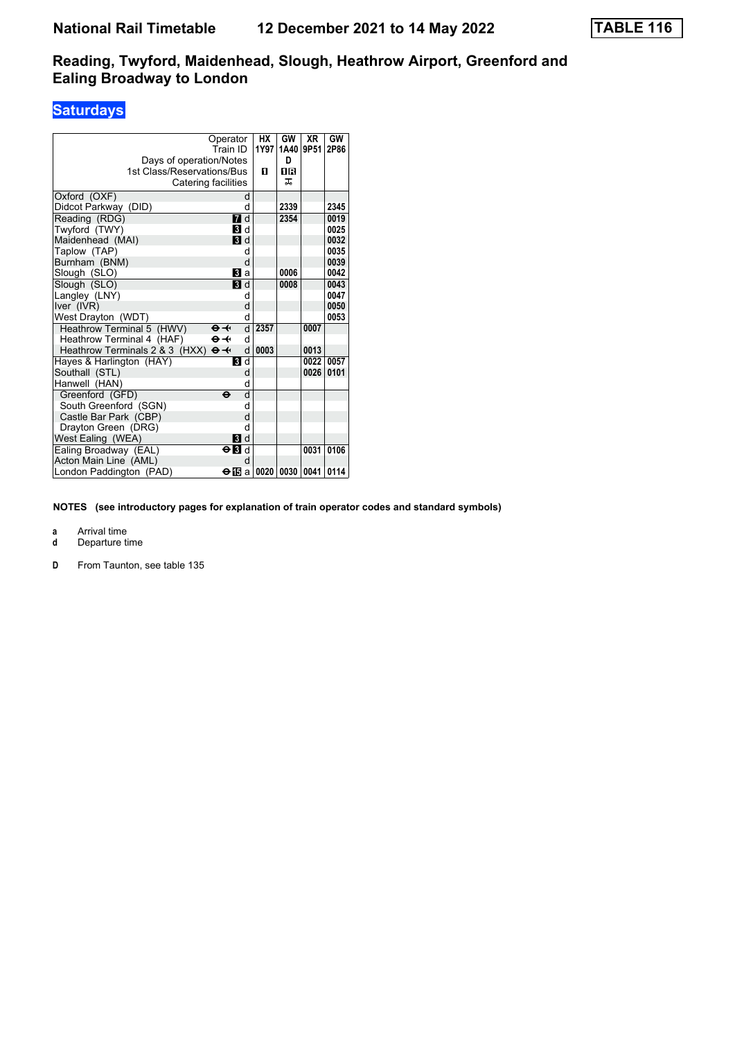# National Rail Timetable 12 December 2021 to 14 May 2022

**TABLE 116**

## Reading, Twyford, Maidenhead, Slough, Heathrow Airport, Greenford and Ealing Broadway to London

### Saturdays

| Operator | | HX | GW | XR | GW |
|---|---|---|---|---|---|
| Train ID | | 1Y97 | 1A40 | 9P51 | 2P86 |
| Days of operation/Notes | | | D | | |
| 1st Class/Reservations/Bus | | 1 | 1R | | |
| Catering facilities | | | 🍴 | | |
| Oxford (OXF) | d | | | | |
| Didcot Parkway (DID) | d | | 2339 | | 2345 |
| Reading (RDG) | 7 d | | 2354 | | 0019 |
| Twyford (TWY) | 3 d | | | | 0025 |
| Maidenhead (MAI) | 3 d | | | | 0032 |
| Taplow (TAP) | d | | | | 0035 |
| Burnham (BNM) | d | | | | 0039 |
| Slough (SLO) | 3 a | | 0006 | | 0042 |
| Slough (SLO) | 3 d | | 0008 | | 0043 |
| Langley (LNY) | d | | | | 0047 |
| Iver (IVR) | d | | | | 0050 |
| West Drayton (WDT) | d | | | | 0053 |
| Heathrow Terminal 5 (HWV) ⊖✈ | d | 2357 | | 0007 | |
| Heathrow Terminal 4 (HAF) ⊖✈ | d | | | | |
| Heathrow Terminals 2 & 3 (HXX) ⊖✈ | d | 0003 | | 0013 | |
| Hayes & Harlington (HAY) | 3 d | | | 0022 | 0057 |
| Southall (STL) | d | | | 0026 | 0101 |
| Hanwell (HAN) | d | | | | |
| Greenford (GFD) ⊖ | d | | | | |
| South Greenford (SGN) | d | | | | |
| Castle Bar Park (CBP) | d | | | | |
| Drayton Green (DRG) | d | | | | |
| West Ealing (WEA) | 3 d | | | | |
| Ealing Broadway (EAL) ⊖ | 3 d | | | 0031 | 0106 |
| Acton Main Line (AML) | d | | | | |
| London Paddington (PAD) ⊖ | 15 a | 0020 | 0030 | 0041 | 0114 |

**NOTES (see introductory pages for explanation of train operator codes and standard symbols)**

**a** Arrival time
**d** Departure time

**D** From Taunton, see table 135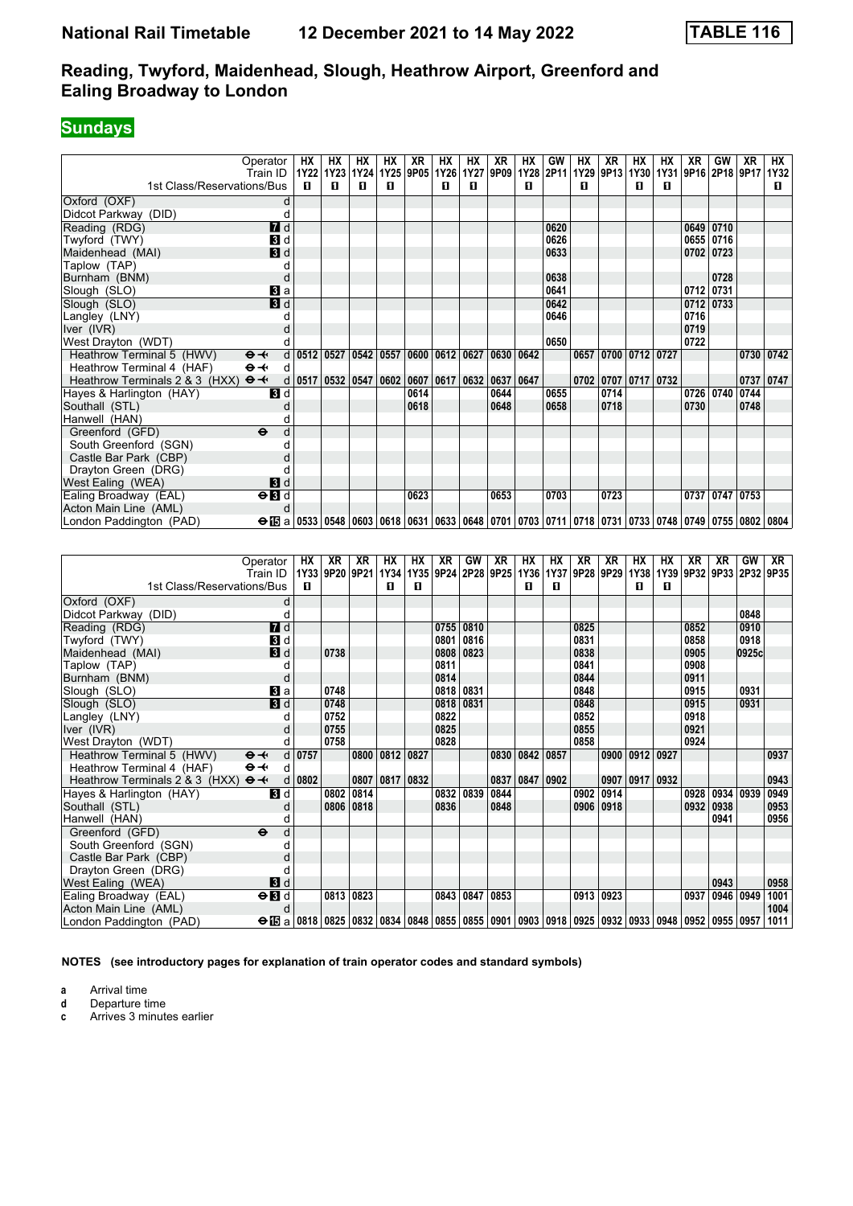# National Rail Timetable 12 December 2021 to 14 May 2022 TABLE 116

## Reading, Twyford, Maidenhead, Slough, Heathrow Airport, Greenford and Ealing Broadway to London

**Sundays**

| Operator | | HX | HX | HX | HX | XR | HX | HX | XR | HX | GW | HX | XR | HX | HX | XR | GW | XR | HX |
|---|---|---|---|---|---|---|---|---|---|---|---|---|---|---|---|---|---|---|---|
| Train ID | | 1Y22 | 1Y23 | 1Y24 | 1Y25 | 9P05 | 1Y26 | 1Y27 | 9P09 | 1Y28 | 2P11 | 1Y29 | 9P13 | 1Y30 | 1Y31 | 9P16 | 2P18 | 9P17 | 1Y32 |
| 1st Class/Reservations/Bus | | ■ | ■ | ■ | ■ | | ■ | ■ | | ■ | | ■ | | ■ | ■ | | | | ■ |
| Oxford (OXF) | d | | | | | | | | | | | | | | | | | | |
| Didcot Parkway (DID) | d | | | | | | | | | | | | | | | | | | |
| Reading (RDG) | 7 d | | | | | | | | | | 0620 | | | | | 0649 | 0710 | | |
| Twyford (TWY) | 3 d | | | | | | | | | | 0626 | | | | | 0655 | 0716 | | |
| Maidenhead (MAI) | 3 d | | | | | | | | | | 0633 | | | | | 0702 | 0723 | | |
| Taplow (TAP) | d | | | | | | | | | | | | | | | | | | |
| Burnham (BNM) | d | | | | | | | | | | 0638 | | | | | | 0728 | | |
| Slough (SLO) | 3 a | | | | | | | | | | 0641 | | | | | 0712 | 0731 | | |
| Slough (SLO) | 3 d | | | | | | | | | | 0642 | | | | | 0712 | 0733 | | |
| Langley (LNY) | d | | | | | | | | | | 0646 | | | | | 0716 | | | |
| Iver (IVR) | d | | | | | | | | | | | | | | | 0719 | | | |
| West Drayton (WDT) | d | | | | | | | | | | 0650 | | | | | 0722 | | | |
| Heathrow Terminal 5 (HWV) ⊖✈ | d | 0512 | 0527 | 0542 | 0557 | 0600 | 0612 | 0627 | 0630 | 0642 | | 0657 | 0700 | 0712 | 0727 | | | 0730 | 0742 |
| Heathrow Terminal 4 (HAF) ⊖✈ | d | | | | | | | | | | | | | | | | | | |
| Heathrow Terminals 2 & 3 (HXX) ⊖✈ | d | 0517 | 0532 | 0547 | 0602 | 0607 | 0617 | 0632 | 0637 | 0647 | | 0702 | 0707 | 0717 | 0732 | | | 0737 | 0747 |
| Hayes & Harlington (HAY) | 3 d | | | | | 0614 | | | 0644 | | 0655 | | 0714 | | | 0726 | 0740 | 0744 | |
| Southall (STL) | d | | | | | 0618 | | | 0648 | | 0658 | | 0718 | | | 0730 | | 0748 | |
| Hanwell (HAN) | d | | | | | | | | | | | | | | | | | | |
| Greenford (GFD) ⊖ | d | | | | | | | | | | | | | | | | | | |
| South Greenford (SGN) | d | | | | | | | | | | | | | | | | | | |
| Castle Bar Park (CBP) | d | | | | | | | | | | | | | | | | | | |
| Drayton Green (DRG) | d | | | | | | | | | | | | | | | | | | |
| West Ealing (WEA) | 3 d | | | | | | | | | | | | | | | | | | |
| Ealing Broadway (EAL) ⊖3 | d | | | | | 0623 | | | 0653 | | 0703 | | 0723 | | | 0737 | 0747 | 0753 | |
| Acton Main Line (AML) | d | | | | | | | | | | | | | | | | | | |
| London Paddington (PAD) ⊖15 | a | 0533 | 0548 | 0603 | 0618 | 0631 | 0633 | 0648 | 0701 | 0703 | 0711 | 0718 | 0731 | 0733 | 0748 | 0749 | 0755 | 0802 | 0804 |

| Operator | | HX | XR | XR | HX | HX | XR | GW | XR | HX | HX | XR | XR | HX | HX | XR | XR | GW | XR |
|---|---|---|---|---|---|---|---|---|---|---|---|---|---|---|---|---|---|---|---|
| Train ID | | 1Y33 | 9P20 | 9P21 | 1Y34 | 1Y35 | 9P24 | 2P28 | 9P25 | 1Y36 | 1Y37 | 9P28 | 9P29 | 1Y38 | 1Y39 | 9P32 | 9P33 | 2P32 | 9P35 |
| 1st Class/Reservations/Bus | | ■ | | | ■ | ■ | | | | ■ | ■ | | | ■ | ■ | | | | |
| Oxford (OXF) | d | | | | | | | | | | | | | | | | | | |
| Didcot Parkway (DID) | d | | | | | | | | | | | | | | | | | 0848 | |
| Reading (RDG) | 7 d | | | | | | 0755 | 0810 | | | | 0825 | | | | 0852 | | 0910 | |
| Twyford (TWY) | 3 d | | | | | | 0801 | 0816 | | | | 0831 | | | | 0858 | | 0918 | |
| Maidenhead (MAI) | 3 d | | 0738 | | | | 0808 | 0823 | | | | 0838 | | | | 0905 | | 0925c | |
| Taplow (TAP) | d | | | | | | 0811 | | | | | 0841 | | | | 0908 | | | |
| Burnham (BNM) | d | | | | | | 0814 | | | | | 0844 | | | | 0911 | | | |
| Slough (SLO) | 3 a | | 0748 | | | | 0818 | 0831 | | | | 0848 | | | | 0915 | | 0931 | |
| Slough (SLO) | 3 d | | 0748 | | | | 0818 | 0831 | | | | 0848 | | | | 0915 | | 0931 | |
| Langley (LNY) | d | | 0752 | | | | 0822 | | | | | 0852 | | | | 0918 | | | |
| Iver (IVR) | d | | 0755 | | | | 0825 | | | | | 0855 | | | | 0921 | | | |
| West Drayton (WDT) | d | | 0758 | | | | 0828 | | | | | 0858 | | | | 0924 | | | |
| Heathrow Terminal 5 (HWV) ⊖✈ | d | 0757 | | 0800 | 0812 | 0827 | | | 0830 | 0842 | 0857 | | 0900 | 0912 | 0927 | | | | 0937 |
| Heathrow Terminal 4 (HAF) ⊖✈ | d | | | | | | | | | | | | | | | | | | |
| Heathrow Terminals 2 & 3 (HXX) ⊖✈ | d | 0802 | | 0807 | 0817 | 0832 | | | 0837 | 0847 | 0902 | | 0907 | 0917 | 0932 | | | | 0943 |
| Hayes & Harlington (HAY) | 3 d | | 0802 | 0814 | | | 0832 | 0839 | 0844 | | | 0902 | 0914 | | | 0928 | 0934 | 0939 | 0949 |
| Southall (STL) | d | | 0806 | 0818 | | | 0836 | | 0848 | | | 0906 | 0918 | | | 0932 | 0938 | | 0953 |
| Hanwell (HAN) | d | | | | | | | | | | | | | | | | 0941 | | 0956 |
| Greenford (GFD) ⊖ | d | | | | | | | | | | | | | | | | | | |
| South Greenford (SGN) | d | | | | | | | | | | | | | | | | | | |
| Castle Bar Park (CBP) | d | | | | | | | | | | | | | | | | | | |
| Drayton Green (DRG) | d | | | | | | | | | | | | | | | | | | |
| West Ealing (WEA) | 3 d | | | | | | | | | | | | | | | | 0943 | | 0958 |
| Ealing Broadway (EAL) ⊖3 | d | | 0813 | 0823 | | | 0843 | 0847 | 0853 | | | 0913 | 0923 | | | 0937 | 0946 | 0949 | 1001 |
| Acton Main Line (AML) | d | | | | | | | | | | | | | | | | | | 1004 |
| London Paddington (PAD) ⊖15 | a | 0818 | 0825 | 0832 | 0834 | 0848 | 0855 | 0855 | 0901 | 0903 | 0918 | 0925 | 0932 | 0933 | 0948 | 0952 | 0955 | 0957 | 1011 |

**NOTES (see introductory pages for explanation of train operator codes and standard symbols)**

- **a** Arrival time
- **d** Departure time
- **c** Arrives 3 minutes earlier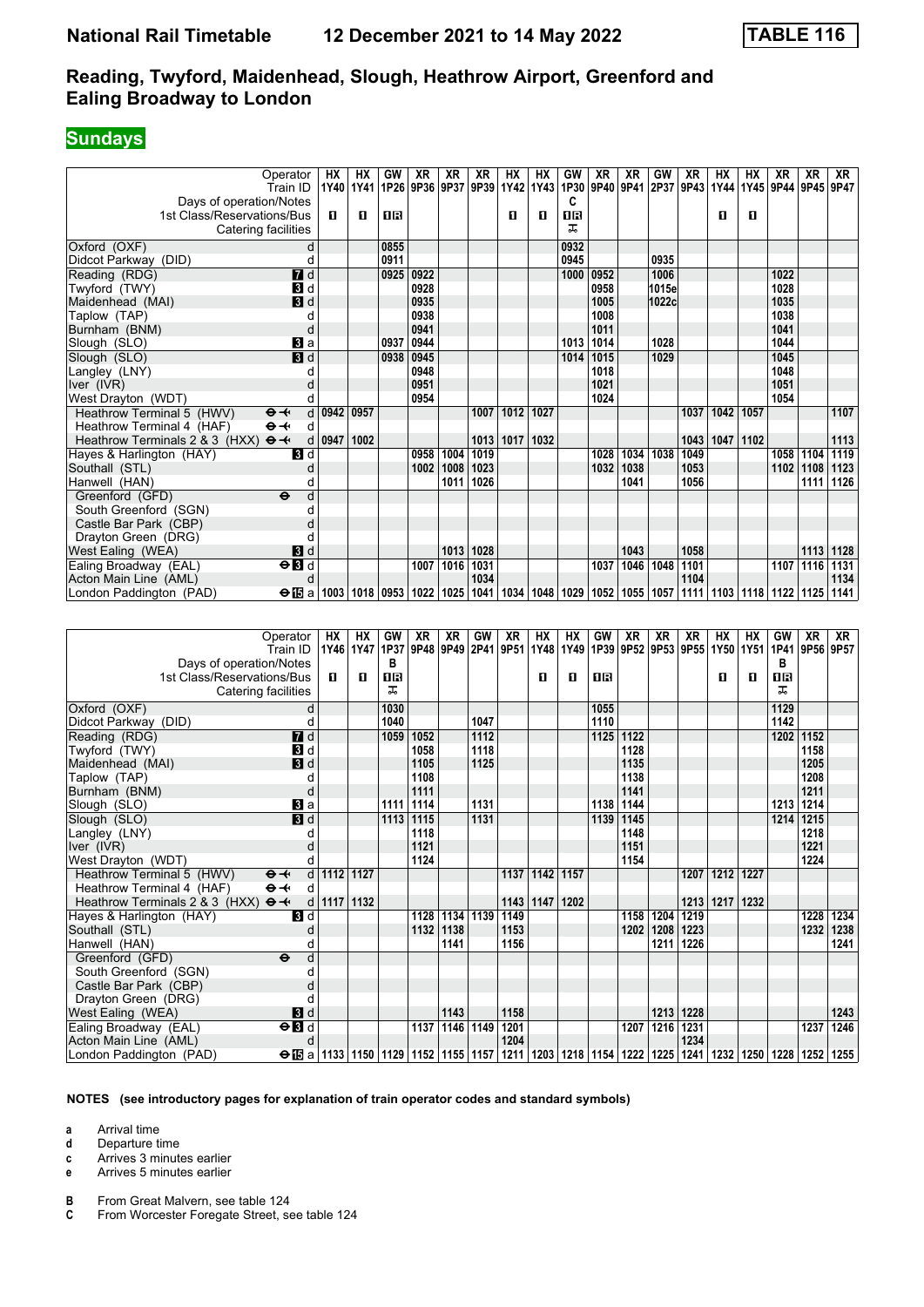# National Rail Timetable 12 December 2021 to 14 May 2022 TABLE 116

## Reading, Twyford, Maidenhead, Slough, Heathrow Airport, Greenford and Ealing Broadway to London

**Sundays**

| Operator | | HX | HX | GW | XR | XR | XR | HX | HX | GW | XR | XR | GW | XR | HX | HX | XR | XR | XR |
|---|---|---|---|---|---|---|---|---|---|---|---|---|---|---|---|---|---|---|---|
| Train ID | | 1Y40 | 1Y41 | 1P26 | 9P36 | 9P37 | 9P39 | 1Y42 | 1Y43 | 1P30 | 9P40 | 9P41 | 2P37 | 9P43 | 1Y44 | 1Y45 | 9P44 | 9P45 | 9P47 |
| Days of operation/Notes | | | | | | | | | | C | | | | | | | | | |
| 1st Class/Reservations/Bus | | 1 | 1 | 1R | | | | 1 | 1 | 1R | | | | | 1 | 1 | | | |
| Catering facilities | | | | | | | | | | ⊼ | | | | | | | | | |
| Oxford (OXF) | d | | | 0855 | | | | | | 0932 | | | | | | | | | |
| Didcot Parkway (DID) | d | | | 0911 | | | | | | 0945 | | | 0935 | | | | | | |
| Reading (RDG) | 7 d | | | 0925 | 0922 | | | | | 1000 | 0952 | | 1006 | | | | 1022 | | |
| Twyford (TWY) | 3 d | | | | 0928 | | | | | | 0958 | | 1015e | | | | 1028 | | |
| Maidenhead (MAI) | 3 d | | | | 0935 | | | | | | 1005 | | 1022c | | | | 1035 | | |
| Taplow (TAP) | d | | | | 0938 | | | | | | 1008 | | | | | | 1038 | | |
| Burnham (BNM) | d | | | | 0941 | | | | | | 1011 | | | | | | 1041 | | |
| Slough (SLO) | 3 a | | | 0937 | 0944 | | | | | 1013 | 1014 | | 1028 | | | | 1044 | | |
| Slough (SLO) | 3 d | | | 0938 | 0945 | | | | | 1014 | 1015 | | 1029 | | | | 1045 | | |
| Langley (LNY) | d | | | | 0948 | | | | | | 1018 | | | | | | 1048 | | |
| Iver (IVR) | d | | | | 0951 | | | | | | 1021 | | | | | | 1051 | | |
| West Drayton (WDT) | d | | | | 0954 | | | | | | 1024 | | | | | | 1054 | | |
| Heathrow Terminal 5 (HWV) ⊖✈ | d | 0942 | 0957 | | | | 1007 | 1012 | 1027 | | | | | 1037 | 1042 | 1057 | | | 1107 |
| Heathrow Terminal 4 (HAF) ⊖✈ | d | | | | | | | | | | | | | | | | | | |
| Heathrow Terminals 2 & 3 (HXX) ⊖✈ | d | 0947 | 1002 | | | | 1013 | 1017 | 1032 | | | | | 1043 | 1047 | 1102 | | | 1113 |
| Hayes & Harlington (HAY) | 3 d | | | | 0958 | 1004 | 1019 | | | | 1028 | 1034 | 1038 | 1049 | | | 1058 | 1104 | 1119 |
| Southall (STL) | d | | | | 1002 | 1008 | 1023 | | | | 1032 | 1038 | | 1053 | | | 1102 | 1108 | 1123 |
| Hanwell (HAN) | d | | | | | 1011 | 1026 | | | | | 1041 | | 1056 | | | | 1111 | 1126 |
| Greenford (GFD) ⊖ | d | | | | | | | | | | | | | | | | | | |
| South Greenford (SGN) | d | | | | | | | | | | | | | | | | | | |
| Castle Bar Park (CBP) | d | | | | | | | | | | | | | | | | | | |
| Drayton Green (DRG) | d | | | | | | | | | | | | | | | | | | |
| West Ealing (WEA) | 3 d | | | | | 1013 | 1028 | | | | | 1043 | | 1058 | | | | 1113 | 1128 |
| Ealing Broadway (EAL) ⊖3 | d | | | | 1007 | 1016 | 1031 | | | | 1037 | 1046 | 1048 | 1101 | | | 1107 | 1116 | 1131 |
| Acton Main Line (AML) | d | | | | | | 1034 | | | | | | | 1104 | | | | | 1134 |
| London Paddington (PAD) ⊖15 | a | 1003 | 1018 | 0953 | 1022 | 1025 | 1041 | 1034 | 1048 | 1029 | 1052 | 1055 | 1057 | 1111 | 1103 | 1118 | 1122 | 1125 | 1141 |

| Operator | | HX | HX | GW | XR | XR | GW | XR | HX | HX | GW | XR | XR | XR | HX | HX | GW | XR | XR |
|---|---|---|---|---|---|---|---|---|---|---|---|---|---|---|---|---|---|---|---|
| Train ID | | 1Y46 | 1Y47 | 1P37 | 9P48 | 9P49 | 2P41 | 9P51 | 1Y48 | 1Y49 | 1P39 | 9P52 | 9P53 | 9P55 | 1Y50 | 1Y51 | 1P41 | 9P56 | 9P57 |
| Days of operation/Notes | | | | B | | | | | | | | | | | | | B | | |
| 1st Class/Reservations/Bus | | 1 | 1 | 1R | | | | | 1 | 1 | 1R | | | | 1 | 1 | 1R | | |
| Catering facilities | | | | ⊼ | | | | | | | | | | | | | ⊼ | | |
| Oxford (OXF) | d | | | 1030 | | | | | | | 1055 | | | | | | 1129 | | |
| Didcot Parkway (DID) | d | | | 1040 | | | 1047 | | | | 1110 | | | | | | 1142 | | |
| Reading (RDG) | 7 d | | | 1059 | 1052 | | 1112 | | | | 1125 | 1122 | | | | | 1202 | 1152 | |
| Twyford (TWY) | 3 d | | | | 1058 | | 1118 | | | | | 1128 | | | | | | 1158 | |
| Maidenhead (MAI) | 3 d | | | | 1105 | | 1125 | | | | | 1135 | | | | | | 1205 | |
| Taplow (TAP) | d | | | | 1108 | | | | | | | 1138 | | | | | | 1208 | |
| Burnham (BNM) | d | | | | 1111 | | | | | | | 1141 | | | | | | 1211 | |
| Slough (SLO) | 3 a | | | 1111 | 1114 | | 1131 | | | | 1138 | 1144 | | | | | 1213 | 1214 | |
| Slough (SLO) | 3 d | | | 1113 | 1115 | | 1131 | | | | 1139 | 1145 | | | | | 1214 | 1215 | |
| Langley (LNY) | d | | | | 1118 | | | | | | | 1148 | | | | | | 1218 | |
| Iver (IVR) | d | | | | 1121 | | | | | | | 1151 | | | | | | 1221 | |
| West Drayton (WDT) | d | | | | 1124 | | | | | | | 1154 | | | | | | 1224 | |
| Heathrow Terminal 5 (HWV) ⊖✈ | d | 1112 | 1127 | | | | | 1137 | 1142 | 1157 | | | | 1207 | 1212 | 1227 | | | |
| Heathrow Terminal 4 (HAF) ⊖✈ | d | | | | | | | | | | | | | | | | | | |
| Heathrow Terminals 2 & 3 (HXX) ⊖✈ | d | 1117 | 1132 | | | | | 1143 | 1147 | 1202 | | | | 1213 | 1217 | 1232 | | | |
| Hayes & Harlington (HAY) | 3 d | | | | 1128 | 1134 | 1139 | 1149 | | | | 1158 | 1204 | 1219 | | | | 1228 | 1234 |
| Southall (STL) | d | | | | 1132 | 1138 | | 1153 | | | | 1202 | 1208 | 1223 | | | | 1232 | 1238 |
| Hanwell (HAN) | d | | | | | 1141 | | 1156 | | | | | 1211 | 1226 | | | | | 1241 |
| Greenford (GFD) ⊖ | d | | | | | | | | | | | | | | | | | | |
| South Greenford (SGN) | d | | | | | | | | | | | | | | | | | | |
| Castle Bar Park (CBP) | d | | | | | | | | | | | | | | | | | | |
| Drayton Green (DRG) | d | | | | | | | | | | | | | | | | | | |
| West Ealing (WEA) | 3 d | | | | | 1143 | | 1158 | | | | | 1213 | 1228 | | | | | 1243 |
| Ealing Broadway (EAL) ⊖3 | d | | | | 1137 | 1146 | 1149 | 1201 | | | | 1207 | 1216 | 1231 | | | | 1237 | 1246 |
| Acton Main Line (AML) | d | | | | | | | 1204 | | | | | | 1234 | | | | | |
| London Paddington (PAD) ⊖15 | a | 1133 | 1150 | 1129 | 1152 | 1155 | 1157 | 1211 | 1203 | 1218 | 1154 | 1222 | 1225 | 1241 | 1232 | 1250 | 1228 | 1252 | 1255 |

**NOTES (see introductory pages for explanation of train operator codes and standard symbols)**

- **a** Arrival time
- **d** Departure time
- **c** Arrives 3 minutes earlier
- **e** Arrives 5 minutes earlier

- **B** From Great Malvern, see table 124
- **C** From Worcester Foregate Street, see table 124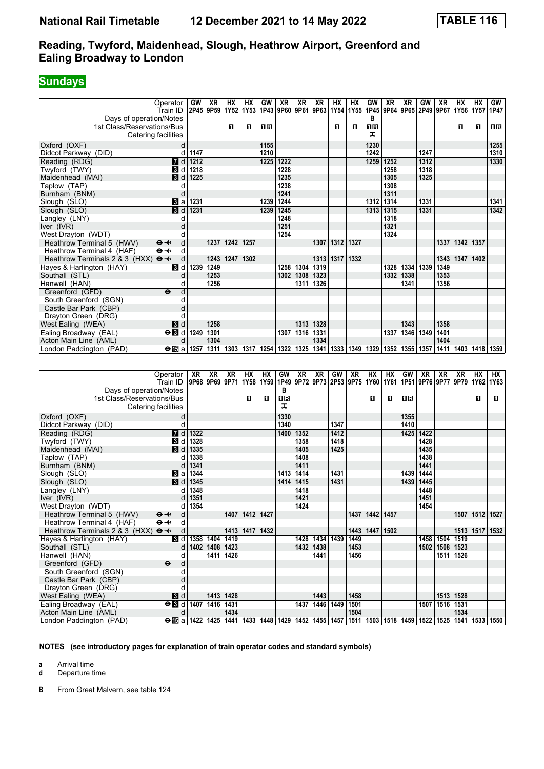# Reading, Twyford, Maidenhead, Slough, Heathrow Airport, Greenford and Ealing Broadway to London

## Sundays

| Operator | GW | XR | HX | HX | GW | XR | XR | XR | HX | HX | GW | XR | XR | GW | XR | HX | HX | GW |
|---|---|---|---|---|---|---|---|---|---|---|---|---|---|---|---|---|---|---|
| Train ID | 2P45 | 9P59 | 1Y52 | 1Y53 | 1P43 | 9P60 | 9P61 | 9P63 | 1Y54 | 1Y55 | 1P45 | 9P64 | 9P65 | 2P49 | 9P67 | 1Y56 | 1Y57 | 1P47 |
| Days of operation/Notes | | | | | | | | | | | B | | | | | | | |
| 1st Class/Reservations/Bus | | | 1 | 1 | 1R | | | | 1 | 1 | 1R | | | | | 1 | 1 | 1R |
| Catering facilities | | | | | | | | | | | ✕ | | | | | | | |
| Oxford (OXF) d | | | | | 1155 | | | | | | 1230 | | | | | | | 1255 |
| Didcot Parkway (DID) d | 1147 | | | | 1210 | | | | | | 1242 | | | 1247 | | | | 1310 |
| Reading (RDG) 7 d | 1212 | | | | 1225 | 1222 | | | | | 1259 | 1252 | | 1312 | | | | 1330 |
| Twyford (TWY) 3 d | 1218 | | | | | 1228 | | | | | | 1258 | | 1318 | | | | |
| Maidenhead (MAI) 3 d | 1225 | | | | | 1235 | | | | | | 1305 | | 1325 | | | | |
| Taplow (TAP) d | | | | | | 1238 | | | | | | 1308 | | | | | | |
| Burnham (BNM) d | | | | | | 1241 | | | | | | 1311 | | | | | | |
| Slough (SLO) 3 a | 1231 | | | | 1239 | 1244 | | | | | 1312 | 1314 | | 1331 | | | | 1341 |
| Slough (SLO) 3 d | 1231 | | | | 1239 | 1245 | | | | | 1313 | 1315 | | 1331 | | | | 1342 |
| Langley (LNY) d | | | | | | 1248 | | | | | | 1318 | | | | | | |
| Iver (IVR) d | | | | | | 1251 | | | | | | 1321 | | | | | | |
| West Drayton (WDT) d | | | | | | 1254 | | | | | | 1324 | | | | | | |
| Heathrow Terminal 5 (HWV) d | | 1237 | 1242 | 1257 | | | | 1307 | 1312 | 1327 | | | | | 1337 | 1342 | 1357 | |
| Heathrow Terminal 4 (HAF) d | | | | | | | | | | | | | | | | | | |
| Heathrow Terminals 2 & 3 (HXX) d | | 1243 | 1247 | 1302 | | | | 1313 | 1317 | 1332 | | | | | 1343 | 1347 | 1402 | |
| Hayes & Harlington (HAY) 3 d | 1239 | 1249 | | | | 1258 | 1304 | 1319 | | | | 1328 | 1334 | 1339 | 1349 | | | |
| Southall (STL) d | | 1253 | | | | 1302 | 1308 | 1323 | | | | 1332 | 1338 | | 1353 | | | |
| Hanwell (HAN) d | | 1256 | | | | | 1311 | 1326 | | | | | 1341 | | 1356 | | | |
| Greenford (GFD) d | | | | | | | | | | | | | | | | | | |
| South Greenford (SGN) d | | | | | | | | | | | | | | | | | | |
| Castle Bar Park (CBP) d | | | | | | | | | | | | | | | | | | |
| Drayton Green (DRG) d | | | | | | | | | | | | | | | | | | |
| West Ealing (WEA) 3 d | | 1258 | | | | | 1313 | 1328 | | | | | 1343 | | 1358 | | | |
| Ealing Broadway (EAL) 3 d | 1249 | 1301 | | | | 1307 | 1316 | 1331 | | | | 1337 | 1346 | 1349 | 1401 | | | |
| Acton Main Line (AML) d | | 1304 | | | | | | 1334 | | | | | | | 1404 | | | |
| London Paddington (PAD) 15 a | 1257 | 1311 | 1303 | 1317 | 1254 | 1322 | 1325 | 1341 | 1333 | 1349 | 1329 | 1352 | 1355 | 1357 | 1411 | 1403 | 1418 | 1359 |

| Operator | XR | XR | XR | HX | HX | GW | XR | XR | GW | XR | HX | HX | GW | XR | XR | XR | HX | HX |
|---|---|---|---|---|---|---|---|---|---|---|---|---|---|---|---|---|---|---|
| Train ID | 9P68 | 9P69 | 9P71 | 1Y58 | 1Y59 | 1P49 | 9P72 | 9P73 | 2P53 | 9P75 | 1Y60 | 1Y61 | 1P51 | 9P76 | 9P77 | 9P79 | 1Y62 | 1Y63 |
| Days of operation/Notes | | | | | | B | | | | | | | | | | | | |
| 1st Class/Reservations/Bus | | | | 1 | 1 | 1R | | | | | 1 | 1 | 1R | | | | 1 | 1 |
| Catering facilities | | | | | | ✕ | | | | | | | | | | | | |
| Oxford (OXF) d | | | | | | 1330 | | | | | | | 1355 | | | | | |
| Didcot Parkway (DID) d | | | | | | 1340 | | | 1347 | | | | 1410 | | | | | |
| Reading (RDG) 7 d | 1322 | | | | | 1400 | 1352 | | 1412 | | | | 1425 | 1422 | | | | |
| Twyford (TWY) 3 d | 1328 | | | | | | 1358 | | 1418 | | | | | 1428 | | | | |
| Maidenhead (MAI) 3 d | 1335 | | | | | | 1405 | | 1425 | | | | | 1435 | | | | |
| Taplow (TAP) d | 1338 | | | | | | 1408 | | | | | | | 1438 | | | | |
| Burnham (BNM) d | 1341 | | | | | | 1411 | | | | | | | 1441 | | | | |
| Slough (SLO) 3 a | 1344 | | | | | 1413 | 1414 | | 1431 | | | | 1439 | 1444 | | | | |
| Slough (SLO) 3 d | 1345 | | | | | 1414 | 1415 | | 1431 | | | | 1439 | 1445 | | | | |
| Langley (LNY) d | 1348 | | | | | | 1418 | | | | | | | 1448 | | | | |
| Iver (IVR) d | 1351 | | | | | | 1421 | | | | | | | 1451 | | | | |
| West Drayton (WDT) d | 1354 | | | | | | 1424 | | | | | | | 1454 | | | | |
| Heathrow Terminal 5 (HWV) d | | | 1407 | 1412 | 1427 | | | | | 1437 | 1442 | 1457 | | | | 1507 | 1512 | 1527 |
| Heathrow Terminal 4 (HAF) d | | | | | | | | | | | | | | | | | | |
| Heathrow Terminals 2 & 3 (HXX) d | | | 1413 | 1417 | 1432 | | | | | 1443 | 1447 | 1502 | | | | 1513 | 1517 | 1532 |
| Hayes & Harlington (HAY) 3 d | 1358 | 1404 | 1419 | | | | 1428 | 1434 | 1439 | 1449 | | | | 1458 | 1504 | 1519 | | |
| Southall (STL) d | 1402 | 1408 | 1423 | | | | 1432 | 1438 | | 1453 | | | | 1502 | 1508 | 1523 | | |
| Hanwell (HAN) d | | 1411 | 1426 | | | | | 1441 | | 1456 | | | | | 1511 | 1526 | | |
| Greenford (GFD) d | | | | | | | | | | | | | | | | | | |
| South Greenford (SGN) d | | | | | | | | | | | | | | | | | | |
| Castle Bar Park (CBP) d | | | | | | | | | | | | | | | | | | |
| Drayton Green (DRG) d | | | | | | | | | | | | | | | | | | |
| West Ealing (WEA) 3 d | | 1413 | 1428 | | | | | 1443 | | 1458 | | | | | 1513 | 1528 | | |
| Ealing Broadway (EAL) 3 d | 1407 | 1416 | 1431 | | | | 1437 | 1446 | 1449 | 1501 | | | | 1507 | 1516 | 1531 | | |
| Acton Main Line (AML) d | | | 1434 | | | | | | | 1504 | | | | | | 1534 | | |
| London Paddington (PAD) 15 a | 1422 | 1425 | 1441 | 1433 | 1448 | 1429 | 1452 | 1455 | 1457 | 1511 | 1503 | 1518 | 1459 | 1522 | 1525 | 1541 | 1533 | 1550 |

**NOTES (see introductory pages for explanation of train operator codes and standard symbols)**

**a** Arrival time
**d** Departure time

**B** From Great Malvern, see table 124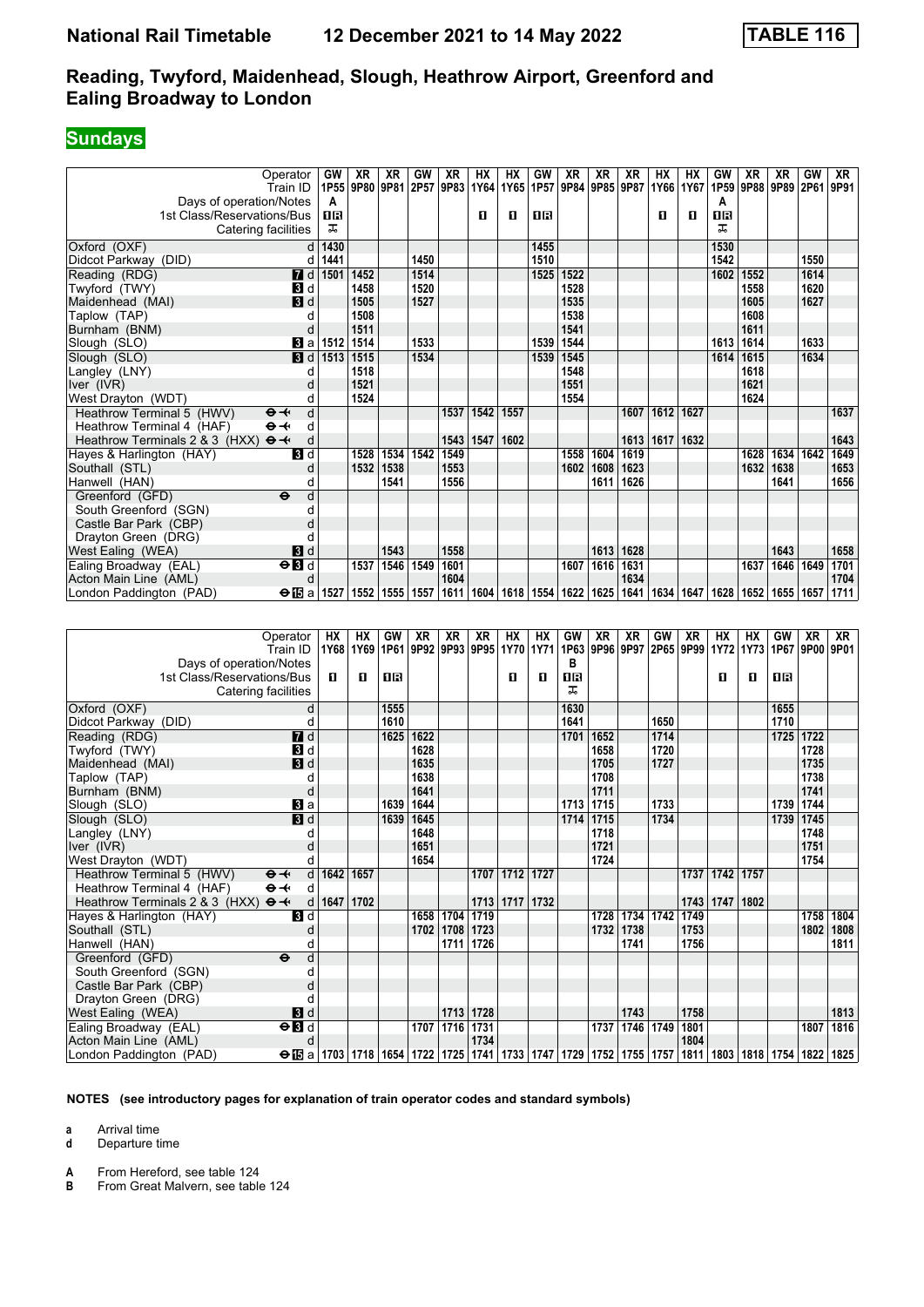## Reading, Twyford, Maidenhead, Slough, Heathrow Airport, Greenford and Ealing Broadway to London

### Sundays

| Operator | GW | XR | XR | GW | XR | HX | HX | GW | XR | XR | XR | HX | HX | GW | XR | XR | GW | XR |
|---|---|---|---|---|---|---|---|---|---|---|---|---|---|---|---|---|---|---|
| Train ID | 1P55 | 9P80 | 9P81 | 2P57 | 9P83 | 1Y64 | 1Y65 | 1P57 | 9P84 | 9P85 | 9P87 | 1Y66 | 1Y67 | 1P59 | 9P88 | 9P89 | 2P61 | 9P91 |
| Days of operation/Notes | A | | | | | | | | | | | | | A | | | | |
| 1st Class/Reservations/Bus | 1R | | | | | 1 | 1 | 1R | | | | 1 | 1 | 1R | | | | |
| Catering facilities | ⊼ | | | | | | | | | | | | | ⊼ | | | | |
| Oxford (OXF) d | 1430 | | | | | | | 1455 | | | | | | 1530 | | | | |
| Didcot Parkway (DID) d | 1441 | | | 1450 | | | | 1510 | | | | | | 1542 | | | 1550 | |
| Reading (RDG) 7 d | 1501 | 1452 | | 1514 | | | | 1525 | 1522 | | | | | 1602 | 1552 | | 1614 | |
| Twyford (TWY) 3 d | | 1458 | | 1520 | | | | | 1528 | | | | | | 1558 | | 1620 | |
| Maidenhead (MAI) 3 d | | 1505 | | 1527 | | | | | 1535 | | | | | | 1605 | | 1627 | |
| Taplow (TAP) d | | 1508 | | | | | | | 1538 | | | | | | 1608 | | | |
| Burnham (BNM) d | | 1511 | | | | | | | 1541 | | | | | | 1611 | | | |
| Slough (SLO) 3 a | 1512 | 1514 | | 1533 | | | | 1539 | 1544 | | | | | 1613 | 1614 | | 1633 | |
| Slough (SLO) 3 d | 1513 | 1515 | | 1534 | | | | 1539 | 1545 | | | | | 1614 | 1615 | | 1634 | |
| Langley (LNY) d | | 1518 | | | | | | | 1548 | | | | | | 1618 | | | |
| Iver (IVR) d | | 1521 | | | | | | | 1551 | | | | | | 1621 | | | |
| West Drayton (WDT) d | | 1524 | | | | | | | 1554 | | | | | | 1624 | | | |
| Heathrow Terminal 5 (HWV) ⊖✈ d | | | | | 1537 | 1542 | 1557 | | | | 1607 | 1612 | 1627 | | | | | 1637 |
| Heathrow Terminal 4 (HAF) ⊖✈ d | | | | | | | | | | | | | | | | | | |
| Heathrow Terminals 2 & 3 (HXX) ⊖✈ d | | | | | 1543 | 1547 | 1602 | | | | 1613 | 1617 | 1632 | | | | | 1643 |
| Hayes & Harlington (HAY) 3 d | | 1528 | 1534 | 1542 | 1549 | | | | 1558 | 1604 | 1619 | | | | 1628 | 1634 | 1642 | 1649 |
| Southall (STL) d | | 1532 | 1538 | | 1553 | | | | 1602 | 1608 | 1623 | | | | 1632 | 1638 | | 1653 |
| Hanwell (HAN) d | | | 1541 | | 1556 | | | | | 1611 | 1626 | | | | | 1641 | | 1656 |
| Greenford (GFD) ⊖ d | | | | | | | | | | | | | | | | | | |
| South Greenford (SGN) d | | | | | | | | | | | | | | | | | | |
| Castle Bar Park (CBP) d | | | | | | | | | | | | | | | | | | |
| Drayton Green (DRG) d | | | | | | | | | | | | | | | | | | |
| West Ealing (WEA) 3 d | | | 1543 | | 1558 | | | | | 1613 | 1628 | | | | | 1643 | | 1658 |
| Ealing Broadway (EAL) ⊖3 d | | 1537 | 1546 | 1549 | 1601 | | | | 1607 | 1616 | 1631 | | | | 1637 | 1646 | 1649 | 1701 |
| Acton Main Line (AML) d | | | | | 1604 | | | | | | 1634 | | | | | | | 1704 |
| London Paddington (PAD) ⊖15 a | 1527 | 1552 | 1555 | 1557 | 1611 | 1604 | 1618 | 1554 | 1622 | 1625 | 1641 | 1634 | 1647 | 1628 | 1652 | 1655 | 1657 | 1711 |

| Operator | HX | HX | GW | XR | XR | XR | HX | HX | GW | XR | XR | GW | XR | HX | HX | GW | XR | XR |
|---|---|---|---|---|---|---|---|---|---|---|---|---|---|---|---|---|---|---|
| Train ID | 1Y68 | 1Y69 | 1P61 | 9P92 | 9P93 | 9P95 | 1Y70 | 1Y71 | 1P63 | 9P96 | 9P97 | 2P65 | 9P99 | 1Y72 | 1Y73 | 1P67 | 9P00 | 9P01 |
| Days of operation/Notes | | | | | | | | | B | | | | | | | | | |
| 1st Class/Reservations/Bus | 1 | 1 | 1R | | | | 1 | 1 | 1R | | | | | 1 | 1 | 1R | | |
| Catering facilities | | | | | | | | | ⊼ | | | | | | | | | |
| Oxford (OXF) d | | | 1555 | | | | | | 1630 | | | | | | | 1655 | | |
| Didcot Parkway (DID) d | | | 1610 | | | | | | 1641 | | | 1650 | | | | 1710 | | |
| Reading (RDG) 7 d | | | 1625 | 1622 | | | | | 1701 | 1652 | | 1714 | | | | 1725 | 1722 | |
| Twyford (TWY) 3 d | | | | 1628 | | | | | | 1658 | | 1720 | | | | | 1728 | |
| Maidenhead (MAI) 3 d | | | | 1635 | | | | | | 1705 | | 1727 | | | | | 1735 | |
| Taplow (TAP) d | | | | 1638 | | | | | | 1708 | | | | | | | 1738 | |
| Burnham (BNM) d | | | | 1641 | | | | | | 1711 | | | | | | | 1741 | |
| Slough (SLO) 3 a | | | 1639 | 1644 | | | | | 1713 | 1715 | | 1733 | | | | 1739 | 1744 | |
| Slough (SLO) 3 d | | | 1639 | 1645 | | | | | 1714 | 1715 | | 1734 | | | | 1739 | 1745 | |
| Langley (LNY) d | | | | 1648 | | | | | | 1718 | | | | | | | 1748 | |
| Iver (IVR) d | | | | 1651 | | | | | | 1721 | | | | | | | 1751 | |
| West Drayton (WDT) d | | | | 1654 | | | | | | 1724 | | | | | | | 1754 | |
| Heathrow Terminal 5 (HWV) ⊖✈ d | 1642 | 1657 | | | | 1707 | 1712 | 1727 | | | | | 1737 | 1742 | 1757 | | | |
| Heathrow Terminal 4 (HAF) ⊖✈ d | | | | | | | | | | | | | | | | | | |
| Heathrow Terminals 2 & 3 (HXX) ⊖✈ d | 1647 | 1702 | | | | 1713 | 1717 | 1732 | | | | | 1743 | 1747 | 1802 | | | |
| Hayes & Harlington (HAY) 3 d | | | | 1658 | 1704 | 1719 | | | | 1728 | 1734 | 1742 | 1749 | | | | 1758 | 1804 |
| Southall (STL) d | | | | 1702 | 1708 | 1723 | | | | 1732 | 1738 | | 1753 | | | | 1802 | 1808 |
| Hanwell (HAN) d | | | | | 1711 | 1726 | | | | | 1741 | | 1756 | | | | | 1811 |
| Greenford (GFD) ⊖ d | | | | | | | | | | | | | | | | | | |
| South Greenford (SGN) d | | | | | | | | | | | | | | | | | | |
| Castle Bar Park (CBP) d | | | | | | | | | | | | | | | | | | |
| Drayton Green (DRG) d | | | | | | | | | | | | | | | | | | |
| West Ealing (WEA) 3 d | | | | | 1713 | 1728 | | | | | 1743 | | 1758 | | | | | 1813 |
| Ealing Broadway (EAL) ⊖3 d | | | | 1707 | 1716 | 1731 | | | | 1737 | 1746 | 1749 | 1801 | | | | 1807 | 1816 |
| Acton Main Line (AML) d | | | | | | 1734 | | | | | | | 1804 | | | | | |
| London Paddington (PAD) ⊖15 a | 1703 | 1718 | 1654 | 1722 | 1725 | 1741 | 1733 | 1747 | 1729 | 1752 | 1755 | 1757 | 1811 | 1803 | 1818 | 1754 | 1822 | 1825 |

**NOTES (see introductory pages for explanation of train operator codes and standard symbols)**

**a** Arrival time
**d** Departure time

**A** From Hereford, see table 124
**B** From Great Malvern, see table 124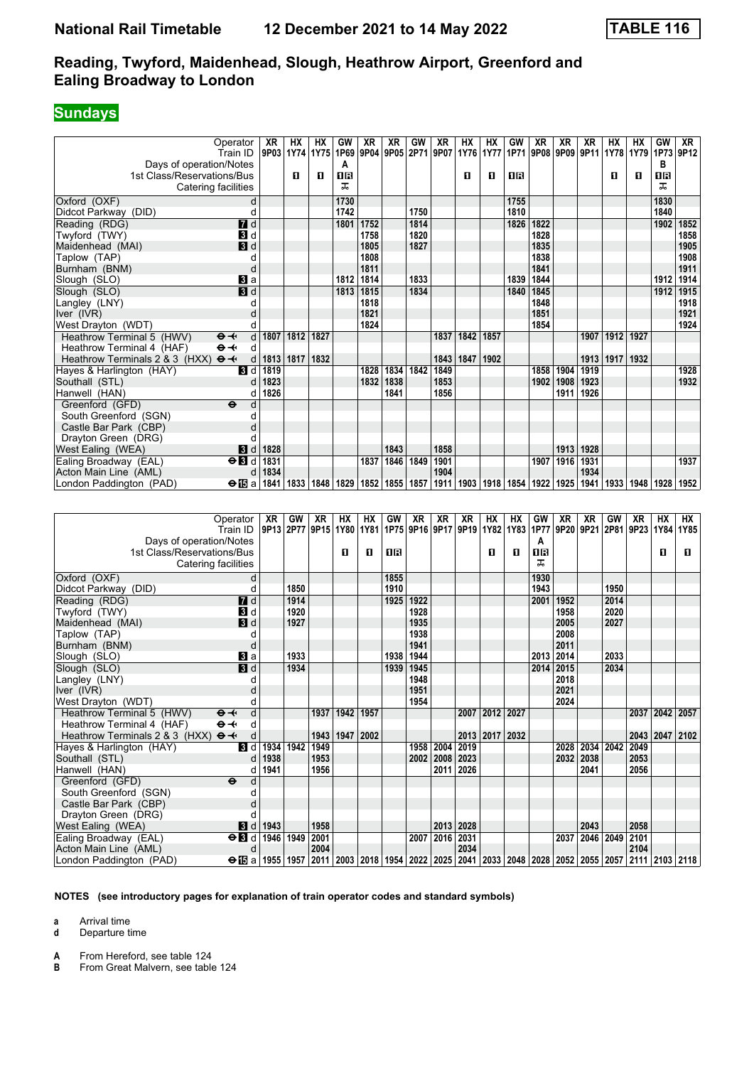## Reading, Twyford, Maidenhead, Slough, Heathrow Airport, Greenford and Ealing Broadway to London

**Sundays**

| Operator | | XR | HX | HX | GW | XR | XR | GW | XR | HX | HX | GW | XR | XR | XR | HX | HX | GW | XR |
|---|---|---|---|---|---|---|---|---|---|---|---|---|---|---|---|---|---|---|---|
| Train ID | | 9P03 | 1Y74 | 1Y75 | 1P69 | 9P04 | 9P05 | 2P71 | 9P07 | 1Y76 | 1Y77 | 1P71 | 9P08 | 9P09 | 9P11 | 1Y78 | 1Y79 | 1P73 | 9P12 |
| Days of operation/Notes | | | | | A | | | | | | | | | | | | | B | |
| 1st Class/Reservations/Bus | | | 1 | 1 | 1R | | | | | 1 | 1 | 1R | | | | 1 | 1 | 1R | |
| Catering facilities | | | | | ⊼ | | | | | | | | | | | | | ⊼ | |
| Oxford (OXF) | d | | | | 1730 | | | | | | | 1755 | | | | | | 1830 | |
| Didcot Parkway (DID) | d | | | | 1742 | | | 1750 | | | | 1810 | | | | | | 1840 | |
| Reading (RDG) | 7 d | | | | 1801 | 1752 | | 1814 | | | | 1826 | 1822 | | | | | 1902 | 1852 |
| Twyford (TWY) | 3 d | | | | | 1758 | | 1820 | | | | | 1828 | | | | | | 1858 |
| Maidenhead (MAI) | 3 d | | | | | 1805 | | 1827 | | | | | 1835 | | | | | | 1905 |
| Taplow (TAP) | d | | | | | 1808 | | | | | | | 1838 | | | | | | 1908 |
| Burnham (BNM) | d | | | | | 1811 | | | | | | | 1841 | | | | | | 1911 |
| Slough (SLO) | 3 a | | | | 1812 | 1814 | | 1833 | | | | 1839 | 1844 | | | | | 1912 | 1914 |
| Slough (SLO) | 3 d | | | | 1813 | 1815 | | 1834 | | | | 1840 | 1845 | | | | | 1912 | 1915 |
| Langley (LNY) | d | | | | | 1818 | | | | | | | 1848 | | | | | | 1918 |
| Iver (IVR) | d | | | | | 1821 | | | | | | | 1851 | | | | | | 1921 |
| West Drayton (WDT) | d | | | | | 1824 | | | | | | | 1854 | | | | | | 1924 |
| Heathrow Terminal 5 (HWV) ⊖✈ | d | 1807 | 1812 | 1827 | | | | | 1837 | 1842 | 1857 | | | | 1907 | 1912 | 1927 | | |
| Heathrow Terminal 4 (HAF) ⊖✈ | d | | | | | | | | | | | | | | | | | | |
| Heathrow Terminals 2 & 3 (HXX) ⊖✈ | d | 1813 | 1817 | 1832 | | | | | 1843 | 1847 | 1902 | | | | 1913 | 1917 | 1932 | | |
| Hayes & Harlington (HAY) | 3 d | 1819 | | | | 1828 | 1834 | 1842 | 1849 | | | | 1858 | 1904 | 1919 | | | | 1928 |
| Southall (STL) | d | 1823 | | | | 1832 | 1838 | | 1853 | | | | 1902 | 1908 | 1923 | | | | 1932 |
| Hanwell (HAN) | d | 1826 | | | | | 1841 | | 1856 | | | | | 1911 | 1926 | | | | |
| Greenford (GFD) ⊖ | d | | | | | | | | | | | | | | | | | | |
| South Greenford (SGN) | d | | | | | | | | | | | | | | | | | | |
| Castle Bar Park (CBP) | d | | | | | | | | | | | | | | | | | | |
| Drayton Green (DRG) | d | | | | | | | | | | | | | | | | | | |
| West Ealing (WEA) | 3 d | 1828 | | | | | 1843 | | 1858 | | | | | 1913 | 1928 | | | | |
| Ealing Broadway (EAL) ⊖ | 3 d | 1831 | | | | 1837 | 1846 | 1849 | 1901 | | | | 1907 | 1916 | 1931 | | | | 1937 |
| Acton Main Line (AML) | d | 1834 | | | | | | | 1904 | | | | | | 1934 | | | | |
| London Paddington (PAD) ⊖ | 15 a | 1841 | 1833 | 1848 | 1829 | 1852 | 1855 | 1857 | 1911 | 1903 | 1918 | 1854 | 1922 | 1925 | 1941 | 1933 | 1948 | 1928 | 1952 |

| Operator | | XR | GW | XR | HX | HX | GW | XR | XR | XR | HX | HX | GW | XR | XR | GW | XR | HX | HX |
|---|---|---|---|---|---|---|---|---|---|---|---|---|---|---|---|---|---|---|---|
| Train ID | | 9P13 | 2P77 | 9P15 | 1Y80 | 1Y81 | 1P75 | 9P16 | 9P17 | 9P19 | 1Y82 | 1Y83 | 1P77 | 9P20 | 9P21 | 2P81 | 9P23 | 1Y84 | 1Y85 |
| Days of operation/Notes | | | | | | | | | | | | | A | | | | | | |
| 1st Class/Reservations/Bus | | | | | 1 | 1 | 1R | | | | 1 | 1 | 1R | | | | | 1 | 1 |
| Catering facilities | | | | | | | | | | | | | ⊼ | | | | | | |
| Oxford (OXF) | d | | | | | | 1855 | | | | | | 1930 | | | | | | |
| Didcot Parkway (DID) | d | | 1850 | | | | 1910 | | | | | | 1943 | | | 1950 | | | |
| Reading (RDG) | 7 d | | 1914 | | | | 1925 | 1922 | | | | | 2001 | 1952 | | 2014 | | | |
| Twyford (TWY) | 3 d | | 1920 | | | | | 1928 | | | | | | 1958 | | 2020 | | | |
| Maidenhead (MAI) | 3 d | | 1927 | | | | | 1935 | | | | | | 2005 | | 2027 | | | |
| Taplow (TAP) | d | | | | | | | 1938 | | | | | | 2008 | | | | | |
| Burnham (BNM) | d | | | | | | | 1941 | | | | | | 2011 | | | | | |
| Slough (SLO) | 3 a | | 1933 | | | | 1938 | 1944 | | | | | 2013 | 2014 | | 2033 | | | |
| Slough (SLO) | 3 d | | 1934 | | | | 1939 | 1945 | | | | | 2014 | 2015 | | 2034 | | | |
| Langley (LNY) | d | | | | | | | 1948 | | | | | | 2018 | | | | | |
| Iver (IVR) | d | | | | | | | 1951 | | | | | | 2021 | | | | | |
| West Drayton (WDT) | d | | | | | | | 1954 | | | | | | 2024 | | | | | |
| Heathrow Terminal 5 (HWV) ⊖✈ | d | | | 1937 | 1942 | 1957 | | | | 2007 | 2012 | 2027 | | | | | 2037 | 2042 | 2057 |
| Heathrow Terminal 4 (HAF) ⊖✈ | d | | | | | | | | | | | | | | | | | | |
| Heathrow Terminals 2 & 3 (HXX) ⊖✈ | d | | | 1943 | 1947 | 2002 | | | | 2013 | 2017 | 2032 | | | | | 2043 | 2047 | 2102 |
| Hayes & Harlington (HAY) | 3 d | 1934 | 1942 | 1949 | | | | 1958 | 2004 | 2019 | | | | 2028 | 2034 | 2042 | 2049 | | |
| Southall (STL) | d | 1938 | | 1953 | | | | 2002 | 2008 | 2023 | | | | 2032 | 2038 | | 2053 | | |
| Hanwell (HAN) | d | 1941 | | 1956 | | | | | 2011 | 2026 | | | | | 2041 | | 2056 | | |
| Greenford (GFD) ⊖ | d | | | | | | | | | | | | | | | | | | |
| South Greenford (SGN) | d | | | | | | | | | | | | | | | | | | |
| Castle Bar Park (CBP) | d | | | | | | | | | | | | | | | | | | |
| Drayton Green (DRG) | d | | | | | | | | | | | | | | | | | | |
| West Ealing (WEA) | 3 d | 1943 | | 1958 | | | | | 2013 | 2028 | | | | | 2043 | | 2058 | | |
| Ealing Broadway (EAL) ⊖ | 3 d | 1946 | 1949 | 2001 | | | | 2007 | 2016 | 2031 | | | | 2037 | 2046 | 2049 | 2101 | | |
| Acton Main Line (AML) | d | | | 2004 | | | | | | 2034 | | | | | | | 2104 | | |
| London Paddington (PAD) ⊖ | 15 a | 1955 | 1957 | 2011 | 2003 | 2018 | 1954 | 2022 | 2025 | 2041 | 2033 | 2048 | 2028 | 2052 | 2055 | 2057 | 2111 | 2103 | 2118 |

**NOTES (see introductory pages for explanation of train operator codes and standard symbols)**

**a** Arrival time
**d** Departure time

**A** From Hereford, see table 124
**B** From Great Malvern, see table 124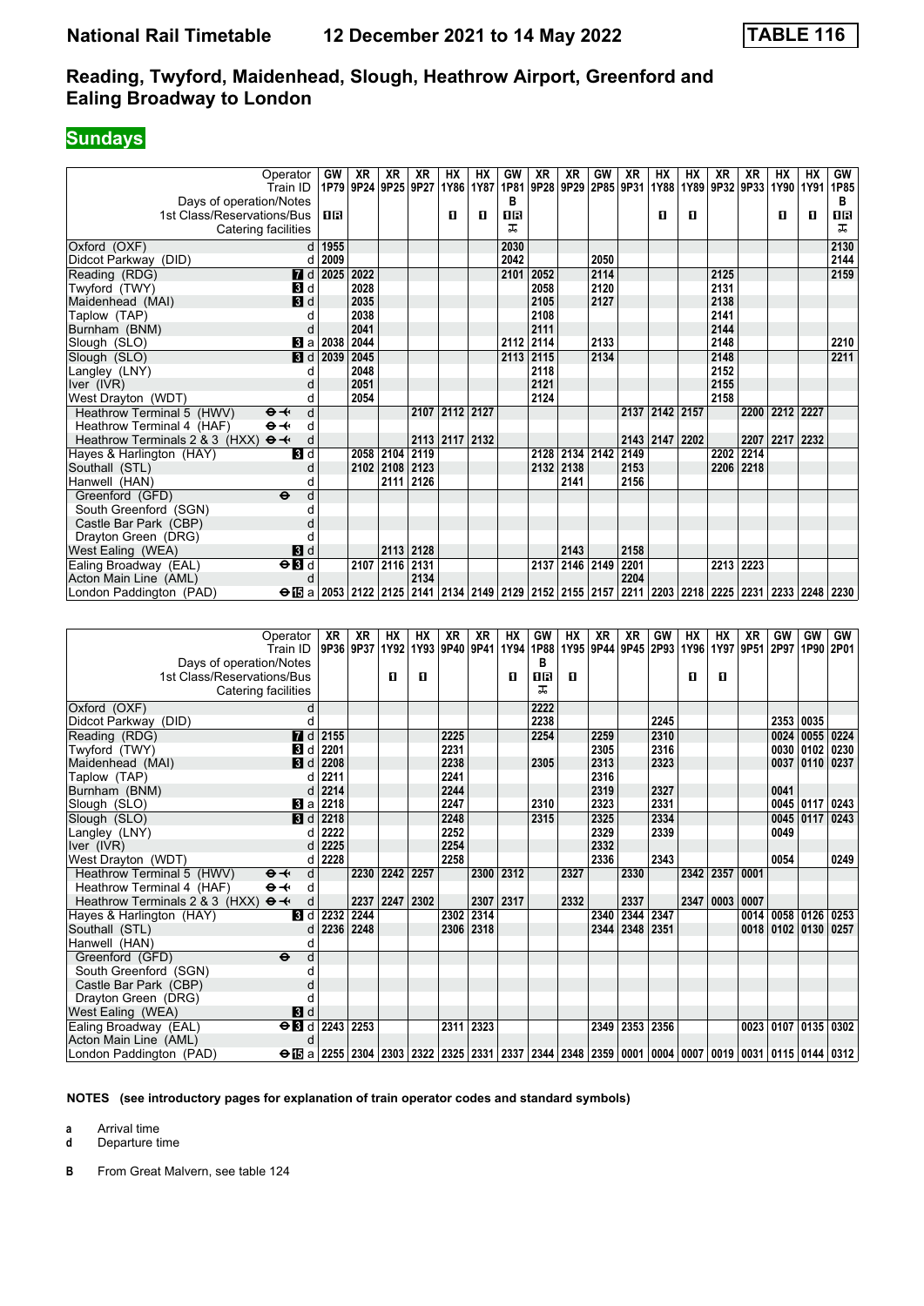# Reading, Twyford, Maidenhead, Slough, Heathrow Airport, Greenford and Ealing Broadway to London

National Rail Timetable 12 December 2021 to 14 May 2022 — TABLE 116

## Sundays

| Operator | GW | XR | XR | XR | HX | HX | GW | XR | XR | GW | XR | HX | HX | XR | XR | HX | HX | GW |
|---|---|---|---|---|---|---|---|---|---|---|---|---|---|---|---|---|---|---|
| Train ID | 1P79 | 9P24 | 9P25 | 9P27 | 1Y86 | 1Y87 | 1P81 | 9P28 | 9P29 | 2P85 | 9P31 | 1Y88 | 1Y89 | 9P32 | 9P33 | 1Y90 | 1Y91 | 1P85 |
| Days of operation/Notes | | | | | | | B | | | | | | | | | | | B |
| 1st Class/Reservations/Bus | 1R | | | | 1 | 1 | 1R | | | | | 1 | 1 | | | 1 | 1 | 1R |
| Catering facilities | | | | | | | ✕ | | | | | | | | | | | ✕ |
| Oxford (OXF) d | 1955 | | | | | | 2030 | | | | | | | | | | | 2130 |
| Didcot Parkway (DID) d | 2009 | | | | | | 2042 | | | 2050 | | | | | | | | 2144 |
| Reading (RDG) 7 d | 2025 | 2022 | | | | | 2101 | 2052 | | 2114 | | | | 2125 | | | | 2159 |
| Twyford (TWY) 3 d | | 2028 | | | | | | 2058 | | 2120 | | | | 2131 | | | | |
| Maidenhead (MAI) 3 d | | 2035 | | | | | | 2105 | | 2127 | | | | 2138 | | | | |
| Taplow (TAP) d | | 2038 | | | | | | 2108 | | | | | | 2141 | | | | |
| Burnham (BNM) d | | 2041 | | | | | | 2111 | | | | | | 2144 | | | | |
| Slough (SLO) 3 a | 2038 | 2044 | | | | | 2112 | 2114 | | 2133 | | | | 2148 | | | | 2210 |
| Slough (SLO) 3 d | 2039 | 2045 | | | | | 2113 | 2115 | | 2134 | | | | 2148 | | | | 2211 |
| Langley (LNY) d | | 2048 | | | | | | 2118 | | | | | | 2152 | | | | |
| Iver (IVR) d | | 2051 | | | | | | 2121 | | | | | | 2155 | | | | |
| West Drayton (WDT) d | | 2054 | | | | | | 2124 | | | | | | 2158 | | | | |
| Heathrow Terminal 5 (HWV) ⊖✈ d | | | | 2107 | 2112 | 2127 | | | | | 2137 | 2142 | 2157 | | 2200 | 2212 | 2227 | |
| Heathrow Terminal 4 (HAF) ⊖✈ d | | | | | | | | | | | | | | | | | | |
| Heathrow Terminals 2 & 3 (HXX) ⊖✈ d | | | | 2113 | 2117 | 2132 | | | | | 2143 | 2147 | 2202 | | 2207 | 2217 | 2232 | |
| Hayes & Harlington (HAY) 3 d | | 2058 | 2104 | 2119 | | | | 2128 | 2134 | 2142 | 2149 | | | 2202 | 2214 | | | |
| Southall (STL) d | | 2102 | 2108 | 2123 | | | | 2132 | 2138 | | 2153 | | | 2206 | 2218 | | | |
| Hanwell (HAN) d | | | 2111 | 2126 | | | | | 2141 | | 2156 | | | | | | | |
| Greenford (GFD) ⊖ d | | | | | | | | | | | | | | | | | | |
| South Greenford (SGN) d | | | | | | | | | | | | | | | | | | |
| Castle Bar Park (CBP) d | | | | | | | | | | | | | | | | | | |
| Drayton Green (DRG) d | | | | | | | | | | | | | | | | | | |
| West Ealing (WEA) 3 d | | | 2113 | 2128 | | | | | 2143 | | 2158 | | | | | | | |
| Ealing Broadway (EAL) ⊖3 d | | 2107 | 2116 | 2131 | | | | 2137 | 2146 | 2149 | 2201 | | | 2213 | 2223 | | | |
| Acton Main Line (AML) d | | | | 2134 | | | | | | | 2204 | | | | | | | |
| London Paddington (PAD) ⊖15 a | 2053 | 2122 | 2125 | 2141 | 2134 | 2149 | 2129 | 2152 | 2155 | 2157 | 2211 | 2203 | 2218 | 2225 | 2231 | 2233 | 2248 | 2230 |

| Operator | XR | XR | HX | HX | XR | XR | HX | GW | HX | XR | XR | GW | HX | HX | XR | GW | GW | GW |
|---|---|---|---|---|---|---|---|---|---|---|---|---|---|---|---|---|---|---|
| Train ID | 9P36 | 9P37 | 1Y92 | 1Y93 | 9P40 | 9P41 | 1Y94 | 1P88 | 1Y95 | 9P44 | 9P45 | 2P93 | 1Y96 | 1Y97 | 9P51 | 2P97 | 1P90 | 2P01 |
| Days of operation/Notes | | | | | | | | B | | | | | | | | | | |
| 1st Class/Reservations/Bus | | | 1 | 1 | | | 1 | 1R | 1 | | | | 1 | 1 | | | | |
| Catering facilities | | | | | | | | ✕ | | | | | | | | | | |
| Oxford (OXF) d | | | | | | | | 2222 | | | | | | | | | | |
| Didcot Parkway (DID) d | | | | | | | | 2238 | | | | 2245 | | | | 2353 | 0035 | |
| Reading (RDG) 7 d | 2155 | | | | 2225 | | | 2254 | | 2259 | | 2310 | | | | 0024 | 0055 | 0224 |
| Twyford (TWY) 3 d | 2201 | | | | 2231 | | | | | 2305 | | 2316 | | | | 0030 | 0102 | 0230 |
| Maidenhead (MAI) 3 d | 2208 | | | | 2238 | | | 2305 | | 2313 | | 2323 | | | | 0037 | 0110 | 0237 |
| Taplow (TAP) d | 2211 | | | | 2241 | | | | | 2316 | | | | | | | | |
| Burnham (BNM) d | 2214 | | | | 2244 | | | | | 2319 | | 2327 | | | | 0041 | | |
| Slough (SLO) 3 a | 2218 | | | | 2247 | | | 2310 | | 2323 | | 2331 | | | | 0045 | 0117 | 0243 |
| Slough (SLO) 3 d | 2218 | | | | 2248 | | | 2315 | | 2325 | | 2334 | | | | 0045 | 0117 | 0243 |
| Langley (LNY) d | 2222 | | | | 2252 | | | | | 2329 | | 2339 | | | | 0049 | | |
| Iver (IVR) d | 2225 | | | | 2254 | | | | | 2332 | | | | | | | | |
| West Drayton (WDT) d | 2228 | | | | 2258 | | | | | 2336 | | 2343 | | | | 0054 | | 0249 |
| Heathrow Terminal 5 (HWV) ⊖✈ d | | 2230 | 2242 | 2257 | | 2300 | 2312 | | 2327 | | 2330 | | 2342 | 2357 | 0001 | | | |
| Heathrow Terminal 4 (HAF) ⊖✈ d | | | | | | | | | | | | | | | | | | |
| Heathrow Terminals 2 & 3 (HXX) ⊖✈ d | | 2237 | 2247 | 2302 | | 2307 | 2317 | | 2332 | | 2337 | | 2347 | 0003 | 0007 | | | |
| Hayes & Harlington (HAY) 3 d | 2232 | 2244 | | | 2302 | 2314 | | | | 2340 | 2344 | 2347 | | | 0014 | 0058 | 0126 | 0253 |
| Southall (STL) d | 2236 | 2248 | | | 2306 | 2318 | | | | 2344 | 2348 | 2351 | | | 0018 | 0102 | 0130 | 0257 |
| Hanwell (HAN) d | | | | | | | | | | | | | | | | | | |
| Greenford (GFD) ⊖ d | | | | | | | | | | | | | | | | | | |
| South Greenford (SGN) d | | | | | | | | | | | | | | | | | | |
| Castle Bar Park (CBP) d | | | | | | | | | | | | | | | | | | |
| Drayton Green (DRG) d | | | | | | | | | | | | | | | | | | |
| West Ealing (WEA) 3 d | | | | | | | | | | | | | | | | | | |
| Ealing Broadway (EAL) ⊖3 d | 2243 | 2253 | | | 2311 | 2323 | | | | 2349 | 2353 | 2356 | | | 0023 | 0107 | 0135 | 0302 |
| Acton Main Line (AML) d | | | | | | | | | | | | | | | | | | |
| London Paddington (PAD) ⊖15 a | 2255 | 2304 | 2303 | 2322 | 2325 | 2331 | 2337 | 2344 | 2348 | 2359 | 0001 | 0004 | 0007 | 0019 | 0031 | 0115 | 0144 | 0312 |

**NOTES (see introductory pages for explanation of train operator codes and standard symbols)**

**a** Arrival time
**d** Departure time

**B** From Great Malvern, see table 124